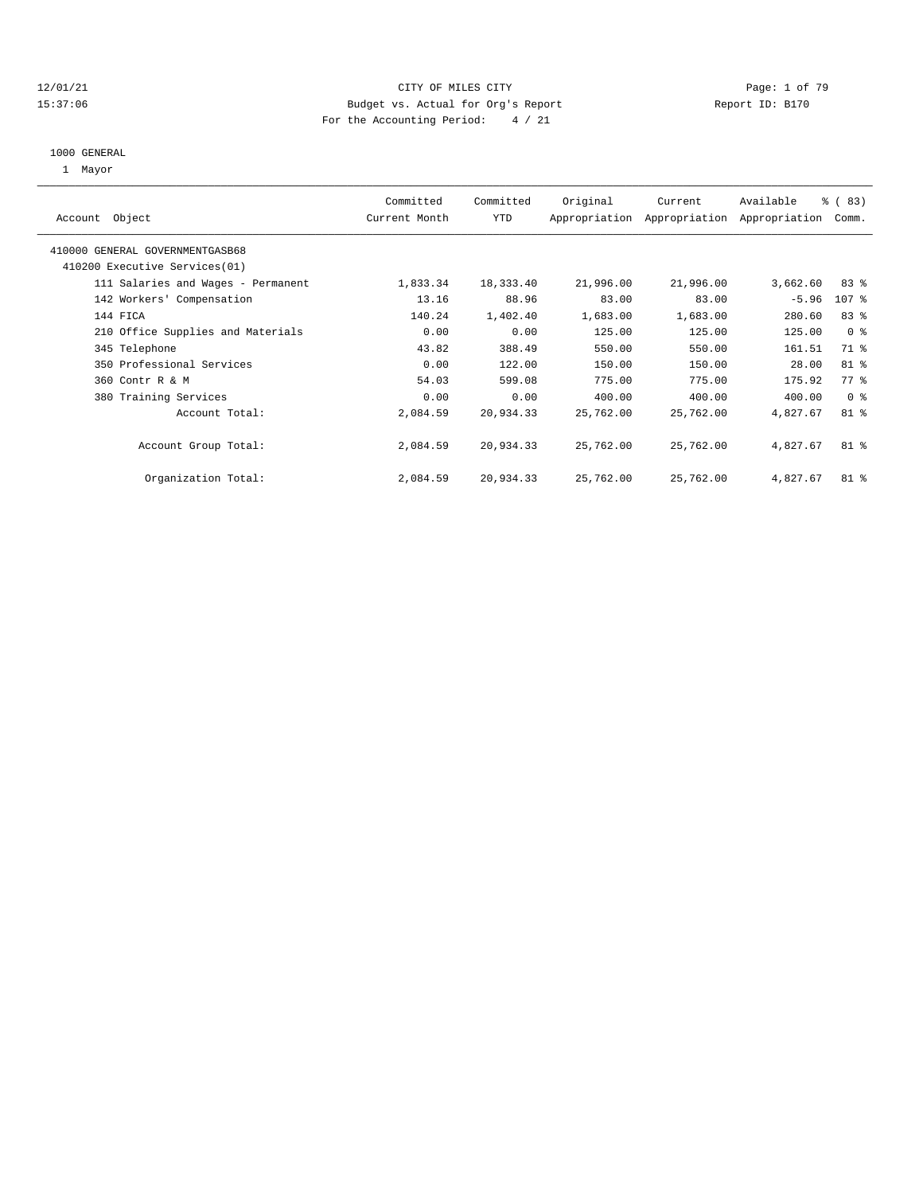CITY OF MILES CITY
Budget vs. Actual for Org's Report
For the Accounting Period: 4 / 21

12/01/21
15:37:06

Report ID: B170

1000 GENERAL
1 Mayor

| Account Object | Committed Current Month | Committed YTD | Original Appropriation | Current Appropriation | Available Appropriation | % ( 83) Comm. |
|---|---|---|---|---|---|---|
| 410000 GENERAL GOVERNMENTGASB68 | | | | | | |
| 410200 Executive Services(01) | | | | | | |
| 111 Salaries and Wages - Permanent | 1,833.34 | 18,333.40 | 21,996.00 | 21,996.00 | 3,662.60 | 83 % |
| 142 Workers' Compensation | 13.16 | 88.96 | 83.00 | 83.00 | -5.96 | 107 % |
| 144 FICA | 140.24 | 1,402.40 | 1,683.00 | 1,683.00 | 280.60 | 83 % |
| 210 Office Supplies and Materials | 0.00 | 0.00 | 125.00 | 125.00 | 125.00 | 0 % |
| 345 Telephone | 43.82 | 388.49 | 550.00 | 550.00 | 161.51 | 71 % |
| 350 Professional Services | 0.00 | 122.00 | 150.00 | 150.00 | 28.00 | 81 % |
| 360 Contr R & M | 54.03 | 599.08 | 775.00 | 775.00 | 175.92 | 77 % |
| 380 Training Services | 0.00 | 0.00 | 400.00 | 400.00 | 400.00 | 0 % |
| Account Total: | 2,084.59 | 20,934.33 | 25,762.00 | 25,762.00 | 4,827.67 | 81 % |
| Account Group Total: | 2,084.59 | 20,934.33 | 25,762.00 | 25,762.00 | 4,827.67 | 81 % |
| Organization Total: | 2,084.59 | 20,934.33 | 25,762.00 | 25,762.00 | 4,827.67 | 81 % |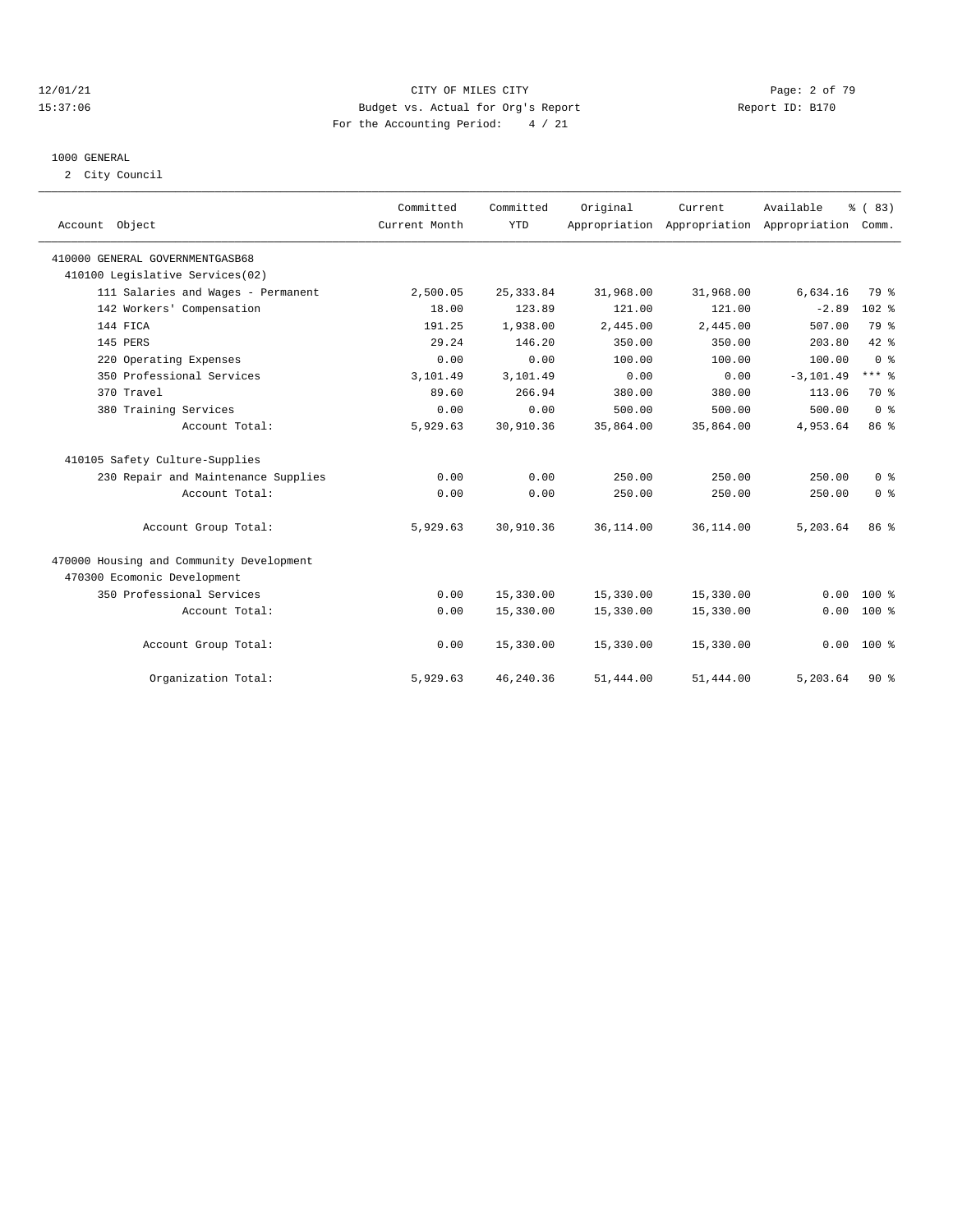CITY OF MILES CITY
Budget vs. Actual for Org's Report
For the Accounting Period: 4 / 21

12/01/21
15:37:06

Report ID: B170

1000 GENERAL
2 City Council

| Account Object | Committed Current Month | Committed YTD | Original Appropriation | Current Appropriation | Available Appropriation | % ( 83) Comm. |
|---|---|---|---|---|---|---|
| 410000 GENERAL GOVERNMENTGASB68 | | | | | | |
| 410100 Legislative Services(02) | | | | | | |
| 111 Salaries and Wages - Permanent | 2,500.05 | 25,333.84 | 31,968.00 | 31,968.00 | 6,634.16 | 79 % |
| 142 Workers' Compensation | 18.00 | 123.89 | 121.00 | 121.00 | -2.89 | 102 % |
| 144 FICA | 191.25 | 1,938.00 | 2,445.00 | 2,445.00 | 507.00 | 79 % |
| 145 PERS | 29.24 | 146.20 | 350.00 | 350.00 | 203.80 | 42 % |
| 220 Operating Expenses | 0.00 | 0.00 | 100.00 | 100.00 | 100.00 | 0 % |
| 350 Professional Services | 3,101.49 | 3,101.49 | 0.00 | 0.00 | -3,101.49 | *** % |
| 370 Travel | 89.60 | 266.94 | 380.00 | 380.00 | 113.06 | 70 % |
| 380 Training Services | 0.00 | 0.00 | 500.00 | 500.00 | 500.00 | 0 % |
| Account Total: | 5,929.63 | 30,910.36 | 35,864.00 | 35,864.00 | 4,953.64 | 86 % |
| 410105 Safety Culture-Supplies | | | | | | |
| 230 Repair and Maintenance Supplies | 0.00 | 0.00 | 250.00 | 250.00 | 250.00 | 0 % |
| Account Total: | 0.00 | 0.00 | 250.00 | 250.00 | 250.00 | 0 % |
| Account Group Total: | 5,929.63 | 30,910.36 | 36,114.00 | 36,114.00 | 5,203.64 | 86 % |
| 470000 Housing and Community Development | | | | | | |
| 470300 Ecomonic Development | | | | | | |
| 350 Professional Services | 0.00 | 15,330.00 | 15,330.00 | 15,330.00 | 0.00 | 100 % |
| Account Total: | 0.00 | 15,330.00 | 15,330.00 | 15,330.00 | 0.00 | 100 % |
| Account Group Total: | 0.00 | 15,330.00 | 15,330.00 | 15,330.00 | 0.00 | 100 % |
| Organization Total: | 5,929.63 | 46,240.36 | 51,444.00 | 51,444.00 | 5,203.64 | 90 % |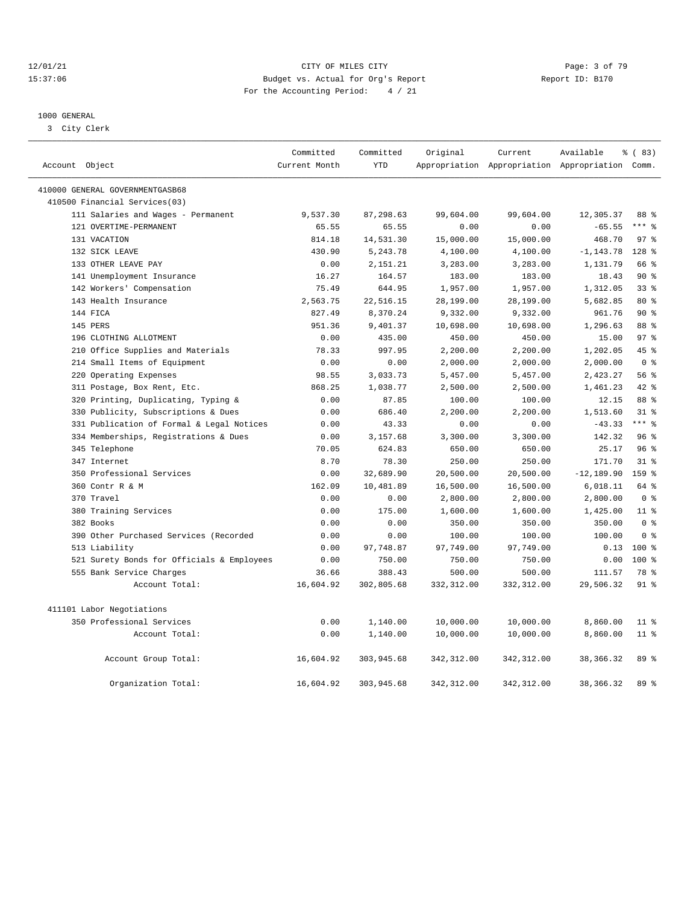CITY OF MILES CITY
Budget vs. Actual for Org's Report
For the Accounting Period: 4 / 21

12/01/21
15:37:06

Report ID: B170

1000 GENERAL
3 City Clerk

| Account Object | Committed Current Month | Committed YTD | Original Appropriation | Current Appropriation | Available Appropriation | % ( 83) Comm. |
|---|---|---|---|---|---|---|
| 410000 GENERAL GOVERNMENTGASB68 | | | | | | |
| 410500 Financial Services(03) | | | | | | |
| 111 Salaries and Wages - Permanent | 9,537.30 | 87,298.63 | 99,604.00 | 99,604.00 | 12,305.37 | 88 % |
| 121 OVERTIME-PERMANENT | 65.55 | 65.55 | 0.00 | 0.00 | -65.55 | *** % |
| 131 VACATION | 814.18 | 14,531.30 | 15,000.00 | 15,000.00 | 468.70 | 97 % |
| 132 SICK LEAVE | 430.90 | 5,243.78 | 4,100.00 | 4,100.00 | -1,143.78 | 128 % |
| 133 OTHER LEAVE PAY | 0.00 | 2,151.21 | 3,283.00 | 3,283.00 | 1,131.79 | 66 % |
| 141 Unemployment Insurance | 16.27 | 164.57 | 183.00 | 183.00 | 18.43 | 90 % |
| 142 Workers' Compensation | 75.49 | 644.95 | 1,957.00 | 1,957.00 | 1,312.05 | 33 % |
| 143 Health Insurance | 2,563.75 | 22,516.15 | 28,199.00 | 28,199.00 | 5,682.85 | 80 % |
| 144 FICA | 827.49 | 8,370.24 | 9,332.00 | 9,332.00 | 961.76 | 90 % |
| 145 PERS | 951.36 | 9,401.37 | 10,698.00 | 10,698.00 | 1,296.63 | 88 % |
| 196 CLOTHING ALLOTMENT | 0.00 | 435.00 | 450.00 | 450.00 | 15.00 | 97 % |
| 210 Office Supplies and Materials | 78.33 | 997.95 | 2,200.00 | 2,200.00 | 1,202.05 | 45 % |
| 214 Small Items of Equipment | 0.00 | 0.00 | 2,000.00 | 2,000.00 | 2,000.00 | 0 % |
| 220 Operating Expenses | 98.55 | 3,033.73 | 5,457.00 | 5,457.00 | 2,423.27 | 56 % |
| 311 Postage, Box Rent, Etc. | 868.25 | 1,038.77 | 2,500.00 | 2,500.00 | 1,461.23 | 42 % |
| 320 Printing, Duplicating, Typing & | 0.00 | 87.85 | 100.00 | 100.00 | 12.15 | 88 % |
| 330 Publicity, Subscriptions & Dues | 0.00 | 686.40 | 2,200.00 | 2,200.00 | 1,513.60 | 31 % |
| 331 Publication of Formal & Legal Notices | 0.00 | 43.33 | 0.00 | 0.00 | -43.33 | *** % |
| 334 Memberships, Registrations & Dues | 0.00 | 3,157.68 | 3,300.00 | 3,300.00 | 142.32 | 96 % |
| 345 Telephone | 70.05 | 624.83 | 650.00 | 650.00 | 25.17 | 96 % |
| 347 Internet | 8.70 | 78.30 | 250.00 | 250.00 | 171.70 | 31 % |
| 350 Professional Services | 0.00 | 32,689.90 | 20,500.00 | 20,500.00 | -12,189.90 | 159 % |
| 360 Contr R & M | 162.09 | 10,481.89 | 16,500.00 | 16,500.00 | 6,018.11 | 64 % |
| 370 Travel | 0.00 | 0.00 | 2,800.00 | 2,800.00 | 2,800.00 | 0 % |
| 380 Training Services | 0.00 | 175.00 | 1,600.00 | 1,600.00 | 1,425.00 | 11 % |
| 382 Books | 0.00 | 0.00 | 350.00 | 350.00 | 350.00 | 0 % |
| 390 Other Purchased Services (Recorded | 0.00 | 0.00 | 100.00 | 100.00 | 100.00 | 0 % |
| 513 Liability | 0.00 | 97,748.87 | 97,749.00 | 97,749.00 | 0.13 | 100 % |
| 521 Surety Bonds for Officials & Employees | 0.00 | 750.00 | 750.00 | 750.00 | 0.00 | 100 % |
| 555 Bank Service Charges | 36.66 | 388.43 | 500.00 | 500.00 | 111.57 | 78 % |
| Account Total: | 16,604.92 | 302,805.68 | 332,312.00 | 332,312.00 | 29,506.32 | 91 % |
| 411101 Labor Negotiations | | | | | | |
| 350 Professional Services | 0.00 | 1,140.00 | 10,000.00 | 10,000.00 | 8,860.00 | 11 % |
| Account Total: | 0.00 | 1,140.00 | 10,000.00 | 10,000.00 | 8,860.00 | 11 % |
| Account Group Total: | 16,604.92 | 303,945.68 | 342,312.00 | 342,312.00 | 38,366.32 | 89 % |
| Organization Total: | 16,604.92 | 303,945.68 | 342,312.00 | 342,312.00 | 38,366.32 | 89 % |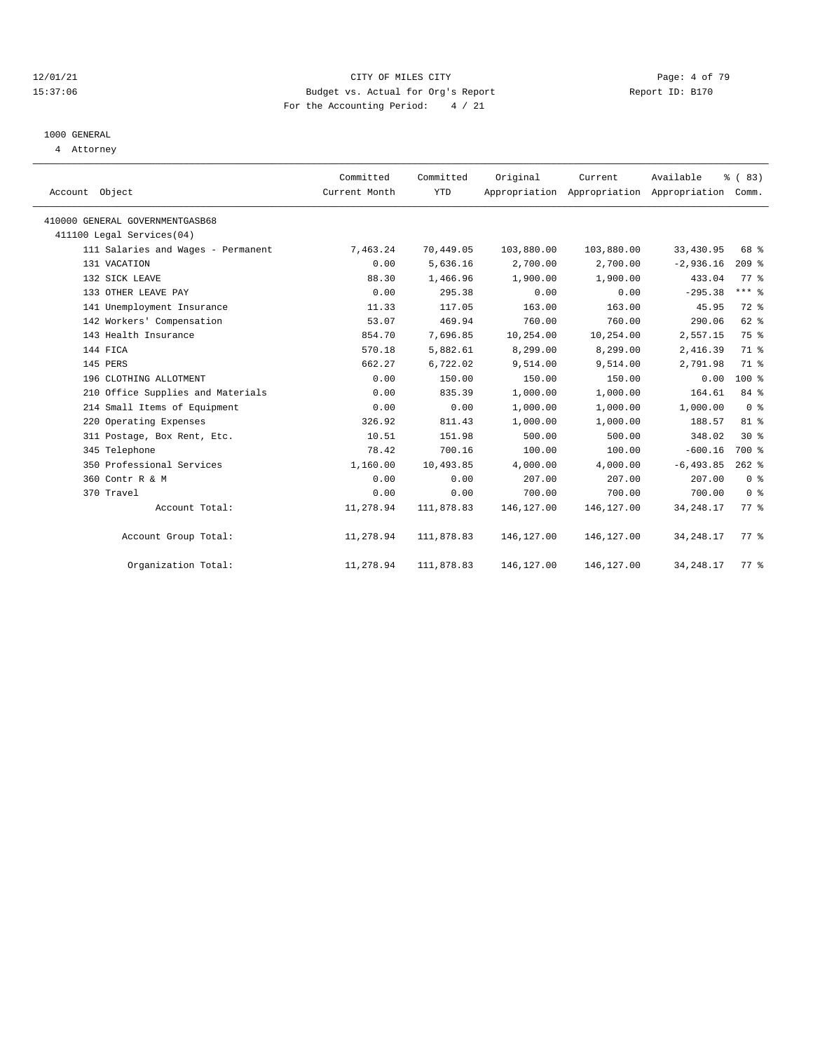CITY OF MILES CITY
Budget vs. Actual for Org's Report
For the Accounting Period: 4 / 21

12/01/21
15:37:06

Report ID: B170

1000 GENERAL
4 Attorney

| Account Object | Committed Current Month | Committed YTD | Original Appropriation | Current Appropriation | Available Appropriation | % ( 83) Comm. |
|---|---|---|---|---|---|---|
| 410000 GENERAL GOVERNMENTGASB68 | | | | | | |
| 411100 Legal Services(04) | | | | | | |
| 111 Salaries and Wages - Permanent | 7,463.24 | 70,449.05 | 103,880.00 | 103,880.00 | 33,430.95 | 68 % |
| 131 VACATION | 0.00 | 5,636.16 | 2,700.00 | 2,700.00 | -2,936.16 | 209 % |
| 132 SICK LEAVE | 88.30 | 1,466.96 | 1,900.00 | 1,900.00 | 433.04 | 77 % |
| 133 OTHER LEAVE PAY | 0.00 | 295.38 | 0.00 | 0.00 | -295.38 | *** % |
| 141 Unemployment Insurance | 11.33 | 117.05 | 163.00 | 163.00 | 45.95 | 72 % |
| 142 Workers' Compensation | 53.07 | 469.94 | 760.00 | 760.00 | 290.06 | 62 % |
| 143 Health Insurance | 854.70 | 7,696.85 | 10,254.00 | 10,254.00 | 2,557.15 | 75 % |
| 144 FICA | 570.18 | 5,882.61 | 8,299.00 | 8,299.00 | 2,416.39 | 71 % |
| 145 PERS | 662.27 | 6,722.02 | 9,514.00 | 9,514.00 | 2,791.98 | 71 % |
| 196 CLOTHING ALLOTMENT | 0.00 | 150.00 | 150.00 | 150.00 | 0.00 | 100 % |
| 210 Office Supplies and Materials | 0.00 | 835.39 | 1,000.00 | 1,000.00 | 164.61 | 84 % |
| 214 Small Items of Equipment | 0.00 | 0.00 | 1,000.00 | 1,000.00 | 1,000.00 | 0 % |
| 220 Operating Expenses | 326.92 | 811.43 | 1,000.00 | 1,000.00 | 188.57 | 81 % |
| 311 Postage, Box Rent, Etc. | 10.51 | 151.98 | 500.00 | 500.00 | 348.02 | 30 % |
| 345 Telephone | 78.42 | 700.16 | 100.00 | 100.00 | -600.16 | 700 % |
| 350 Professional Services | 1,160.00 | 10,493.85 | 4,000.00 | 4,000.00 | -6,493.85 | 262 % |
| 360 Contr R & M | 0.00 | 0.00 | 207.00 | 207.00 | 207.00 | 0 % |
| 370 Travel | 0.00 | 0.00 | 700.00 | 700.00 | 700.00 | 0 % |
| Account Total: | 11,278.94 | 111,878.83 | 146,127.00 | 146,127.00 | 34,248.17 | 77 % |
| Account Group Total: | 11,278.94 | 111,878.83 | 146,127.00 | 146,127.00 | 34,248.17 | 77 % |
| Organization Total: | 11,278.94 | 111,878.83 | 146,127.00 | 146,127.00 | 34,248.17 | 77 % |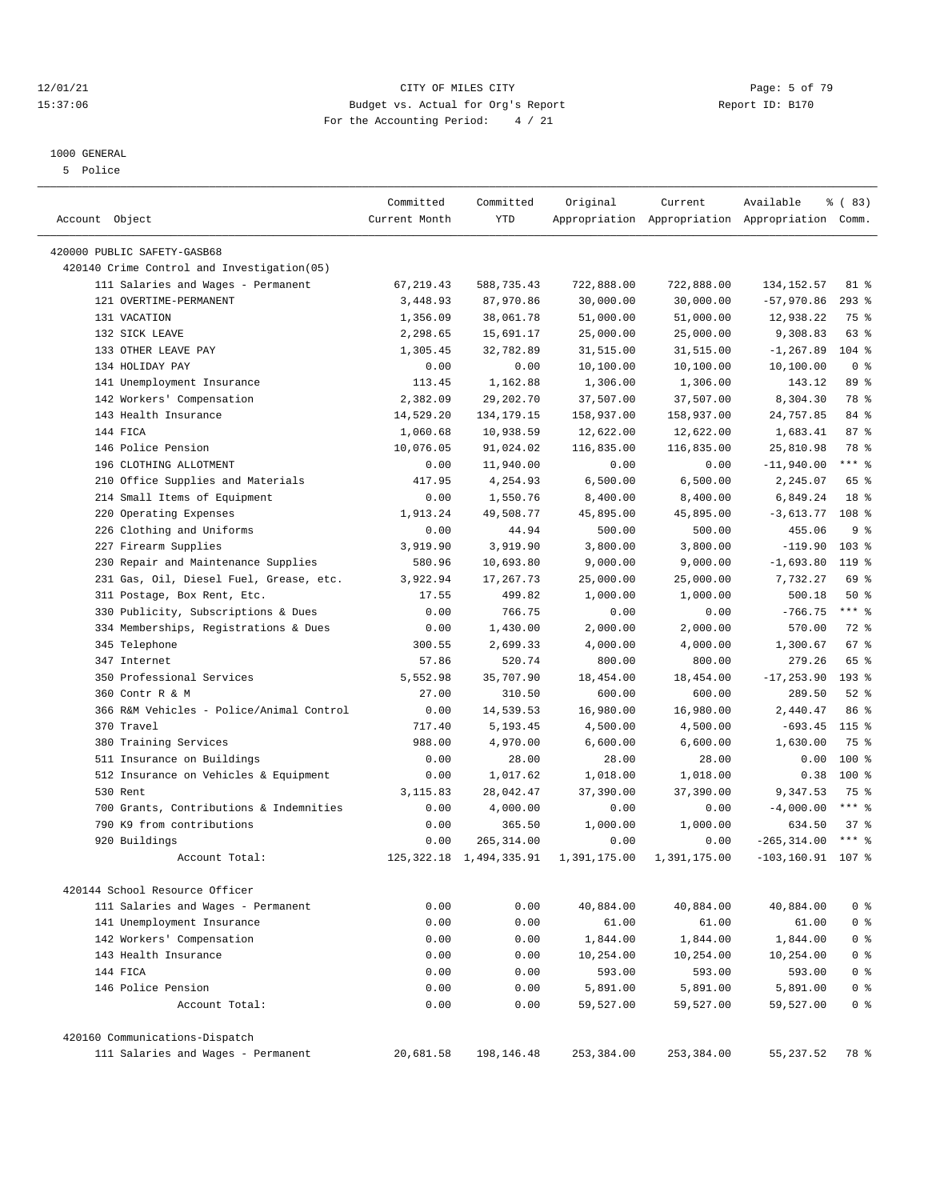12/01/21 CITY OF MILES CITY
15:37:06 Budget vs. Actual for Org's Report Report ID: B170
For the Accounting Period: 4 / 21

1000 GENERAL
5 Police

| Account Object | Committed Current Month | Committed YTD | Original Appropriation | Current Appropriation | Available Appropriation | % ( 83) Comm. |
|---|---|---|---|---|---|---|
| 420000 PUBLIC SAFETY-GASB68 | | | | | | |
| 420140 Crime Control and Investigation(05) | | | | | | |
| 111 Salaries and Wages - Permanent | 67,219.43 | 588,735.43 | 722,888.00 | 722,888.00 | 134,152.57 | 81 % |
| 121 OVERTIME-PERMANENT | 3,448.93 | 87,970.86 | 30,000.00 | 30,000.00 | -57,970.86 | 293 % |
| 131 VACATION | 1,356.09 | 38,061.78 | 51,000.00 | 51,000.00 | 12,938.22 | 75 % |
| 132 SICK LEAVE | 2,298.65 | 15,691.17 | 25,000.00 | 25,000.00 | 9,308.83 | 63 % |
| 133 OTHER LEAVE PAY | 1,305.45 | 32,782.89 | 31,515.00 | 31,515.00 | -1,267.89 | 104 % |
| 134 HOLIDAY PAY | 0.00 | 0.00 | 10,100.00 | 10,100.00 | 10,100.00 | 0 % |
| 141 Unemployment Insurance | 113.45 | 1,162.88 | 1,306.00 | 1,306.00 | 143.12 | 89 % |
| 142 Workers' Compensation | 2,382.09 | 29,202.70 | 37,507.00 | 37,507.00 | 8,304.30 | 78 % |
| 143 Health Insurance | 14,529.20 | 134,179.15 | 158,937.00 | 158,937.00 | 24,757.85 | 84 % |
| 144 FICA | 1,060.68 | 10,938.59 | 12,622.00 | 12,622.00 | 1,683.41 | 87 % |
| 146 Police Pension | 10,076.05 | 91,024.02 | 116,835.00 | 116,835.00 | 25,810.98 | 78 % |
| 196 CLOTHING ALLOTMENT | 0.00 | 11,940.00 | 0.00 | 0.00 | -11,940.00 | *** % |
| 210 Office Supplies and Materials | 417.95 | 4,254.93 | 6,500.00 | 6,500.00 | 2,245.07 | 65 % |
| 214 Small Items of Equipment | 0.00 | 1,550.76 | 8,400.00 | 8,400.00 | 6,849.24 | 18 % |
| 220 Operating Expenses | 1,913.24 | 49,508.77 | 45,895.00 | 45,895.00 | -3,613.77 | 108 % |
| 226 Clothing and Uniforms | 0.00 | 44.94 | 500.00 | 500.00 | 455.06 | 9 % |
| 227 Firearm Supplies | 3,919.90 | 3,919.90 | 3,800.00 | 3,800.00 | -119.90 | 103 % |
| 230 Repair and Maintenance Supplies | 580.96 | 10,693.80 | 9,000.00 | 9,000.00 | -1,693.80 | 119 % |
| 231 Gas, Oil, Diesel Fuel, Grease, etc. | 3,922.94 | 17,267.73 | 25,000.00 | 25,000.00 | 7,732.27 | 69 % |
| 311 Postage, Box Rent, Etc. | 17.55 | 499.82 | 1,000.00 | 1,000.00 | 500.18 | 50 % |
| 330 Publicity, Subscriptions & Dues | 0.00 | 766.75 | 0.00 | 0.00 | -766.75 | *** % |
| 334 Memberships, Registrations & Dues | 0.00 | 1,430.00 | 2,000.00 | 2,000.00 | 570.00 | 72 % |
| 345 Telephone | 300.55 | 2,699.33 | 4,000.00 | 4,000.00 | 1,300.67 | 67 % |
| 347 Internet | 57.86 | 520.74 | 800.00 | 800.00 | 279.26 | 65 % |
| 350 Professional Services | 5,552.98 | 35,707.90 | 18,454.00 | 18,454.00 | -17,253.90 | 193 % |
| 360 Contr R & M | 27.00 | 310.50 | 600.00 | 600.00 | 289.50 | 52 % |
| 366 R&M Vehicles - Police/Animal Control | 0.00 | 14,539.53 | 16,980.00 | 16,980.00 | 2,440.47 | 86 % |
| 370 Travel | 717.40 | 5,193.45 | 4,500.00 | 4,500.00 | -693.45 | 115 % |
| 380 Training Services | 988.00 | 4,970.00 | 6,600.00 | 6,600.00 | 1,630.00 | 75 % |
| 511 Insurance on Buildings | 0.00 | 28.00 | 28.00 | 28.00 | 0.00 | 100 % |
| 512 Insurance on Vehicles & Equipment | 0.00 | 1,017.62 | 1,018.00 | 1,018.00 | 0.38 | 100 % |
| 530 Rent | 3,115.83 | 28,042.47 | 37,390.00 | 37,390.00 | 9,347.53 | 75 % |
| 700 Grants, Contributions & Indemnities | 0.00 | 4,000.00 | 0.00 | 0.00 | -4,000.00 | *** % |
| 790 K9 from contributions | 0.00 | 365.50 | 1,000.00 | 1,000.00 | 634.50 | 37 % |
| 920 Buildings | 0.00 | 265,314.00 | 0.00 | 0.00 | -265,314.00 | *** % |
| Account Total: | 125,322.18 | 1,494,335.91 | 1,391,175.00 | 1,391,175.00 | -103,160.91 | 107 % |
| 420144 School Resource Officer | | | | | | |
| 111 Salaries and Wages - Permanent | 0.00 | 0.00 | 40,884.00 | 40,884.00 | 40,884.00 | 0 % |
| 141 Unemployment Insurance | 0.00 | 0.00 | 61.00 | 61.00 | 61.00 | 0 % |
| 142 Workers' Compensation | 0.00 | 0.00 | 1,844.00 | 1,844.00 | 1,844.00 | 0 % |
| 143 Health Insurance | 0.00 | 0.00 | 10,254.00 | 10,254.00 | 10,254.00 | 0 % |
| 144 FICA | 0.00 | 0.00 | 593.00 | 593.00 | 593.00 | 0 % |
| 146 Police Pension | 0.00 | 0.00 | 5,891.00 | 5,891.00 | 5,891.00 | 0 % |
| Account Total: | 0.00 | 0.00 | 59,527.00 | 59,527.00 | 59,527.00 | 0 % |
| 420160 Communications-Dispatch | | | | | | |
| 111 Salaries and Wages - Permanent | 20,681.58 | 198,146.48 | 253,384.00 | 253,384.00 | 55,237.52 | 78 % |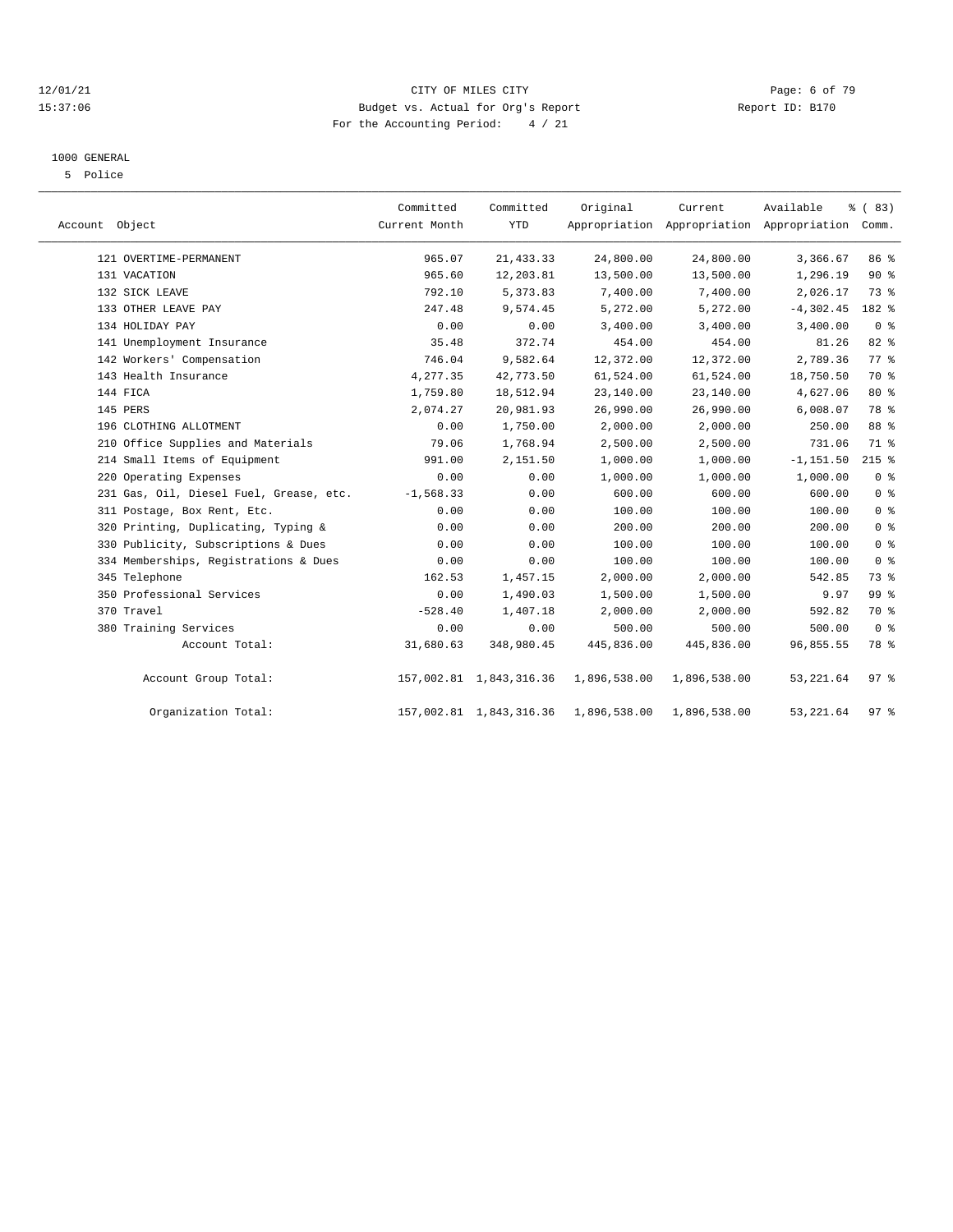12/01/21 CITY OF MILES CITY
15:37:06 Budget vs. Actual for Org's Report Report ID: B170
For the Accounting Period: 4 / 21

1000 GENERAL
5 Police

| Account Object | Committed Current Month | Committed YTD | Original Appropriation | Current Appropriation | Available Appropriation | % ( 83) Comm. |
|---|---|---|---|---|---|---|
| 121 OVERTIME-PERMANENT | 965.07 | 21,433.33 | 24,800.00 | 24,800.00 | 3,366.67 | 86 % |
| 131 VACATION | 965.60 | 12,203.81 | 13,500.00 | 13,500.00 | 1,296.19 | 90 % |
| 132 SICK LEAVE | 792.10 | 5,373.83 | 7,400.00 | 7,400.00 | 2,026.17 | 73 % |
| 133 OTHER LEAVE PAY | 247.48 | 9,574.45 | 5,272.00 | 5,272.00 | -4,302.45 | 182 % |
| 134 HOLIDAY PAY | 0.00 | 0.00 | 3,400.00 | 3,400.00 | 3,400.00 | 0 % |
| 141 Unemployment Insurance | 35.48 | 372.74 | 454.00 | 454.00 | 81.26 | 82 % |
| 142 Workers' Compensation | 746.04 | 9,582.64 | 12,372.00 | 12,372.00 | 2,789.36 | 77 % |
| 143 Health Insurance | 4,277.35 | 42,773.50 | 61,524.00 | 61,524.00 | 18,750.50 | 70 % |
| 144 FICA | 1,759.80 | 18,512.94 | 23,140.00 | 23,140.00 | 4,627.06 | 80 % |
| 145 PERS | 2,074.27 | 20,981.93 | 26,990.00 | 26,990.00 | 6,008.07 | 78 % |
| 196 CLOTHING ALLOTMENT | 0.00 | 1,750.00 | 2,000.00 | 2,000.00 | 250.00 | 88 % |
| 210 Office Supplies and Materials | 79.06 | 1,768.94 | 2,500.00 | 2,500.00 | 731.06 | 71 % |
| 214 Small Items of Equipment | 991.00 | 2,151.50 | 1,000.00 | 1,000.00 | -1,151.50 | 215 % |
| 220 Operating Expenses | 0.00 | 0.00 | 1,000.00 | 1,000.00 | 1,000.00 | 0 % |
| 231 Gas, Oil, Diesel Fuel, Grease, etc. | -1,568.33 | 0.00 | 600.00 | 600.00 | 600.00 | 0 % |
| 311 Postage, Box Rent, Etc. | 0.00 | 0.00 | 100.00 | 100.00 | 100.00 | 0 % |
| 320 Printing, Duplicating, Typing & | 0.00 | 0.00 | 200.00 | 200.00 | 200.00 | 0 % |
| 330 Publicity, Subscriptions & Dues | 0.00 | 0.00 | 100.00 | 100.00 | 100.00 | 0 % |
| 334 Memberships, Registrations & Dues | 0.00 | 0.00 | 100.00 | 100.00 | 100.00 | 0 % |
| 345 Telephone | 162.53 | 1,457.15 | 2,000.00 | 2,000.00 | 542.85 | 73 % |
| 350 Professional Services | 0.00 | 1,490.03 | 1,500.00 | 1,500.00 | 9.97 | 99 % |
| 370 Travel | -528.40 | 1,407.18 | 2,000.00 | 2,000.00 | 592.82 | 70 % |
| 380 Training Services | 0.00 | 0.00 | 500.00 | 500.00 | 500.00 | 0 % |
| Account Total: | 31,680.63 | 348,980.45 | 445,836.00 | 445,836.00 | 96,855.55 | 78 % |
| Account Group Total: | 157,002.81 | 1,843,316.36 | 1,896,538.00 | 1,896,538.00 | 53,221.64 | 97 % |
| Organization Total: | 157,002.81 | 1,843,316.36 | 1,896,538.00 | 1,896,538.00 | 53,221.64 | 97 % |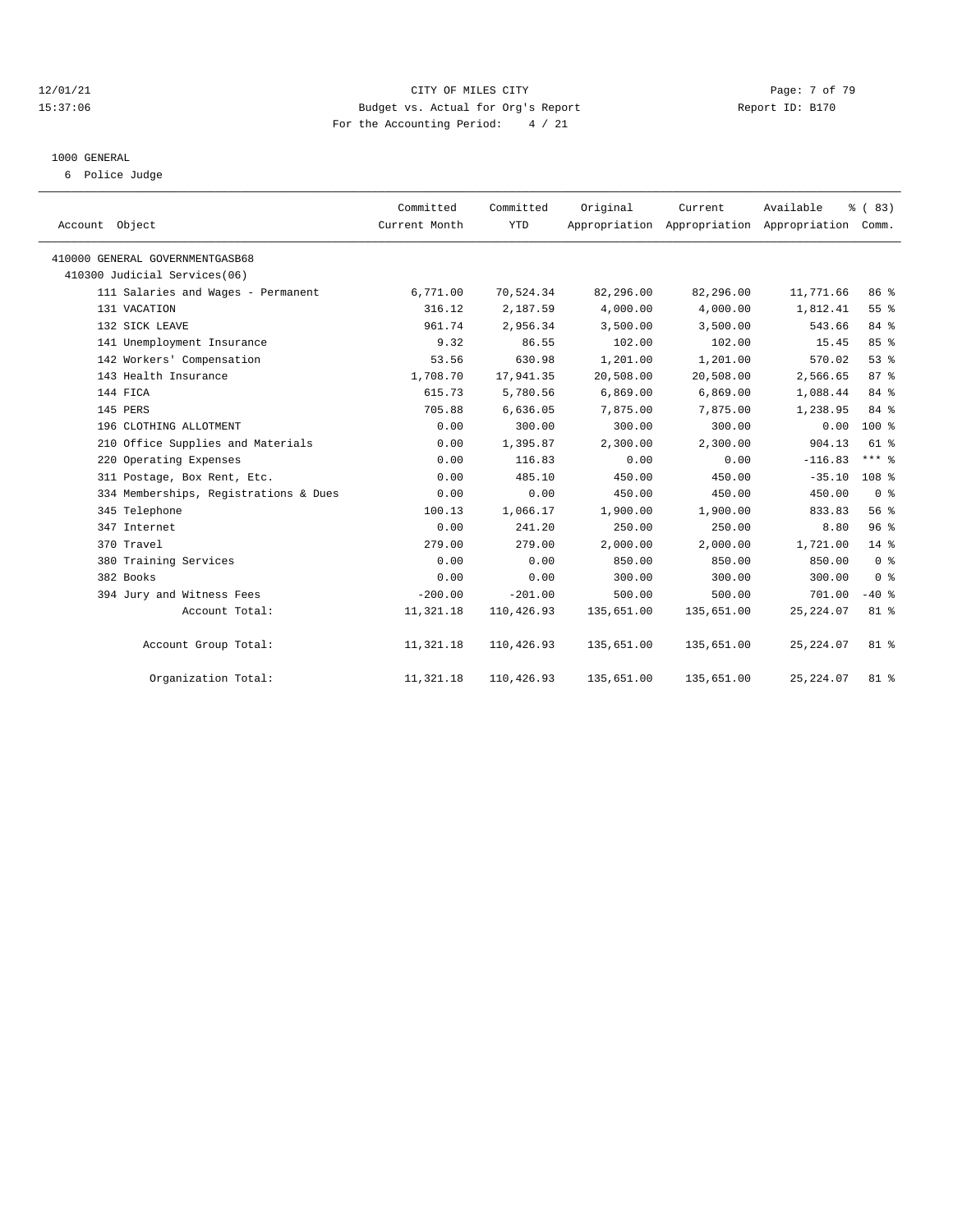CITY OF MILES CITY
Budget vs. Actual for Org's Report
For the Accounting Period: 4 / 21

12/01/21
15:37:06

Report ID: B170

1000 GENERAL
6 Police Judge

| Account Object | Committed Current Month | Committed YTD | Original Appropriation | Current Appropriation | Available Appropriation | % ( 83) Comm. |
|---|---|---|---|---|---|---|
| 410000 GENERAL GOVERNMENTGASB68 | | | | | | |
| 410300 Judicial Services(06) | | | | | | |
| 111 Salaries and Wages - Permanent | 6,771.00 | 70,524.34 | 82,296.00 | 82,296.00 | 11,771.66 | 86 % |
| 131 VACATION | 316.12 | 2,187.59 | 4,000.00 | 4,000.00 | 1,812.41 | 55 % |
| 132 SICK LEAVE | 961.74 | 2,956.34 | 3,500.00 | 3,500.00 | 543.66 | 84 % |
| 141 Unemployment Insurance | 9.32 | 86.55 | 102.00 | 102.00 | 15.45 | 85 % |
| 142 Workers' Compensation | 53.56 | 630.98 | 1,201.00 | 1,201.00 | 570.02 | 53 % |
| 143 Health Insurance | 1,708.70 | 17,941.35 | 20,508.00 | 20,508.00 | 2,566.65 | 87 % |
| 144 FICA | 615.73 | 5,780.56 | 6,869.00 | 6,869.00 | 1,088.44 | 84 % |
| 145 PERS | 705.88 | 6,636.05 | 7,875.00 | 7,875.00 | 1,238.95 | 84 % |
| 196 CLOTHING ALLOTMENT | 0.00 | 300.00 | 300.00 | 300.00 | 0.00 | 100 % |
| 210 Office Supplies and Materials | 0.00 | 1,395.87 | 2,300.00 | 2,300.00 | 904.13 | 61 % |
| 220 Operating Expenses | 0.00 | 116.83 | 0.00 | 0.00 | -116.83 | *** % |
| 311 Postage, Box Rent, Etc. | 0.00 | 485.10 | 450.00 | 450.00 | -35.10 | 108 % |
| 334 Memberships, Registrations & Dues | 0.00 | 0.00 | 450.00 | 450.00 | 450.00 | 0 % |
| 345 Telephone | 100.13 | 1,066.17 | 1,900.00 | 1,900.00 | 833.83 | 56 % |
| 347 Internet | 0.00 | 241.20 | 250.00 | 250.00 | 8.80 | 96 % |
| 370 Travel | 279.00 | 279.00 | 2,000.00 | 2,000.00 | 1,721.00 | 14 % |
| 380 Training Services | 0.00 | 0.00 | 850.00 | 850.00 | 850.00 | 0 % |
| 382 Books | 0.00 | 0.00 | 300.00 | 300.00 | 300.00 | 0 % |
| 394 Jury and Witness Fees | -200.00 | -201.00 | 500.00 | 500.00 | 701.00 | -40 % |
| Account Total: | 11,321.18 | 110,426.93 | 135,651.00 | 135,651.00 | 25,224.07 | 81 % |
| Account Group Total: | 11,321.18 | 110,426.93 | 135,651.00 | 135,651.00 | 25,224.07 | 81 % |
| Organization Total: | 11,321.18 | 110,426.93 | 135,651.00 | 135,651.00 | 25,224.07 | 81 % |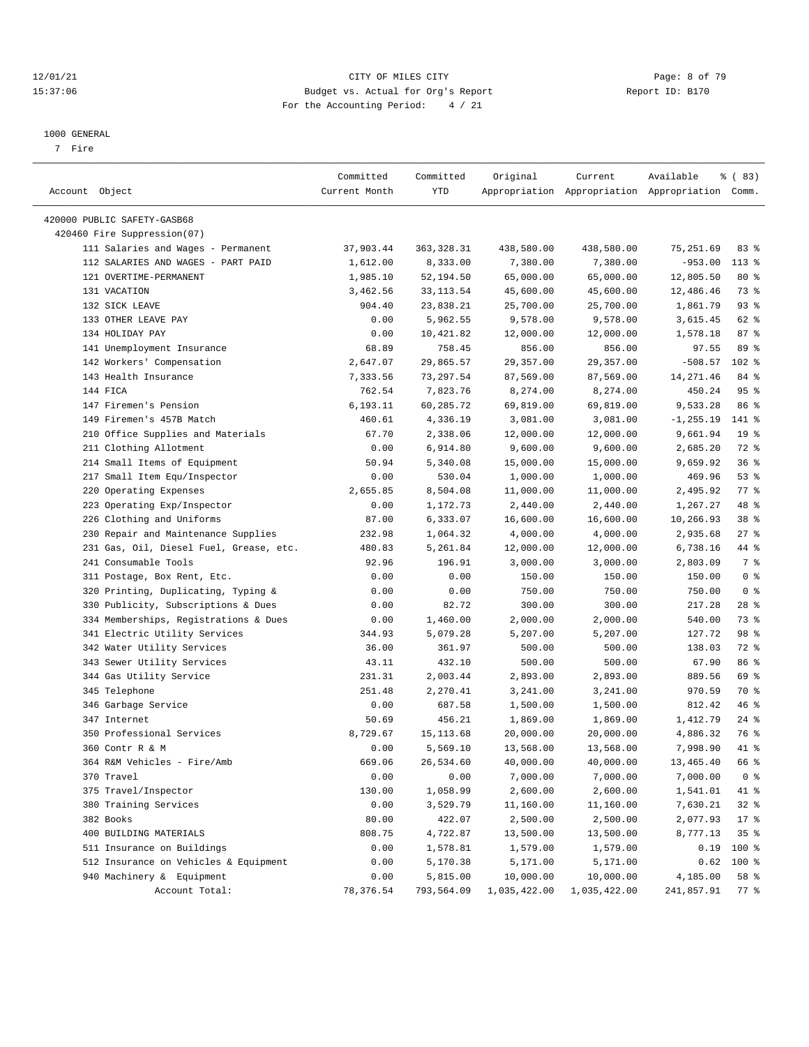CITY OF MILES CITY
Budget vs. Actual for Org's Report
For the Accounting Period: 4 / 21

1000 GENERAL
7 Fire

| Account Object | Committed Current Month | Committed YTD | Original Appropriation | Current Appropriation | Available Appropriation | % ( 83) Comm. |
|---|---|---|---|---|---|---|
| 420000 PUBLIC SAFETY-GASB68 | | | | | | |
| 420460 Fire Suppression(07) | | | | | | |
| 111 Salaries and Wages - Permanent | 37,903.44 | 363,328.31 | 438,580.00 | 438,580.00 | 75,251.69 | 83 % |
| 112 SALARIES AND WAGES - PART PAID | 1,612.00 | 8,333.00 | 7,380.00 | 7,380.00 | -953.00 | 113 % |
| 121 OVERTIME-PERMANENT | 1,985.10 | 52,194.50 | 65,000.00 | 65,000.00 | 12,805.50 | 80 % |
| 131 VACATION | 3,462.56 | 33,113.54 | 45,600.00 | 45,600.00 | 12,486.46 | 73 % |
| 132 SICK LEAVE | 904.40 | 23,838.21 | 25,700.00 | 25,700.00 | 1,861.79 | 93 % |
| 133 OTHER LEAVE PAY | 0.00 | 5,962.55 | 9,578.00 | 9,578.00 | 3,615.45 | 62 % |
| 134 HOLIDAY PAY | 0.00 | 10,421.82 | 12,000.00 | 12,000.00 | 1,578.18 | 87 % |
| 141 Unemployment Insurance | 68.89 | 758.45 | 856.00 | 856.00 | 97.55 | 89 % |
| 142 Workers' Compensation | 2,647.07 | 29,865.57 | 29,357.00 | 29,357.00 | -508.57 | 102 % |
| 143 Health Insurance | 7,333.56 | 73,297.54 | 87,569.00 | 87,569.00 | 14,271.46 | 84 % |
| 144 FICA | 762.54 | 7,823.76 | 8,274.00 | 8,274.00 | 450.24 | 95 % |
| 147 Firemen's Pension | 6,193.11 | 60,285.72 | 69,819.00 | 69,819.00 | 9,533.28 | 86 % |
| 149 Firemen's 457B Match | 460.61 | 4,336.19 | 3,081.00 | 3,081.00 | -1,255.19 | 141 % |
| 210 Office Supplies and Materials | 67.70 | 2,338.06 | 12,000.00 | 12,000.00 | 9,661.94 | 19 % |
| 211 Clothing Allotment | 0.00 | 6,914.80 | 9,600.00 | 9,600.00 | 2,685.20 | 72 % |
| 214 Small Items of Equipment | 50.94 | 5,340.08 | 15,000.00 | 15,000.00 | 9,659.92 | 36 % |
| 217 Small Item Equ/Inspector | 0.00 | 530.04 | 1,000.00 | 1,000.00 | 469.96 | 53 % |
| 220 Operating Expenses | 2,655.85 | 8,504.08 | 11,000.00 | 11,000.00 | 2,495.92 | 77 % |
| 223 Operating Exp/Inspector | 0.00 | 1,172.73 | 2,440.00 | 2,440.00 | 1,267.27 | 48 % |
| 226 Clothing and Uniforms | 87.00 | 6,333.07 | 16,600.00 | 16,600.00 | 10,266.93 | 38 % |
| 230 Repair and Maintenance Supplies | 232.98 | 1,064.32 | 4,000.00 | 4,000.00 | 2,935.68 | 27 % |
| 231 Gas, Oil, Diesel Fuel, Grease, etc. | 480.83 | 5,261.84 | 12,000.00 | 12,000.00 | 6,738.16 | 44 % |
| 241 Consumable Tools | 92.96 | 196.91 | 3,000.00 | 3,000.00 | 2,803.09 | 7 % |
| 311 Postage, Box Rent, Etc. | 0.00 | 0.00 | 150.00 | 150.00 | 150.00 | 0 % |
| 320 Printing, Duplicating, Typing & | 0.00 | 0.00 | 750.00 | 750.00 | 750.00 | 0 % |
| 330 Publicity, Subscriptions & Dues | 0.00 | 82.72 | 300.00 | 300.00 | 217.28 | 28 % |
| 334 Memberships, Registrations & Dues | 0.00 | 1,460.00 | 2,000.00 | 2,000.00 | 540.00 | 73 % |
| 341 Electric Utility Services | 344.93 | 5,079.28 | 5,207.00 | 5,207.00 | 127.72 | 98 % |
| 342 Water Utility Services | 36.00 | 361.97 | 500.00 | 500.00 | 138.03 | 72 % |
| 343 Sewer Utility Services | 43.11 | 432.10 | 500.00 | 500.00 | 67.90 | 86 % |
| 344 Gas Utility Service | 231.31 | 2,003.44 | 2,893.00 | 2,893.00 | 889.56 | 69 % |
| 345 Telephone | 251.48 | 2,270.41 | 3,241.00 | 3,241.00 | 970.59 | 70 % |
| 346 Garbage Service | 0.00 | 687.58 | 1,500.00 | 1,500.00 | 812.42 | 46 % |
| 347 Internet | 50.69 | 456.21 | 1,869.00 | 1,869.00 | 1,412.79 | 24 % |
| 350 Professional Services | 8,729.67 | 15,113.68 | 20,000.00 | 20,000.00 | 4,886.32 | 76 % |
| 360 Contr R & M | 0.00 | 5,569.10 | 13,568.00 | 13,568.00 | 7,998.90 | 41 % |
| 364 R&M Vehicles - Fire/Amb | 669.06 | 26,534.60 | 40,000.00 | 40,000.00 | 13,465.40 | 66 % |
| 370 Travel | 0.00 | 0.00 | 7,000.00 | 7,000.00 | 7,000.00 | 0 % |
| 375 Travel/Inspector | 130.00 | 1,058.99 | 2,600.00 | 2,600.00 | 1,541.01 | 41 % |
| 380 Training Services | 0.00 | 3,529.79 | 11,160.00 | 11,160.00 | 7,630.21 | 32 % |
| 382 Books | 80.00 | 422.07 | 2,500.00 | 2,500.00 | 2,077.93 | 17 % |
| 400 BUILDING MATERIALS | 808.75 | 4,722.87 | 13,500.00 | 13,500.00 | 8,777.13 | 35 % |
| 511 Insurance on Buildings | 0.00 | 1,578.81 | 1,579.00 | 1,579.00 | 0.19 | 100 % |
| 512 Insurance on Vehicles & Equipment | 0.00 | 5,170.38 | 5,171.00 | 5,171.00 | 0.62 | 100 % |
| 940 Machinery & Equipment | 0.00 | 5,815.00 | 10,000.00 | 10,000.00 | 4,185.00 | 58 % |
| Account Total: | 78,376.54 | 793,564.09 | 1,035,422.00 | 1,035,422.00 | 241,857.91 | 77 % |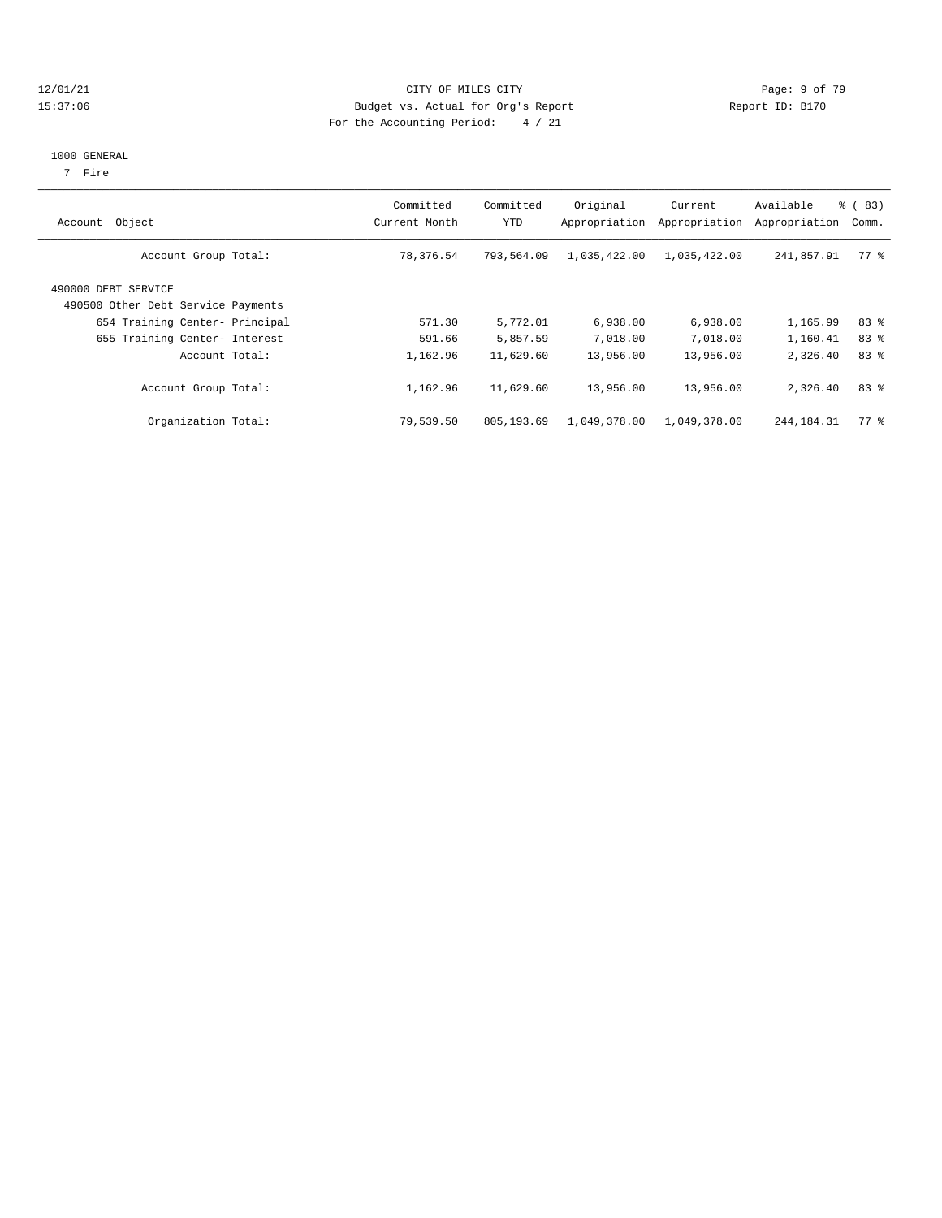12/01/21 CITY OF MILES CITY
15:37:06 Budget vs. Actual for Org's Report Report ID: B170
For the Accounting Period: 4 / 21

1000 GENERAL
7 Fire

| Account Object | Committed Current Month | Committed YTD | Original Appropriation | Current Appropriation | Available Appropriation | % ( 83) Comm. |
|---|---|---|---|---|---|---|
| Account Group Total: | 78,376.54 | 793,564.09 | 1,035,422.00 | 1,035,422.00 | 241,857.91 | 77 % |
| 490000 DEBT SERVICE | | | | | | |
| 490500 Other Debt Service Payments | | | | | | |
| 654 Training Center- Principal | 571.30 | 5,772.01 | 6,938.00 | 6,938.00 | 1,165.99 | 83 % |
| 655 Training Center- Interest | 591.66 | 5,857.59 | 7,018.00 | 7,018.00 | 1,160.41 | 83 % |
| Account Total: | 1,162.96 | 11,629.60 | 13,956.00 | 13,956.00 | 2,326.40 | 83 % |
| Account Group Total: | 1,162.96 | 11,629.60 | 13,956.00 | 13,956.00 | 2,326.40 | 83 % |
| Organization Total: | 79,539.50 | 805,193.69 | 1,049,378.00 | 1,049,378.00 | 244,184.31 | 77 % |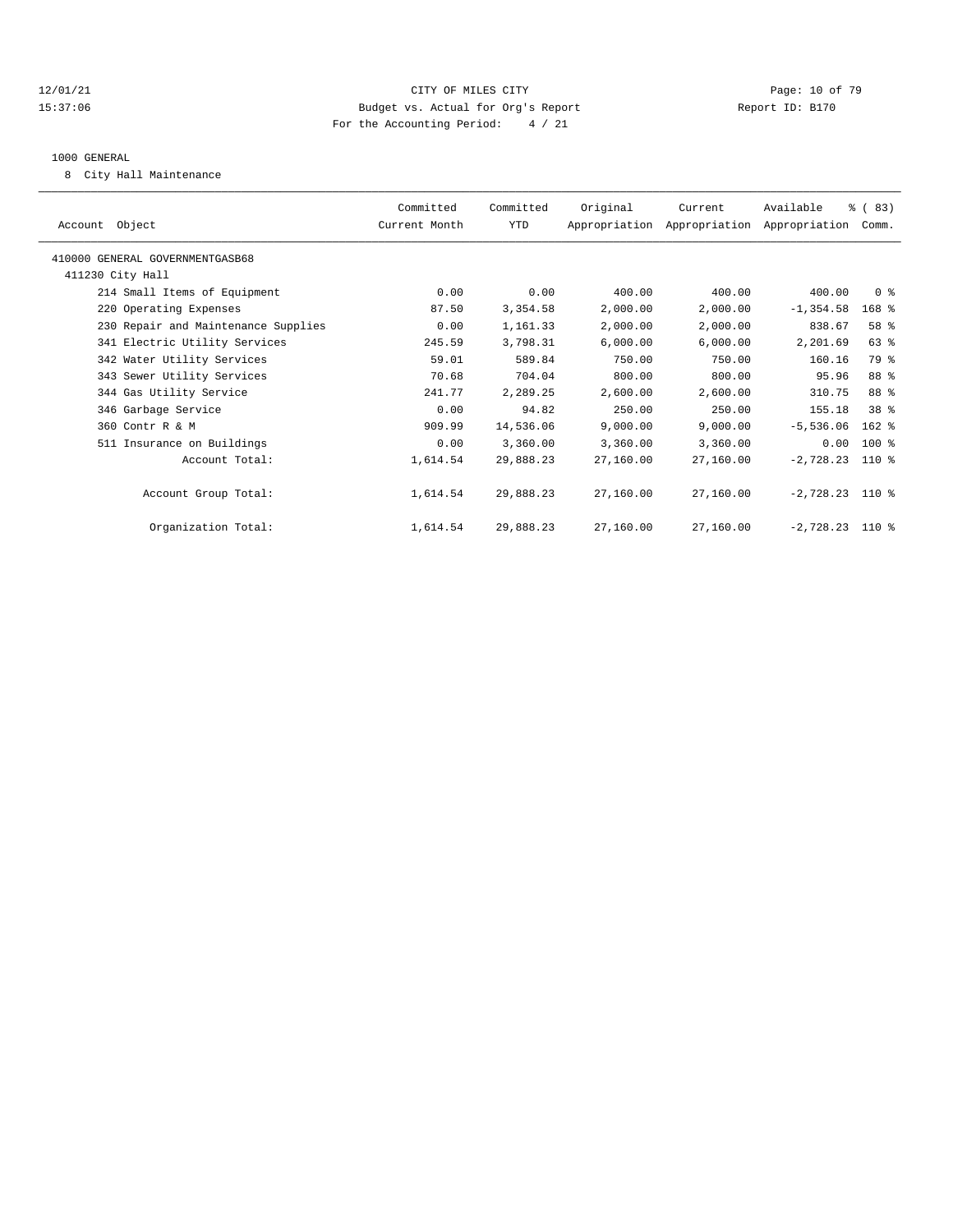CITY OF MILES CITY
Budget vs. Actual for Org's Report
For the Accounting Period: 4 / 21

1000 GENERAL

8 City Hall Maintenance

| Account Object | Committed Current Month | Committed YTD | Original Appropriation | Current Appropriation | Available Appropriation | % ( 83) Comm. |
|---|---|---|---|---|---|---|
| 410000 GENERAL GOVERNMENTGASB68 | | | | | | |
| 411230 City Hall | | | | | | |
| 214 Small Items of Equipment | 0.00 | 0.00 | 400.00 | 400.00 | 400.00 | 0 % |
| 220 Operating Expenses | 87.50 | 3,354.58 | 2,000.00 | 2,000.00 | -1,354.58 | 168 % |
| 230 Repair and Maintenance Supplies | 0.00 | 1,161.33 | 2,000.00 | 2,000.00 | 838.67 | 58 % |
| 341 Electric Utility Services | 245.59 | 3,798.31 | 6,000.00 | 6,000.00 | 2,201.69 | 63 % |
| 342 Water Utility Services | 59.01 | 589.84 | 750.00 | 750.00 | 160.16 | 79 % |
| 343 Sewer Utility Services | 70.68 | 704.04 | 800.00 | 800.00 | 95.96 | 88 % |
| 344 Gas Utility Service | 241.77 | 2,289.25 | 2,600.00 | 2,600.00 | 310.75 | 88 % |
| 346 Garbage Service | 0.00 | 94.82 | 250.00 | 250.00 | 155.18 | 38 % |
| 360 Contr R & M | 909.99 | 14,536.06 | 9,000.00 | 9,000.00 | -5,536.06 | 162 % |
| 511 Insurance on Buildings | 0.00 | 3,360.00 | 3,360.00 | 3,360.00 | 0.00 | 100 % |
| Account Total: | 1,614.54 | 29,888.23 | 27,160.00 | 27,160.00 | -2,728.23 | 110 % |
| Account Group Total: | 1,614.54 | 29,888.23 | 27,160.00 | 27,160.00 | -2,728.23 | 110 % |
| Organization Total: | 1,614.54 | 29,888.23 | 27,160.00 | 27,160.00 | -2,728.23 | 110 % |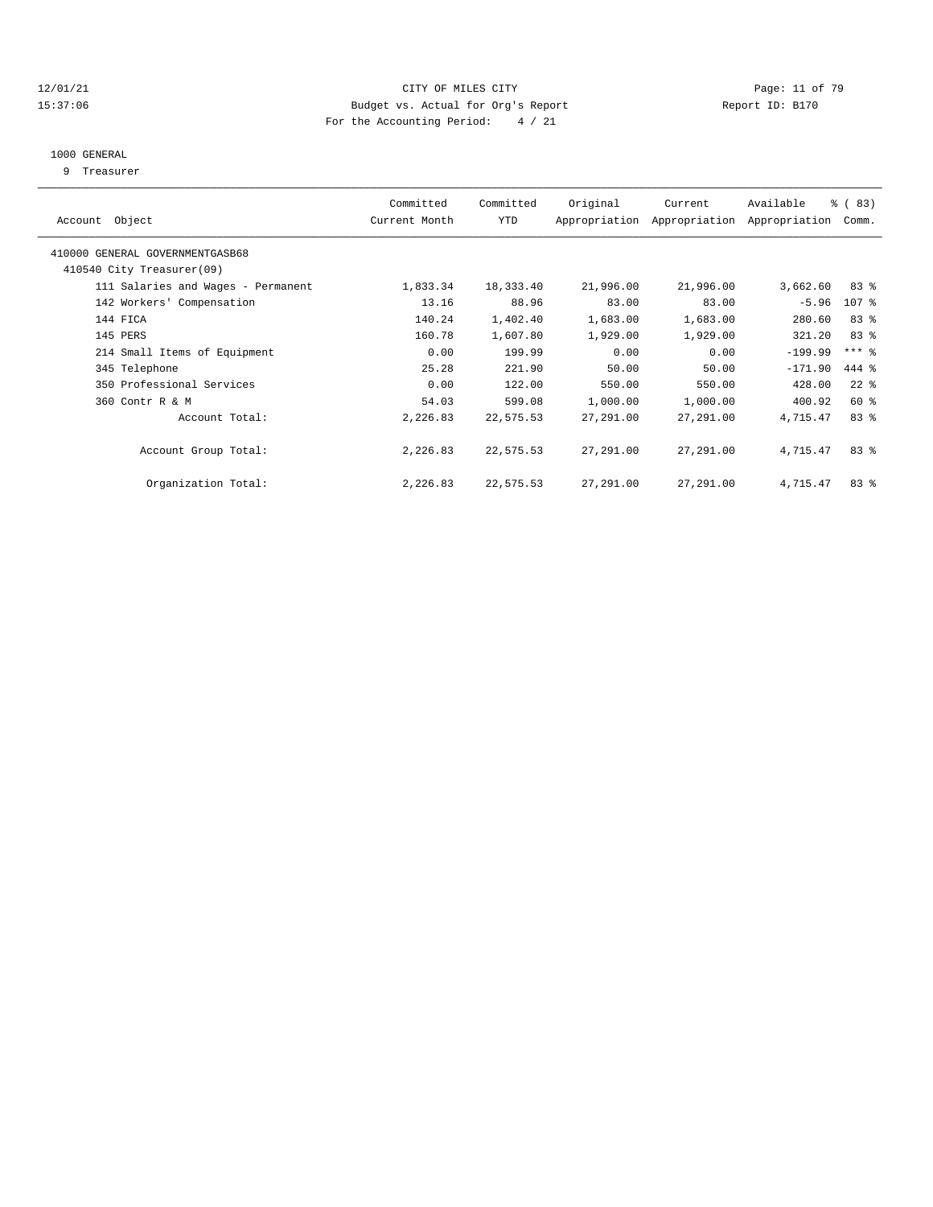CITY OF MILES CITY
Budget vs. Actual for Org's Report
For the Accounting Period: 4 / 21

12/01/21
15:37:06

Report ID: B170

1000 GENERAL
9 Treasurer

| Account Object | Committed Current Month | Committed YTD | Original Appropriation | Current Appropriation | Available Appropriation | % ( 83) Comm. |
|---|---|---|---|---|---|---|
| 410000 GENERAL GOVERNMENTGASB68 | | | | | | |
| 410540 City Treasurer(09) | | | | | | |
| 111 Salaries and Wages - Permanent | 1,833.34 | 18,333.40 | 21,996.00 | 21,996.00 | 3,662.60 | 83 % |
| 142 Workers' Compensation | 13.16 | 88.96 | 83.00 | 83.00 | -5.96 | 107 % |
| 144 FICA | 140.24 | 1,402.40 | 1,683.00 | 1,683.00 | 280.60 | 83 % |
| 145 PERS | 160.78 | 1,607.80 | 1,929.00 | 1,929.00 | 321.20 | 83 % |
| 214 Small Items of Equipment | 0.00 | 199.99 | 0.00 | 0.00 | -199.99 | *** % |
| 345 Telephone | 25.28 | 221.90 | 50.00 | 50.00 | -171.90 | 444 % |
| 350 Professional Services | 0.00 | 122.00 | 550.00 | 550.00 | 428.00 | 22 % |
| 360 Contr R & M | 54.03 | 599.08 | 1,000.00 | 1,000.00 | 400.92 | 60 % |
| Account Total: | 2,226.83 | 22,575.53 | 27,291.00 | 27,291.00 | 4,715.47 | 83 % |
| Account Group Total: | 2,226.83 | 22,575.53 | 27,291.00 | 27,291.00 | 4,715.47 | 83 % |
| Organization Total: | 2,226.83 | 22,575.53 | 27,291.00 | 27,291.00 | 4,715.47 | 83 % |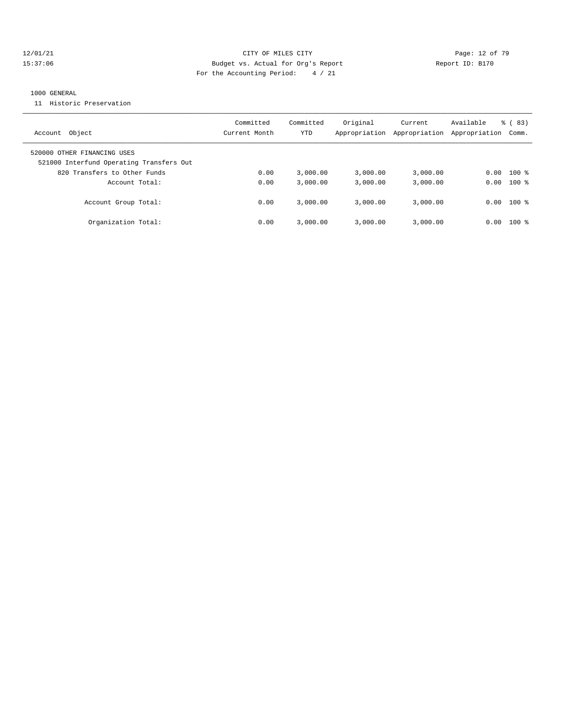CITY OF MILES CITY
Budget vs. Actual for Org's Report
For the Accounting Period: 4 / 21

12/01/21
15:37:06

Report ID: B170

1000 GENERAL

11 Historic Preservation

| Account Object | Committed Current Month | Committed YTD | Original Appropriation | Current Appropriation | Available Appropriation | % ( 83) Comm. |
|---|---|---|---|---|---|---|
| 520000 OTHER FINANCING USES | | | | | | |
| 521000 Interfund Operating Transfers Out | | | | | | |
| 820 Transfers to Other Funds | 0.00 | 3,000.00 | 3,000.00 | 3,000.00 | 0.00 | 100 % |
| Account Total: | 0.00 | 3,000.00 | 3,000.00 | 3,000.00 | 0.00 | 100 % |
| Account Group Total: | 0.00 | 3,000.00 | 3,000.00 | 3,000.00 | 0.00 | 100 % |
| Organization Total: | 0.00 | 3,000.00 | 3,000.00 | 3,000.00 | 0.00 | 100 % |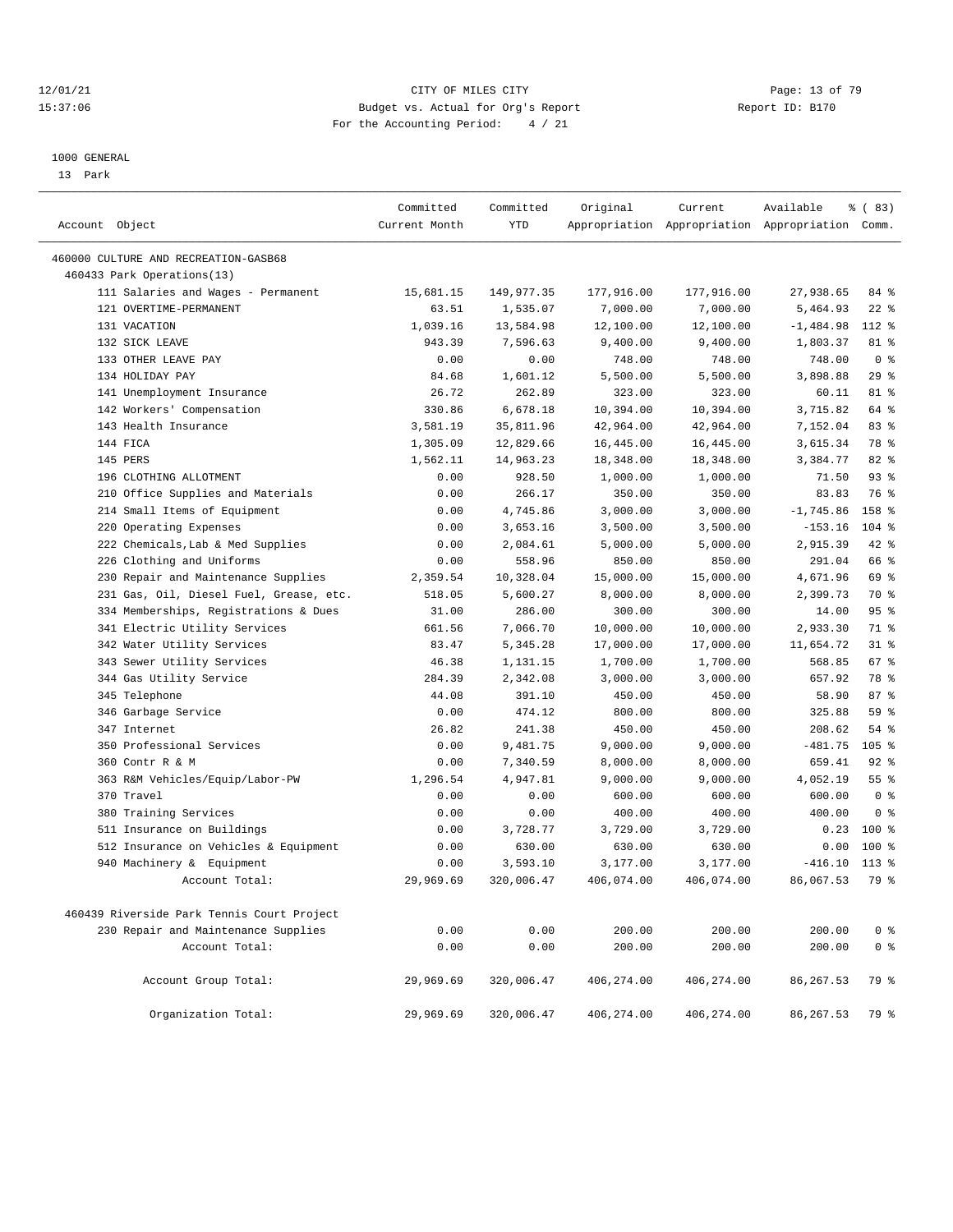12/01/21 CITY OF MILES CITY
15:37:06 Budget vs. Actual for Org's Report Report ID: B170
For the Accounting Period: 4 / 21

1000 GENERAL
13 Park

| Account Object | Committed Current Month | Committed YTD | Original Appropriation | Current Appropriation | Available Appropriation | % ( 83) Comm. |
|---|---|---|---|---|---|---|
| 460000 CULTURE AND RECREATION-GASB68 | | | | | | |
| 460433 Park Operations(13) | | | | | | |
| 111 Salaries and Wages - Permanent | 15,681.15 | 149,977.35 | 177,916.00 | 177,916.00 | 27,938.65 | 84 % |
| 121 OVERTIME-PERMANENT | 63.51 | 1,535.07 | 7,000.00 | 7,000.00 | 5,464.93 | 22 % |
| 131 VACATION | 1,039.16 | 13,584.98 | 12,100.00 | 12,100.00 | -1,484.98 | 112 % |
| 132 SICK LEAVE | 943.39 | 7,596.63 | 9,400.00 | 9,400.00 | 1,803.37 | 81 % |
| 133 OTHER LEAVE PAY | 0.00 | 0.00 | 748.00 | 748.00 | 748.00 | 0 % |
| 134 HOLIDAY PAY | 84.68 | 1,601.12 | 5,500.00 | 5,500.00 | 3,898.88 | 29 % |
| 141 Unemployment Insurance | 26.72 | 262.89 | 323.00 | 323.00 | 60.11 | 81 % |
| 142 Workers' Compensation | 330.86 | 6,678.18 | 10,394.00 | 10,394.00 | 3,715.82 | 64 % |
| 143 Health Insurance | 3,581.19 | 35,811.96 | 42,964.00 | 42,964.00 | 7,152.04 | 83 % |
| 144 FICA | 1,305.09 | 12,829.66 | 16,445.00 | 16,445.00 | 3,615.34 | 78 % |
| 145 PERS | 1,562.11 | 14,963.23 | 18,348.00 | 18,348.00 | 3,384.77 | 82 % |
| 196 CLOTHING ALLOTMENT | 0.00 | 928.50 | 1,000.00 | 1,000.00 | 71.50 | 93 % |
| 210 Office Supplies and Materials | 0.00 | 266.17 | 350.00 | 350.00 | 83.83 | 76 % |
| 214 Small Items of Equipment | 0.00 | 4,745.86 | 3,000.00 | 3,000.00 | -1,745.86 | 158 % |
| 220 Operating Expenses | 0.00 | 3,653.16 | 3,500.00 | 3,500.00 | -153.16 | 104 % |
| 222 Chemicals,Lab & Med Supplies | 0.00 | 2,084.61 | 5,000.00 | 5,000.00 | 2,915.39 | 42 % |
| 226 Clothing and Uniforms | 0.00 | 558.96 | 850.00 | 850.00 | 291.04 | 66 % |
| 230 Repair and Maintenance Supplies | 2,359.54 | 10,328.04 | 15,000.00 | 15,000.00 | 4,671.96 | 69 % |
| 231 Gas, Oil, Diesel Fuel, Grease, etc. | 518.05 | 5,600.27 | 8,000.00 | 8,000.00 | 2,399.73 | 70 % |
| 334 Memberships, Registrations & Dues | 31.00 | 286.00 | 300.00 | 300.00 | 14.00 | 95 % |
| 341 Electric Utility Services | 661.56 | 7,066.70 | 10,000.00 | 10,000.00 | 2,933.30 | 71 % |
| 342 Water Utility Services | 83.47 | 5,345.28 | 17,000.00 | 17,000.00 | 11,654.72 | 31 % |
| 343 Sewer Utility Services | 46.38 | 1,131.15 | 1,700.00 | 1,700.00 | 568.85 | 67 % |
| 344 Gas Utility Service | 284.39 | 2,342.08 | 3,000.00 | 3,000.00 | 657.92 | 78 % |
| 345 Telephone | 44.08 | 391.10 | 450.00 | 450.00 | 58.90 | 87 % |
| 346 Garbage Service | 0.00 | 474.12 | 800.00 | 800.00 | 325.88 | 59 % |
| 347 Internet | 26.82 | 241.38 | 450.00 | 450.00 | 208.62 | 54 % |
| 350 Professional Services | 0.00 | 9,481.75 | 9,000.00 | 9,000.00 | -481.75 | 105 % |
| 360 Contr R & M | 0.00 | 7,340.59 | 8,000.00 | 8,000.00 | 659.41 | 92 % |
| 363 R&M Vehicles/Equip/Labor-PW | 1,296.54 | 4,947.81 | 9,000.00 | 9,000.00 | 4,052.19 | 55 % |
| 370 Travel | 0.00 | 0.00 | 600.00 | 600.00 | 600.00 | 0 % |
| 380 Training Services | 0.00 | 0.00 | 400.00 | 400.00 | 400.00 | 0 % |
| 511 Insurance on Buildings | 0.00 | 3,728.77 | 3,729.00 | 3,729.00 | 0.23 | 100 % |
| 512 Insurance on Vehicles & Equipment | 0.00 | 630.00 | 630.00 | 630.00 | 0.00 | 100 % |
| 940 Machinery & Equipment | 0.00 | 3,593.10 | 3,177.00 | 3,177.00 | -416.10 | 113 % |
| Account Total: | 29,969.69 | 320,006.47 | 406,074.00 | 406,074.00 | 86,067.53 | 79 % |
| 460439 Riverside Park Tennis Court Project | | | | | | |
| 230 Repair and Maintenance Supplies | 0.00 | 0.00 | 200.00 | 200.00 | 200.00 | 0 % |
| Account Total: | 0.00 | 0.00 | 200.00 | 200.00 | 200.00 | 0 % |
| Account Group Total: | 29,969.69 | 320,006.47 | 406,274.00 | 406,274.00 | 86,267.53 | 79 % |
| Organization Total: | 29,969.69 | 320,006.47 | 406,274.00 | 406,274.00 | 86,267.53 | 79 % |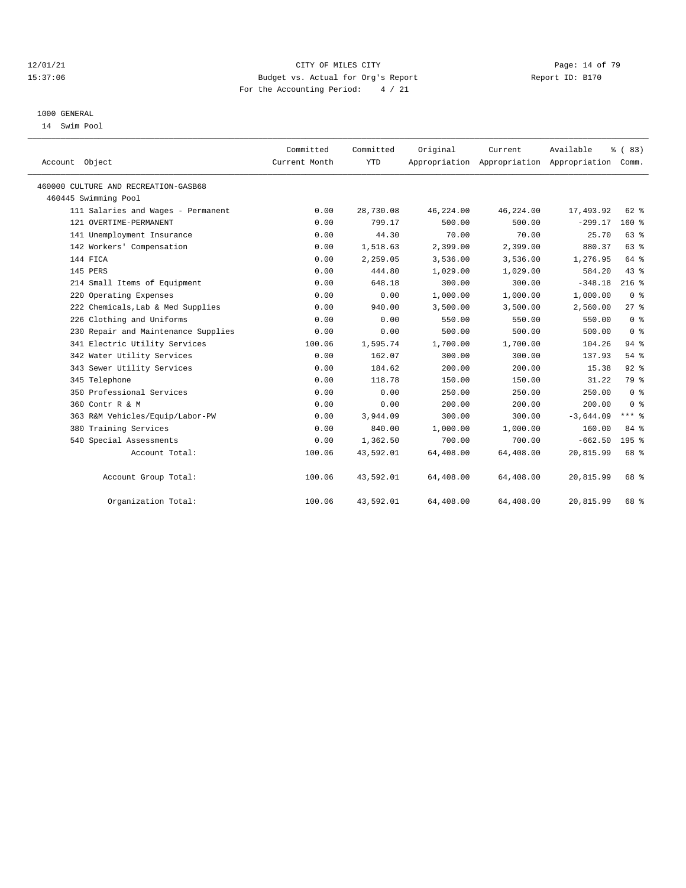12/01/21 CITY OF MILES CITY
15:37:06 Budget vs. Actual for Org's Report Report ID: B170
For the Accounting Period: 4 / 21

1000 GENERAL
14 Swim Pool

| Account Object | Committed Current Month | Committed YTD | Original Appropriation | Current Appropriation | Available Appropriation | % ( 83) Comm. |
|---|---|---|---|---|---|---|
| 460000 CULTURE AND RECREATION-GASB68 | | | | | | |
| 460445 Swimming Pool | | | | | | |
| 111 Salaries and Wages - Permanent | 0.00 | 28,730.08 | 46,224.00 | 46,224.00 | 17,493.92 | 62 % |
| 121 OVERTIME-PERMANENT | 0.00 | 799.17 | 500.00 | 500.00 | -299.17 | 160 % |
| 141 Unemployment Insurance | 0.00 | 44.30 | 70.00 | 70.00 | 25.70 | 63 % |
| 142 Workers' Compensation | 0.00 | 1,518.63 | 2,399.00 | 2,399.00 | 880.37 | 63 % |
| 144 FICA | 0.00 | 2,259.05 | 3,536.00 | 3,536.00 | 1,276.95 | 64 % |
| 145 PERS | 0.00 | 444.80 | 1,029.00 | 1,029.00 | 584.20 | 43 % |
| 214 Small Items of Equipment | 0.00 | 648.18 | 300.00 | 300.00 | -348.18 | 216 % |
| 220 Operating Expenses | 0.00 | 0.00 | 1,000.00 | 1,000.00 | 1,000.00 | 0 % |
| 222 Chemicals,Lab & Med Supplies | 0.00 | 940.00 | 3,500.00 | 3,500.00 | 2,560.00 | 27 % |
| 226 Clothing and Uniforms | 0.00 | 0.00 | 550.00 | 550.00 | 550.00 | 0 % |
| 230 Repair and Maintenance Supplies | 0.00 | 0.00 | 500.00 | 500.00 | 500.00 | 0 % |
| 341 Electric Utility Services | 100.06 | 1,595.74 | 1,700.00 | 1,700.00 | 104.26 | 94 % |
| 342 Water Utility Services | 0.00 | 162.07 | 300.00 | 300.00 | 137.93 | 54 % |
| 343 Sewer Utility Services | 0.00 | 184.62 | 200.00 | 200.00 | 15.38 | 92 % |
| 345 Telephone | 0.00 | 118.78 | 150.00 | 150.00 | 31.22 | 79 % |
| 350 Professional Services | 0.00 | 0.00 | 250.00 | 250.00 | 250.00 | 0 % |
| 360 Contr R & M | 0.00 | 0.00 | 200.00 | 200.00 | 200.00 | 0 % |
| 363 R&M Vehicles/Equip/Labor-PW | 0.00 | 3,944.09 | 300.00 | 300.00 | -3,644.09 | *** % |
| 380 Training Services | 0.00 | 840.00 | 1,000.00 | 1,000.00 | 160.00 | 84 % |
| 540 Special Assessments | 0.00 | 1,362.50 | 700.00 | 700.00 | -662.50 | 195 % |
| Account Total: | 100.06 | 43,592.01 | 64,408.00 | 64,408.00 | 20,815.99 | 68 % |
| Account Group Total: | 100.06 | 43,592.01 | 64,408.00 | 64,408.00 | 20,815.99 | 68 % |
| Organization Total: | 100.06 | 43,592.01 | 64,408.00 | 64,408.00 | 20,815.99 | 68 % |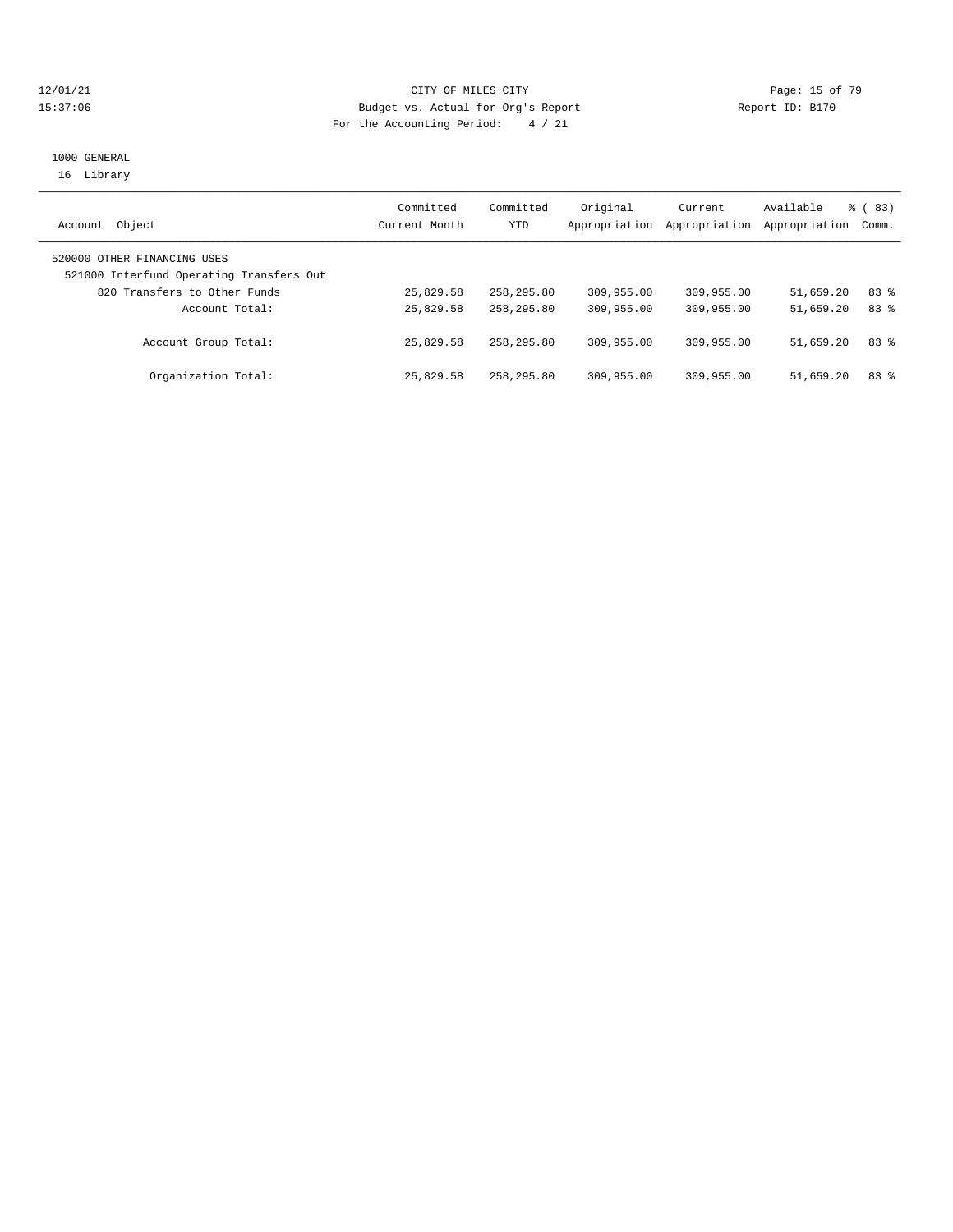12/01/21
15:37:06

CITY OF MILES CITY
Budget vs. Actual for Org's Report
For the Accounting Period: 4 / 21

Report ID: B170

1000 GENERAL
16 Library

| Account Object | Committed Current Month | Committed YTD | Original Appropriation | Current Appropriation | Available Appropriation | % ( 83) Comm. |
|---|---|---|---|---|---|---|
| 520000 OTHER FINANCING USES | | | | | | |
| 521000 Interfund Operating Transfers Out | | | | | | |
| 820 Transfers to Other Funds | 25,829.58 | 258,295.80 | 309,955.00 | 309,955.00 | 51,659.20 | 83 % |
| Account Total: | 25,829.58 | 258,295.80 | 309,955.00 | 309,955.00 | 51,659.20 | 83 % |
| Account Group Total: | 25,829.58 | 258,295.80 | 309,955.00 | 309,955.00 | 51,659.20 | 83 % |
| Organization Total: | 25,829.58 | 258,295.80 | 309,955.00 | 309,955.00 | 51,659.20 | 83 % |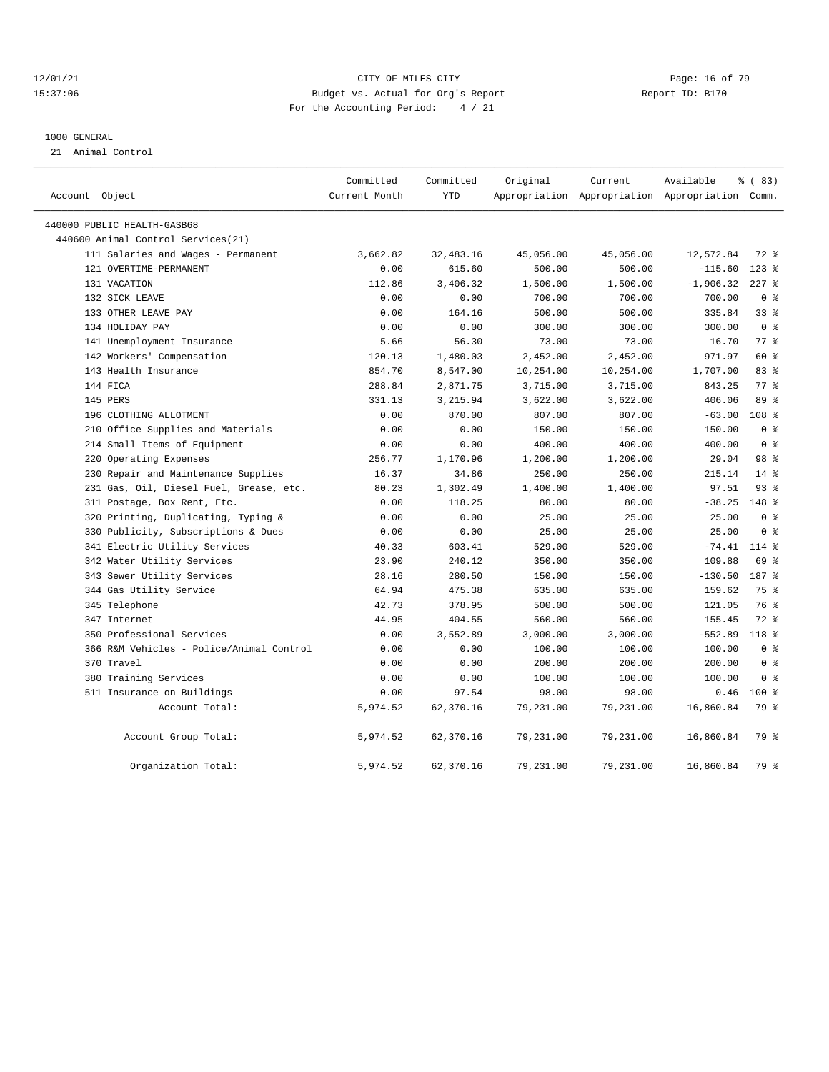12/01/21 CITY OF MILES CITY
15:37:06 Budget vs. Actual for Org's Report Report ID: B170
For the Accounting Period: 4 / 21

1000 GENERAL
21 Animal Control

| Account Object | Committed Current Month | Committed YTD | Original Appropriation | Current Appropriation | Available Appropriation | % ( 83) Comm. |
|---|---|---|---|---|---|---|
| 440000 PUBLIC HEALTH-GASB68 | | | | | | |
| 440600 Animal Control Services(21) | | | | | | |
| 111 Salaries and Wages - Permanent | 3,662.82 | 32,483.16 | 45,056.00 | 45,056.00 | 12,572.84 | 72 % |
| 121 OVERTIME-PERMANENT | 0.00 | 615.60 | 500.00 | 500.00 | -115.60 | 123 % |
| 131 VACATION | 112.86 | 3,406.32 | 1,500.00 | 1,500.00 | -1,906.32 | 227 % |
| 132 SICK LEAVE | 0.00 | 0.00 | 700.00 | 700.00 | 700.00 | 0 % |
| 133 OTHER LEAVE PAY | 0.00 | 164.16 | 500.00 | 500.00 | 335.84 | 33 % |
| 134 HOLIDAY PAY | 0.00 | 0.00 | 300.00 | 300.00 | 300.00 | 0 % |
| 141 Unemployment Insurance | 5.66 | 56.30 | 73.00 | 73.00 | 16.70 | 77 % |
| 142 Workers' Compensation | 120.13 | 1,480.03 | 2,452.00 | 2,452.00 | 971.97 | 60 % |
| 143 Health Insurance | 854.70 | 8,547.00 | 10,254.00 | 10,254.00 | 1,707.00 | 83 % |
| 144 FICA | 288.84 | 2,871.75 | 3,715.00 | 3,715.00 | 843.25 | 77 % |
| 145 PERS | 331.13 | 3,215.94 | 3,622.00 | 3,622.00 | 406.06 | 89 % |
| 196 CLOTHING ALLOTMENT | 0.00 | 870.00 | 807.00 | 807.00 | -63.00 | 108 % |
| 210 Office Supplies and Materials | 0.00 | 0.00 | 150.00 | 150.00 | 150.00 | 0 % |
| 214 Small Items of Equipment | 0.00 | 0.00 | 400.00 | 400.00 | 400.00 | 0 % |
| 220 Operating Expenses | 256.77 | 1,170.96 | 1,200.00 | 1,200.00 | 29.04 | 98 % |
| 230 Repair and Maintenance Supplies | 16.37 | 34.86 | 250.00 | 250.00 | 215.14 | 14 % |
| 231 Gas, Oil, Diesel Fuel, Grease, etc. | 80.23 | 1,302.49 | 1,400.00 | 1,400.00 | 97.51 | 93 % |
| 311 Postage, Box Rent, Etc. | 0.00 | 118.25 | 80.00 | 80.00 | -38.25 | 148 % |
| 320 Printing, Duplicating, Typing & | 0.00 | 0.00 | 25.00 | 25.00 | 25.00 | 0 % |
| 330 Publicity, Subscriptions & Dues | 0.00 | 0.00 | 25.00 | 25.00 | 25.00 | 0 % |
| 341 Electric Utility Services | 40.33 | 603.41 | 529.00 | 529.00 | -74.41 | 114 % |
| 342 Water Utility Services | 23.90 | 240.12 | 350.00 | 350.00 | 109.88 | 69 % |
| 343 Sewer Utility Services | 28.16 | 280.50 | 150.00 | 150.00 | -130.50 | 187 % |
| 344 Gas Utility Service | 64.94 | 475.38 | 635.00 | 635.00 | 159.62 | 75 % |
| 345 Telephone | 42.73 | 378.95 | 500.00 | 500.00 | 121.05 | 76 % |
| 347 Internet | 44.95 | 404.55 | 560.00 | 560.00 | 155.45 | 72 % |
| 350 Professional Services | 0.00 | 3,552.89 | 3,000.00 | 3,000.00 | -552.89 | 118 % |
| 366 R&M Vehicles - Police/Animal Control | 0.00 | 0.00 | 100.00 | 100.00 | 100.00 | 0 % |
| 370 Travel | 0.00 | 0.00 | 200.00 | 200.00 | 200.00 | 0 % |
| 380 Training Services | 0.00 | 0.00 | 100.00 | 100.00 | 100.00 | 0 % |
| 511 Insurance on Buildings | 0.00 | 97.54 | 98.00 | 98.00 | 0.46 | 100 % |
| Account Total: | 5,974.52 | 62,370.16 | 79,231.00 | 79,231.00 | 16,860.84 | 79 % |
| Account Group Total: | 5,974.52 | 62,370.16 | 79,231.00 | 79,231.00 | 16,860.84 | 79 % |
| Organization Total: | 5,974.52 | 62,370.16 | 79,231.00 | 79,231.00 | 16,860.84 | 79 % |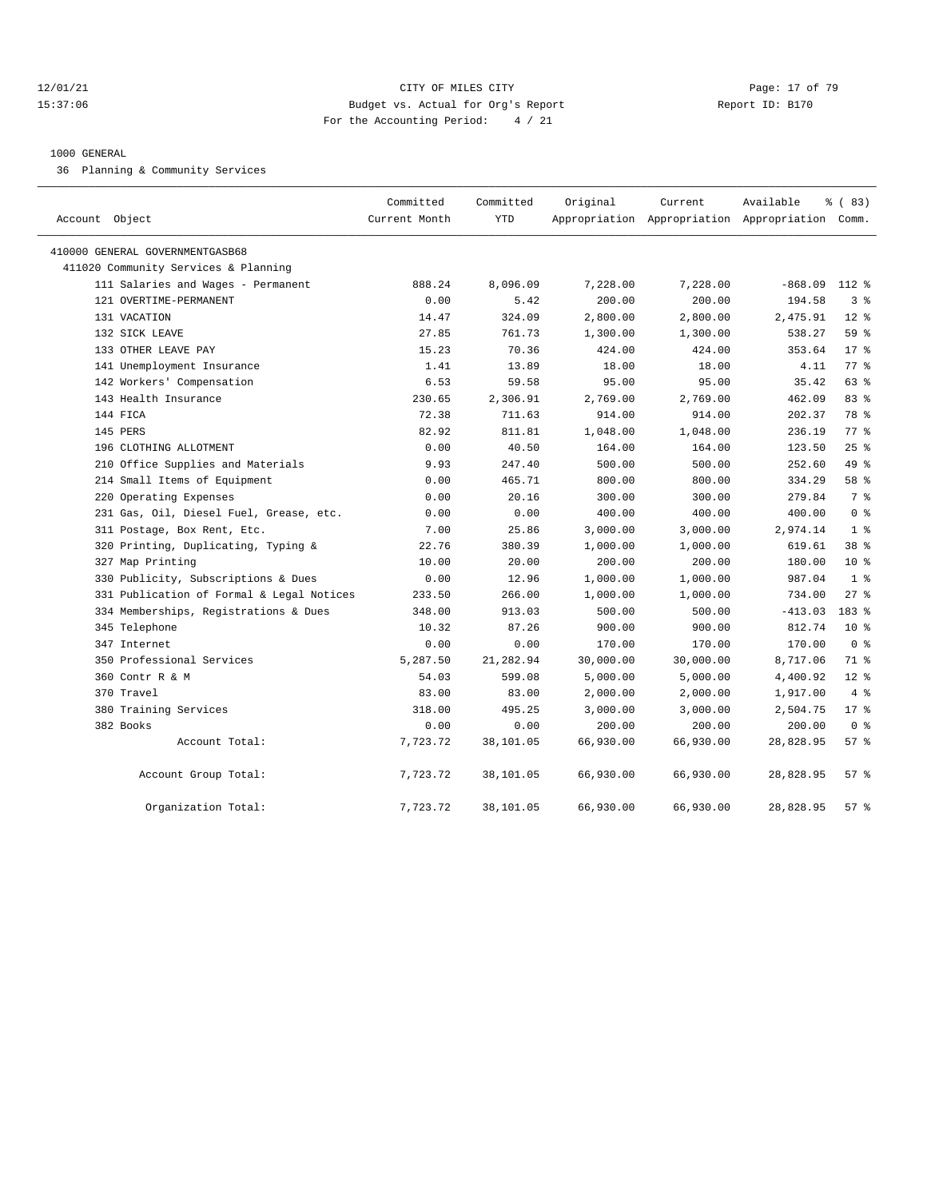12/01/21 CITY OF MILES CITY
15:37:06 Budget vs. Actual for Org's Report Report ID: B170
For the Accounting Period: 4 / 21

1000 GENERAL
36 Planning & Community Services

| Account Object | Committed Current Month | Committed YTD | Original Appropriation | Current Appropriation | Available Appropriation | % ( 83) Comm. |
|---|---|---|---|---|---|---|
| 410000 GENERAL GOVERNMENTGASB68 | | | | | | |
| 411020 Community Services & Planning | | | | | | |
| 111 Salaries and Wages - Permanent | 888.24 | 8,096.09 | 7,228.00 | 7,228.00 | -868.09 | 112 % |
| 121 OVERTIME-PERMANENT | 0.00 | 5.42 | 200.00 | 200.00 | 194.58 | 3 % |
| 131 VACATION | 14.47 | 324.09 | 2,800.00 | 2,800.00 | 2,475.91 | 12 % |
| 132 SICK LEAVE | 27.85 | 761.73 | 1,300.00 | 1,300.00 | 538.27 | 59 % |
| 133 OTHER LEAVE PAY | 15.23 | 70.36 | 424.00 | 424.00 | 353.64 | 17 % |
| 141 Unemployment Insurance | 1.41 | 13.89 | 18.00 | 18.00 | 4.11 | 77 % |
| 142 Workers' Compensation | 6.53 | 59.58 | 95.00 | 95.00 | 35.42 | 63 % |
| 143 Health Insurance | 230.65 | 2,306.91 | 2,769.00 | 2,769.00 | 462.09 | 83 % |
| 144 FICA | 72.38 | 711.63 | 914.00 | 914.00 | 202.37 | 78 % |
| 145 PERS | 82.92 | 811.81 | 1,048.00 | 1,048.00 | 236.19 | 77 % |
| 196 CLOTHING ALLOTMENT | 0.00 | 40.50 | 164.00 | 164.00 | 123.50 | 25 % |
| 210 Office Supplies and Materials | 9.93 | 247.40 | 500.00 | 500.00 | 252.60 | 49 % |
| 214 Small Items of Equipment | 0.00 | 465.71 | 800.00 | 800.00 | 334.29 | 58 % |
| 220 Operating Expenses | 0.00 | 20.16 | 300.00 | 300.00 | 279.84 | 7 % |
| 231 Gas, Oil, Diesel Fuel, Grease, etc. | 0.00 | 0.00 | 400.00 | 400.00 | 400.00 | 0 % |
| 311 Postage, Box Rent, Etc. | 7.00 | 25.86 | 3,000.00 | 3,000.00 | 2,974.14 | 1 % |
| 320 Printing, Duplicating, Typing & | 22.76 | 380.39 | 1,000.00 | 1,000.00 | 619.61 | 38 % |
| 327 Map Printing | 10.00 | 20.00 | 200.00 | 200.00 | 180.00 | 10 % |
| 330 Publicity, Subscriptions & Dues | 0.00 | 12.96 | 1,000.00 | 1,000.00 | 987.04 | 1 % |
| 331 Publication of Formal & Legal Notices | 233.50 | 266.00 | 1,000.00 | 1,000.00 | 734.00 | 27 % |
| 334 Memberships, Registrations & Dues | 348.00 | 913.03 | 500.00 | 500.00 | -413.03 | 183 % |
| 345 Telephone | 10.32 | 87.26 | 900.00 | 900.00 | 812.74 | 10 % |
| 347 Internet | 0.00 | 0.00 | 170.00 | 170.00 | 170.00 | 0 % |
| 350 Professional Services | 5,287.50 | 21,282.94 | 30,000.00 | 30,000.00 | 8,717.06 | 71 % |
| 360 Contr R & M | 54.03 | 599.08 | 5,000.00 | 5,000.00 | 4,400.92 | 12 % |
| 370 Travel | 83.00 | 83.00 | 2,000.00 | 2,000.00 | 1,917.00 | 4 % |
| 380 Training Services | 318.00 | 495.25 | 3,000.00 | 3,000.00 | 2,504.75 | 17 % |
| 382 Books | 0.00 | 0.00 | 200.00 | 200.00 | 200.00 | 0 % |
| Account Total: | 7,723.72 | 38,101.05 | 66,930.00 | 66,930.00 | 28,828.95 | 57 % |
| Account Group Total: | 7,723.72 | 38,101.05 | 66,930.00 | 66,930.00 | 28,828.95 | 57 % |
| Organization Total: | 7,723.72 | 38,101.05 | 66,930.00 | 66,930.00 | 28,828.95 | 57 % |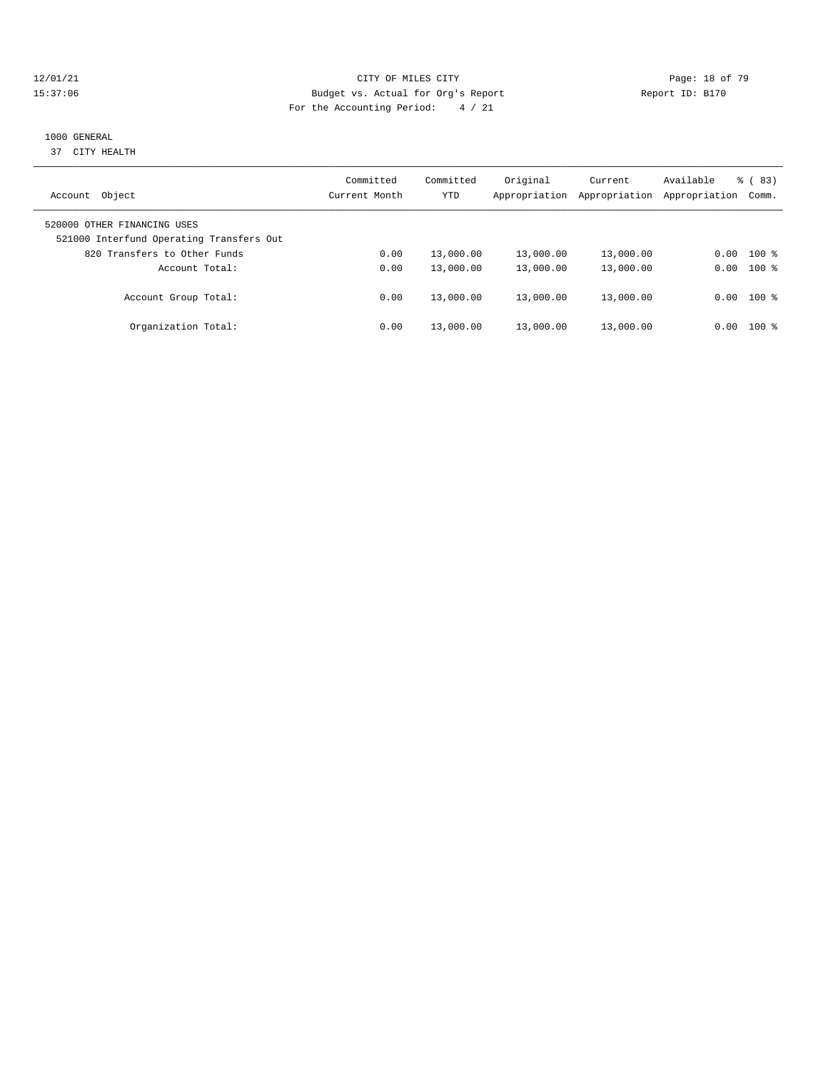12/01/21 CITY OF MILES CITY
15:37:06 Budget vs. Actual for Org's Report Report ID: B170
For the Accounting Period: 4 / 21

1000 GENERAL
37 CITY HEALTH

| Account Object | Committed Current Month | Committed YTD | Original Appropriation | Current Appropriation | Available Appropriation | % ( 83) Comm. |
|---|---|---|---|---|---|---|
| 520000 OTHER FINANCING USES | | | | | | |
| 521000 Interfund Operating Transfers Out | | | | | | |
| 820 Transfers to Other Funds | 0.00 | 13,000.00 | 13,000.00 | 13,000.00 | 0.00 | 100 % |
| Account Total: | 0.00 | 13,000.00 | 13,000.00 | 13,000.00 | 0.00 | 100 % |
| Account Group Total: | 0.00 | 13,000.00 | 13,000.00 | 13,000.00 | 0.00 | 100 % |
| Organization Total: | 0.00 | 13,000.00 | 13,000.00 | 13,000.00 | 0.00 | 100 % |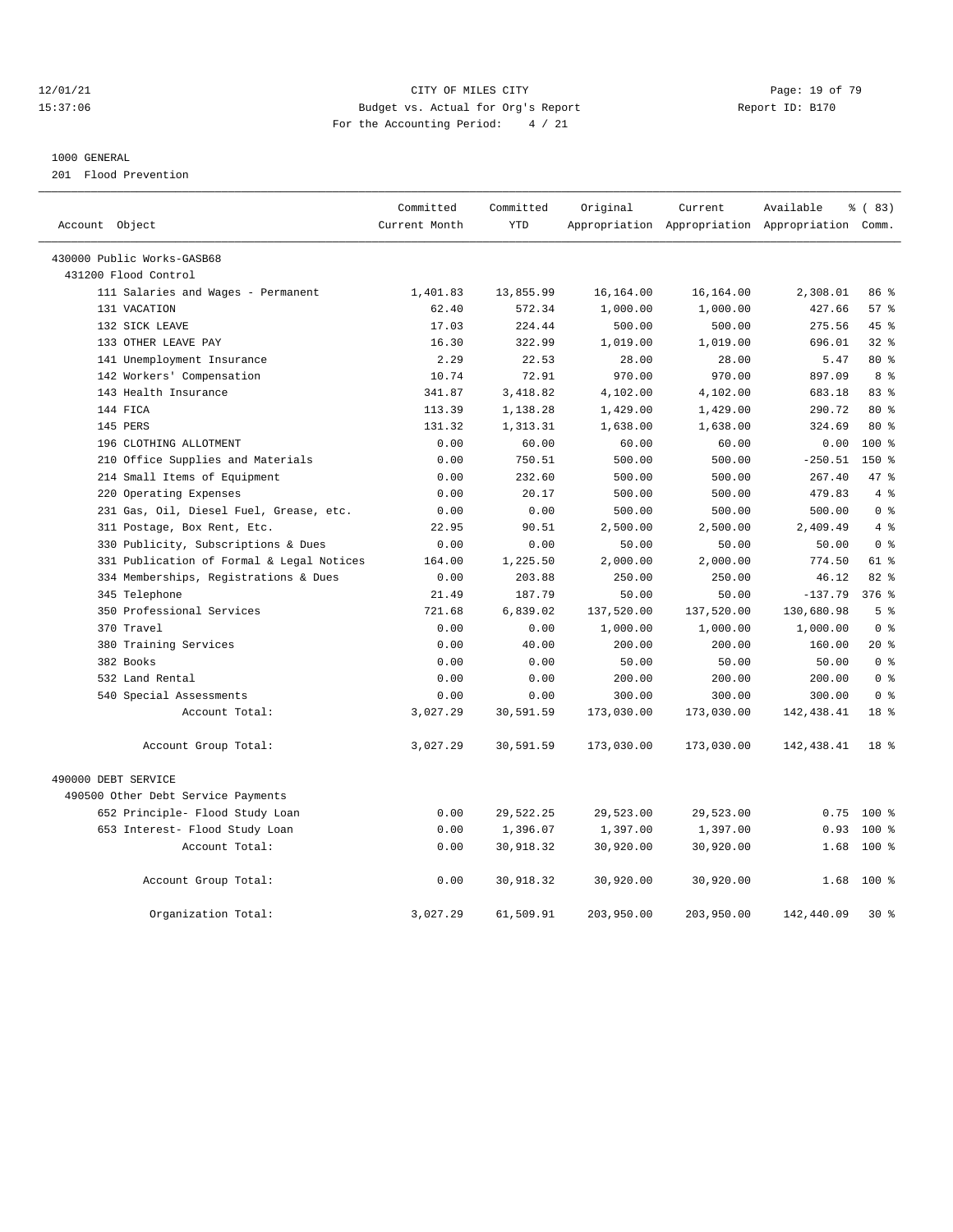12/01/21 CITY OF MILES CITY
15:37:06 Budget vs. Actual for Org's Report Report ID: B170
For the Accounting Period: 4 / 21

1000 GENERAL
201 Flood Prevention

| Account Object | Committed Current Month | Committed YTD | Original Appropriation | Current Appropriation | Available Appropriation | % ( 83) Comm. |
|---|---|---|---|---|---|---|
| 430000 Public Works-GASB68 | | | | | | |
| 431200 Flood Control | | | | | | |
| 111 Salaries and Wages - Permanent | 1,401.83 | 13,855.99 | 16,164.00 | 16,164.00 | 2,308.01 | 86 % |
| 131 VACATION | 62.40 | 572.34 | 1,000.00 | 1,000.00 | 427.66 | 57 % |
| 132 SICK LEAVE | 17.03 | 224.44 | 500.00 | 500.00 | 275.56 | 45 % |
| 133 OTHER LEAVE PAY | 16.30 | 322.99 | 1,019.00 | 1,019.00 | 696.01 | 32 % |
| 141 Unemployment Insurance | 2.29 | 22.53 | 28.00 | 28.00 | 5.47 | 80 % |
| 142 Workers' Compensation | 10.74 | 72.91 | 970.00 | 970.00 | 897.09 | 8 % |
| 143 Health Insurance | 341.87 | 3,418.82 | 4,102.00 | 4,102.00 | 683.18 | 83 % |
| 144 FICA | 113.39 | 1,138.28 | 1,429.00 | 1,429.00 | 290.72 | 80 % |
| 145 PERS | 131.32 | 1,313.31 | 1,638.00 | 1,638.00 | 324.69 | 80 % |
| 196 CLOTHING ALLOTMENT | 0.00 | 60.00 | 60.00 | 60.00 | 0.00 | 100 % |
| 210 Office Supplies and Materials | 0.00 | 750.51 | 500.00 | 500.00 | -250.51 | 150 % |
| 214 Small Items of Equipment | 0.00 | 232.60 | 500.00 | 500.00 | 267.40 | 47 % |
| 220 Operating Expenses | 0.00 | 20.17 | 500.00 | 500.00 | 479.83 | 4 % |
| 231 Gas, Oil, Diesel Fuel, Grease, etc. | 0.00 | 0.00 | 500.00 | 500.00 | 500.00 | 0 % |
| 311 Postage, Box Rent, Etc. | 22.95 | 90.51 | 2,500.00 | 2,500.00 | 2,409.49 | 4 % |
| 330 Publicity, Subscriptions & Dues | 0.00 | 0.00 | 50.00 | 50.00 | 50.00 | 0 % |
| 331 Publication of Formal & Legal Notices | 164.00 | 1,225.50 | 2,000.00 | 2,000.00 | 774.50 | 61 % |
| 334 Memberships, Registrations & Dues | 0.00 | 203.88 | 250.00 | 250.00 | 46.12 | 82 % |
| 345 Telephone | 21.49 | 187.79 | 50.00 | 50.00 | -137.79 | 376 % |
| 350 Professional Services | 721.68 | 6,839.02 | 137,520.00 | 137,520.00 | 130,680.98 | 5 % |
| 370 Travel | 0.00 | 0.00 | 1,000.00 | 1,000.00 | 1,000.00 | 0 % |
| 380 Training Services | 0.00 | 40.00 | 200.00 | 200.00 | 160.00 | 20 % |
| 382 Books | 0.00 | 0.00 | 50.00 | 50.00 | 50.00 | 0 % |
| 532 Land Rental | 0.00 | 0.00 | 200.00 | 200.00 | 200.00 | 0 % |
| 540 Special Assessments | 0.00 | 0.00 | 300.00 | 300.00 | 300.00 | 0 % |
| Account Total: | 3,027.29 | 30,591.59 | 173,030.00 | 173,030.00 | 142,438.41 | 18 % |
| Account Group Total: | 3,027.29 | 30,591.59 | 173,030.00 | 173,030.00 | 142,438.41 | 18 % |
| 490000 DEBT SERVICE | | | | | | |
| 490500 Other Debt Service Payments | | | | | | |
| 652 Principle- Flood Study Loan | 0.00 | 29,522.25 | 29,523.00 | 29,523.00 | 0.75 | 100 % |
| 653 Interest- Flood Study Loan | 0.00 | 1,396.07 | 1,397.00 | 1,397.00 | 0.93 | 100 % |
| Account Total: | 0.00 | 30,918.32 | 30,920.00 | 30,920.00 | 1.68 | 100 % |
| Account Group Total: | 0.00 | 30,918.32 | 30,920.00 | 30,920.00 | 1.68 | 100 % |
| Organization Total: | 3,027.29 | 61,509.91 | 203,950.00 | 203,950.00 | 142,440.09 | 30 % |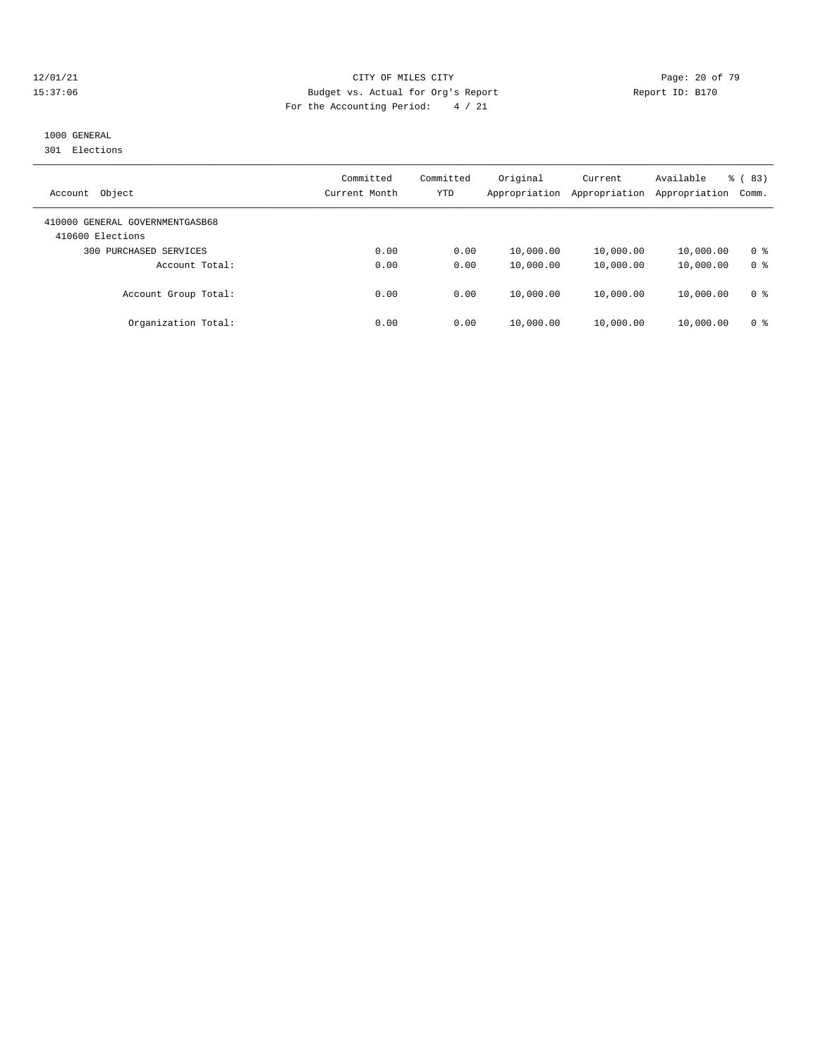12/01/21 CITY OF MILES CITY

15:37:06 Budget vs. Actual for Org's Report Report ID: B170

For the Accounting Period: 4 / 21

1000 GENERAL

301 Elections

| Account Object | Committed Current Month | Committed YTD | Original Appropriation | Current Appropriation | Available Appropriation | % ( 83) Comm. |
|---|---|---|---|---|---|---|
| 410000 GENERAL GOVERNMENTGASB68 | | | | | | |
| 410600 Elections | | | | | | |
| 300 PURCHASED SERVICES | 0.00 | 0.00 | 10,000.00 | 10,000.00 | 10,000.00 | 0 % |
| Account Total: | 0.00 | 0.00 | 10,000.00 | 10,000.00 | 10,000.00 | 0 % |
| Account Group Total: | 0.00 | 0.00 | 10,000.00 | 10,000.00 | 10,000.00 | 0 % |
| Organization Total: | 0.00 | 0.00 | 10,000.00 | 10,000.00 | 10,000.00 | 0 % |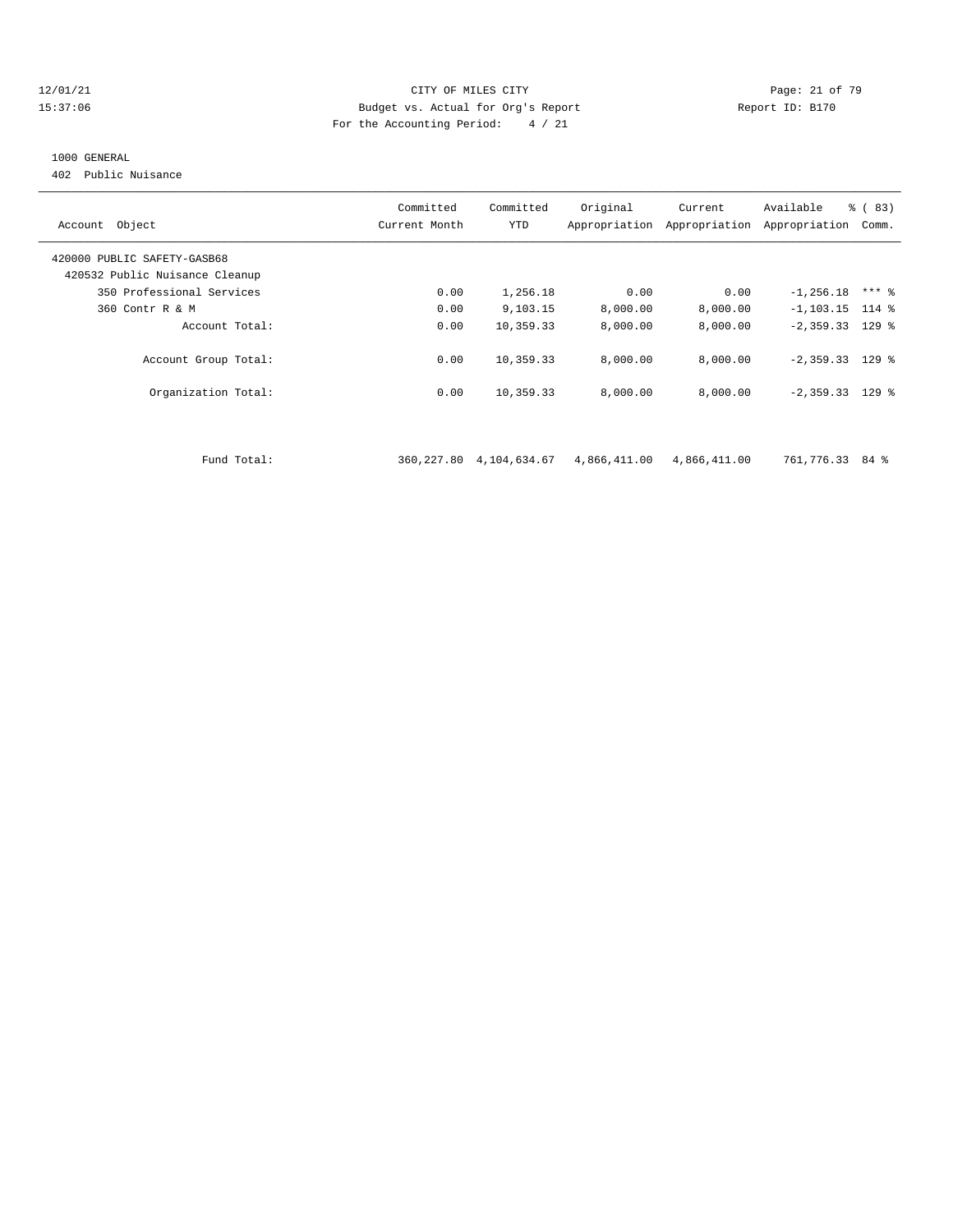CITY OF MILES CITY
Budget vs. Actual for Org's Report
For the Accounting Period: 4 / 21

12/01/21
15:37:06

Report ID: B170

1000 GENERAL
402 Public Nuisance

| Account Object | Committed Current Month | Committed YTD | Original Appropriation | Current Appropriation | Available Appropriation | % ( 83) Comm. |
|---|---|---|---|---|---|---|
| 420000 PUBLIC SAFETY-GASB68 | | | | | | |
| 420532 Public Nuisance Cleanup | | | | | | |
| 350 Professional Services | 0.00 | 1,256.18 | 0.00 | 0.00 | -1,256.18 | *** % |
| 360 Contr R & M | 0.00 | 9,103.15 | 8,000.00 | 8,000.00 | -1,103.15 | 114 % |
| Account Total: | 0.00 | 10,359.33 | 8,000.00 | 8,000.00 | -2,359.33 | 129 % |
| Account Group Total: | 0.00 | 10,359.33 | 8,000.00 | 8,000.00 | -2,359.33 | 129 % |
| Organization Total: | 0.00 | 10,359.33 | 8,000.00 | 8,000.00 | -2,359.33 | 129 % |
| Fund Total: | 360,227.80 | 4,104,634.67 | 4,866,411.00 | 4,866,411.00 | 761,776.33 | 84 % |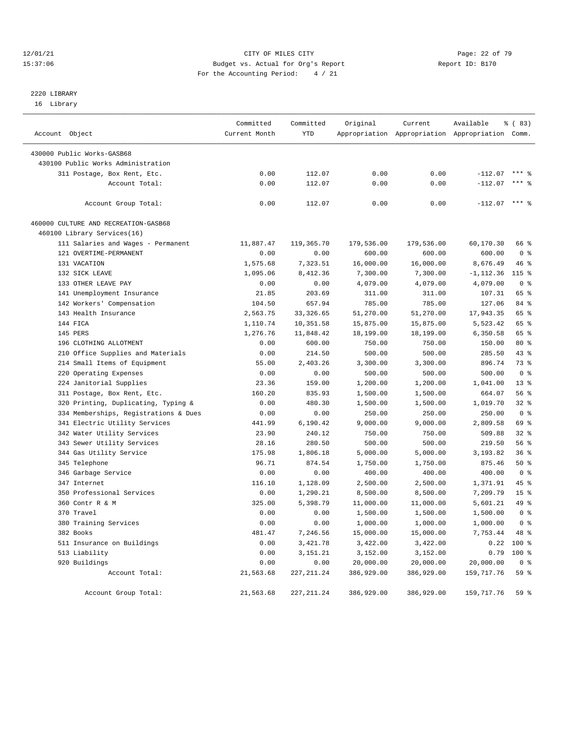12/01/21 CITY OF MILES CITY
15:37:06 Budget vs. Actual for Org's Report Report ID: B170
For the Accounting Period: 4 / 21

2220 LIBRARY
16 Library

| Account Object | Committed Current Month | Committed YTD | Original Appropriation | Current Appropriation | Available Appropriation | % ( 83) Comm. |
|---|---|---|---|---|---|---|
| 430000 Public Works-GASB68 | | | | | | |
| 430100 Public Works Administration | | | | | | |
| 311 Postage, Box Rent, Etc. | 0.00 | 112.07 | 0.00 | 0.00 | -112.07 | *** % |
| Account Total: | 0.00 | 112.07 | 0.00 | 0.00 | -112.07 | *** % |
| Account Group Total: | 0.00 | 112.07 | 0.00 | 0.00 | -112.07 | *** % |
| 460000 CULTURE AND RECREATION-GASB68 | | | | | | |
| 460100 Library Services(16) | | | | | | |
| 111 Salaries and Wages - Permanent | 11,887.47 | 119,365.70 | 179,536.00 | 179,536.00 | 60,170.30 | 66 % |
| 121 OVERTIME-PERMANENT | 0.00 | 0.00 | 600.00 | 600.00 | 600.00 | 0 % |
| 131 VACATION | 1,575.68 | 7,323.51 | 16,000.00 | 16,000.00 | 8,676.49 | 46 % |
| 132 SICK LEAVE | 1,095.06 | 8,412.36 | 7,300.00 | 7,300.00 | -1,112.36 | 115 % |
| 133 OTHER LEAVE PAY | 0.00 | 0.00 | 4,079.00 | 4,079.00 | 4,079.00 | 0 % |
| 141 Unemployment Insurance | 21.85 | 203.69 | 311.00 | 311.00 | 107.31 | 65 % |
| 142 Workers' Compensation | 104.50 | 657.94 | 785.00 | 785.00 | 127.06 | 84 % |
| 143 Health Insurance | 2,563.75 | 33,326.65 | 51,270.00 | 51,270.00 | 17,943.35 | 65 % |
| 144 FICA | 1,110.74 | 10,351.58 | 15,875.00 | 15,875.00 | 5,523.42 | 65 % |
| 145 PERS | 1,276.76 | 11,848.42 | 18,199.00 | 18,199.00 | 6,350.58 | 65 % |
| 196 CLOTHING ALLOTMENT | 0.00 | 600.00 | 750.00 | 750.00 | 150.00 | 80 % |
| 210 Office Supplies and Materials | 0.00 | 214.50 | 500.00 | 500.00 | 285.50 | 43 % |
| 214 Small Items of Equipment | 55.00 | 2,403.26 | 3,300.00 | 3,300.00 | 896.74 | 73 % |
| 220 Operating Expenses | 0.00 | 0.00 | 500.00 | 500.00 | 500.00 | 0 % |
| 224 Janitorial Supplies | 23.36 | 159.00 | 1,200.00 | 1,200.00 | 1,041.00 | 13 % |
| 311 Postage, Box Rent, Etc. | 160.20 | 835.93 | 1,500.00 | 1,500.00 | 664.07 | 56 % |
| 320 Printing, Duplicating, Typing & | 0.00 | 480.30 | 1,500.00 | 1,500.00 | 1,019.70 | 32 % |
| 334 Memberships, Registrations & Dues | 0.00 | 0.00 | 250.00 | 250.00 | 250.00 | 0 % |
| 341 Electric Utility Services | 441.99 | 6,190.42 | 9,000.00 | 9,000.00 | 2,809.58 | 69 % |
| 342 Water Utility Services | 23.90 | 240.12 | 750.00 | 750.00 | 509.88 | 32 % |
| 343 Sewer Utility Services | 28.16 | 280.50 | 500.00 | 500.00 | 219.50 | 56 % |
| 344 Gas Utility Service | 175.98 | 1,806.18 | 5,000.00 | 5,000.00 | 3,193.82 | 36 % |
| 345 Telephone | 96.71 | 874.54 | 1,750.00 | 1,750.00 | 875.46 | 50 % |
| 346 Garbage Service | 0.00 | 0.00 | 400.00 | 400.00 | 400.00 | 0 % |
| 347 Internet | 116.10 | 1,128.09 | 2,500.00 | 2,500.00 | 1,371.91 | 45 % |
| 350 Professional Services | 0.00 | 1,290.21 | 8,500.00 | 8,500.00 | 7,209.79 | 15 % |
| 360 Contr R & M | 325.00 | 5,398.79 | 11,000.00 | 11,000.00 | 5,601.21 | 49 % |
| 370 Travel | 0.00 | 0.00 | 1,500.00 | 1,500.00 | 1,500.00 | 0 % |
| 380 Training Services | 0.00 | 0.00 | 1,000.00 | 1,000.00 | 1,000.00 | 0 % |
| 382 Books | 481.47 | 7,246.56 | 15,000.00 | 15,000.00 | 7,753.44 | 48 % |
| 511 Insurance on Buildings | 0.00 | 3,421.78 | 3,422.00 | 3,422.00 | 0.22 | 100 % |
| 513 Liability | 0.00 | 3,151.21 | 3,152.00 | 3,152.00 | 0.79 | 100 % |
| 920 Buildings | 0.00 | 0.00 | 20,000.00 | 20,000.00 | 20,000.00 | 0 % |
| Account Total: | 21,563.68 | 227,211.24 | 386,929.00 | 386,929.00 | 159,717.76 | 59 % |
| Account Group Total: | 21,563.68 | 227,211.24 | 386,929.00 | 386,929.00 | 159,717.76 | 59 % |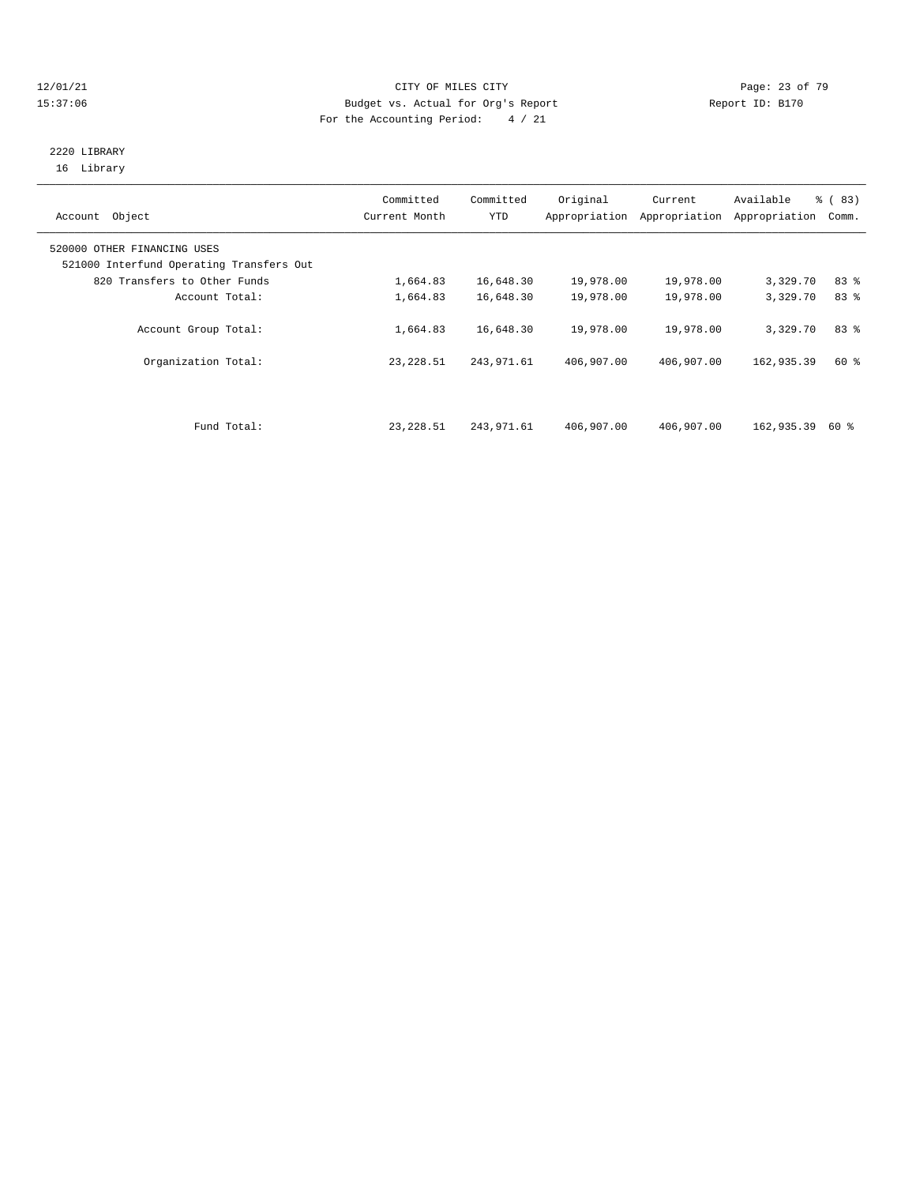CITY OF MILES CITY
Budget vs. Actual for Org's Report
For the Accounting Period: 4 / 21

12/01/21
15:37:06

Report ID: B170

2220 LIBRARY
16 Library

| Account Object | Committed Current Month | Committed YTD | Original Appropriation | Current Appropriation | Available Appropriation | % ( 83) Comm. |
|---|---|---|---|---|---|---|
| 520000 OTHER FINANCING USES | | | | | | |
| 521000 Interfund Operating Transfers Out | | | | | | |
| 820 Transfers to Other Funds | 1,664.83 | 16,648.30 | 19,978.00 | 19,978.00 | 3,329.70 | 83 % |
| Account Total: | 1,664.83 | 16,648.30 | 19,978.00 | 19,978.00 | 3,329.70 | 83 % |
| Account Group Total: | 1,664.83 | 16,648.30 | 19,978.00 | 19,978.00 | 3,329.70 | 83 % |
| Organization Total: | 23,228.51 | 243,971.61 | 406,907.00 | 406,907.00 | 162,935.39 | 60 % |
| Fund Total: | 23,228.51 | 243,971.61 | 406,907.00 | 406,907.00 | 162,935.39 | 60 % |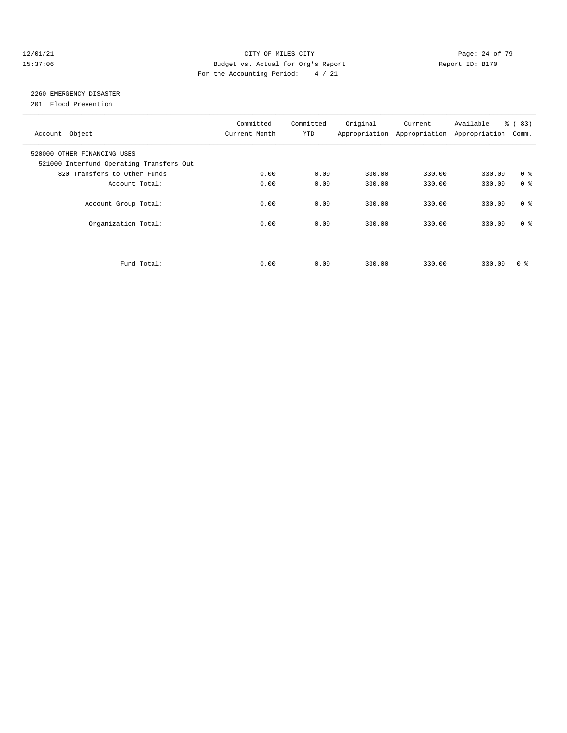12/01/21 CITY OF MILES CITY

15:37:06 Budget vs. Actual for Org's Report Report ID: B170

For the Accounting Period: 4 / 21

## 2260 EMERGENCY DISASTER

201 Flood Prevention

| Account Object | Committed Current Month | Committed YTD | Original Appropriation | Current Appropriation | Available Appropriation | % ( 83) Comm. |
|---|---|---|---|---|---|---|
| 520000 OTHER FINANCING USES | | | | | | |
| 521000 Interfund Operating Transfers Out | | | | | | |
| 820 Transfers to Other Funds | 0.00 | 0.00 | 330.00 | 330.00 | 330.00 | 0 % |
| Account Total: | 0.00 | 0.00 | 330.00 | 330.00 | 330.00 | 0 % |
| Account Group Total: | 0.00 | 0.00 | 330.00 | 330.00 | 330.00 | 0 % |
| Organization Total: | 0.00 | 0.00 | 330.00 | 330.00 | 330.00 | 0 % |
| Fund Total: | 0.00 | 0.00 | 330.00 | 330.00 | 330.00 | 0 % |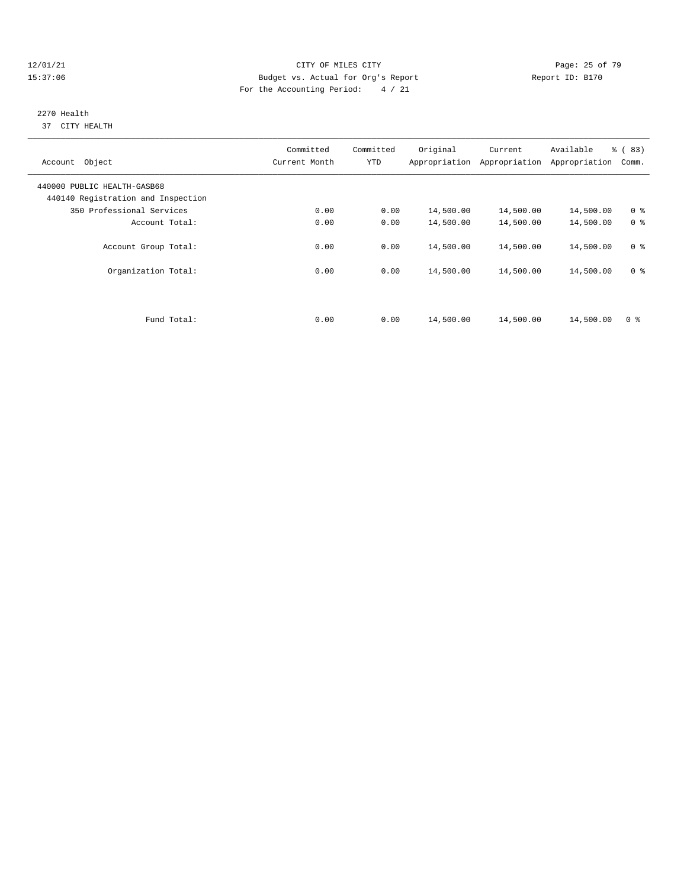12/01/21 CITY OF MILES CITY
15:37:06 Budget vs. Actual for Org's Report Report ID: B170
For the Accounting Period: 4 / 21

2270 Health
37 CITY HEALTH

| Account Object | Committed Current Month | Committed YTD | Original Appropriation | Current Appropriation | Available Appropriation | % ( 83) Comm. |
|---|---|---|---|---|---|---|
| 440000 PUBLIC HEALTH-GASB68 | | | | | | |
| 440140 Registration and Inspection | | | | | | |
| 350 Professional Services | 0.00 | 0.00 | 14,500.00 | 14,500.00 | 14,500.00 | 0 % |
| Account Total: | 0.00 | 0.00 | 14,500.00 | 14,500.00 | 14,500.00 | 0 % |
| Account Group Total: | 0.00 | 0.00 | 14,500.00 | 14,500.00 | 14,500.00 | 0 % |
| Organization Total: | 0.00 | 0.00 | 14,500.00 | 14,500.00 | 14,500.00 | 0 % |
| Fund Total: | 0.00 | 0.00 | 14,500.00 | 14,500.00 | 14,500.00 | 0 % |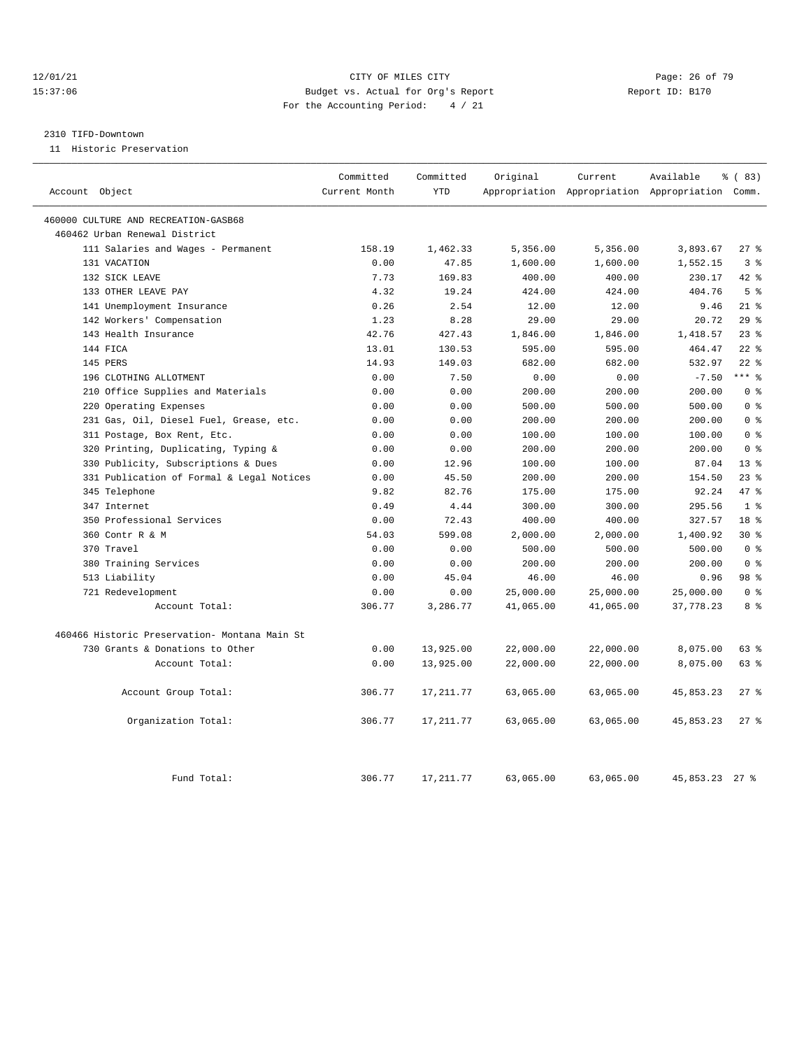12/01/21 CITY OF MILES CITY

15:37:06 Budget vs. Actual for Org's Report Report ID: B170

For the Accounting Period: 4 / 21

2310 TIFD-Downtown

11 Historic Preservation

| Account Object | Committed Current Month | Committed YTD | Original Appropriation | Current Appropriation | Available Appropriation | % ( 83) Comm. |
|---|---|---|---|---|---|---|
| 460000 CULTURE AND RECREATION-GASB68 | | | | | | |
| 460462 Urban Renewal District | | | | | | |
| 111 Salaries and Wages - Permanent | 158.19 | 1,462.33 | 5,356.00 | 5,356.00 | 3,893.67 | 27 % |
| 131 VACATION | 0.00 | 47.85 | 1,600.00 | 1,600.00 | 1,552.15 | 3 % |
| 132 SICK LEAVE | 7.73 | 169.83 | 400.00 | 400.00 | 230.17 | 42 % |
| 133 OTHER LEAVE PAY | 4.32 | 19.24 | 424.00 | 424.00 | 404.76 | 5 % |
| 141 Unemployment Insurance | 0.26 | 2.54 | 12.00 | 12.00 | 9.46 | 21 % |
| 142 Workers' Compensation | 1.23 | 8.28 | 29.00 | 29.00 | 20.72 | 29 % |
| 143 Health Insurance | 42.76 | 427.43 | 1,846.00 | 1,846.00 | 1,418.57 | 23 % |
| 144 FICA | 13.01 | 130.53 | 595.00 | 595.00 | 464.47 | 22 % |
| 145 PERS | 14.93 | 149.03 | 682.00 | 682.00 | 532.97 | 22 % |
| 196 CLOTHING ALLOTMENT | 0.00 | 7.50 | 0.00 | 0.00 | -7.50 | *** % |
| 210 Office Supplies and Materials | 0.00 | 0.00 | 200.00 | 200.00 | 200.00 | 0 % |
| 220 Operating Expenses | 0.00 | 0.00 | 500.00 | 500.00 | 500.00 | 0 % |
| 231 Gas, Oil, Diesel Fuel, Grease, etc. | 0.00 | 0.00 | 200.00 | 200.00 | 200.00 | 0 % |
| 311 Postage, Box Rent, Etc. | 0.00 | 0.00 | 100.00 | 100.00 | 100.00 | 0 % |
| 320 Printing, Duplicating, Typing & | 0.00 | 0.00 | 200.00 | 200.00 | 200.00 | 0 % |
| 330 Publicity, Subscriptions & Dues | 0.00 | 12.96 | 100.00 | 100.00 | 87.04 | 13 % |
| 331 Publication of Formal & Legal Notices | 0.00 | 45.50 | 200.00 | 200.00 | 154.50 | 23 % |
| 345 Telephone | 9.82 | 82.76 | 175.00 | 175.00 | 92.24 | 47 % |
| 347 Internet | 0.49 | 4.44 | 300.00 | 300.00 | 295.56 | 1 % |
| 350 Professional Services | 0.00 | 72.43 | 400.00 | 400.00 | 327.57 | 18 % |
| 360 Contr R & M | 54.03 | 599.08 | 2,000.00 | 2,000.00 | 1,400.92 | 30 % |
| 370 Travel | 0.00 | 0.00 | 500.00 | 500.00 | 500.00 | 0 % |
| 380 Training Services | 0.00 | 0.00 | 200.00 | 200.00 | 200.00 | 0 % |
| 513 Liability | 0.00 | 45.04 | 46.00 | 46.00 | 0.96 | 98 % |
| 721 Redevelopment | 0.00 | 0.00 | 25,000.00 | 25,000.00 | 25,000.00 | 0 % |
| Account Total: | 306.77 | 3,286.77 | 41,065.00 | 41,065.00 | 37,778.23 | 8 % |
| 460466 Historic Preservation- Montana Main St | | | | | | |
| 730 Grants & Donations to Other | 0.00 | 13,925.00 | 22,000.00 | 22,000.00 | 8,075.00 | 63 % |
| Account Total: | 0.00 | 13,925.00 | 22,000.00 | 22,000.00 | 8,075.00 | 63 % |
| Account Group Total: | 306.77 | 17,211.77 | 63,065.00 | 63,065.00 | 45,853.23 | 27 % |
| Organization Total: | 306.77 | 17,211.77 | 63,065.00 | 63,065.00 | 45,853.23 | 27 % |
| Fund Total: | 306.77 | 17,211.77 | 63,065.00 | 63,065.00 | 45,853.23 | 27 % |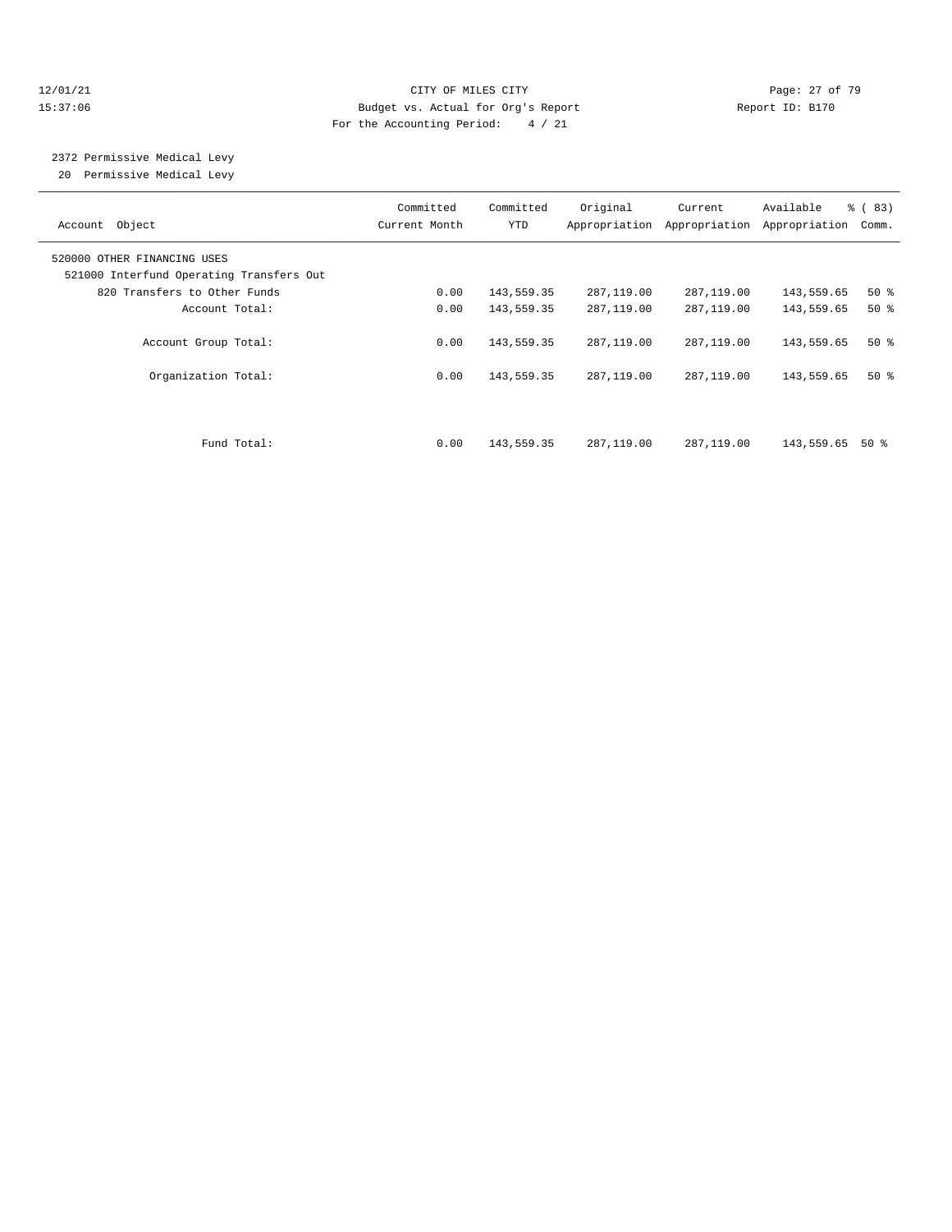CITY OF MILES CITY
Budget vs. Actual for Org's Report
For the Accounting Period: 4 / 21

12/01/21
15:37:06

Report ID: B170

2372 Permissive Medical Levy
20 Permissive Medical Levy

| Account Object | Committed Current Month | Committed YTD | Original Appropriation | Current Appropriation | Available Appropriation | % ( 83) Comm. |
|---|---|---|---|---|---|---|
| 520000 OTHER FINANCING USES | | | | | | |
| 521000 Interfund Operating Transfers Out | | | | | | |
| 820 Transfers to Other Funds | 0.00 | 143,559.35 | 287,119.00 | 287,119.00 | 143,559.65 | 50 % |
| Account Total: | 0.00 | 143,559.35 | 287,119.00 | 287,119.00 | 143,559.65 | 50 % |
| Account Group Total: | 0.00 | 143,559.35 | 287,119.00 | 287,119.00 | 143,559.65 | 50 % |
| Organization Total: | 0.00 | 143,559.35 | 287,119.00 | 287,119.00 | 143,559.65 | 50 % |
| Fund Total: | 0.00 | 143,559.35 | 287,119.00 | 287,119.00 | 143,559.65 | 50 % |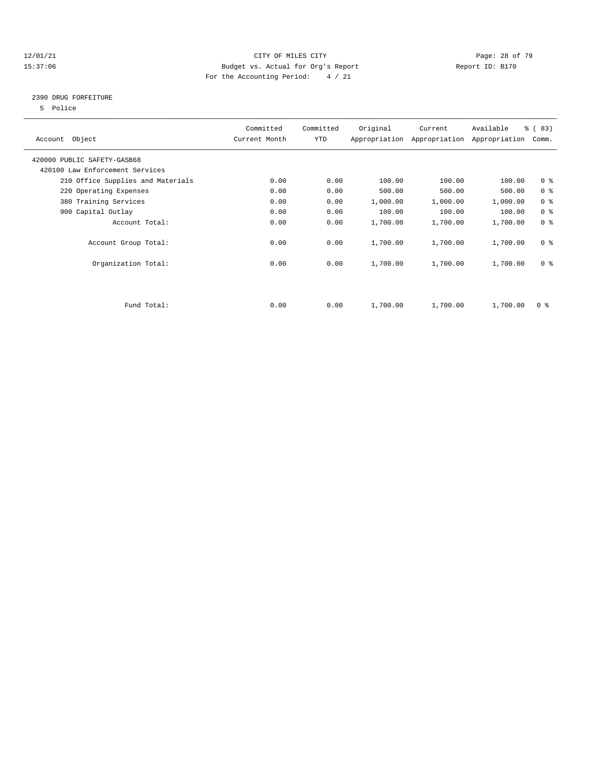12/01/21 CITY OF MILES CITY
15:37:06 Budget vs. Actual for Org's Report Report ID: B170
For the Accounting Period: 4 / 21

2390 DRUG FORFEITURE
5 Police

| Account Object | Committed Current Month | Committed YTD | Original Appropriation | Current Appropriation | Available Appropriation | % ( 83) Comm. |
|---|---|---|---|---|---|---|
| 420000 PUBLIC SAFETY-GASB68 | | | | | | |
| 420100 Law Enforcement Services | | | | | | |
| 210 Office Supplies and Materials | 0.00 | 0.00 | 100.00 | 100.00 | 100.00 | 0 % |
| 220 Operating Expenses | 0.00 | 0.00 | 500.00 | 500.00 | 500.00 | 0 % |
| 380 Training Services | 0.00 | 0.00 | 1,000.00 | 1,000.00 | 1,000.00 | 0 % |
| 900 Capital Outlay | 0.00 | 0.00 | 100.00 | 100.00 | 100.00 | 0 % |
| Account Total: | 0.00 | 0.00 | 1,700.00 | 1,700.00 | 1,700.00 | 0 % |
| Account Group Total: | 0.00 | 0.00 | 1,700.00 | 1,700.00 | 1,700.00 | 0 % |
| Organization Total: | 0.00 | 0.00 | 1,700.00 | 1,700.00 | 1,700.00 | 0 % |
| Fund Total: | 0.00 | 0.00 | 1,700.00 | 1,700.00 | 1,700.00 | 0 % |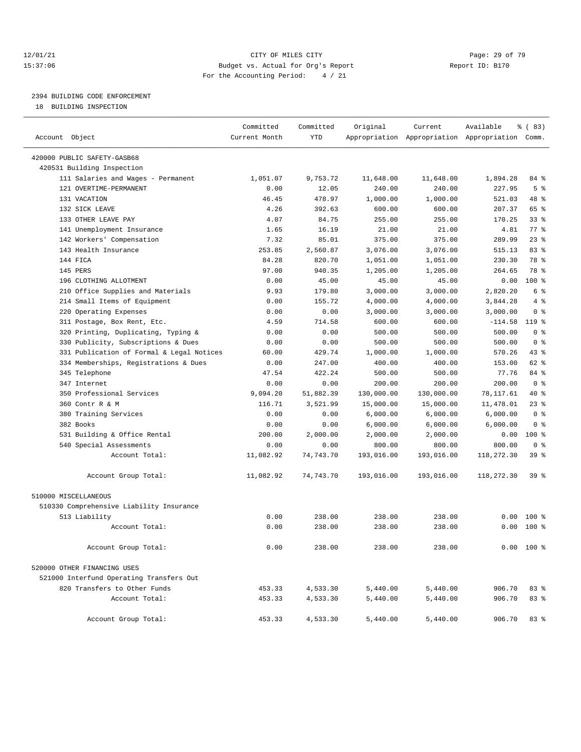12/01/21 CITY OF MILES CITY
15:37:06 Budget vs. Actual for Org's Report Report ID: B170
For the Accounting Period: 4 / 21

2394 BUILDING CODE ENFORCEMENT
18 BUILDING INSPECTION

| Account Object | Committed Current Month | Committed YTD | Original Appropriation | Current Appropriation | Available Appropriation | % ( 83) Comm. |
|---|---|---|---|---|---|---|
| 420000 PUBLIC SAFETY-GASB68 | | | | | | |
| 420531 Building Inspection | | | | | | |
| 111 Salaries and Wages - Permanent | 1,051.07 | 9,753.72 | 11,648.00 | 11,648.00 | 1,894.28 | 84 % |
| 121 OVERTIME-PERMANENT | 0.00 | 12.05 | 240.00 | 240.00 | 227.95 | 5 % |
| 131 VACATION | 46.45 | 478.97 | 1,000.00 | 1,000.00 | 521.03 | 48 % |
| 132 SICK LEAVE | 4.26 | 392.63 | 600.00 | 600.00 | 207.37 | 65 % |
| 133 OTHER LEAVE PAY | 4.07 | 84.75 | 255.00 | 255.00 | 170.25 | 33 % |
| 141 Unemployment Insurance | 1.65 | 16.19 | 21.00 | 21.00 | 4.81 | 77 % |
| 142 Workers' Compensation | 7.32 | 85.01 | 375.00 | 375.00 | 289.99 | 23 % |
| 143 Health Insurance | 253.85 | 2,560.87 | 3,076.00 | 3,076.00 | 515.13 | 83 % |
| 144 FICA | 84.28 | 820.70 | 1,051.00 | 1,051.00 | 230.30 | 78 % |
| 145 PERS | 97.00 | 940.35 | 1,205.00 | 1,205.00 | 264.65 | 78 % |
| 196 CLOTHING ALLOTMENT | 0.00 | 45.00 | 45.00 | 45.00 | 0.00 | 100 % |
| 210 Office Supplies and Materials | 9.93 | 179.80 | 3,000.00 | 3,000.00 | 2,820.20 | 6 % |
| 214 Small Items of Equipment | 0.00 | 155.72 | 4,000.00 | 4,000.00 | 3,844.28 | 4 % |
| 220 Operating Expenses | 0.00 | 0.00 | 3,000.00 | 3,000.00 | 3,000.00 | 0 % |
| 311 Postage, Box Rent, Etc. | 4.59 | 714.58 | 600.00 | 600.00 | -114.58 | 119 % |
| 320 Printing, Duplicating, Typing & | 0.00 | 0.00 | 500.00 | 500.00 | 500.00 | 0 % |
| 330 Publicity, Subscriptions & Dues | 0.00 | 0.00 | 500.00 | 500.00 | 500.00 | 0 % |
| 331 Publication of Formal & Legal Notices | 60.00 | 429.74 | 1,000.00 | 1,000.00 | 570.26 | 43 % |
| 334 Memberships, Registrations & Dues | 0.00 | 247.00 | 400.00 | 400.00 | 153.00 | 62 % |
| 345 Telephone | 47.54 | 422.24 | 500.00 | 500.00 | 77.76 | 84 % |
| 347 Internet | 0.00 | 0.00 | 200.00 | 200.00 | 200.00 | 0 % |
| 350 Professional Services | 9,094.20 | 51,882.39 | 130,000.00 | 130,000.00 | 78,117.61 | 40 % |
| 360 Contr R & M | 116.71 | 3,521.99 | 15,000.00 | 15,000.00 | 11,478.01 | 23 % |
| 380 Training Services | 0.00 | 0.00 | 6,000.00 | 6,000.00 | 6,000.00 | 0 % |
| 382 Books | 0.00 | 0.00 | 6,000.00 | 6,000.00 | 6,000.00 | 0 % |
| 531 Building & Office Rental | 200.00 | 2,000.00 | 2,000.00 | 2,000.00 | 0.00 | 100 % |
| 540 Special Assessments | 0.00 | 0.00 | 800.00 | 800.00 | 800.00 | 0 % |
| Account Total: | 11,082.92 | 74,743.70 | 193,016.00 | 193,016.00 | 118,272.30 | 39 % |
| Account Group Total: | 11,082.92 | 74,743.70 | 193,016.00 | 193,016.00 | 118,272.30 | 39 % |
| 510000 MISCELLANEOUS | | | | | | |
| 510330 Comprehensive Liability Insurance | | | | | | |
| 513 Liability | 0.00 | 238.00 | 238.00 | 238.00 | 0.00 | 100 % |
| Account Total: | 0.00 | 238.00 | 238.00 | 238.00 | 0.00 | 100 % |
| Account Group Total: | 0.00 | 238.00 | 238.00 | 238.00 | 0.00 | 100 % |
| 520000 OTHER FINANCING USES | | | | | | |
| 521000 Interfund Operating Transfers Out | | | | | | |
| 820 Transfers to Other Funds | 453.33 | 4,533.30 | 5,440.00 | 5,440.00 | 906.70 | 83 % |
| Account Total: | 453.33 | 4,533.30 | 5,440.00 | 5,440.00 | 906.70 | 83 % |
| Account Group Total: | 453.33 | 4,533.30 | 5,440.00 | 5,440.00 | 906.70 | 83 % |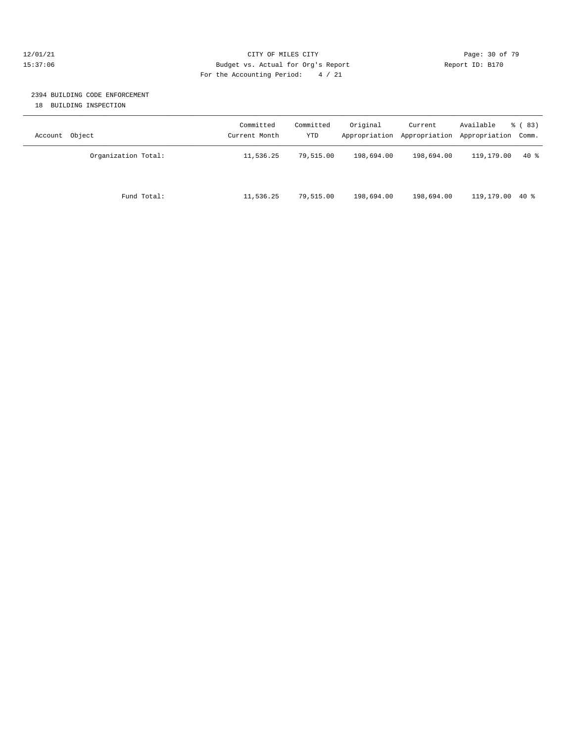CITY OF MILES CITY
Budget vs. Actual for Org's Report
For the Accounting Period: 4 / 21

Report ID: B170

## 2394 BUILDING CODE ENFORCEMENT

18 BUILDING INSPECTION

| Account Object | Committed Current Month | Committed YTD | Original Appropriation | Current Appropriation | Available Appropriation | % ( 83) Comm. |
|---|---|---|---|---|---|---|
| Organization Total: | 11,536.25 | 79,515.00 | 198,694.00 | 198,694.00 | 119,179.00 | 40 % |
| Fund Total: | 11,536.25 | 79,515.00 | 198,694.00 | 198,694.00 | 119,179.00 | 40 % |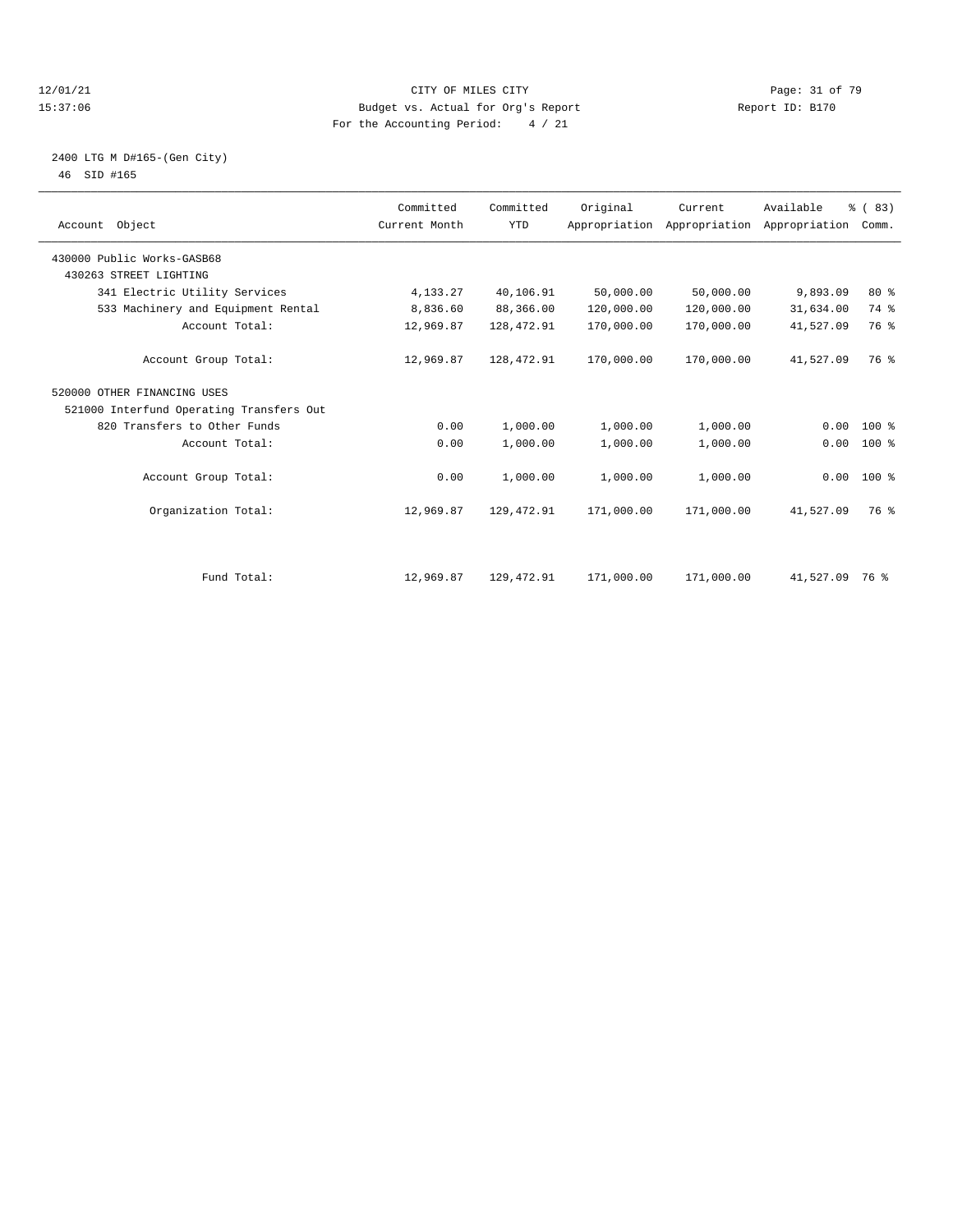CITY OF MILES CITY
Budget vs. Actual for Org's Report
For the Accounting Period: 4 / 21

12/01/21
15:37:06

Report ID: B170

2400 LTG M D#165-(Gen City)
46 SID #165

| Account Object | Committed Current Month | Committed YTD | Original Appropriation | Current Appropriation | Available Appropriation | % ( 83) Comm. |
|---|---|---|---|---|---|---|
| 430000 Public Works-GASB68 | | | | | | |
| 430263 STREET LIGHTING | | | | | | |
| 341 Electric Utility Services | 4,133.27 | 40,106.91 | 50,000.00 | 50,000.00 | 9,893.09 | 80 % |
| 533 Machinery and Equipment Rental | 8,836.60 | 88,366.00 | 120,000.00 | 120,000.00 | 31,634.00 | 74 % |
| Account Total: | 12,969.87 | 128,472.91 | 170,000.00 | 170,000.00 | 41,527.09 | 76 % |
| Account Group Total: | 12,969.87 | 128,472.91 | 170,000.00 | 170,000.00 | 41,527.09 | 76 % |
| 520000 OTHER FINANCING USES | | | | | | |
| 521000 Interfund Operating Transfers Out | | | | | | |
| 820 Transfers to Other Funds | 0.00 | 1,000.00 | 1,000.00 | 1,000.00 | 0.00 | 100 % |
| Account Total: | 0.00 | 1,000.00 | 1,000.00 | 1,000.00 | 0.00 | 100 % |
| Account Group Total: | 0.00 | 1,000.00 | 1,000.00 | 1,000.00 | 0.00 | 100 % |
| Organization Total: | 12,969.87 | 129,472.91 | 171,000.00 | 171,000.00 | 41,527.09 | 76 % |
| Fund Total: | 12,969.87 | 129,472.91 | 171,000.00 | 171,000.00 | 41,527.09 | 76 % |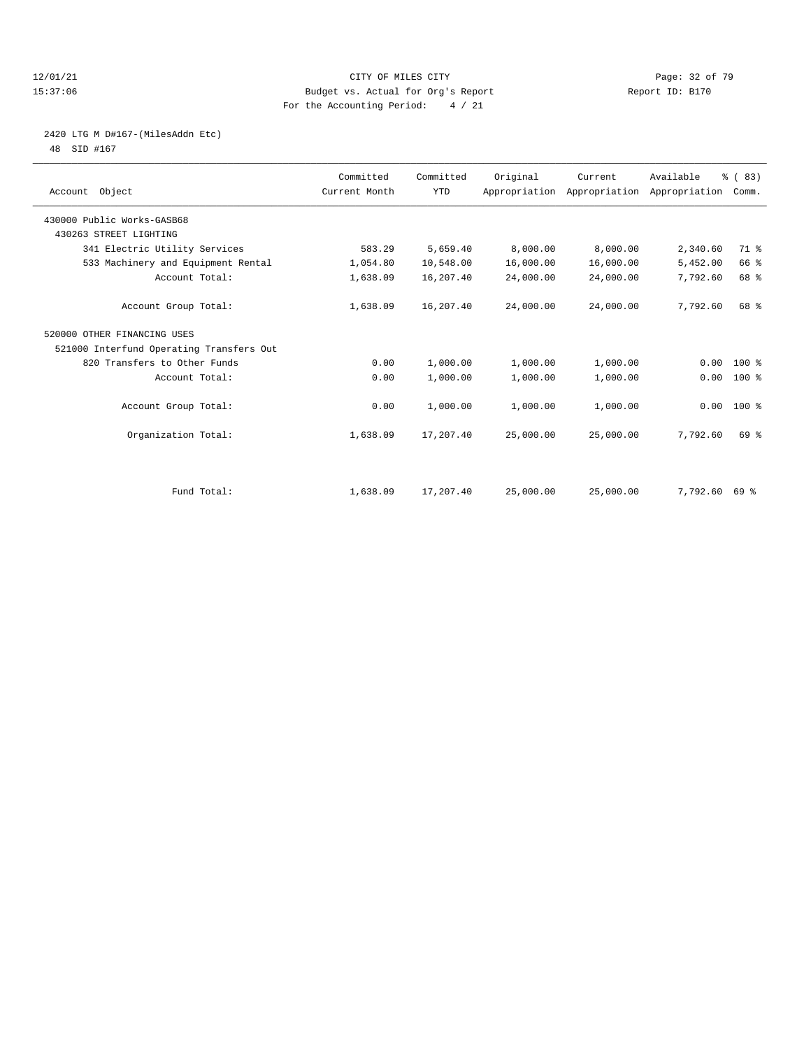12/01/21 CITY OF MILES CITY
15:37:06 Budget vs. Actual for Org's Report Report ID: B170
For the Accounting Period: 4 / 21

2420 LTG M D#167-(MilesAddn Etc)
48 SID #167

| Account Object | Committed Current Month | Committed YTD | Original Appropriation | Current Appropriation | Available Appropriation | % ( 83) Comm. |
|---|---|---|---|---|---|---|
| 430000 Public Works-GASB68 | | | | | | |
| 430263 STREET LIGHTING | | | | | | |
| 341 Electric Utility Services | 583.29 | 5,659.40 | 8,000.00 | 8,000.00 | 2,340.60 | 71 % |
| 533 Machinery and Equipment Rental | 1,054.80 | 10,548.00 | 16,000.00 | 16,000.00 | 5,452.00 | 66 % |
| Account Total: | 1,638.09 | 16,207.40 | 24,000.00 | 24,000.00 | 7,792.60 | 68 % |
| Account Group Total: | 1,638.09 | 16,207.40 | 24,000.00 | 24,000.00 | 7,792.60 | 68 % |
| 520000 OTHER FINANCING USES | | | | | | |
| 521000 Interfund Operating Transfers Out | | | | | | |
| 820 Transfers to Other Funds | 0.00 | 1,000.00 | 1,000.00 | 1,000.00 | 0.00 | 100 % |
| Account Total: | 0.00 | 1,000.00 | 1,000.00 | 1,000.00 | 0.00 | 100 % |
| Account Group Total: | 0.00 | 1,000.00 | 1,000.00 | 1,000.00 | 0.00 | 100 % |
| Organization Total: | 1,638.09 | 17,207.40 | 25,000.00 | 25,000.00 | 7,792.60 | 69 % |
| Fund Total: | 1,638.09 | 17,207.40 | 25,000.00 | 25,000.00 | 7,792.60 | 69 % |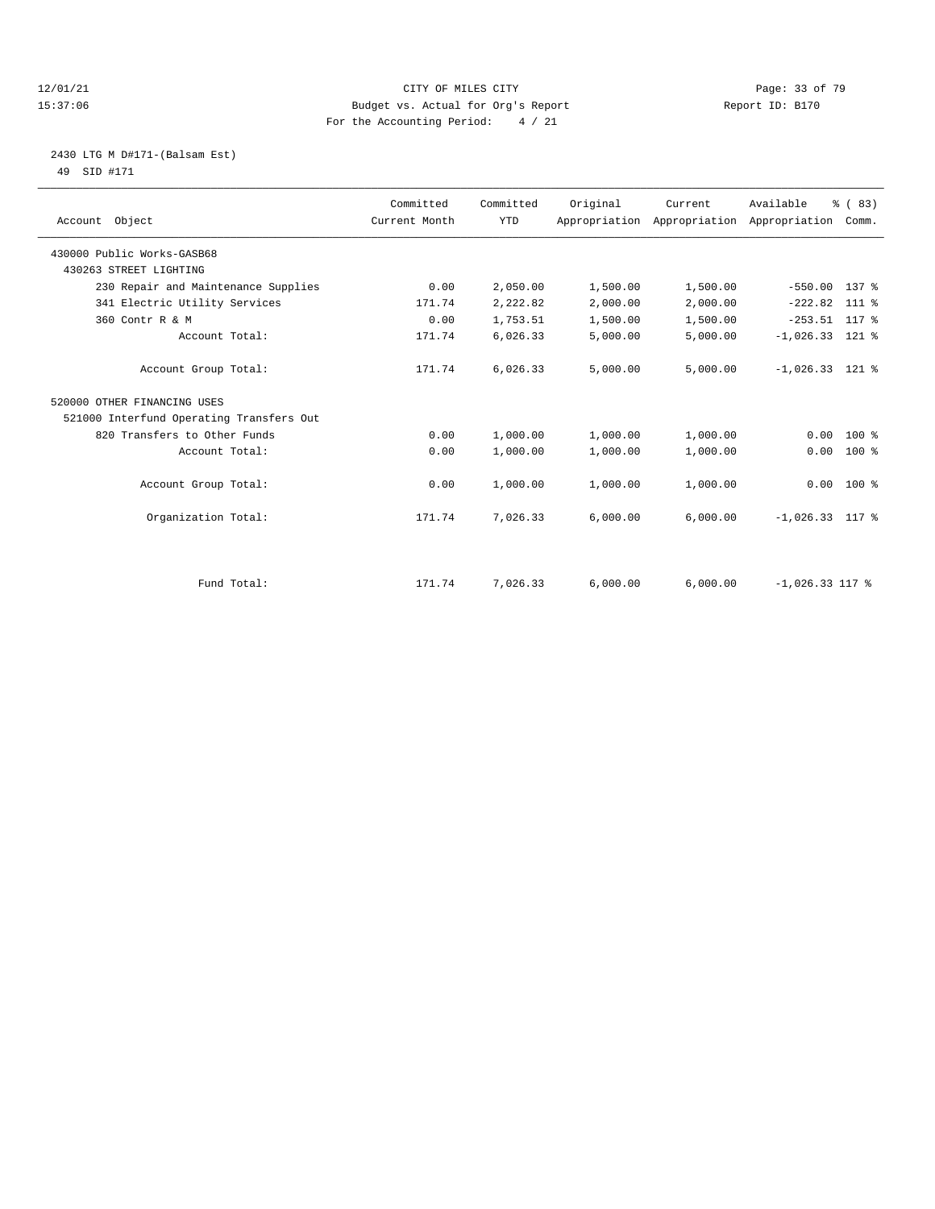CITY OF MILES CITY
Budget vs. Actual for Org's Report
For the Accounting Period: 4 / 21

12/01/21
15:37:06

Report ID: B170

2430 LTG M D#171-(Balsam Est)
49 SID #171

| Account Object | Committed Current Month | Committed YTD | Original Appropriation | Current Appropriation | Available Appropriation | % ( 83) Comm. |
|---|---|---|---|---|---|---|
| 430000 Public Works-GASB68 | | | | | | |
| 430263 STREET LIGHTING | | | | | | |
| 230 Repair and Maintenance Supplies | 0.00 | 2,050.00 | 1,500.00 | 1,500.00 | -550.00 | 137 % |
| 341 Electric Utility Services | 171.74 | 2,222.82 | 2,000.00 | 2,000.00 | -222.82 | 111 % |
| 360 Contr R & M | 0.00 | 1,753.51 | 1,500.00 | 1,500.00 | -253.51 | 117 % |
| Account Total: | 171.74 | 6,026.33 | 5,000.00 | 5,000.00 | -1,026.33 | 121 % |
| Account Group Total: | 171.74 | 6,026.33 | 5,000.00 | 5,000.00 | -1,026.33 | 121 % |
| 520000 OTHER FINANCING USES | | | | | | |
| 521000 Interfund Operating Transfers Out | | | | | | |
| 820 Transfers to Other Funds | 0.00 | 1,000.00 | 1,000.00 | 1,000.00 | 0.00 | 100 % |
| Account Total: | 0.00 | 1,000.00 | 1,000.00 | 1,000.00 | 0.00 | 100 % |
| Account Group Total: | 0.00 | 1,000.00 | 1,000.00 | 1,000.00 | 0.00 | 100 % |
| Organization Total: | 171.74 | 7,026.33 | 6,000.00 | 6,000.00 | -1,026.33 | 117 % |
| Fund Total: | 171.74 | 7,026.33 | 6,000.00 | 6,000.00 | -1,026.33 | 117 % |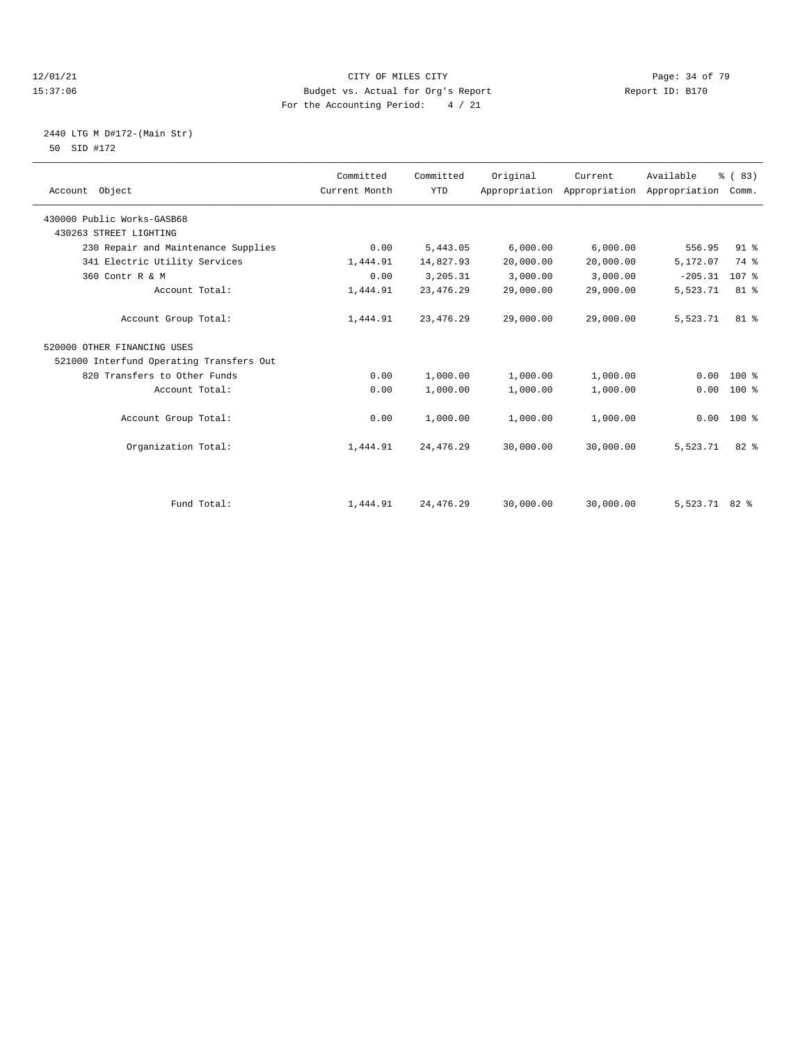12/01/21 CITY OF MILES CITY
15:37:06 Budget vs. Actual for Org's Report Report ID: B170
For the Accounting Period: 4 / 21

2440 LTG M D#172-(Main Str)
50 SID #172

| Account Object | Committed Current Month | Committed YTD | Original Appropriation | Current Appropriation | Available Appropriation | % ( 83) Comm. |
|---|---|---|---|---|---|---|
| 430000 Public Works-GASB68 | | | | | | |
| 430263 STREET LIGHTING | | | | | | |
| 230 Repair and Maintenance Supplies | 0.00 | 5,443.05 | 6,000.00 | 6,000.00 | 556.95 | 91 % |
| 341 Electric Utility Services | 1,444.91 | 14,827.93 | 20,000.00 | 20,000.00 | 5,172.07 | 74 % |
| 360 Contr R & M | 0.00 | 3,205.31 | 3,000.00 | 3,000.00 | -205.31 | 107 % |
| Account Total: | 1,444.91 | 23,476.29 | 29,000.00 | 29,000.00 | 5,523.71 | 81 % |
| Account Group Total: | 1,444.91 | 23,476.29 | 29,000.00 | 29,000.00 | 5,523.71 | 81 % |
| 520000 OTHER FINANCING USES | | | | | | |
| 521000 Interfund Operating Transfers Out | | | | | | |
| 820 Transfers to Other Funds | 0.00 | 1,000.00 | 1,000.00 | 1,000.00 | 0.00 | 100 % |
| Account Total: | 0.00 | 1,000.00 | 1,000.00 | 1,000.00 | 0.00 | 100 % |
| Account Group Total: | 0.00 | 1,000.00 | 1,000.00 | 1,000.00 | 0.00 | 100 % |
| Organization Total: | 1,444.91 | 24,476.29 | 30,000.00 | 30,000.00 | 5,523.71 | 82 % |
| Fund Total: | 1,444.91 | 24,476.29 | 30,000.00 | 30,000.00 | 5,523.71 | 82 % |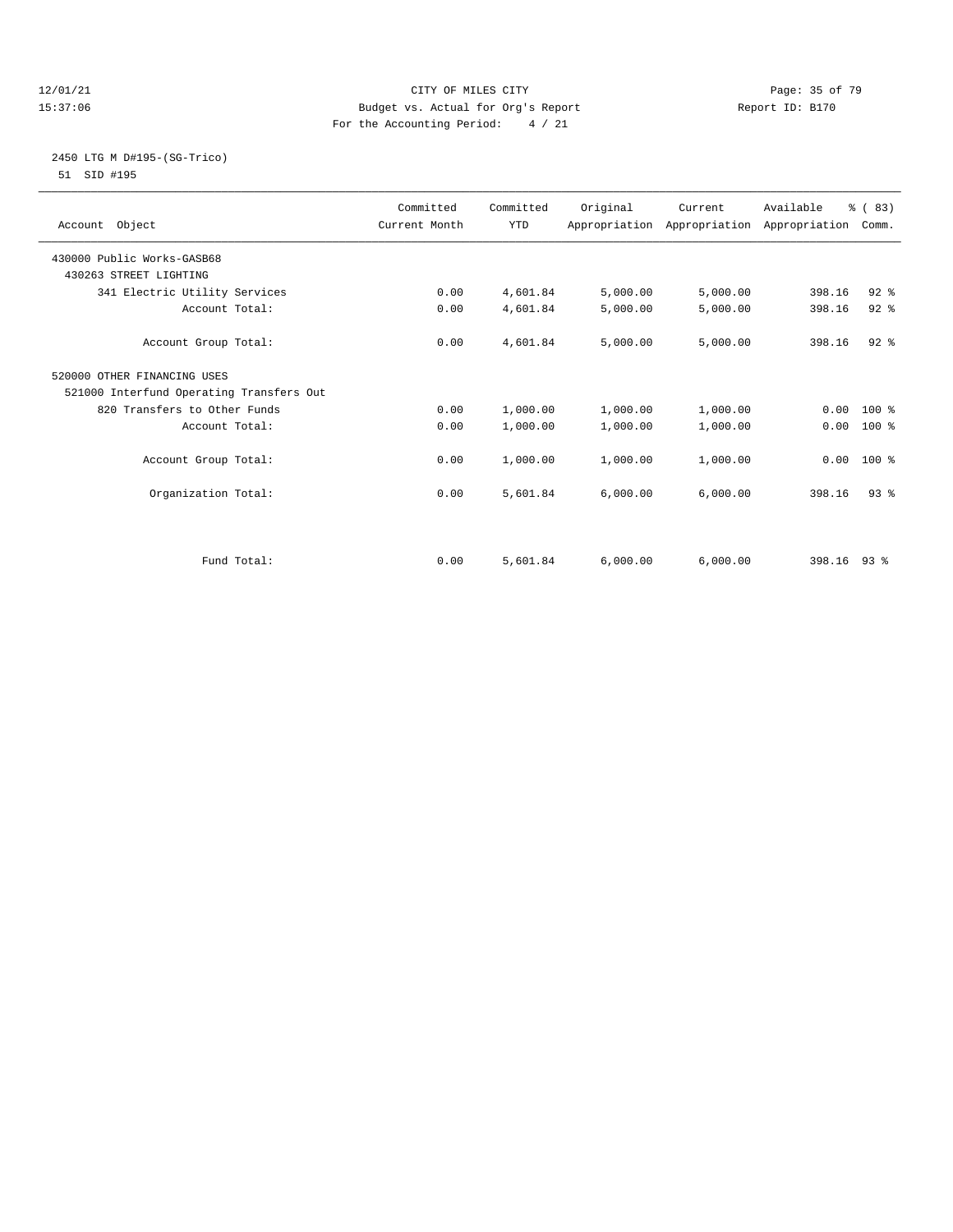CITY OF MILES CITY
Budget vs. Actual for Org's Report
For the Accounting Period: 4 / 21

12/01/21
15:37:06

Report ID: B170

2450 LTG M D#195-(SG-Trico)
51 SID #195

| Account Object | Committed Current Month | Committed YTD | Original Appropriation | Current Appropriation | Available Appropriation | % ( 83) Comm. |
|---|---|---|---|---|---|---|
| 430000 Public Works-GASB68 | | | | | | |
| 430263 STREET LIGHTING | | | | | | |
| 341 Electric Utility Services | 0.00 | 4,601.84 | 5,000.00 | 5,000.00 | 398.16 | 92 % |
| Account Total: | 0.00 | 4,601.84 | 5,000.00 | 5,000.00 | 398.16 | 92 % |
| Account Group Total: | 0.00 | 4,601.84 | 5,000.00 | 5,000.00 | 398.16 | 92 % |
| 520000 OTHER FINANCING USES | | | | | | |
| 521000 Interfund Operating Transfers Out | | | | | | |
| 820 Transfers to Other Funds | 0.00 | 1,000.00 | 1,000.00 | 1,000.00 | 0.00 | 100 % |
| Account Total: | 0.00 | 1,000.00 | 1,000.00 | 1,000.00 | 0.00 | 100 % |
| Account Group Total: | 0.00 | 1,000.00 | 1,000.00 | 1,000.00 | 0.00 | 100 % |
| Organization Total: | 0.00 | 5,601.84 | 6,000.00 | 6,000.00 | 398.16 | 93 % |
| Fund Total: | 0.00 | 5,601.84 | 6,000.00 | 6,000.00 | 398.16 | 93 % |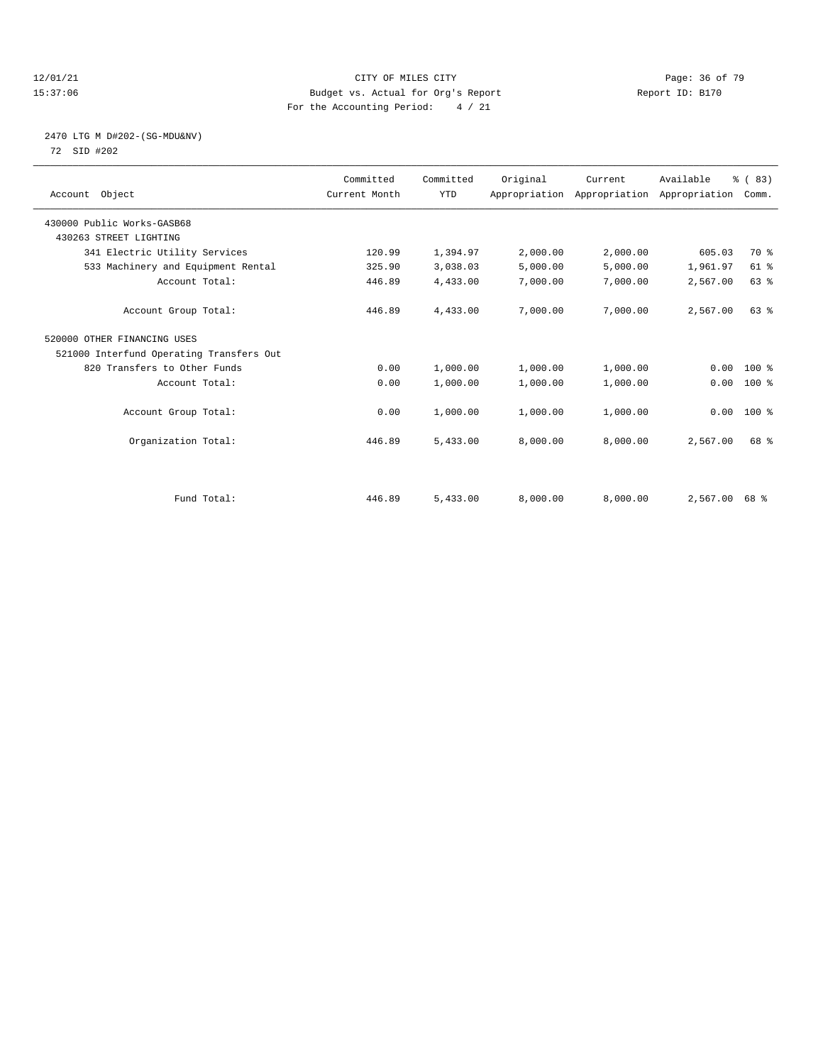CITY OF MILES CITY
Budget vs. Actual for Org's Report
For the Accounting Period: 4 / 21

12/01/21
15:37:06

Report ID: B170

2470 LTG M D#202-(SG-MDU&NV)
72 SID #202

| Account Object | Committed Current Month | Committed YTD | Original Appropriation | Current Appropriation | Available Appropriation | % ( 83) Comm. |
|---|---|---|---|---|---|---|
| 430000 Public Works-GASB68 | | | | | | |
| 430263 STREET LIGHTING | | | | | | |
| 341 Electric Utility Services | 120.99 | 1,394.97 | 2,000.00 | 2,000.00 | 605.03 | 70 % |
| 533 Machinery and Equipment Rental | 325.90 | 3,038.03 | 5,000.00 | 5,000.00 | 1,961.97 | 61 % |
| Account Total: | 446.89 | 4,433.00 | 7,000.00 | 7,000.00 | 2,567.00 | 63 % |
| Account Group Total: | 446.89 | 4,433.00 | 7,000.00 | 7,000.00 | 2,567.00 | 63 % |
| 520000 OTHER FINANCING USES | | | | | | |
| 521000 Interfund Operating Transfers Out | | | | | | |
| 820 Transfers to Other Funds | 0.00 | 1,000.00 | 1,000.00 | 1,000.00 | 0.00 | 100 % |
| Account Total: | 0.00 | 1,000.00 | 1,000.00 | 1,000.00 | 0.00 | 100 % |
| Account Group Total: | 0.00 | 1,000.00 | 1,000.00 | 1,000.00 | 0.00 | 100 % |
| Organization Total: | 446.89 | 5,433.00 | 8,000.00 | 8,000.00 | 2,567.00 | 68 % |
| Fund Total: | 446.89 | 5,433.00 | 8,000.00 | 8,000.00 | 2,567.00 | 68 % |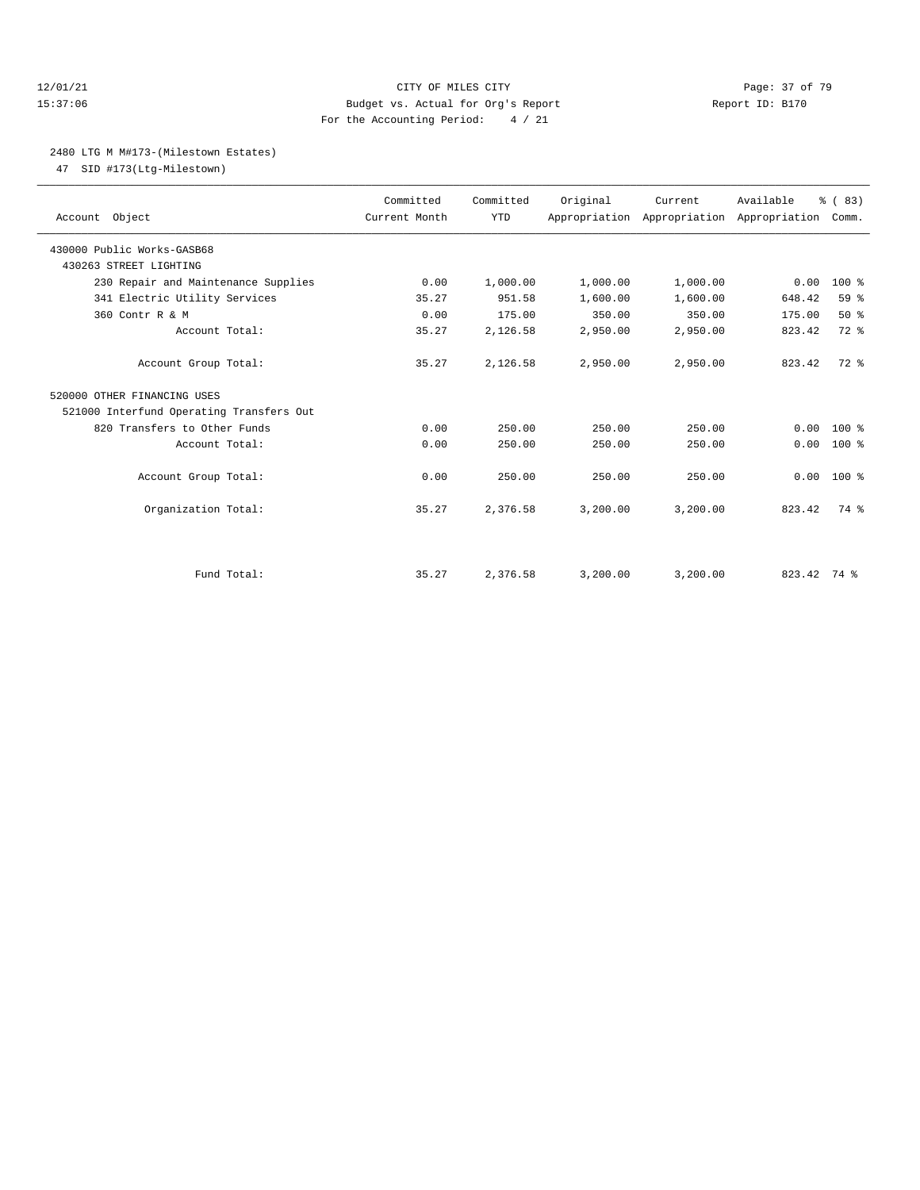CITY OF MILES CITY
Budget vs. Actual for Org's Report
For the Accounting Period: 4 / 21

12/01/21
15:37:06

Report ID: B170

## 2480 LTG M M#173-(Milestown Estates)

47 SID #173(Ltg-Milestown)

| Account Object | Committed Current Month | Committed YTD | Original Appropriation | Current Appropriation | Available Appropriation | % ( 83) Comm. |
|---|---|---|---|---|---|---|
| 430000 Public Works-GASB68 | | | | | | |
| 430263 STREET LIGHTING | | | | | | |
| 230 Repair and Maintenance Supplies | 0.00 | 1,000.00 | 1,000.00 | 1,000.00 | 0.00 | 100 % |
| 341 Electric Utility Services | 35.27 | 951.58 | 1,600.00 | 1,600.00 | 648.42 | 59 % |
| 360 Contr R & M | 0.00 | 175.00 | 350.00 | 350.00 | 175.00 | 50 % |
| Account Total: | 35.27 | 2,126.58 | 2,950.00 | 2,950.00 | 823.42 | 72 % |
| Account Group Total: | 35.27 | 2,126.58 | 2,950.00 | 2,950.00 | 823.42 | 72 % |
| 520000 OTHER FINANCING USES | | | | | | |
| 521000 Interfund Operating Transfers Out | | | | | | |
| 820 Transfers to Other Funds | 0.00 | 250.00 | 250.00 | 250.00 | 0.00 | 100 % |
| Account Total: | 0.00 | 250.00 | 250.00 | 250.00 | 0.00 | 100 % |
| Account Group Total: | 0.00 | 250.00 | 250.00 | 250.00 | 0.00 | 100 % |
| Organization Total: | 35.27 | 2,376.58 | 3,200.00 | 3,200.00 | 823.42 | 74 % |
| Fund Total: | 35.27 | 2,376.58 | 3,200.00 | 3,200.00 | 823.42 | 74 % |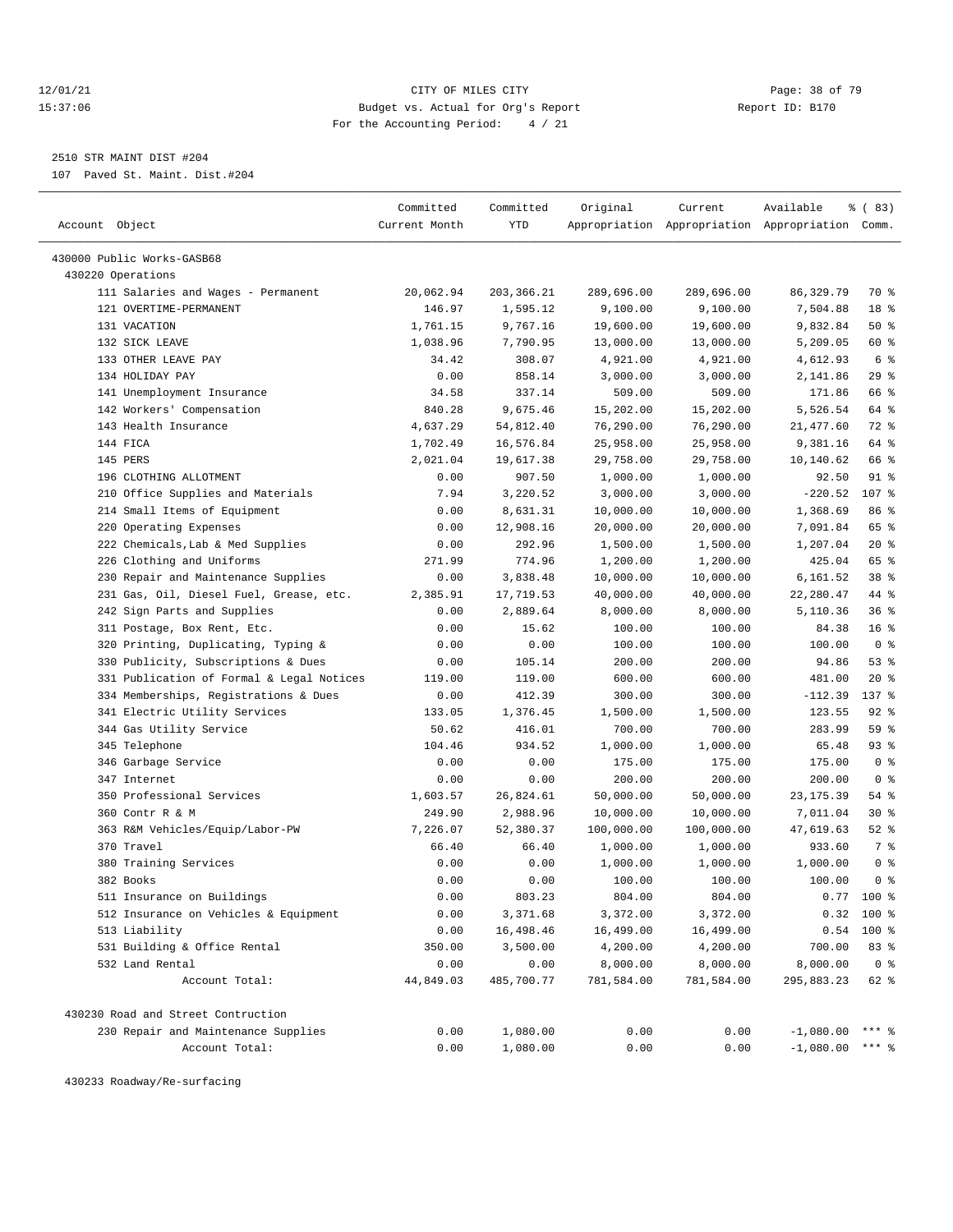12/01/21 CITY OF MILES CITY
15:37:06 Budget vs. Actual for Org's Report Report ID: B170
For the Accounting Period: 4 / 21

2510 STR MAINT DIST #204
107 Paved St. Maint. Dist.#204

| Account Object | Committed Current Month | Committed YTD | Original Appropriation | Current Appropriation | Available Appropriation | % ( 83) Comm. |
|---|---|---|---|---|---|---|
| 430000 Public Works-GASB68 | | | | | | |
| 430220 Operations | | | | | | |
| 111 Salaries and Wages - Permanent | 20,062.94 | 203,366.21 | 289,696.00 | 289,696.00 | 86,329.79 | 70 % |
| 121 OVERTIME-PERMANENT | 146.97 | 1,595.12 | 9,100.00 | 9,100.00 | 7,504.88 | 18 % |
| 131 VACATION | 1,761.15 | 9,767.16 | 19,600.00 | 19,600.00 | 9,832.84 | 50 % |
| 132 SICK LEAVE | 1,038.96 | 7,790.95 | 13,000.00 | 13,000.00 | 5,209.05 | 60 % |
| 133 OTHER LEAVE PAY | 34.42 | 308.07 | 4,921.00 | 4,921.00 | 4,612.93 | 6 % |
| 134 HOLIDAY PAY | 0.00 | 858.14 | 3,000.00 | 3,000.00 | 2,141.86 | 29 % |
| 141 Unemployment Insurance | 34.58 | 337.14 | 509.00 | 509.00 | 171.86 | 66 % |
| 142 Workers' Compensation | 840.28 | 9,675.46 | 15,202.00 | 15,202.00 | 5,526.54 | 64 % |
| 143 Health Insurance | 4,637.29 | 54,812.40 | 76,290.00 | 76,290.00 | 21,477.60 | 72 % |
| 144 FICA | 1,702.49 | 16,576.84 | 25,958.00 | 25,958.00 | 9,381.16 | 64 % |
| 145 PERS | 2,021.04 | 19,617.38 | 29,758.00 | 29,758.00 | 10,140.62 | 66 % |
| 196 CLOTHING ALLOTMENT | 0.00 | 907.50 | 1,000.00 | 1,000.00 | 92.50 | 91 % |
| 210 Office Supplies and Materials | 7.94 | 3,220.52 | 3,000.00 | 3,000.00 | -220.52 | 107 % |
| 214 Small Items of Equipment | 0.00 | 8,631.31 | 10,000.00 | 10,000.00 | 1,368.69 | 86 % |
| 220 Operating Expenses | 0.00 | 12,908.16 | 20,000.00 | 20,000.00 | 7,091.84 | 65 % |
| 222 Chemicals,Lab & Med Supplies | 0.00 | 292.96 | 1,500.00 | 1,500.00 | 1,207.04 | 20 % |
| 226 Clothing and Uniforms | 271.99 | 774.96 | 1,200.00 | 1,200.00 | 425.04 | 65 % |
| 230 Repair and Maintenance Supplies | 0.00 | 3,838.48 | 10,000.00 | 10,000.00 | 6,161.52 | 38 % |
| 231 Gas, Oil, Diesel Fuel, Grease, etc. | 2,385.91 | 17,719.53 | 40,000.00 | 40,000.00 | 22,280.47 | 44 % |
| 242 Sign Parts and Supplies | 0.00 | 2,889.64 | 8,000.00 | 8,000.00 | 5,110.36 | 36 % |
| 311 Postage, Box Rent, Etc. | 0.00 | 15.62 | 100.00 | 100.00 | 84.38 | 16 % |
| 320 Printing, Duplicating, Typing & | 0.00 | 0.00 | 100.00 | 100.00 | 100.00 | 0 % |
| 330 Publicity, Subscriptions & Dues | 0.00 | 105.14 | 200.00 | 200.00 | 94.86 | 53 % |
| 331 Publication of Formal & Legal Notices | 119.00 | 119.00 | 600.00 | 600.00 | 481.00 | 20 % |
| 334 Memberships, Registrations & Dues | 0.00 | 412.39 | 300.00 | 300.00 | -112.39 | 137 % |
| 341 Electric Utility Services | 133.05 | 1,376.45 | 1,500.00 | 1,500.00 | 123.55 | 92 % |
| 344 Gas Utility Service | 50.62 | 416.01 | 700.00 | 700.00 | 283.99 | 59 % |
| 345 Telephone | 104.46 | 934.52 | 1,000.00 | 1,000.00 | 65.48 | 93 % |
| 346 Garbage Service | 0.00 | 0.00 | 175.00 | 175.00 | 175.00 | 0 % |
| 347 Internet | 0.00 | 0.00 | 200.00 | 200.00 | 200.00 | 0 % |
| 350 Professional Services | 1,603.57 | 26,824.61 | 50,000.00 | 50,000.00 | 23,175.39 | 54 % |
| 360 Contr R & M | 249.90 | 2,988.96 | 10,000.00 | 10,000.00 | 7,011.04 | 30 % |
| 363 R&M Vehicles/Equip/Labor-PW | 7,226.07 | 52,380.37 | 100,000.00 | 100,000.00 | 47,619.63 | 52 % |
| 370 Travel | 66.40 | 66.40 | 1,000.00 | 1,000.00 | 933.60 | 7 % |
| 380 Training Services | 0.00 | 0.00 | 1,000.00 | 1,000.00 | 1,000.00 | 0 % |
| 382 Books | 0.00 | 0.00 | 100.00 | 100.00 | 100.00 | 0 % |
| 511 Insurance on Buildings | 0.00 | 803.23 | 804.00 | 804.00 | 0.77 | 100 % |
| 512 Insurance on Vehicles & Equipment | 0.00 | 3,371.68 | 3,372.00 | 3,372.00 | 0.32 | 100 % |
| 513 Liability | 0.00 | 16,498.46 | 16,499.00 | 16,499.00 | 0.54 | 100 % |
| 531 Building & Office Rental | 350.00 | 3,500.00 | 4,200.00 | 4,200.00 | 700.00 | 83 % |
| 532 Land Rental | 0.00 | 0.00 | 8,000.00 | 8,000.00 | 8,000.00 | 0 % |
| Account Total: | 44,849.03 | 485,700.77 | 781,584.00 | 781,584.00 | 295,883.23 | 62 % |
| 430230 Road and Street Contruction | | | | | | |
| 230 Repair and Maintenance Supplies | 0.00 | 1,080.00 | 0.00 | 0.00 | -1,080.00 | *** % |
| Account Total: | 0.00 | 1,080.00 | 0.00 | 0.00 | -1,080.00 | *** % |
| 430233 Roadway/Re-surfacing | | | | | | |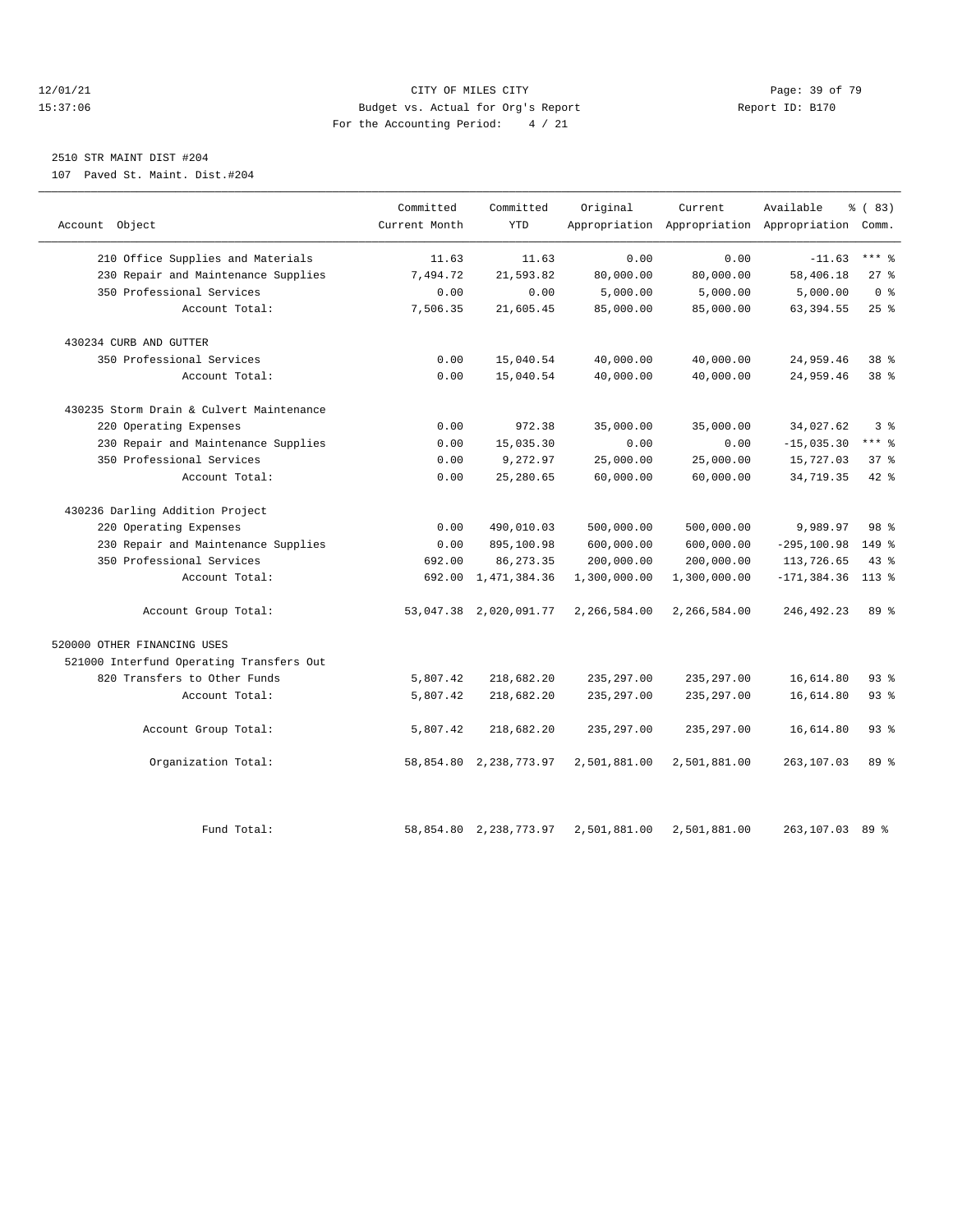CITY OF MILES CITY
Budget vs. Actual for Org's Report
For the Accounting Period: 4 / 21

2510 STR MAINT DIST #204

107 Paved St. Maint. Dist.#204

| Account Object | Committed Current Month | Committed YTD | Original Appropriation | Current Appropriation | Available Appropriation | % ( 83) Comm. |
|---|---|---|---|---|---|---|
| 210 Office Supplies and Materials | 11.63 | 11.63 | 0.00 | 0.00 | -11.63 | *** % |
| 230 Repair and Maintenance Supplies | 7,494.72 | 21,593.82 | 80,000.00 | 80,000.00 | 58,406.18 | 27 % |
| 350 Professional Services | 0.00 | 0.00 | 5,000.00 | 5,000.00 | 5,000.00 | 0 % |
| Account Total: | 7,506.35 | 21,605.45 | 85,000.00 | 85,000.00 | 63,394.55 | 25 % |
| 430234 CURB AND GUTTER | | | | | | |
| 350 Professional Services | 0.00 | 15,040.54 | 40,000.00 | 40,000.00 | 24,959.46 | 38 % |
| Account Total: | 0.00 | 15,040.54 | 40,000.00 | 40,000.00 | 24,959.46 | 38 % |
| 430235 Storm Drain & Culvert Maintenance | | | | | | |
| 220 Operating Expenses | 0.00 | 972.38 | 35,000.00 | 35,000.00 | 34,027.62 | 3 % |
| 230 Repair and Maintenance Supplies | 0.00 | 15,035.30 | 0.00 | 0.00 | -15,035.30 | *** % |
| 350 Professional Services | 0.00 | 9,272.97 | 25,000.00 | 25,000.00 | 15,727.03 | 37 % |
| Account Total: | 0.00 | 25,280.65 | 60,000.00 | 60,000.00 | 34,719.35 | 42 % |
| 430236 Darling Addition Project | | | | | | |
| 220 Operating Expenses | 0.00 | 490,010.03 | 500,000.00 | 500,000.00 | 9,989.97 | 98 % |
| 230 Repair and Maintenance Supplies | 0.00 | 895,100.98 | 600,000.00 | 600,000.00 | -295,100.98 | 149 % |
| 350 Professional Services | 692.00 | 86,273.35 | 200,000.00 | 200,000.00 | 113,726.65 | 43 % |
| Account Total: | 692.00 | 1,471,384.36 | 1,300,000.00 | 1,300,000.00 | -171,384.36 | 113 % |
| Account Group Total: | 53,047.38 | 2,020,091.77 | 2,266,584.00 | 2,266,584.00 | 246,492.23 | 89 % |
| 520000 OTHER FINANCING USES | | | | | | |
| 521000 Interfund Operating Transfers Out | | | | | | |
| 820 Transfers to Other Funds | 5,807.42 | 218,682.20 | 235,297.00 | 235,297.00 | 16,614.80 | 93 % |
| Account Total: | 5,807.42 | 218,682.20 | 235,297.00 | 235,297.00 | 16,614.80 | 93 % |
| Account Group Total: | 5,807.42 | 218,682.20 | 235,297.00 | 235,297.00 | 16,614.80 | 93 % |
| Organization Total: | 58,854.80 | 2,238,773.97 | 2,501,881.00 | 2,501,881.00 | 263,107.03 | 89 % |
| Fund Total: | 58,854.80 | 2,238,773.97 | 2,501,881.00 | 2,501,881.00 | 263,107.03 | 89 % |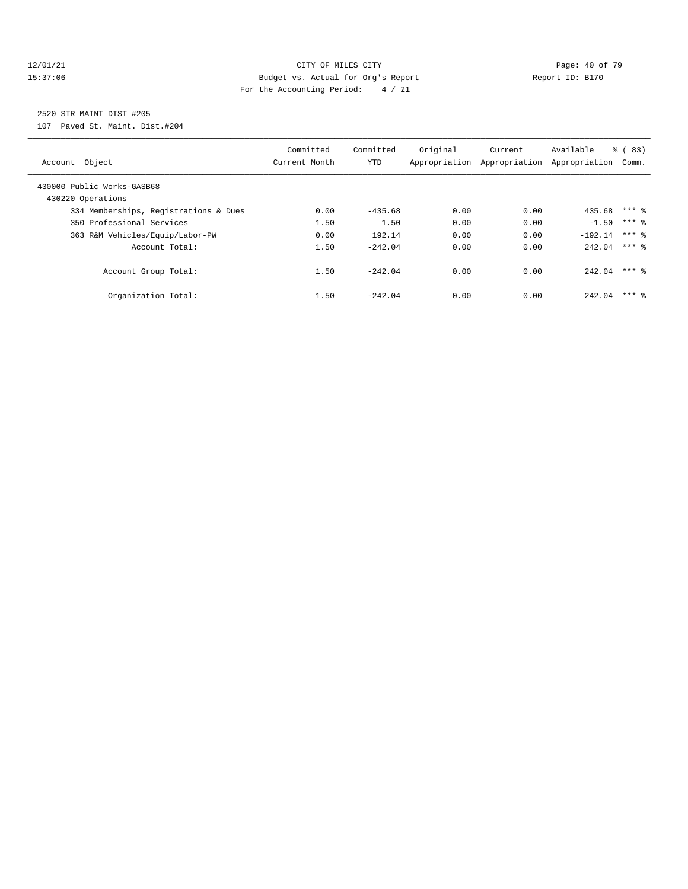CITY OF MILES CITY
Budget vs. Actual for Org's Report
For the Accounting Period: 4 / 21

12/01/21
15:37:06

Report ID: B170

2520 STR MAINT DIST #205
107 Paved St. Maint. Dist.#204

| Account Object | Committed Current Month | Committed YTD | Original Appropriation | Current Appropriation | Available Appropriation | % ( 83) Comm. |
|---|---|---|---|---|---|---|
| 430000 Public Works-GASB68 | | | | | | |
| 430220 Operations | | | | | | |
| 334 Memberships, Registrations & Dues | 0.00 | -435.68 | 0.00 | 0.00 | 435.68 | *** % |
| 350 Professional Services | 1.50 | 1.50 | 0.00 | 0.00 | -1.50 | *** % |
| 363 R&M Vehicles/Equip/Labor-PW | 0.00 | 192.14 | 0.00 | 0.00 | -192.14 | *** % |
| Account Total: | 1.50 | -242.04 | 0.00 | 0.00 | 242.04 | *** % |
| Account Group Total: | 1.50 | -242.04 | 0.00 | 0.00 | 242.04 | *** % |
| Organization Total: | 1.50 | -242.04 | 0.00 | 0.00 | 242.04 | *** % |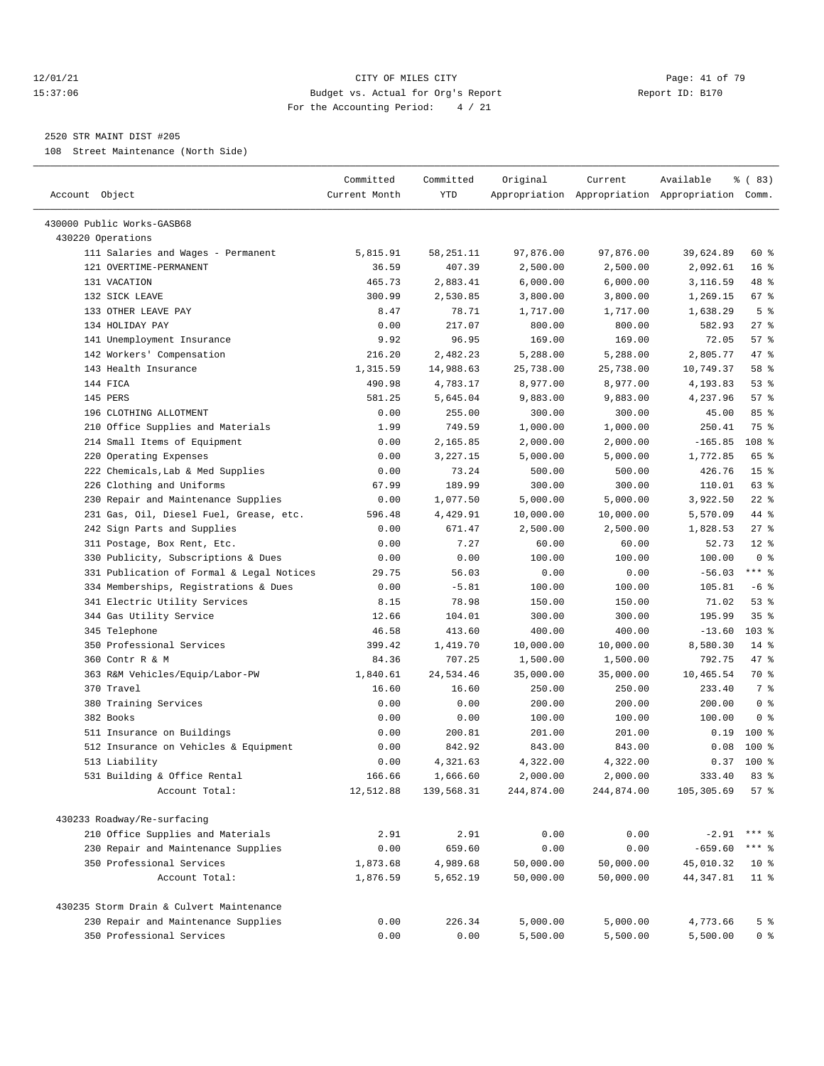12/01/21 CITY OF MILES CITY
15:37:06 Budget vs. Actual for Org's Report Report ID: B170
For the Accounting Period: 4 / 21

2520 STR MAINT DIST #205

108 Street Maintenance (North Side)

| Account Object | Committed Current Month | Committed YTD | Original Appropriation | Current Appropriation | Available Appropriation | % ( 83) Comm. |
|---|---|---|---|---|---|---|
| 430000 Public Works-GASB68 | | | | | | |
| 430220 Operations | | | | | | |
| 111 Salaries and Wages - Permanent | 5,815.91 | 58,251.11 | 97,876.00 | 97,876.00 | 39,624.89 | 60 % |
| 121 OVERTIME-PERMANENT | 36.59 | 407.39 | 2,500.00 | 2,500.00 | 2,092.61 | 16 % |
| 131 VACATION | 465.73 | 2,883.41 | 6,000.00 | 6,000.00 | 3,116.59 | 48 % |
| 132 SICK LEAVE | 300.99 | 2,530.85 | 3,800.00 | 3,800.00 | 1,269.15 | 67 % |
| 133 OTHER LEAVE PAY | 8.47 | 78.71 | 1,717.00 | 1,717.00 | 1,638.29 | 5 % |
| 134 HOLIDAY PAY | 0.00 | 217.07 | 800.00 | 800.00 | 582.93 | 27 % |
| 141 Unemployment Insurance | 9.92 | 96.95 | 169.00 | 169.00 | 72.05 | 57 % |
| 142 Workers' Compensation | 216.20 | 2,482.23 | 5,288.00 | 5,288.00 | 2,805.77 | 47 % |
| 143 Health Insurance | 1,315.59 | 14,988.63 | 25,738.00 | 25,738.00 | 10,749.37 | 58 % |
| 144 FICA | 490.98 | 4,783.17 | 8,977.00 | 8,977.00 | 4,193.83 | 53 % |
| 145 PERS | 581.25 | 5,645.04 | 9,883.00 | 9,883.00 | 4,237.96 | 57 % |
| 196 CLOTHING ALLOTMENT | 0.00 | 255.00 | 300.00 | 300.00 | 45.00 | 85 % |
| 210 Office Supplies and Materials | 1.99 | 749.59 | 1,000.00 | 1,000.00 | 250.41 | 75 % |
| 214 Small Items of Equipment | 0.00 | 2,165.85 | 2,000.00 | 2,000.00 | -165.85 | 108 % |
| 220 Operating Expenses | 0.00 | 3,227.15 | 5,000.00 | 5,000.00 | 1,772.85 | 65 % |
| 222 Chemicals,Lab & Med Supplies | 0.00 | 73.24 | 500.00 | 500.00 | 426.76 | 15 % |
| 226 Clothing and Uniforms | 67.99 | 189.99 | 300.00 | 300.00 | 110.01 | 63 % |
| 230 Repair and Maintenance Supplies | 0.00 | 1,077.50 | 5,000.00 | 5,000.00 | 3,922.50 | 22 % |
| 231 Gas, Oil, Diesel Fuel, Grease, etc. | 596.48 | 4,429.91 | 10,000.00 | 10,000.00 | 5,570.09 | 44 % |
| 242 Sign Parts and Supplies | 0.00 | 671.47 | 2,500.00 | 2,500.00 | 1,828.53 | 27 % |
| 311 Postage, Box Rent, Etc. | 0.00 | 7.27 | 60.00 | 60.00 | 52.73 | 12 % |
| 330 Publicity, Subscriptions & Dues | 0.00 | 0.00 | 100.00 | 100.00 | 100.00 | 0 % |
| 331 Publication of Formal & Legal Notices | 29.75 | 56.03 | 0.00 | 0.00 | -56.03 | *** % |
| 334 Memberships, Registrations & Dues | 0.00 | -5.81 | 100.00 | 100.00 | 105.81 | -6 % |
| 341 Electric Utility Services | 8.15 | 78.98 | 150.00 | 150.00 | 71.02 | 53 % |
| 344 Gas Utility Service | 12.66 | 104.01 | 300.00 | 300.00 | 195.99 | 35 % |
| 345 Telephone | 46.58 | 413.60 | 400.00 | 400.00 | -13.60 | 103 % |
| 350 Professional Services | 399.42 | 1,419.70 | 10,000.00 | 10,000.00 | 8,580.30 | 14 % |
| 360 Contr R & M | 84.36 | 707.25 | 1,500.00 | 1,500.00 | 792.75 | 47 % |
| 363 R&M Vehicles/Equip/Labor-PW | 1,840.61 | 24,534.46 | 35,000.00 | 35,000.00 | 10,465.54 | 70 % |
| 370 Travel | 16.60 | 16.60 | 250.00 | 250.00 | 233.40 | 7 % |
| 380 Training Services | 0.00 | 0.00 | 200.00 | 200.00 | 200.00 | 0 % |
| 382 Books | 0.00 | 0.00 | 100.00 | 100.00 | 100.00 | 0 % |
| 511 Insurance on Buildings | 0.00 | 200.81 | 201.00 | 201.00 | 0.19 | 100 % |
| 512 Insurance on Vehicles & Equipment | 0.00 | 842.92 | 843.00 | 843.00 | 0.08 | 100 % |
| 513 Liability | 0.00 | 4,321.63 | 4,322.00 | 4,322.00 | 0.37 | 100 % |
| 531 Building & Office Rental | 166.66 | 1,666.60 | 2,000.00 | 2,000.00 | 333.40 | 83 % |
| Account Total: | 12,512.88 | 139,568.31 | 244,874.00 | 244,874.00 | 105,305.69 | 57 % |
| 430233 Roadway/Re-surfacing | | | | | | |
| 210 Office Supplies and Materials | 2.91 | 2.91 | 0.00 | 0.00 | -2.91 | *** % |
| 230 Repair and Maintenance Supplies | 0.00 | 659.60 | 0.00 | 0.00 | -659.60 | *** % |
| 350 Professional Services | 1,873.68 | 4,989.68 | 50,000.00 | 50,000.00 | 45,010.32 | 10 % |
| Account Total: | 1,876.59 | 5,652.19 | 50,000.00 | 50,000.00 | 44,347.81 | 11 % |
| 430235 Storm Drain & Culvert Maintenance | | | | | | |
| 230 Repair and Maintenance Supplies | 0.00 | 226.34 | 5,000.00 | 5,000.00 | 4,773.66 | 5 % |
| 350 Professional Services | 0.00 | 0.00 | 5,500.00 | 5,500.00 | 5,500.00 | 0 % |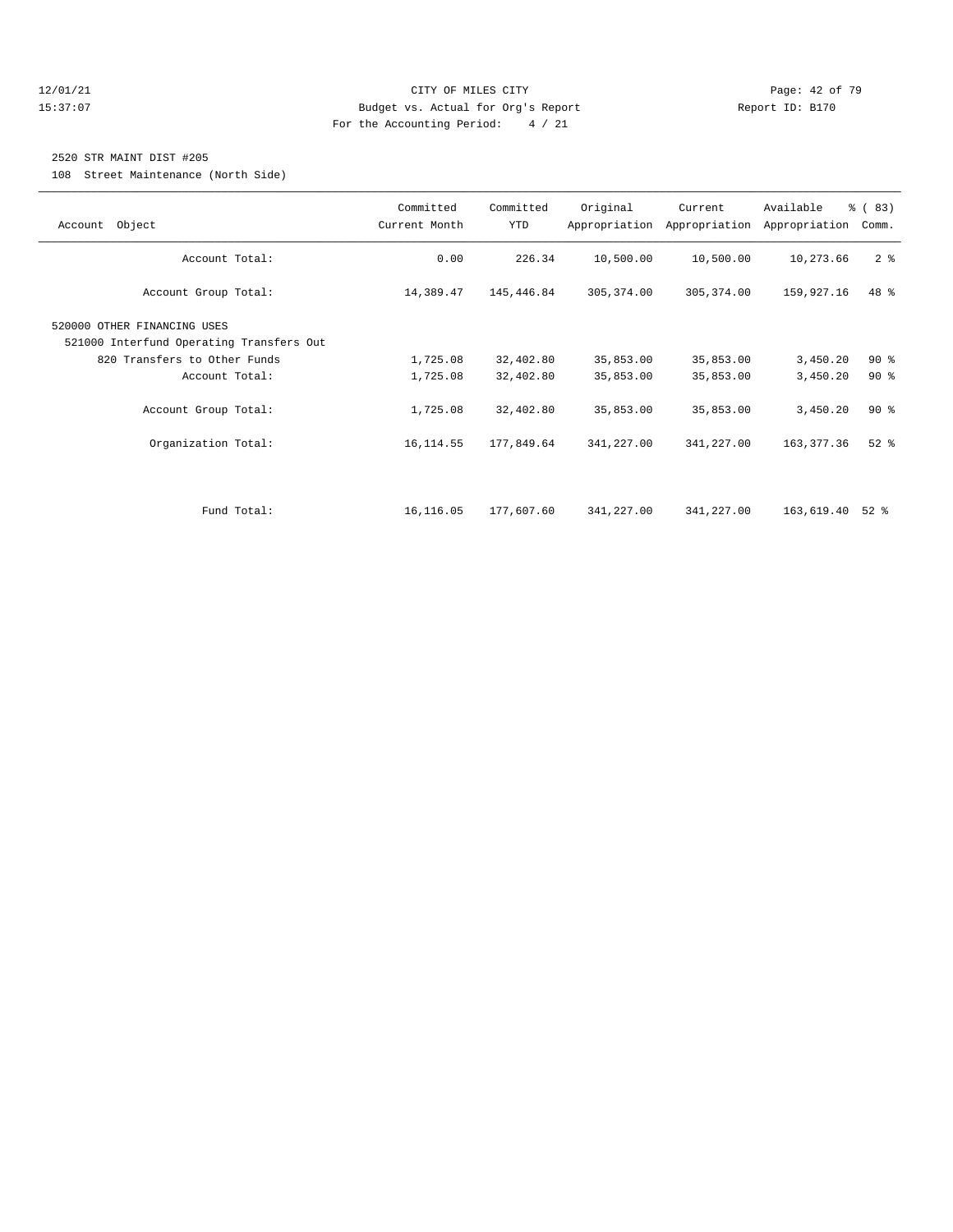CITY OF MILES CITY

Budget vs. Actual for Org's Report

For the Accounting Period: 4 / 21

12/01/21 15:37:07 Report ID: B170

## 2520 STR MAINT DIST #205

108 Street Maintenance (North Side)

| Account Object | Committed Current Month | Committed YTD | Original Appropriation | Current Appropriation | Available Appropriation | % ( 83) Comm. |
|---|---|---|---|---|---|---|
| Account Total: | 0.00 | 226.34 | 10,500.00 | 10,500.00 | 10,273.66 | 2 % |
| Account Group Total: | 14,389.47 | 145,446.84 | 305,374.00 | 305,374.00 | 159,927.16 | 48 % |
| 520000 OTHER FINANCING USES | | | | | | |
| 521000 Interfund Operating Transfers Out | | | | | | |
| 820 Transfers to Other Funds | 1,725.08 | 32,402.80 | 35,853.00 | 35,853.00 | 3,450.20 | 90 % |
| Account Total: | 1,725.08 | 32,402.80 | 35,853.00 | 35,853.00 | 3,450.20 | 90 % |
| Account Group Total: | 1,725.08 | 32,402.80 | 35,853.00 | 35,853.00 | 3,450.20 | 90 % |
| Organization Total: | 16,114.55 | 177,849.64 | 341,227.00 | 341,227.00 | 163,377.36 | 52 % |
| Fund Total: | 16,116.05 | 177,607.60 | 341,227.00 | 341,227.00 | 163,619.40 | 52 % |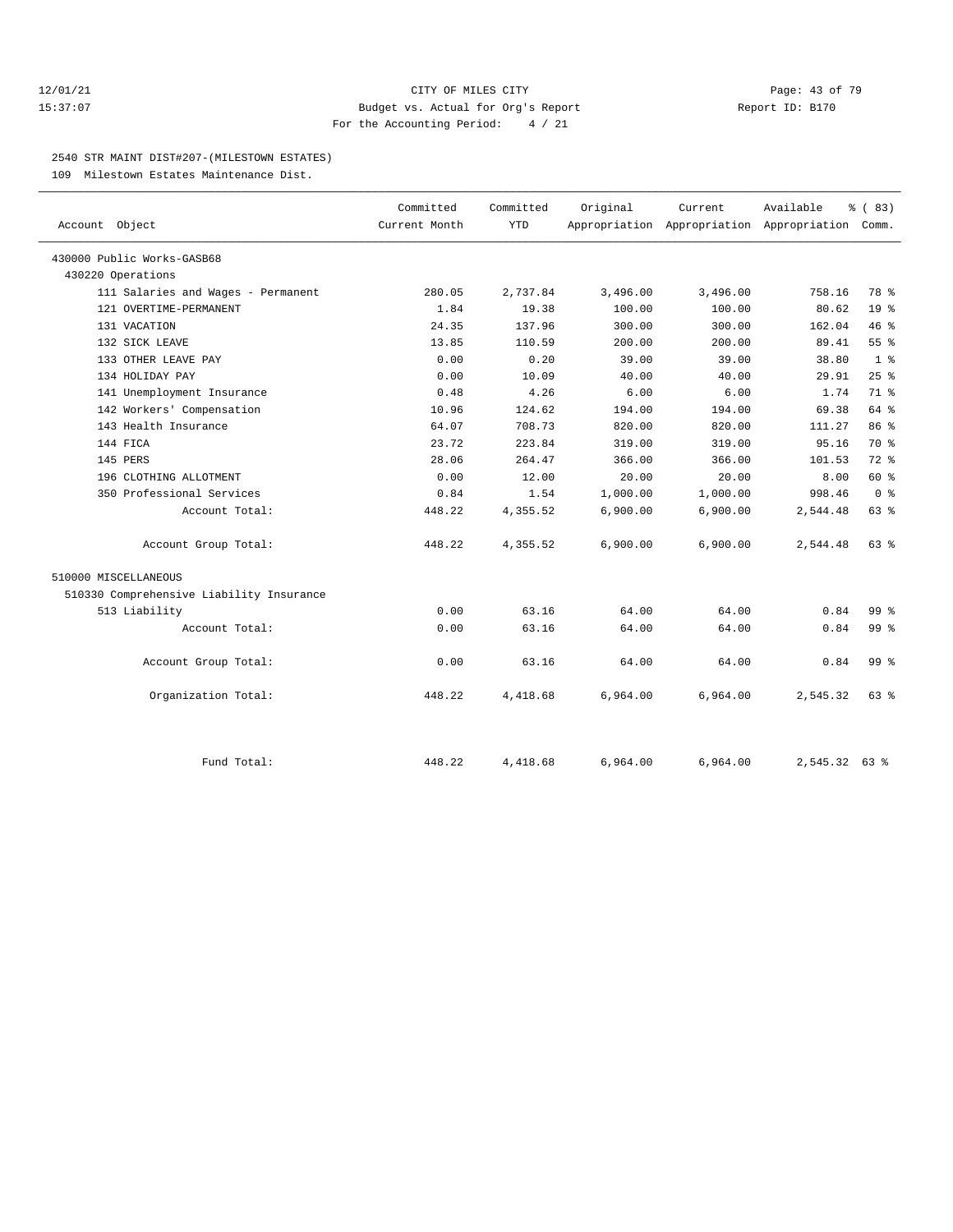12/01/21 CITY OF MILES CITY
15:37:07 Budget vs. Actual for Org's Report Report ID: B170
For the Accounting Period: 4 / 21

2540 STR MAINT DIST#207-(MILESTOWN ESTATES)

109 Milestown Estates Maintenance Dist.

| Account Object | Committed Current Month | Committed YTD | Original Appropriation | Current Appropriation | Available Appropriation | % ( 83) Comm. |
|---|---|---|---|---|---|---|
| 430000 Public Works-GASB68 | | | | | | |
| 430220 Operations | | | | | | |
| 111 Salaries and Wages - Permanent | 280.05 | 2,737.84 | 3,496.00 | 3,496.00 | 758.16 | 78 % |
| 121 OVERTIME-PERMANENT | 1.84 | 19.38 | 100.00 | 100.00 | 80.62 | 19 % |
| 131 VACATION | 24.35 | 137.96 | 300.00 | 300.00 | 162.04 | 46 % |
| 132 SICK LEAVE | 13.85 | 110.59 | 200.00 | 200.00 | 89.41 | 55 % |
| 133 OTHER LEAVE PAY | 0.00 | 0.20 | 39.00 | 39.00 | 38.80 | 1 % |
| 134 HOLIDAY PAY | 0.00 | 10.09 | 40.00 | 40.00 | 29.91 | 25 % |
| 141 Unemployment Insurance | 0.48 | 4.26 | 6.00 | 6.00 | 1.74 | 71 % |
| 142 Workers' Compensation | 10.96 | 124.62 | 194.00 | 194.00 | 69.38 | 64 % |
| 143 Health Insurance | 64.07 | 708.73 | 820.00 | 820.00 | 111.27 | 86 % |
| 144 FICA | 23.72 | 223.84 | 319.00 | 319.00 | 95.16 | 70 % |
| 145 PERS | 28.06 | 264.47 | 366.00 | 366.00 | 101.53 | 72 % |
| 196 CLOTHING ALLOTMENT | 0.00 | 12.00 | 20.00 | 20.00 | 8.00 | 60 % |
| 350 Professional Services | 0.84 | 1.54 | 1,000.00 | 1,000.00 | 998.46 | 0 % |
| Account Total: | 448.22 | 4,355.52 | 6,900.00 | 6,900.00 | 2,544.48 | 63 % |
| Account Group Total: | 448.22 | 4,355.52 | 6,900.00 | 6,900.00 | 2,544.48 | 63 % |
| 510000 MISCELLANEOUS | | | | | | |
| 510330 Comprehensive Liability Insurance | | | | | | |
| 513 Liability | 0.00 | 63.16 | 64.00 | 64.00 | 0.84 | 99 % |
| Account Total: | 0.00 | 63.16 | 64.00 | 64.00 | 0.84 | 99 % |
| Account Group Total: | 0.00 | 63.16 | 64.00 | 64.00 | 0.84 | 99 % |
| Organization Total: | 448.22 | 4,418.68 | 6,964.00 | 6,964.00 | 2,545.32 | 63 % |
| Fund Total: | 448.22 | 4,418.68 | 6,964.00 | 6,964.00 | 2,545.32 | 63 % |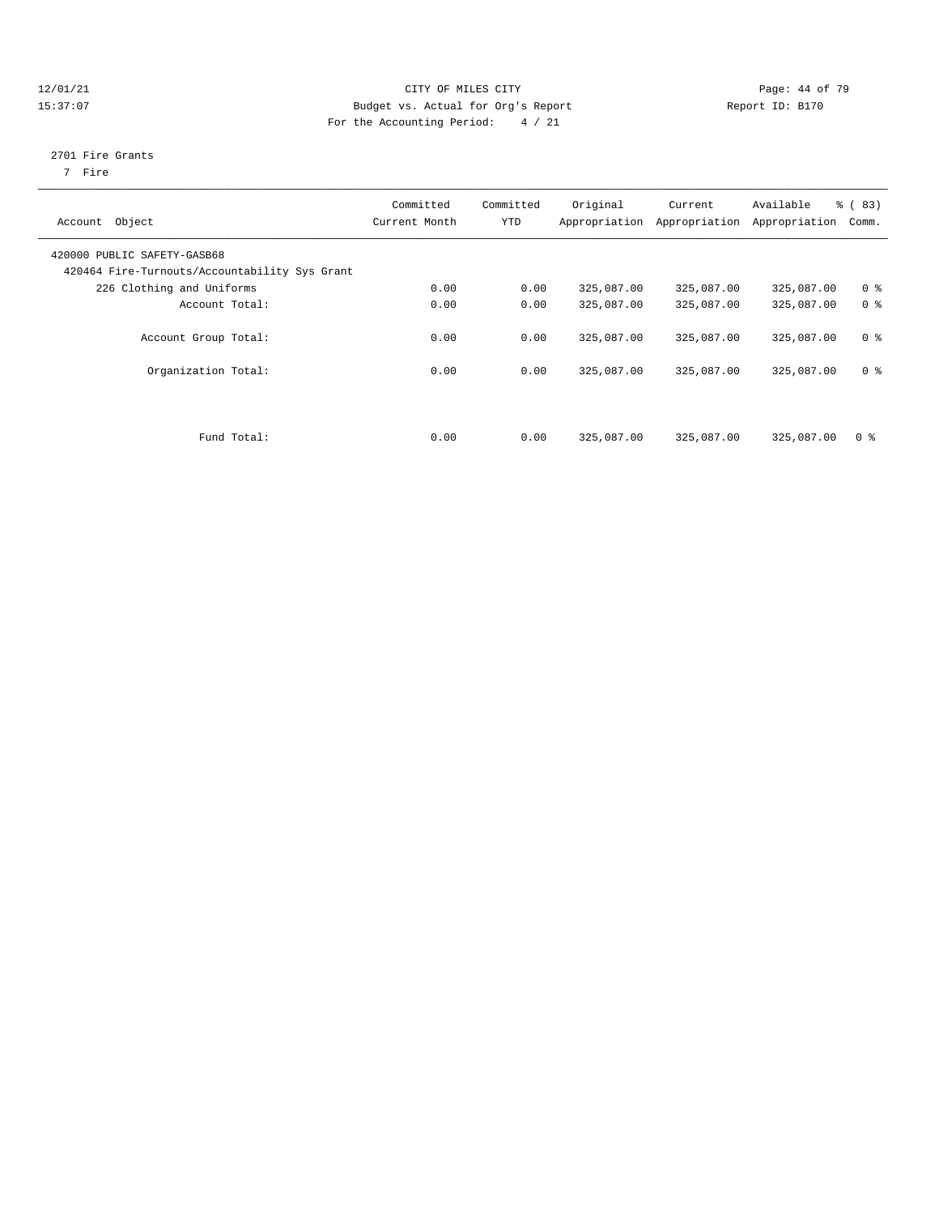12/01/21 CITY OF MILES CITY
15:37:07 Budget vs. Actual for Org's Report Report ID: B170
For the Accounting Period: 4 / 21

2701 Fire Grants
7 Fire

| Account Object | Committed Current Month | Committed YTD | Original Appropriation | Current Appropriation | Available Appropriation | % ( 83) Comm. |
|---|---|---|---|---|---|---|
| 420000 PUBLIC SAFETY-GASB68 | | | | | | |
| 420464 Fire-Turnouts/Accountability Sys Grant | | | | | | |
| 226 Clothing and Uniforms | 0.00 | 0.00 | 325,087.00 | 325,087.00 | 325,087.00 | 0 % |
| Account Total: | 0.00 | 0.00 | 325,087.00 | 325,087.00 | 325,087.00 | 0 % |
| Account Group Total: | 0.00 | 0.00 | 325,087.00 | 325,087.00 | 325,087.00 | 0 % |
| Organization Total: | 0.00 | 0.00 | 325,087.00 | 325,087.00 | 325,087.00 | 0 % |
| Fund Total: | 0.00 | 0.00 | 325,087.00 | 325,087.00 | 325,087.00 | 0 % |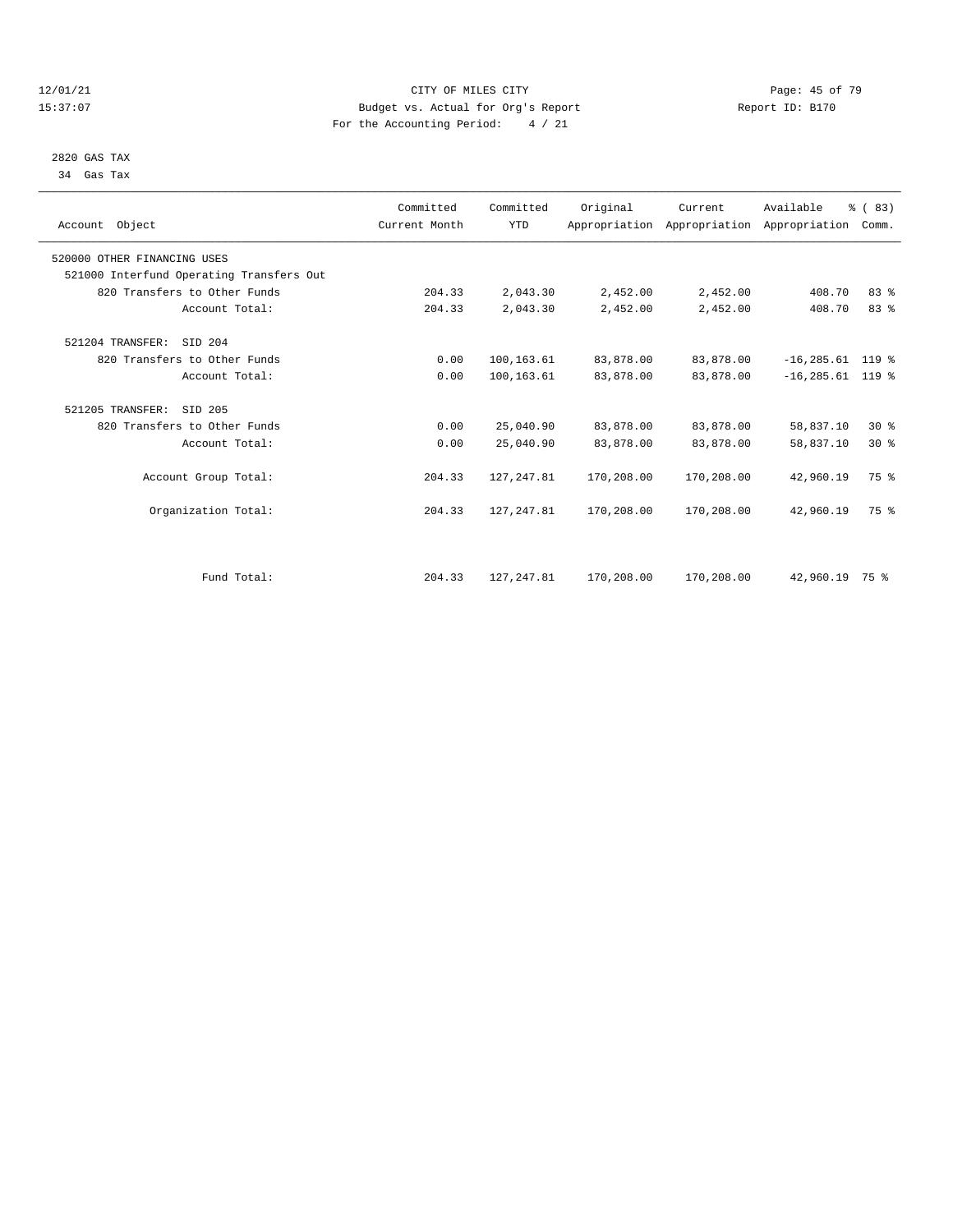12/01/21 CITY OF MILES CITY
15:37:07 Budget vs. Actual for Org's Report Report ID: B170
For the Accounting Period: 4 / 21

2820 GAS TAX
34 Gas Tax

| Account Object | Committed Current Month | Committed YTD | Original Appropriation | Current Appropriation | Available Appropriation | % ( 83) Comm. |
|---|---|---|---|---|---|---|
| 520000 OTHER FINANCING USES | | | | | | |
| 521000 Interfund Operating Transfers Out | | | | | | |
| 820 Transfers to Other Funds | 204.33 | 2,043.30 | 2,452.00 | 2,452.00 | 408.70 | 83 % |
| Account Total: | 204.33 | 2,043.30 | 2,452.00 | 2,452.00 | 408.70 | 83 % |
| 521204 TRANSFER: SID 204 | | | | | | |
| 820 Transfers to Other Funds | 0.00 | 100,163.61 | 83,878.00 | 83,878.00 | -16,285.61 | 119 % |
| Account Total: | 0.00 | 100,163.61 | 83,878.00 | 83,878.00 | -16,285.61 | 119 % |
| 521205 TRANSFER: SID 205 | | | | | | |
| 820 Transfers to Other Funds | 0.00 | 25,040.90 | 83,878.00 | 83,878.00 | 58,837.10 | 30 % |
| Account Total: | 0.00 | 25,040.90 | 83,878.00 | 83,878.00 | 58,837.10 | 30 % |
| Account Group Total: | 204.33 | 127,247.81 | 170,208.00 | 170,208.00 | 42,960.19 | 75 % |
| Organization Total: | 204.33 | 127,247.81 | 170,208.00 | 170,208.00 | 42,960.19 | 75 % |
| Fund Total: | 204.33 | 127,247.81 | 170,208.00 | 170,208.00 | 42,960.19 | 75 % |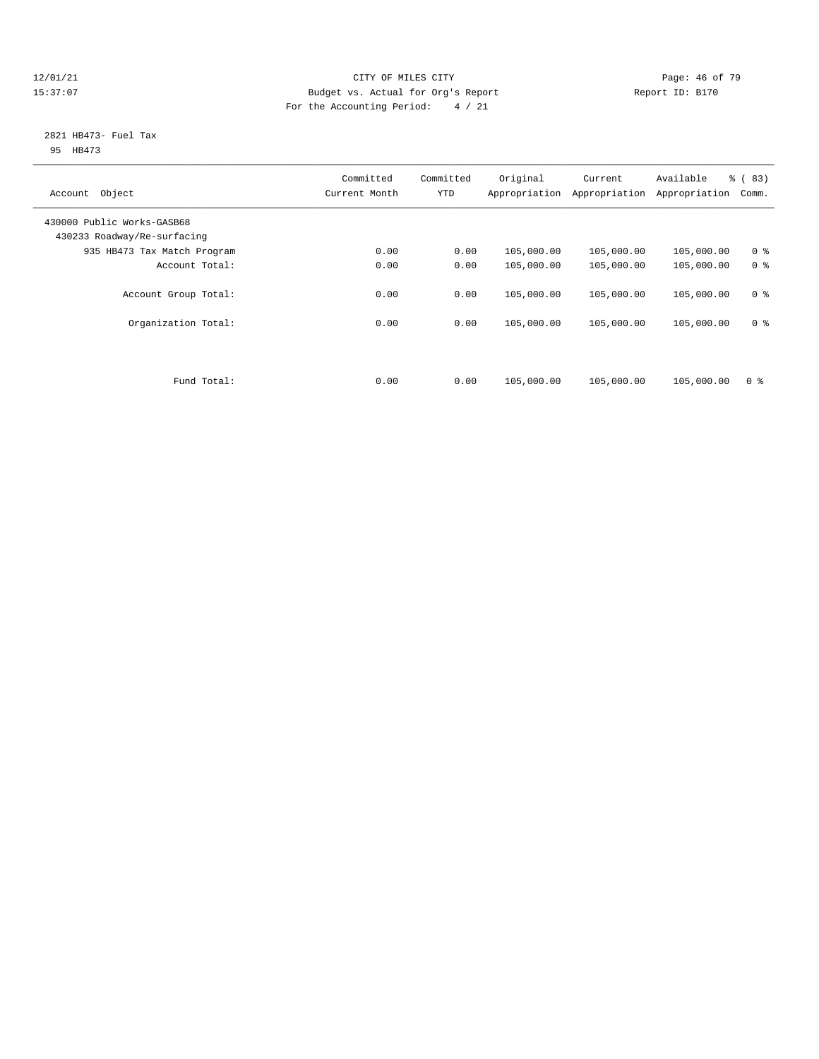12/01/21 CITY OF MILES CITY

15:37:07 Budget vs. Actual for Org's Report Report ID: B170

For the Accounting Period: 4 / 21

2821 HB473- Fuel Tax

95 HB473

| Account Object | Committed Current Month | Committed YTD | Original Appropriation | Current Appropriation | Available Appropriation | % ( 83) Comm. |
|---|---|---|---|---|---|---|
| 430000 Public Works-GASB68 | | | | | | |
| 430233 Roadway/Re-surfacing | | | | | | |
| 935 HB473 Tax Match Program | 0.00 | 0.00 | 105,000.00 | 105,000.00 | 105,000.00 | 0 % |
| Account Total: | 0.00 | 0.00 | 105,000.00 | 105,000.00 | 105,000.00 | 0 % |
| Account Group Total: | 0.00 | 0.00 | 105,000.00 | 105,000.00 | 105,000.00 | 0 % |
| Organization Total: | 0.00 | 0.00 | 105,000.00 | 105,000.00 | 105,000.00 | 0 % |
| Fund Total: | 0.00 | 0.00 | 105,000.00 | 105,000.00 | 105,000.00 | 0 % |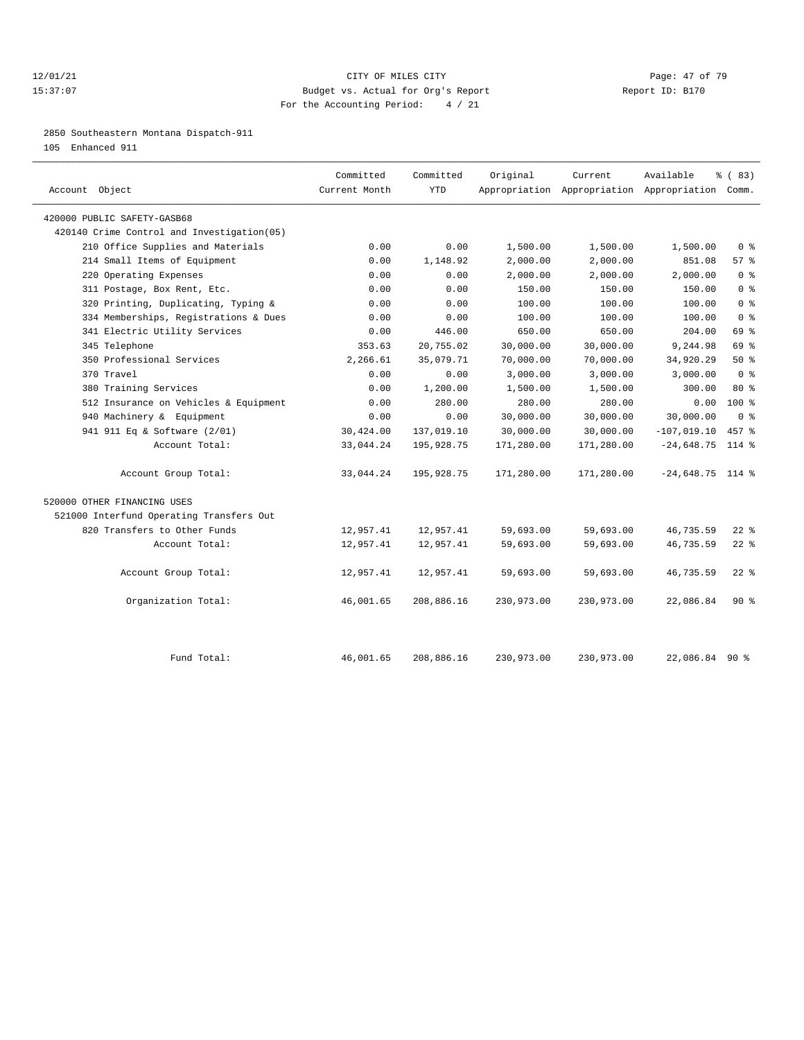12/01/21 CITY OF MILES CITY

15:37:07 Budget vs. Actual for Org's Report Report ID: B170

For the Accounting Period: 4 / 21

2850 Southeastern Montana Dispatch-911

105 Enhanced 911

| Account Object | Committed Current Month | Committed YTD | Original Appropriation | Current Appropriation | Available Appropriation | % ( 83) Comm. |
|---|---|---|---|---|---|---|
| 420000 PUBLIC SAFETY-GASB68 | | | | | | |
| 420140 Crime Control and Investigation(05) | | | | | | |
| 210 Office Supplies and Materials | 0.00 | 0.00 | 1,500.00 | 1,500.00 | 1,500.00 | 0 % |
| 214 Small Items of Equipment | 0.00 | 1,148.92 | 2,000.00 | 2,000.00 | 851.08 | 57 % |
| 220 Operating Expenses | 0.00 | 0.00 | 2,000.00 | 2,000.00 | 2,000.00 | 0 % |
| 311 Postage, Box Rent, Etc. | 0.00 | 0.00 | 150.00 | 150.00 | 150.00 | 0 % |
| 320 Printing, Duplicating, Typing & | 0.00 | 0.00 | 100.00 | 100.00 | 100.00 | 0 % |
| 334 Memberships, Registrations & Dues | 0.00 | 0.00 | 100.00 | 100.00 | 100.00 | 0 % |
| 341 Electric Utility Services | 0.00 | 446.00 | 650.00 | 650.00 | 204.00 | 69 % |
| 345 Telephone | 353.63 | 20,755.02 | 30,000.00 | 30,000.00 | 9,244.98 | 69 % |
| 350 Professional Services | 2,266.61 | 35,079.71 | 70,000.00 | 70,000.00 | 34,920.29 | 50 % |
| 370 Travel | 0.00 | 0.00 | 3,000.00 | 3,000.00 | 3,000.00 | 0 % |
| 380 Training Services | 0.00 | 1,200.00 | 1,500.00 | 1,500.00 | 300.00 | 80 % |
| 512 Insurance on Vehicles & Equipment | 0.00 | 280.00 | 280.00 | 280.00 | 0.00 | 100 % |
| 940 Machinery & Equipment | 0.00 | 0.00 | 30,000.00 | 30,000.00 | 30,000.00 | 0 % |
| 941 911 Eq & Software (2/01) | 30,424.00 | 137,019.10 | 30,000.00 | 30,000.00 | -107,019.10 | 457 % |
| Account Total: | 33,044.24 | 195,928.75 | 171,280.00 | 171,280.00 | -24,648.75 | 114 % |
| Account Group Total: | 33,044.24 | 195,928.75 | 171,280.00 | 171,280.00 | -24,648.75 | 114 % |
| 520000 OTHER FINANCING USES | | | | | | |
| 521000 Interfund Operating Transfers Out | | | | | | |
| 820 Transfers to Other Funds | 12,957.41 | 12,957.41 | 59,693.00 | 59,693.00 | 46,735.59 | 22 % |
| Account Total: | 12,957.41 | 12,957.41 | 59,693.00 | 59,693.00 | 46,735.59 | 22 % |
| Account Group Total: | 12,957.41 | 12,957.41 | 59,693.00 | 59,693.00 | 46,735.59 | 22 % |
| Organization Total: | 46,001.65 | 208,886.16 | 230,973.00 | 230,973.00 | 22,086.84 | 90 % |
| Fund Total: | 46,001.65 | 208,886.16 | 230,973.00 | 230,973.00 | 22,086.84 | 90 % |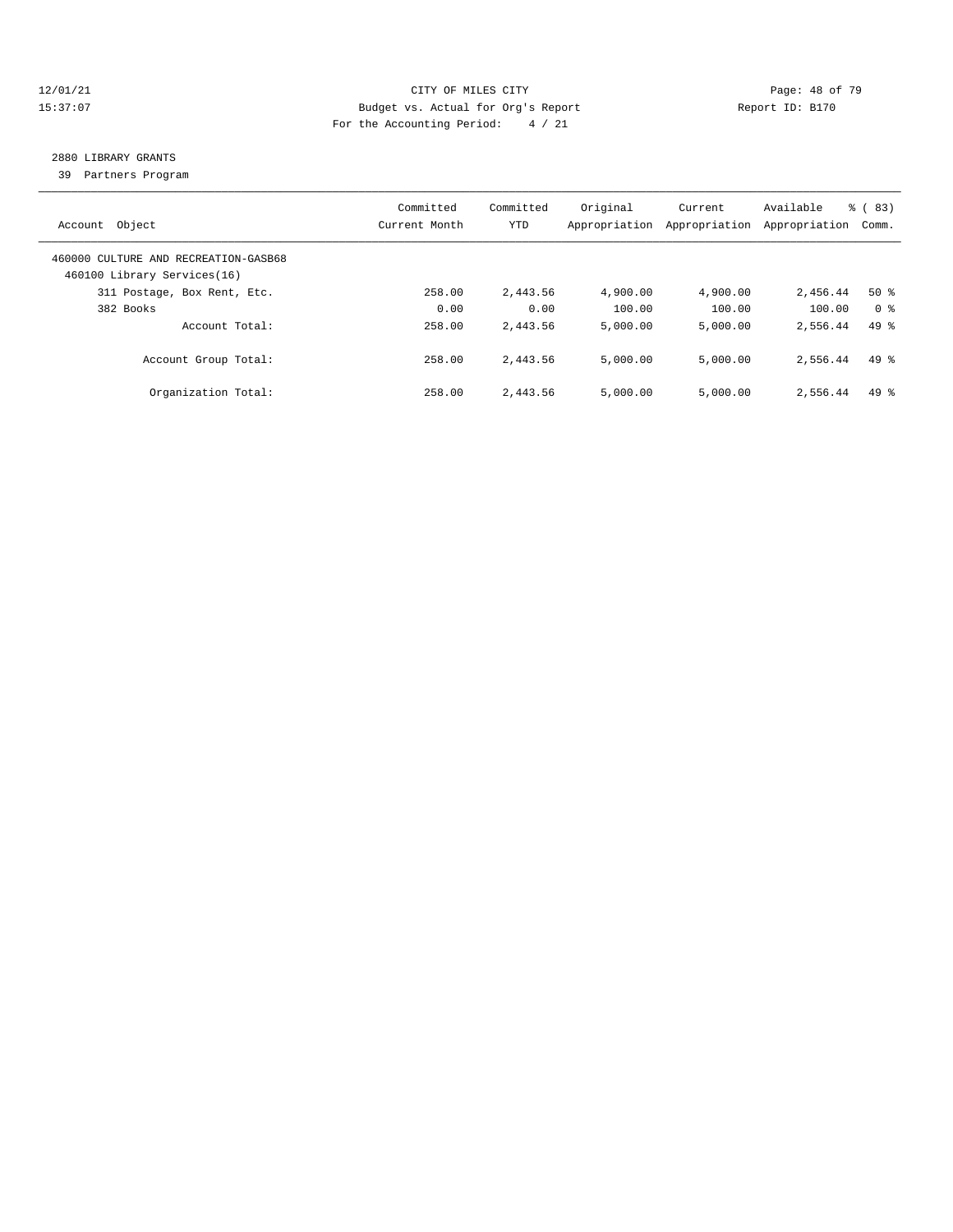CITY OF MILES CITY
Budget vs. Actual for Org's Report
For the Accounting Period: 4 / 21

12/01/21
15:37:07

Report ID: B170

## 2880 LIBRARY GRANTS

39 Partners Program

| Account Object | Committed Current Month | Committed YTD | Original Appropriation | Current Appropriation | Available Appropriation | % ( 83) Comm. |
|---|---|---|---|---|---|---|
| 460000 CULTURE AND RECREATION-GASB68 | | | | | | |
| 460100 Library Services(16) | | | | | | |
| 311 Postage, Box Rent, Etc. | 258.00 | 2,443.56 | 4,900.00 | 4,900.00 | 2,456.44 | 50 % |
| 382 Books | 0.00 | 0.00 | 100.00 | 100.00 | 100.00 | 0 % |
| Account Total: | 258.00 | 2,443.56 | 5,000.00 | 5,000.00 | 2,556.44 | 49 % |
| Account Group Total: | 258.00 | 2,443.56 | 5,000.00 | 5,000.00 | 2,556.44 | 49 % |
| Organization Total: | 258.00 | 2,443.56 | 5,000.00 | 5,000.00 | 2,556.44 | 49 % |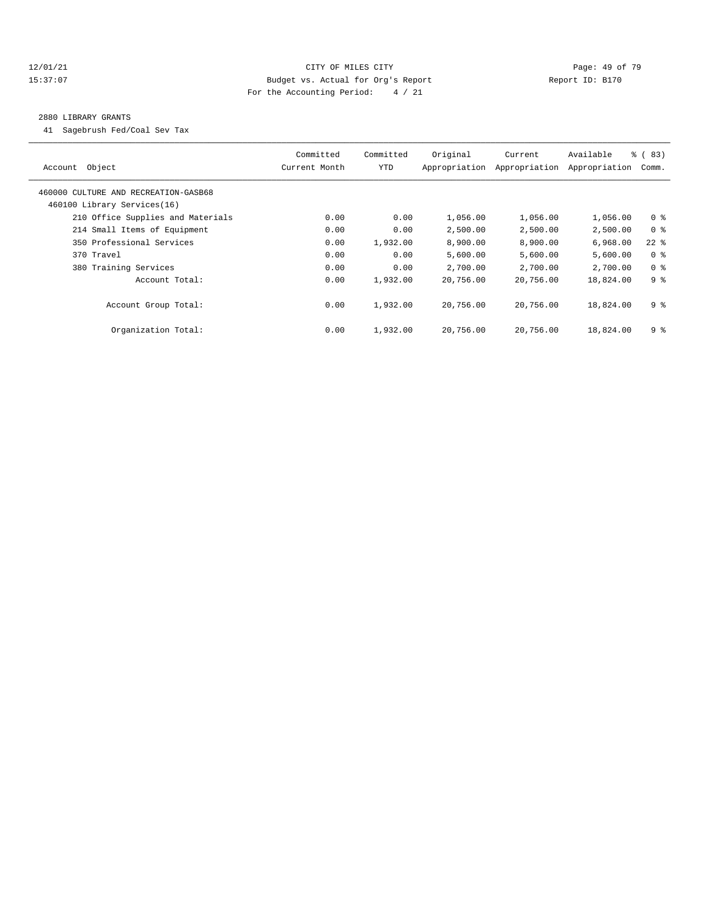12/01/21 CITY OF MILES CITY
15:37:07 Budget vs. Actual for Org's Report Report ID: B170
For the Accounting Period: 4 / 21

2880 LIBRARY GRANTS

41 Sagebrush Fed/Coal Sev Tax

| Account Object | Committed Current Month | Committed YTD | Original Appropriation | Current Appropriation | Available Appropriation | % ( 83) Comm. |
|---|---|---|---|---|---|---|
| 460000 CULTURE AND RECREATION-GASB68 | | | | | | |
| 460100 Library Services(16) | | | | | | |
| 210 Office Supplies and Materials | 0.00 | 0.00 | 1,056.00 | 1,056.00 | 1,056.00 | 0 % |
| 214 Small Items of Equipment | 0.00 | 0.00 | 2,500.00 | 2,500.00 | 2,500.00 | 0 % |
| 350 Professional Services | 0.00 | 1,932.00 | 8,900.00 | 8,900.00 | 6,968.00 | 22 % |
| 370 Travel | 0.00 | 0.00 | 5,600.00 | 5,600.00 | 5,600.00 | 0 % |
| 380 Training Services | 0.00 | 0.00 | 2,700.00 | 2,700.00 | 2,700.00 | 0 % |
| Account Total: | 0.00 | 1,932.00 | 20,756.00 | 20,756.00 | 18,824.00 | 9 % |
| Account Group Total: | 0.00 | 1,932.00 | 20,756.00 | 20,756.00 | 18,824.00 | 9 % |
| Organization Total: | 0.00 | 1,932.00 | 20,756.00 | 20,756.00 | 18,824.00 | 9 % |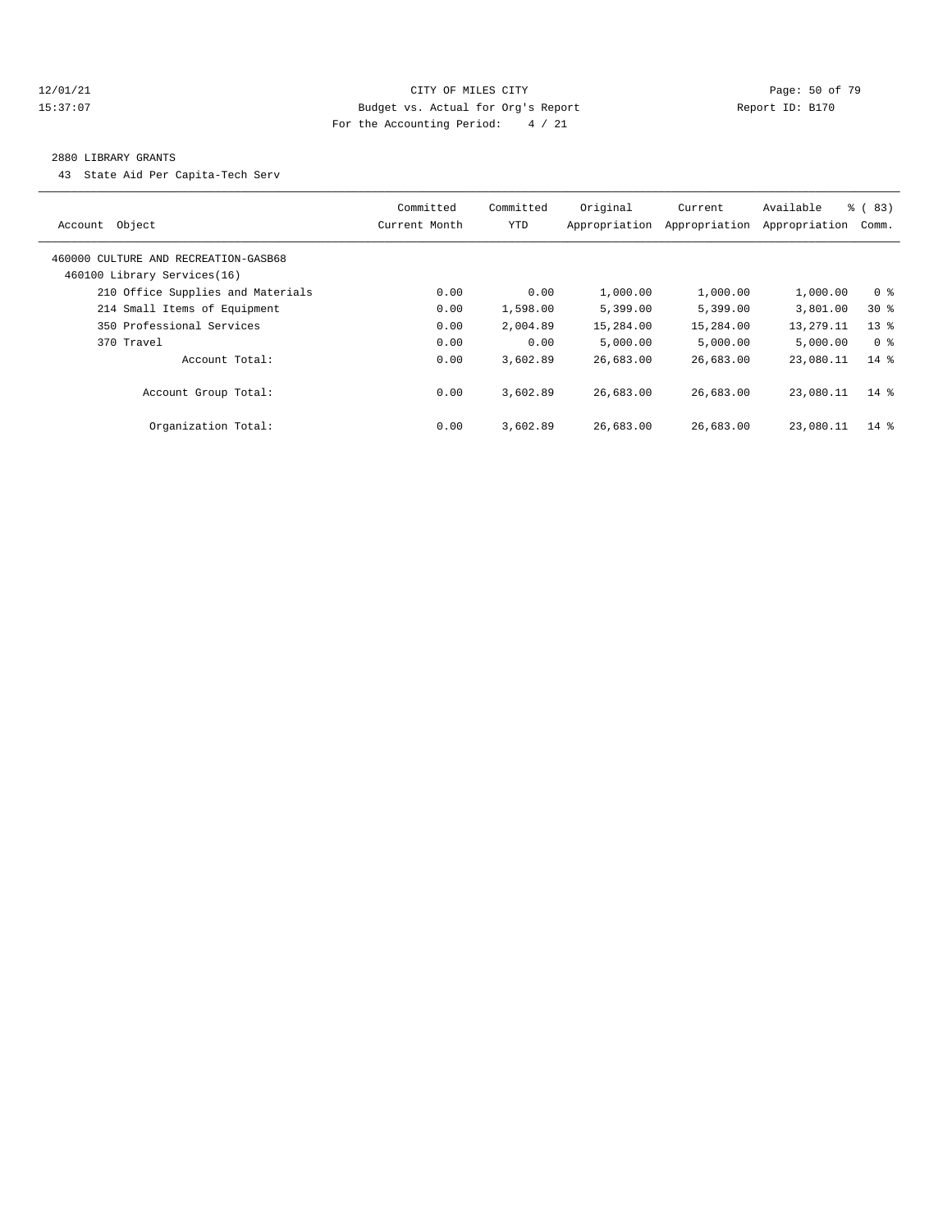CITY OF MILES CITY
Budget vs. Actual for Org's Report
For the Accounting Period: 4 / 21

12/01/21
15:37:07

Report ID: B170

2880 LIBRARY GRANTS
43 State Aid Per Capita-Tech Serv

| Account Object | Committed Current Month | Committed YTD | Original Appropriation | Current Appropriation | Available Appropriation | % ( 83) Comm. |
|---|---|---|---|---|---|---|
| 460000 CULTURE AND RECREATION-GASB68 | | | | | | |
| 460100 Library Services(16) | | | | | | |
| 210 Office Supplies and Materials | 0.00 | 0.00 | 1,000.00 | 1,000.00 | 1,000.00 | 0 % |
| 214 Small Items of Equipment | 0.00 | 1,598.00 | 5,399.00 | 5,399.00 | 3,801.00 | 30 % |
| 350 Professional Services | 0.00 | 2,004.89 | 15,284.00 | 15,284.00 | 13,279.11 | 13 % |
| 370 Travel | 0.00 | 0.00 | 5,000.00 | 5,000.00 | 5,000.00 | 0 % |
| Account Total: | 0.00 | 3,602.89 | 26,683.00 | 26,683.00 | 23,080.11 | 14 % |
| Account Group Total: | 0.00 | 3,602.89 | 26,683.00 | 26,683.00 | 23,080.11 | 14 % |
| Organization Total: | 0.00 | 3,602.89 | 26,683.00 | 26,683.00 | 23,080.11 | 14 % |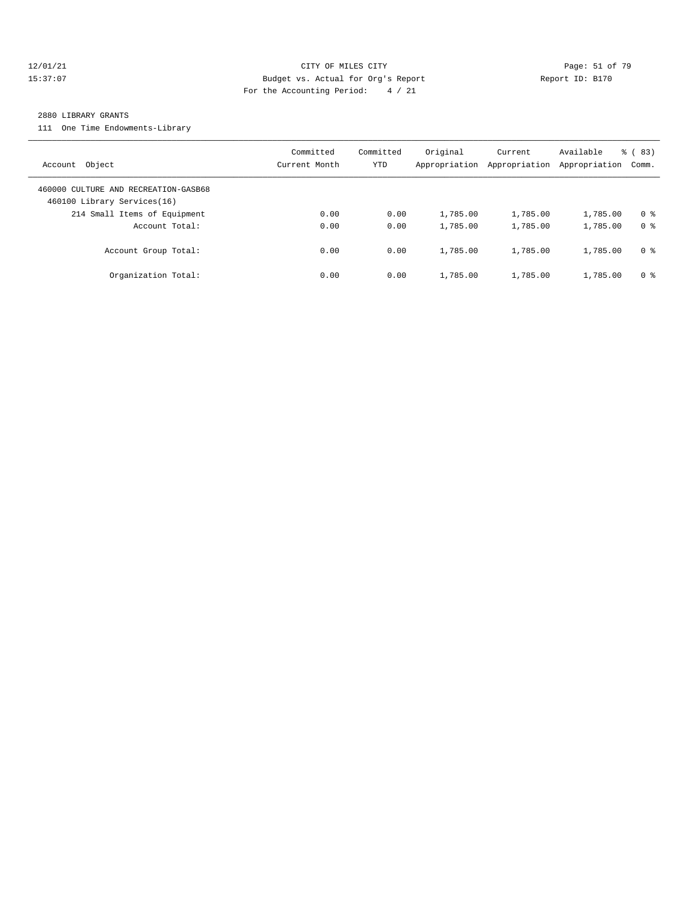CITY OF MILES CITY
Budget vs. Actual for Org's Report
For the Accounting Period: 4 / 21

12/01/21
15:37:07

Report ID: B170

2880 LIBRARY GRANTS

111 One Time Endowments-Library

| Account Object | Committed Current Month | Committed YTD | Original Appropriation | Current Appropriation | Available Appropriation | % ( 83) Comm. |
|---|---|---|---|---|---|---|
| 460000 CULTURE AND RECREATION-GASB68 | | | | | | |
| 460100 Library Services(16) | | | | | | |
| 214 Small Items of Equipment | 0.00 | 0.00 | 1,785.00 | 1,785.00 | 1,785.00 | 0 % |
| Account Total: | 0.00 | 0.00 | 1,785.00 | 1,785.00 | 1,785.00 | 0 % |
| Account Group Total: | 0.00 | 0.00 | 1,785.00 | 1,785.00 | 1,785.00 | 0 % |
| Organization Total: | 0.00 | 0.00 | 1,785.00 | 1,785.00 | 1,785.00 | 0 % |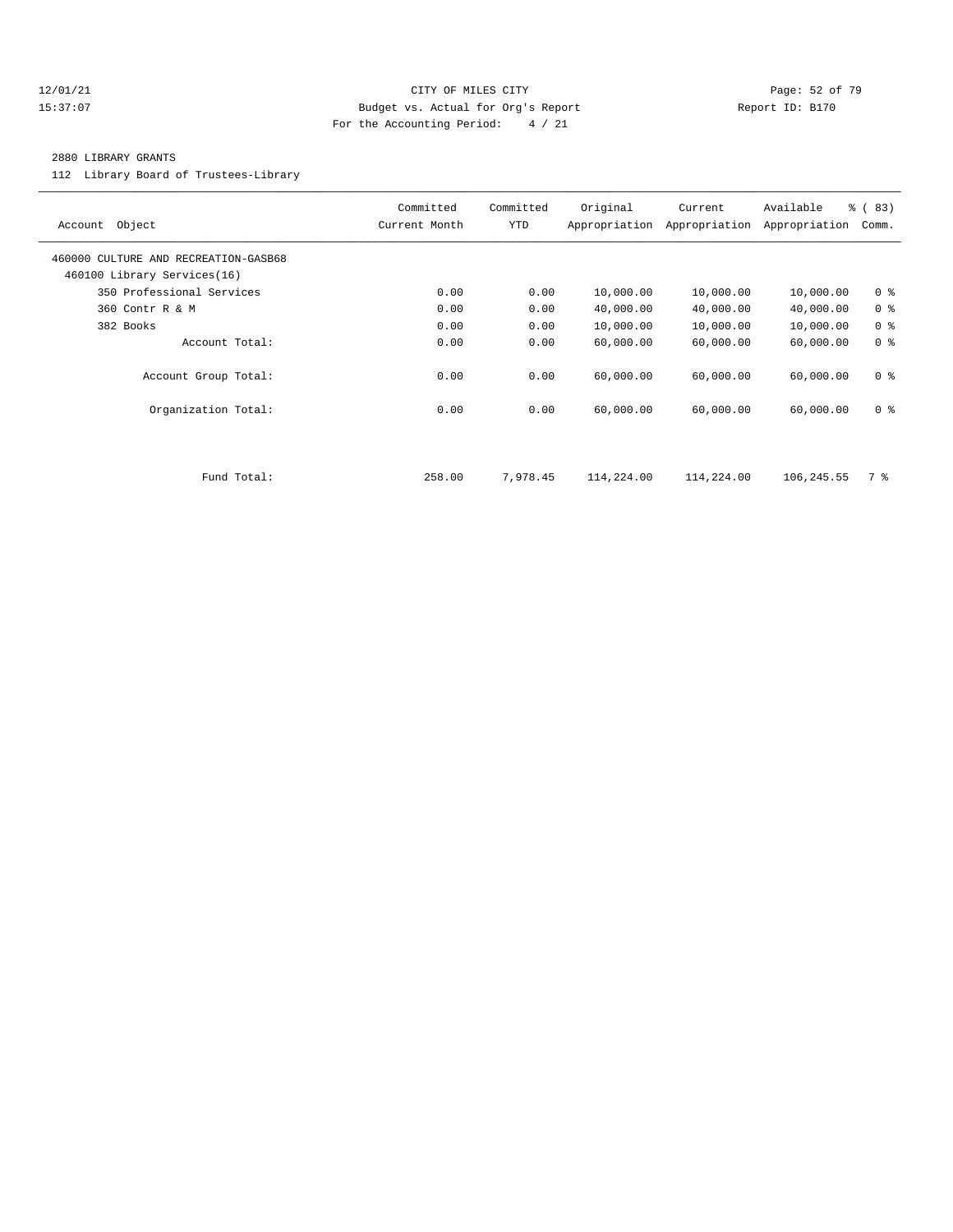CITY OF MILES CITY
Budget vs. Actual for Org's Report
For the Accounting Period: 4 / 21

12/01/21
15:37:07

Report ID: B170

2880 LIBRARY GRANTS
112 Library Board of Trustees-Library

| Account Object | Committed Current Month | Committed YTD | Original Appropriation | Current Appropriation | Available Appropriation | % ( 83) Comm. |
|---|---|---|---|---|---|---|
| 460000 CULTURE AND RECREATION-GASB68 | | | | | | |
| 460100 Library Services(16) | | | | | | |
| 350 Professional Services | 0.00 | 0.00 | 10,000.00 | 10,000.00 | 10,000.00 | 0 % |
| 360 Contr R & M | 0.00 | 0.00 | 40,000.00 | 40,000.00 | 40,000.00 | 0 % |
| 382 Books | 0.00 | 0.00 | 10,000.00 | 10,000.00 | 10,000.00 | 0 % |
| Account Total: | 0.00 | 0.00 | 60,000.00 | 60,000.00 | 60,000.00 | 0 % |
| Account Group Total: | 0.00 | 0.00 | 60,000.00 | 60,000.00 | 60,000.00 | 0 % |
| Organization Total: | 0.00 | 0.00 | 60,000.00 | 60,000.00 | 60,000.00 | 0 % |
| Fund Total: | 258.00 | 7,978.45 | 114,224.00 | 114,224.00 | 106,245.55 | 7 % |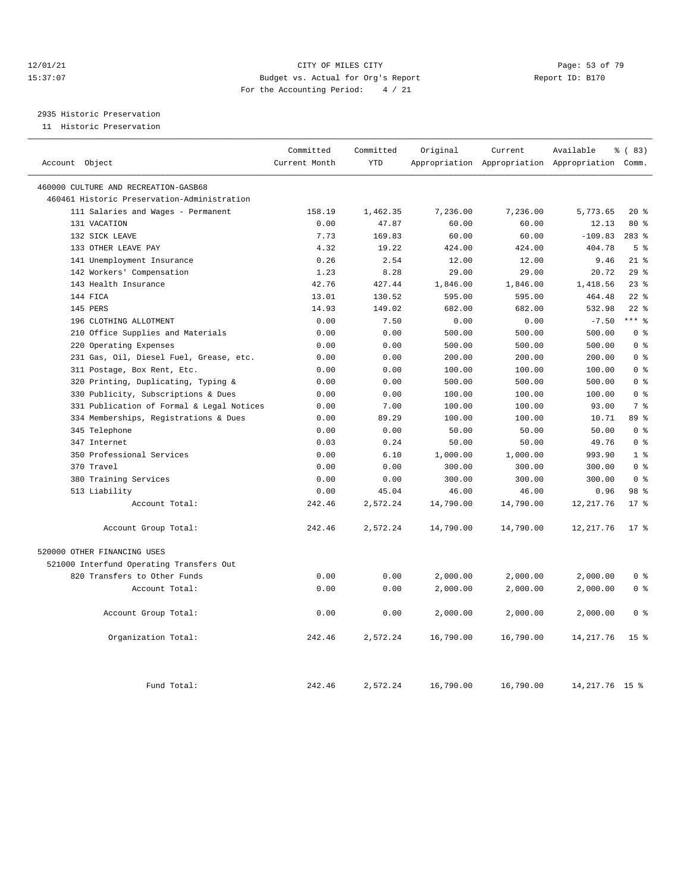12/01/21 CITY OF MILES CITY
15:37:07 Budget vs. Actual for Org's Report Report ID: B170
For the Accounting Period: 4 / 21

2935 Historic Preservation
11 Historic Preservation

| Account Object | Committed Current Month | Committed YTD | Original Appropriation | Current Appropriation | Available Appropriation | % ( 83) Comm. |
|---|---|---|---|---|---|---|
| 460000 CULTURE AND RECREATION-GASB68 | | | | | | |
| 460461 Historic Preservation-Administration | | | | | | |
| 111 Salaries and Wages - Permanent | 158.19 | 1,462.35 | 7,236.00 | 7,236.00 | 5,773.65 | 20 % |
| 131 VACATION | 0.00 | 47.87 | 60.00 | 60.00 | 12.13 | 80 % |
| 132 SICK LEAVE | 7.73 | 169.83 | 60.00 | 60.00 | -109.83 | 283 % |
| 133 OTHER LEAVE PAY | 4.32 | 19.22 | 424.00 | 424.00 | 404.78 | 5 % |
| 141 Unemployment Insurance | 0.26 | 2.54 | 12.00 | 12.00 | 9.46 | 21 % |
| 142 Workers' Compensation | 1.23 | 8.28 | 29.00 | 29.00 | 20.72 | 29 % |
| 143 Health Insurance | 42.76 | 427.44 | 1,846.00 | 1,846.00 | 1,418.56 | 23 % |
| 144 FICA | 13.01 | 130.52 | 595.00 | 595.00 | 464.48 | 22 % |
| 145 PERS | 14.93 | 149.02 | 682.00 | 682.00 | 532.98 | 22 % |
| 196 CLOTHING ALLOTMENT | 0.00 | 7.50 | 0.00 | 0.00 | -7.50 | *** % |
| 210 Office Supplies and Materials | 0.00 | 0.00 | 500.00 | 500.00 | 500.00 | 0 % |
| 220 Operating Expenses | 0.00 | 0.00 | 500.00 | 500.00 | 500.00 | 0 % |
| 231 Gas, Oil, Diesel Fuel, Grease, etc. | 0.00 | 0.00 | 200.00 | 200.00 | 200.00 | 0 % |
| 311 Postage, Box Rent, Etc. | 0.00 | 0.00 | 100.00 | 100.00 | 100.00 | 0 % |
| 320 Printing, Duplicating, Typing & | 0.00 | 0.00 | 500.00 | 500.00 | 500.00 | 0 % |
| 330 Publicity, Subscriptions & Dues | 0.00 | 0.00 | 100.00 | 100.00 | 100.00 | 0 % |
| 331 Publication of Formal & Legal Notices | 0.00 | 7.00 | 100.00 | 100.00 | 93.00 | 7 % |
| 334 Memberships, Registrations & Dues | 0.00 | 89.29 | 100.00 | 100.00 | 10.71 | 89 % |
| 345 Telephone | 0.00 | 0.00 | 50.00 | 50.00 | 50.00 | 0 % |
| 347 Internet | 0.03 | 0.24 | 50.00 | 50.00 | 49.76 | 0 % |
| 350 Professional Services | 0.00 | 6.10 | 1,000.00 | 1,000.00 | 993.90 | 1 % |
| 370 Travel | 0.00 | 0.00 | 300.00 | 300.00 | 300.00 | 0 % |
| 380 Training Services | 0.00 | 0.00 | 300.00 | 300.00 | 300.00 | 0 % |
| 513 Liability | 0.00 | 45.04 | 46.00 | 46.00 | 0.96 | 98 % |
| Account Total: | 242.46 | 2,572.24 | 14,790.00 | 14,790.00 | 12,217.76 | 17 % |
| Account Group Total: | 242.46 | 2,572.24 | 14,790.00 | 14,790.00 | 12,217.76 | 17 % |
| 520000 OTHER FINANCING USES | | | | | | |
| 521000 Interfund Operating Transfers Out | | | | | | |
| 820 Transfers to Other Funds | 0.00 | 0.00 | 2,000.00 | 2,000.00 | 2,000.00 | 0 % |
| Account Total: | 0.00 | 0.00 | 2,000.00 | 2,000.00 | 2,000.00 | 0 % |
| Account Group Total: | 0.00 | 0.00 | 2,000.00 | 2,000.00 | 2,000.00 | 0 % |
| Organization Total: | 242.46 | 2,572.24 | 16,790.00 | 16,790.00 | 14,217.76 | 15 % |
| Fund Total: | 242.46 | 2,572.24 | 16,790.00 | 16,790.00 | 14,217.76 | 15 % |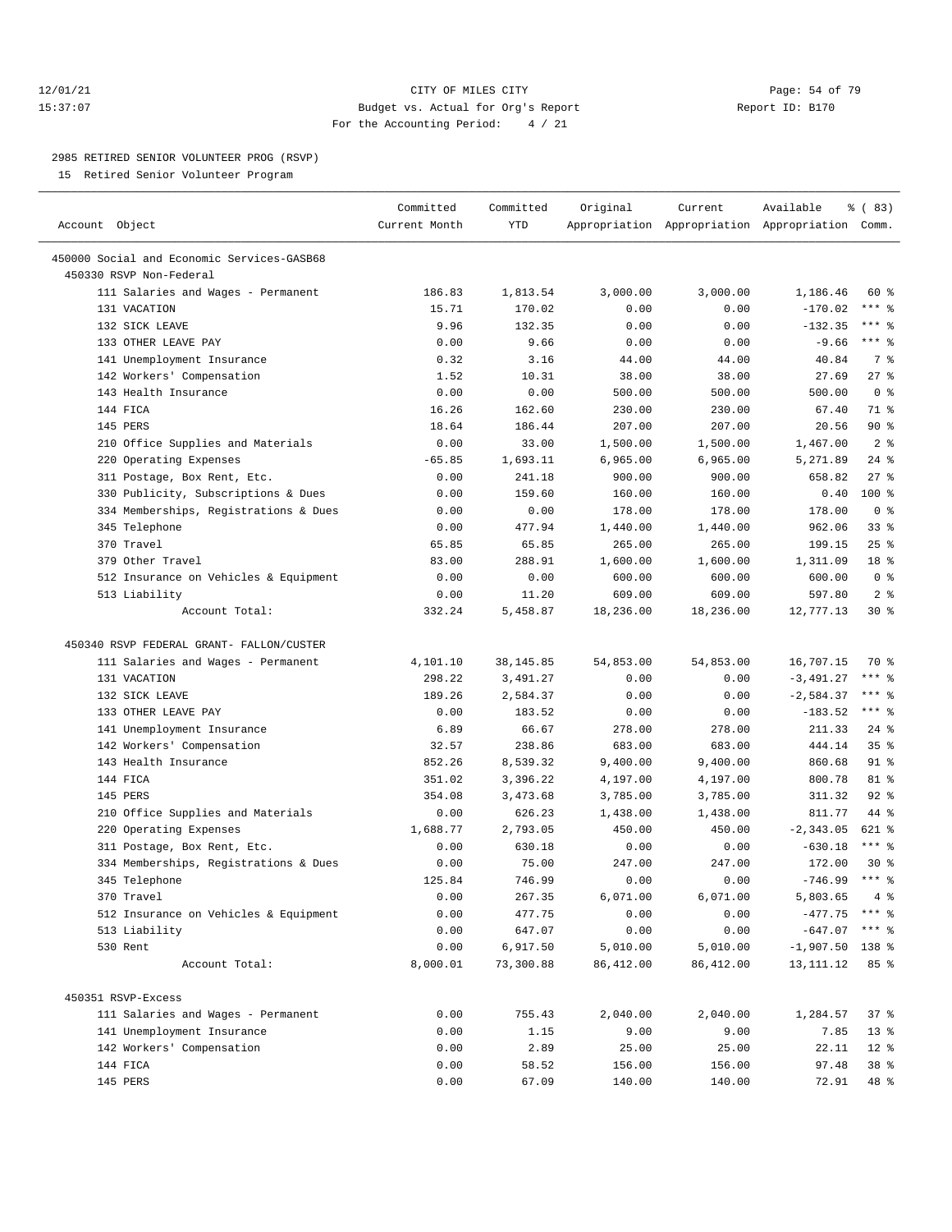12/01/21 CITY OF MILES CITY
15:37:07 Budget vs. Actual for Org's Report Report ID: B170
For the Accounting Period: 4 / 21

2985 RETIRED SENIOR VOLUNTEER PROG (RSVP)
15 Retired Senior Volunteer Program

| Account Object | Committed Current Month | Committed YTD | Original Appropriation | Current Appropriation | Available Appropriation | % ( 83) Comm. |
|---|---|---|---|---|---|---|
| 450000 Social and Economic Services-GASB68 | | | | | | |
| 450330 RSVP Non-Federal | | | | | | |
| 111 Salaries and Wages - Permanent | 186.83 | 1,813.54 | 3,000.00 | 3,000.00 | 1,186.46 | 60 % |
| 131 VACATION | 15.71 | 170.02 | 0.00 | 0.00 | -170.02 | *** % |
| 132 SICK LEAVE | 9.96 | 132.35 | 0.00 | 0.00 | -132.35 | *** % |
| 133 OTHER LEAVE PAY | 0.00 | 9.66 | 0.00 | 0.00 | -9.66 | *** % |
| 141 Unemployment Insurance | 0.32 | 3.16 | 44.00 | 44.00 | 40.84 | 7 % |
| 142 Workers' Compensation | 1.52 | 10.31 | 38.00 | 38.00 | 27.69 | 27 % |
| 143 Health Insurance | 0.00 | 0.00 | 500.00 | 500.00 | 500.00 | 0 % |
| 144 FICA | 16.26 | 162.60 | 230.00 | 230.00 | 67.40 | 71 % |
| 145 PERS | 18.64 | 186.44 | 207.00 | 207.00 | 20.56 | 90 % |
| 210 Office Supplies and Materials | 0.00 | 33.00 | 1,500.00 | 1,500.00 | 1,467.00 | 2 % |
| 220 Operating Expenses | -65.85 | 1,693.11 | 6,965.00 | 6,965.00 | 5,271.89 | 24 % |
| 311 Postage, Box Rent, Etc. | 0.00 | 241.18 | 900.00 | 900.00 | 658.82 | 27 % |
| 330 Publicity, Subscriptions & Dues | 0.00 | 159.60 | 160.00 | 160.00 | 0.40 | 100 % |
| 334 Memberships, Registrations & Dues | 0.00 | 0.00 | 178.00 | 178.00 | 178.00 | 0 % |
| 345 Telephone | 0.00 | 477.94 | 1,440.00 | 1,440.00 | 962.06 | 33 % |
| 370 Travel | 65.85 | 65.85 | 265.00 | 265.00 | 199.15 | 25 % |
| 379 Other Travel | 83.00 | 288.91 | 1,600.00 | 1,600.00 | 1,311.09 | 18 % |
| 512 Insurance on Vehicles & Equipment | 0.00 | 0.00 | 600.00 | 600.00 | 600.00 | 0 % |
| 513 Liability | 0.00 | 11.20 | 609.00 | 609.00 | 597.80 | 2 % |
| Account Total: | 332.24 | 5,458.87 | 18,236.00 | 18,236.00 | 12,777.13 | 30 % |
| 450340 RSVP FEDERAL GRANT- FALLON/CUSTER | | | | | | |
| 111 Salaries and Wages - Permanent | 4,101.10 | 38,145.85 | 54,853.00 | 54,853.00 | 16,707.15 | 70 % |
| 131 VACATION | 298.22 | 3,491.27 | 0.00 | 0.00 | -3,491.27 | *** % |
| 132 SICK LEAVE | 189.26 | 2,584.37 | 0.00 | 0.00 | -2,584.37 | *** % |
| 133 OTHER LEAVE PAY | 0.00 | 183.52 | 0.00 | 0.00 | -183.52 | *** % |
| 141 Unemployment Insurance | 6.89 | 66.67 | 278.00 | 278.00 | 211.33 | 24 % |
| 142 Workers' Compensation | 32.57 | 238.86 | 683.00 | 683.00 | 444.14 | 35 % |
| 143 Health Insurance | 852.26 | 8,539.32 | 9,400.00 | 9,400.00 | 860.68 | 91 % |
| 144 FICA | 351.02 | 3,396.22 | 4,197.00 | 4,197.00 | 800.78 | 81 % |
| 145 PERS | 354.08 | 3,473.68 | 3,785.00 | 3,785.00 | 311.32 | 92 % |
| 210 Office Supplies and Materials | 0.00 | 626.23 | 1,438.00 | 1,438.00 | 811.77 | 44 % |
| 220 Operating Expenses | 1,688.77 | 2,793.05 | 450.00 | 450.00 | -2,343.05 | 621 % |
| 311 Postage, Box Rent, Etc. | 0.00 | 630.18 | 0.00 | 0.00 | -630.18 | *** % |
| 334 Memberships, Registrations & Dues | 0.00 | 75.00 | 247.00 | 247.00 | 172.00 | 30 % |
| 345 Telephone | 125.84 | 746.99 | 0.00 | 0.00 | -746.99 | *** % |
| 370 Travel | 0.00 | 267.35 | 6,071.00 | 6,071.00 | 5,803.65 | 4 % |
| 512 Insurance on Vehicles & Equipment | 0.00 | 477.75 | 0.00 | 0.00 | -477.75 | *** % |
| 513 Liability | 0.00 | 647.07 | 0.00 | 0.00 | -647.07 | *** % |
| 530 Rent | 0.00 | 6,917.50 | 5,010.00 | 5,010.00 | -1,907.50 | 138 % |
| Account Total: | 8,000.01 | 73,300.88 | 86,412.00 | 86,412.00 | 13,111.12 | 85 % |
| 450351 RSVP-Excess | | | | | | |
| 111 Salaries and Wages - Permanent | 0.00 | 755.43 | 2,040.00 | 2,040.00 | 1,284.57 | 37 % |
| 141 Unemployment Insurance | 0.00 | 1.15 | 9.00 | 9.00 | 7.85 | 13 % |
| 142 Workers' Compensation | 0.00 | 2.89 | 25.00 | 25.00 | 22.11 | 12 % |
| 144 FICA | 0.00 | 58.52 | 156.00 | 156.00 | 97.48 | 38 % |
| 145 PERS | 0.00 | 67.09 | 140.00 | 140.00 | 72.91 | 48 % |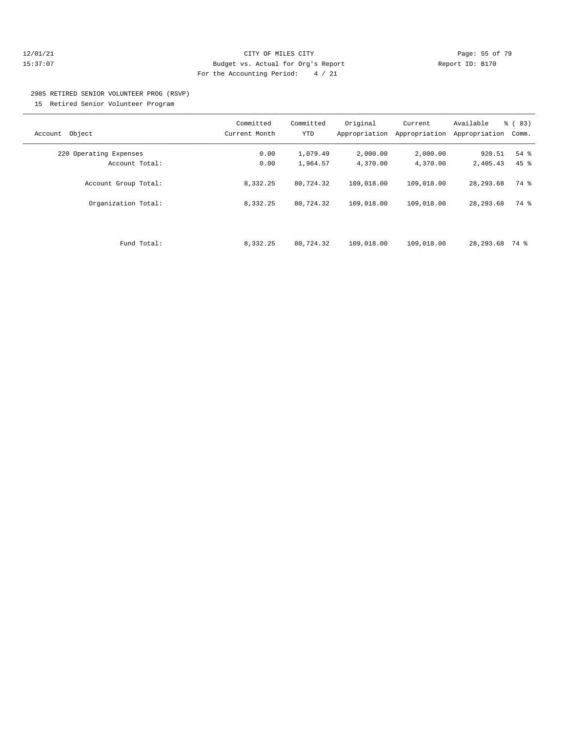CITY OF MILES CITY

Budget vs. Actual for Org's Report

For the Accounting Period: 4 / 21

12/01/21 15:37:07 Report ID: B170

2985 RETIRED SENIOR VOLUNTEER PROG (RSVP)

15 Retired Senior Volunteer Program

| Account Object | Committed Current Month | Committed YTD | Original Appropriation | Current Appropriation | Available Appropriation | % ( 83) Comm. |
|---|---|---|---|---|---|---|
| 220 Operating Expenses | 0.00 | 1,079.49 | 2,000.00 | 2,000.00 | 920.51 | 54 % |
| Account Total: | 0.00 | 1,964.57 | 4,370.00 | 4,370.00 | 2,405.43 | 45 % |
| Account Group Total: | 8,332.25 | 80,724.32 | 109,018.00 | 109,018.00 | 28,293.68 | 74 % |
| Organization Total: | 8,332.25 | 80,724.32 | 109,018.00 | 109,018.00 | 28,293.68 | 74 % |
| Fund Total: | 8,332.25 | 80,724.32 | 109,018.00 | 109,018.00 | 28,293.68 | 74 % |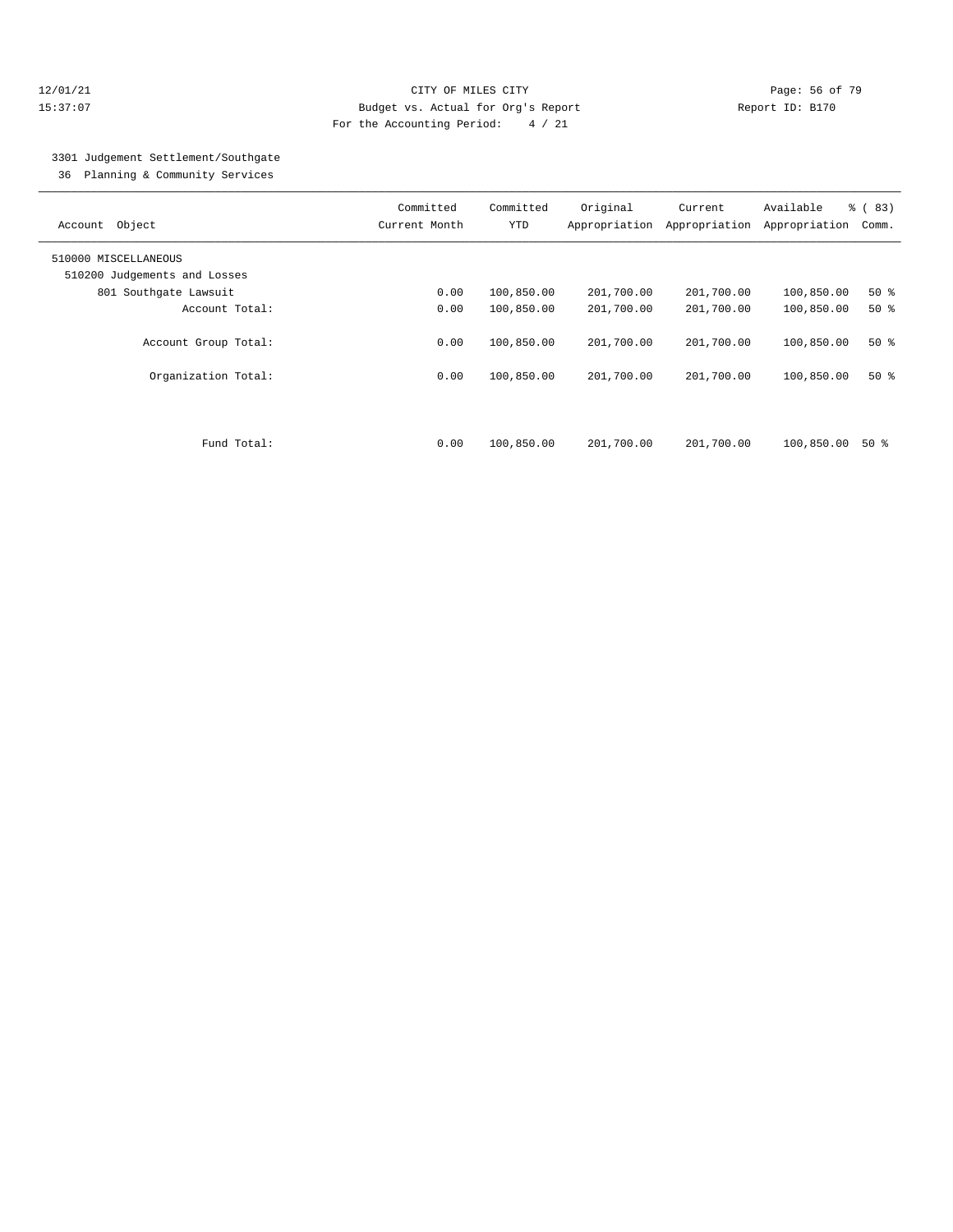CITY OF MILES CITY
Budget vs. Actual for Org's Report
For the Accounting Period: 4 / 21

12/01/21
15:37:07

Report ID: B170

3301 Judgement Settlement/Southgate
36 Planning & Community Services

| Account Object | Committed Current Month | Committed YTD | Original Appropriation | Current Appropriation | Available Appropriation | % ( 83) Comm. |
|---|---|---|---|---|---|---|
| 510000 MISCELLANEOUS | | | | | | |
| 510200 Judgements and Losses | | | | | | |
| 801 Southgate Lawsuit | 0.00 | 100,850.00 | 201,700.00 | 201,700.00 | 100,850.00 | 50 % |
| Account Total: | 0.00 | 100,850.00 | 201,700.00 | 201,700.00 | 100,850.00 | 50 % |
| Account Group Total: | 0.00 | 100,850.00 | 201,700.00 | 201,700.00 | 100,850.00 | 50 % |
| Organization Total: | 0.00 | 100,850.00 | 201,700.00 | 201,700.00 | 100,850.00 | 50 % |
| Fund Total: | 0.00 | 100,850.00 | 201,700.00 | 201,700.00 | 100,850.00 | 50 % |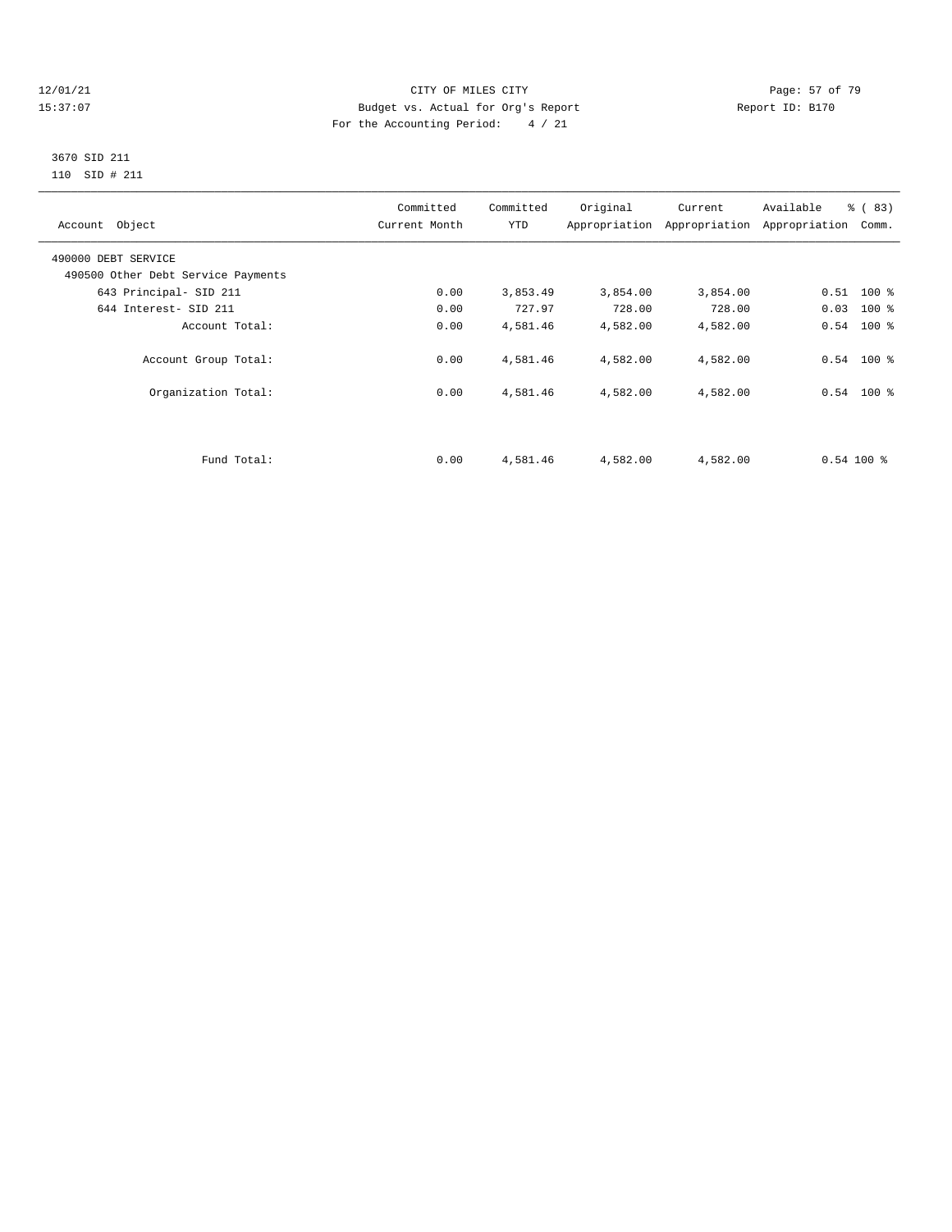CITY OF MILES CITY
Budget vs. Actual for Org's Report
For the Accounting Period: 4 / 21

12/01/21
15:37:07

Report ID: B170

3670 SID 211
110 SID # 211

| Account Object | Committed Current Month | Committed YTD | Original Appropriation | Current Appropriation | Available Appropriation | % ( 83) Comm. |
|---|---|---|---|---|---|---|
| 490000 DEBT SERVICE | | | | | | |
| 490500 Other Debt Service Payments | | | | | | |
| 643 Principal- SID 211 | 0.00 | 3,853.49 | 3,854.00 | 3,854.00 | 0.51 | 100 % |
| 644 Interest- SID 211 | 0.00 | 727.97 | 728.00 | 728.00 | 0.03 | 100 % |
| Account Total: | 0.00 | 4,581.46 | 4,582.00 | 4,582.00 | 0.54 | 100 % |
| Account Group Total: | 0.00 | 4,581.46 | 4,582.00 | 4,582.00 | 0.54 | 100 % |
| Organization Total: | 0.00 | 4,581.46 | 4,582.00 | 4,582.00 | 0.54 | 100 % |
| Fund Total: | 0.00 | 4,581.46 | 4,582.00 | 4,582.00 | 0.54 | 100 % |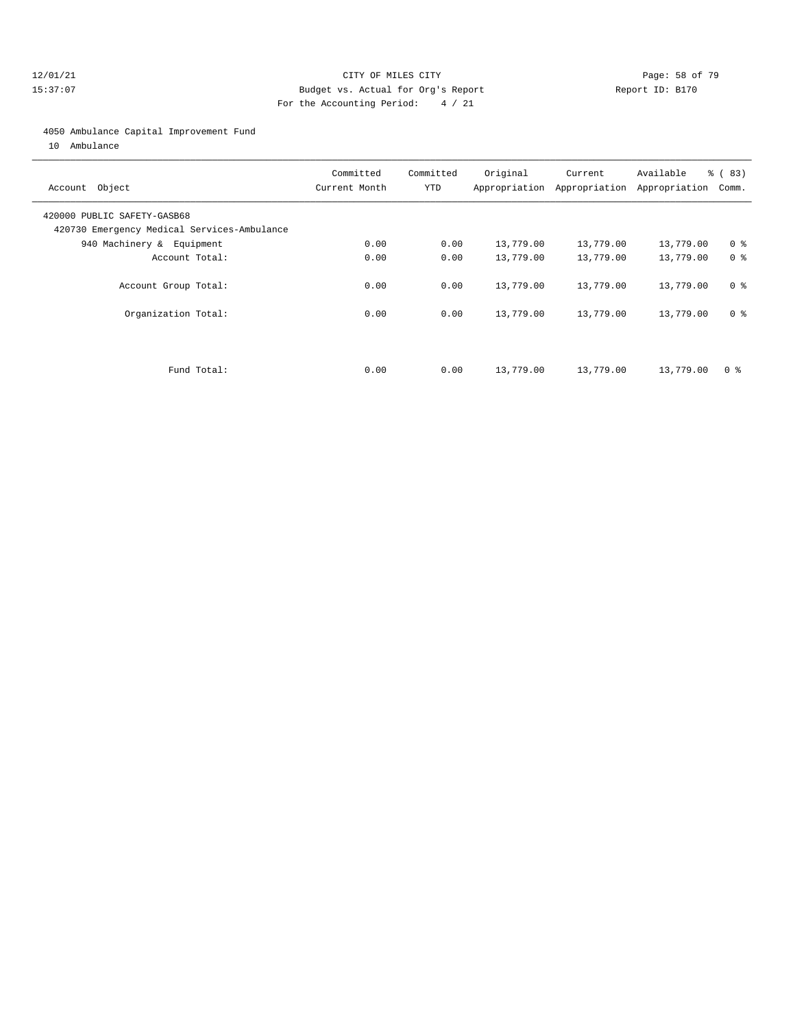CITY OF MILES CITY
Budget vs. Actual for Org's Report
For the Accounting Period: 4 / 21

12/01/21
15:37:07

Report ID: B170

4050 Ambulance Capital Improvement Fund
10 Ambulance

| Account Object | Committed Current Month | Committed YTD | Original Appropriation | Current Appropriation | Available Appropriation | % ( 83) Comm. |
|---|---|---|---|---|---|---|
| 420000 PUBLIC SAFETY-GASB68 | | | | | | |
| 420730 Emergency Medical Services-Ambulance | | | | | | |
| 940 Machinery & Equipment | 0.00 | 0.00 | 13,779.00 | 13,779.00 | 13,779.00 | 0 % |
| Account Total: | 0.00 | 0.00 | 13,779.00 | 13,779.00 | 13,779.00 | 0 % |
| Account Group Total: | 0.00 | 0.00 | 13,779.00 | 13,779.00 | 13,779.00 | 0 % |
| Organization Total: | 0.00 | 0.00 | 13,779.00 | 13,779.00 | 13,779.00 | 0 % |
| Fund Total: | 0.00 | 0.00 | 13,779.00 | 13,779.00 | 13,779.00 | 0 % |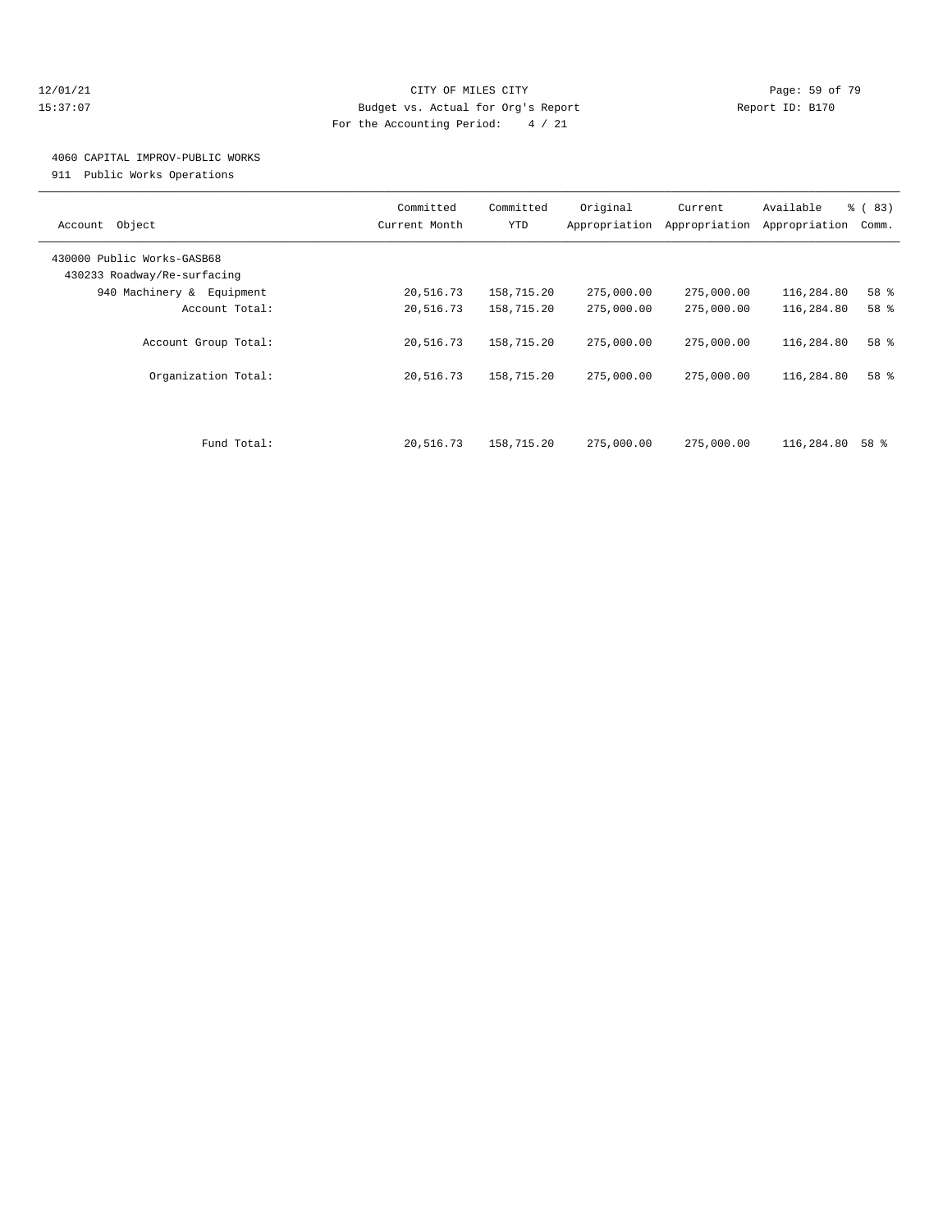CITY OF MILES CITY
Budget vs. Actual for Org's Report
For the Accounting Period: 4 / 21

12/01/21
15:37:07

Report ID: B170

## 4060 CAPITAL IMPROV-PUBLIC WORKS

911 Public Works Operations

| Account Object | Committed Current Month | Committed YTD | Original Appropriation | Current Appropriation | Available Appropriation | % ( 83) Comm. |
|---|---|---|---|---|---|---|
| 430000 Public Works-GASB68 | | | | | | |
| 430233 Roadway/Re-surfacing | | | | | | |
| 940 Machinery & Equipment | 20,516.73 | 158,715.20 | 275,000.00 | 275,000.00 | 116,284.80 | 58 % |
| Account Total: | 20,516.73 | 158,715.20 | 275,000.00 | 275,000.00 | 116,284.80 | 58 % |
| Account Group Total: | 20,516.73 | 158,715.20 | 275,000.00 | 275,000.00 | 116,284.80 | 58 % |
| Organization Total: | 20,516.73 | 158,715.20 | 275,000.00 | 275,000.00 | 116,284.80 | 58 % |
| Fund Total: | 20,516.73 | 158,715.20 | 275,000.00 | 275,000.00 | 116,284.80 | 58 % |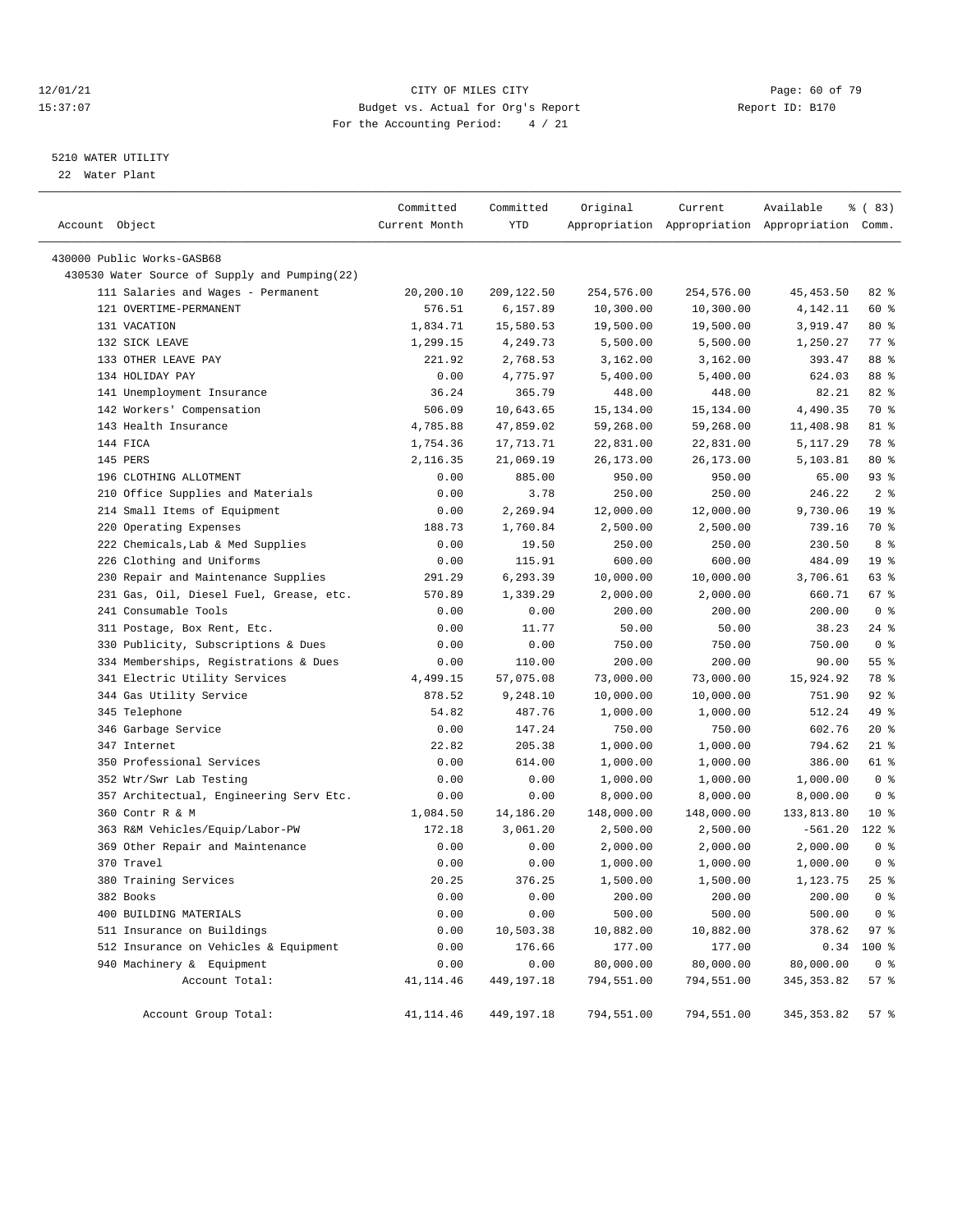CITY OF MILES CITY
Budget vs. Actual for Org's Report
For the Accounting Period: 4 / 21

12/01/21
15:37:07

Report ID: B170

5210 WATER UTILITY
22 Water Plant

| Account Object | Committed Current Month | Committed YTD | Original Appropriation | Current Appropriation | Available Appropriation | % ( 83) Comm. |
|---|---|---|---|---|---|---|
| 430000 Public Works-GASB68 | | | | | | |
| 430530 Water Source of Supply and Pumping(22) | | | | | | |
| 111 Salaries and Wages - Permanent | 20,200.10 | 209,122.50 | 254,576.00 | 254,576.00 | 45,453.50 | 82 % |
| 121 OVERTIME-PERMANENT | 576.51 | 6,157.89 | 10,300.00 | 10,300.00 | 4,142.11 | 60 % |
| 131 VACATION | 1,834.71 | 15,580.53 | 19,500.00 | 19,500.00 | 3,919.47 | 80 % |
| 132 SICK LEAVE | 1,299.15 | 4,249.73 | 5,500.00 | 5,500.00 | 1,250.27 | 77 % |
| 133 OTHER LEAVE PAY | 221.92 | 2,768.53 | 3,162.00 | 3,162.00 | 393.47 | 88 % |
| 134 HOLIDAY PAY | 0.00 | 4,775.97 | 5,400.00 | 5,400.00 | 624.03 | 88 % |
| 141 Unemployment Insurance | 36.24 | 365.79 | 448.00 | 448.00 | 82.21 | 82 % |
| 142 Workers' Compensation | 506.09 | 10,643.65 | 15,134.00 | 15,134.00 | 4,490.35 | 70 % |
| 143 Health Insurance | 4,785.88 | 47,859.02 | 59,268.00 | 59,268.00 | 11,408.98 | 81 % |
| 144 FICA | 1,754.36 | 17,713.71 | 22,831.00 | 22,831.00 | 5,117.29 | 78 % |
| 145 PERS | 2,116.35 | 21,069.19 | 26,173.00 | 26,173.00 | 5,103.81 | 80 % |
| 196 CLOTHING ALLOTMENT | 0.00 | 885.00 | 950.00 | 950.00 | 65.00 | 93 % |
| 210 Office Supplies and Materials | 0.00 | 3.78 | 250.00 | 250.00 | 246.22 | 2 % |
| 214 Small Items of Equipment | 0.00 | 2,269.94 | 12,000.00 | 12,000.00 | 9,730.06 | 19 % |
| 220 Operating Expenses | 188.73 | 1,760.84 | 2,500.00 | 2,500.00 | 739.16 | 70 % |
| 222 Chemicals,Lab & Med Supplies | 0.00 | 19.50 | 250.00 | 250.00 | 230.50 | 8 % |
| 226 Clothing and Uniforms | 0.00 | 115.91 | 600.00 | 600.00 | 484.09 | 19 % |
| 230 Repair and Maintenance Supplies | 291.29 | 6,293.39 | 10,000.00 | 10,000.00 | 3,706.61 | 63 % |
| 231 Gas, Oil, Diesel Fuel, Grease, etc. | 570.89 | 1,339.29 | 2,000.00 | 2,000.00 | 660.71 | 67 % |
| 241 Consumable Tools | 0.00 | 0.00 | 200.00 | 200.00 | 200.00 | 0 % |
| 311 Postage, Box Rent, Etc. | 0.00 | 11.77 | 50.00 | 50.00 | 38.23 | 24 % |
| 330 Publicity, Subscriptions & Dues | 0.00 | 0.00 | 750.00 | 750.00 | 750.00 | 0 % |
| 334 Memberships, Registrations & Dues | 0.00 | 110.00 | 200.00 | 200.00 | 90.00 | 55 % |
| 341 Electric Utility Services | 4,499.15 | 57,075.08 | 73,000.00 | 73,000.00 | 15,924.92 | 78 % |
| 344 Gas Utility Service | 878.52 | 9,248.10 | 10,000.00 | 10,000.00 | 751.90 | 92 % |
| 345 Telephone | 54.82 | 487.76 | 1,000.00 | 1,000.00 | 512.24 | 49 % |
| 346 Garbage Service | 0.00 | 147.24 | 750.00 | 750.00 | 602.76 | 20 % |
| 347 Internet | 22.82 | 205.38 | 1,000.00 | 1,000.00 | 794.62 | 21 % |
| 350 Professional Services | 0.00 | 614.00 | 1,000.00 | 1,000.00 | 386.00 | 61 % |
| 352 Wtr/Swr Lab Testing | 0.00 | 0.00 | 1,000.00 | 1,000.00 | 1,000.00 | 0 % |
| 357 Architectual, Engineering Serv Etc. | 0.00 | 0.00 | 8,000.00 | 8,000.00 | 8,000.00 | 0 % |
| 360 Contr R & M | 1,084.50 | 14,186.20 | 148,000.00 | 148,000.00 | 133,813.80 | 10 % |
| 363 R&M Vehicles/Equip/Labor-PW | 172.18 | 3,061.20 | 2,500.00 | 2,500.00 | -561.20 | 122 % |
| 369 Other Repair and Maintenance | 0.00 | 0.00 | 2,000.00 | 2,000.00 | 2,000.00 | 0 % |
| 370 Travel | 0.00 | 0.00 | 1,000.00 | 1,000.00 | 1,000.00 | 0 % |
| 380 Training Services | 20.25 | 376.25 | 1,500.00 | 1,500.00 | 1,123.75 | 25 % |
| 382 Books | 0.00 | 0.00 | 200.00 | 200.00 | 200.00 | 0 % |
| 400 BUILDING MATERIALS | 0.00 | 0.00 | 500.00 | 500.00 | 500.00 | 0 % |
| 511 Insurance on Buildings | 0.00 | 10,503.38 | 10,882.00 | 10,882.00 | 378.62 | 97 % |
| 512 Insurance on Vehicles & Equipment | 0.00 | 176.66 | 177.00 | 177.00 | 0.34 | 100 % |
| 940 Machinery & Equipment | 0.00 | 0.00 | 80,000.00 | 80,000.00 | 80,000.00 | 0 % |
| Account Total: | 41,114.46 | 449,197.18 | 794,551.00 | 794,551.00 | 345,353.82 | 57 % |
| Account Group Total: | 41,114.46 | 449,197.18 | 794,551.00 | 794,551.00 | 345,353.82 | 57 % |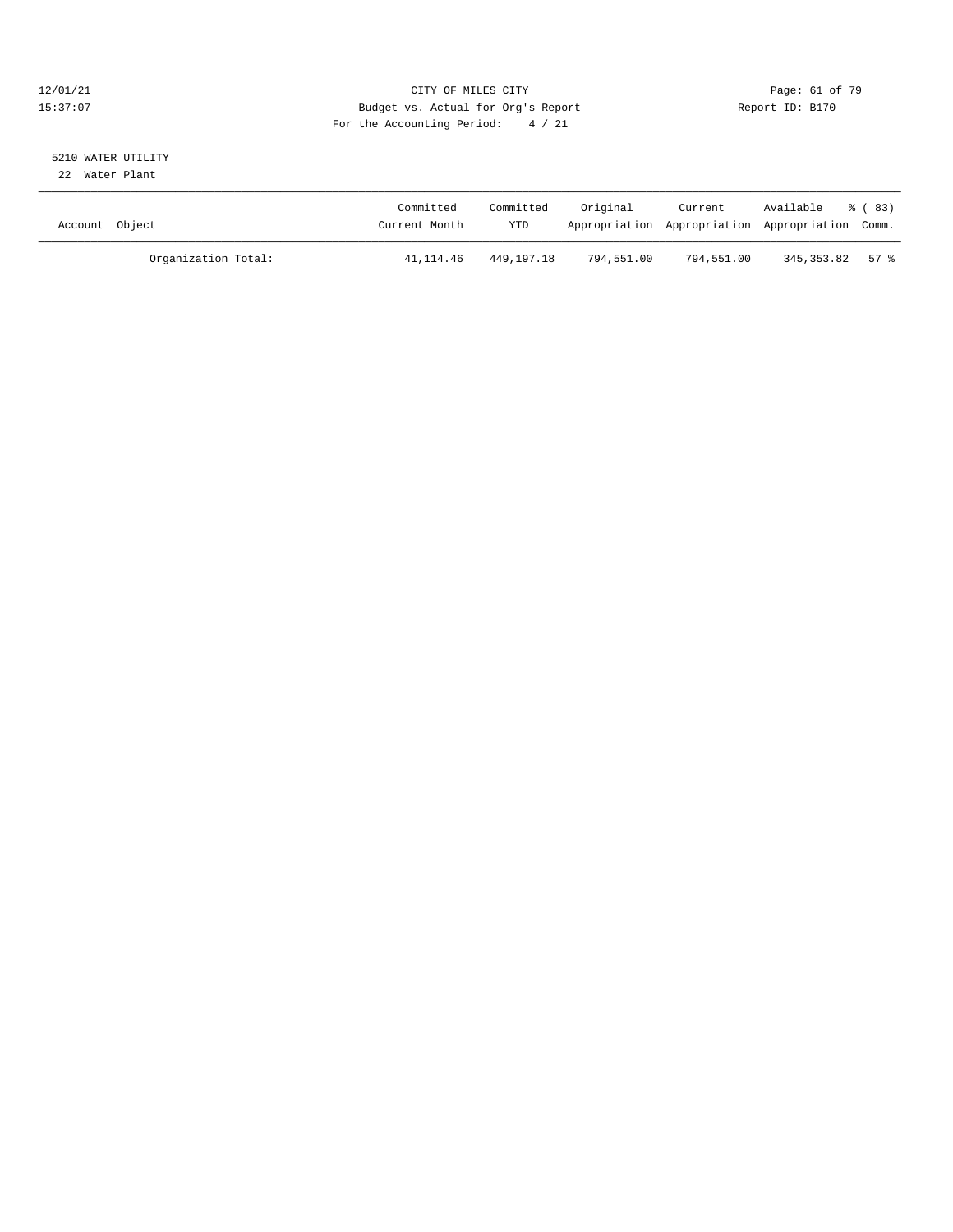CITY OF MILES CITY
Budget vs. Actual for Org's Report
For the Accounting Period: 4 / 21

12/01/21
15:37:07

Report ID: B170

5210 WATER UTILITY
22 Water Plant

| Account Object | Committed Current Month | Committed YTD | Original Appropriation | Current Appropriation | Available Appropriation | % ( 83) Comm. |
|---|---|---|---|---|---|---|
| Organization Total: | 41,114.46 | 449,197.18 | 794,551.00 | 794,551.00 | 345,353.82 | 57 % |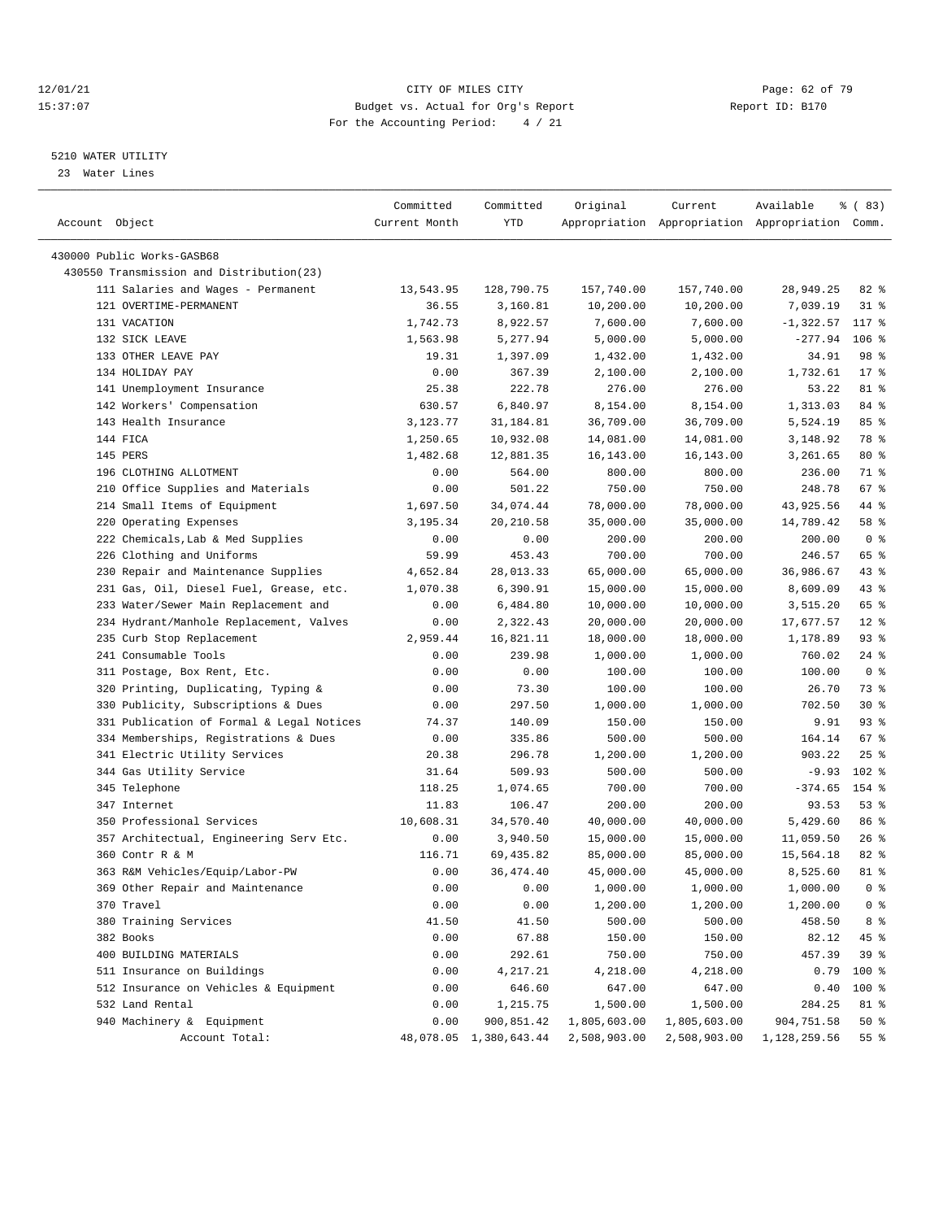CITY OF MILES CITY
Budget vs. Actual for Org's Report
For the Accounting Period: 4 / 21

12/01/21
15:37:07

Report ID: B170

5210 WATER UTILITY
23 Water Lines

| Account Object | Committed Current Month | Committed YTD | Original Appropriation | Current Appropriation | Available Appropriation | % ( 83) Comm. |
|---|---|---|---|---|---|---|
| 430000 Public Works-GASB68 | | | | | | |
| 430550 Transmission and Distribution(23) | | | | | | |
| 111 Salaries and Wages - Permanent | 13,543.95 | 128,790.75 | 157,740.00 | 157,740.00 | 28,949.25 | 82 % |
| 121 OVERTIME-PERMANENT | 36.55 | 3,160.81 | 10,200.00 | 10,200.00 | 7,039.19 | 31 % |
| 131 VACATION | 1,742.73 | 8,922.57 | 7,600.00 | 7,600.00 | -1,322.57 | 117 % |
| 132 SICK LEAVE | 1,563.98 | 5,277.94 | 5,000.00 | 5,000.00 | -277.94 | 106 % |
| 133 OTHER LEAVE PAY | 19.31 | 1,397.09 | 1,432.00 | 1,432.00 | 34.91 | 98 % |
| 134 HOLIDAY PAY | 0.00 | 367.39 | 2,100.00 | 2,100.00 | 1,732.61 | 17 % |
| 141 Unemployment Insurance | 25.38 | 222.78 | 276.00 | 276.00 | 53.22 | 81 % |
| 142 Workers' Compensation | 630.57 | 6,840.97 | 8,154.00 | 8,154.00 | 1,313.03 | 84 % |
| 143 Health Insurance | 3,123.77 | 31,184.81 | 36,709.00 | 36,709.00 | 5,524.19 | 85 % |
| 144 FICA | 1,250.65 | 10,932.08 | 14,081.00 | 14,081.00 | 3,148.92 | 78 % |
| 145 PERS | 1,482.68 | 12,881.35 | 16,143.00 | 16,143.00 | 3,261.65 | 80 % |
| 196 CLOTHING ALLOTMENT | 0.00 | 564.00 | 800.00 | 800.00 | 236.00 | 71 % |
| 210 Office Supplies and Materials | 0.00 | 501.22 | 750.00 | 750.00 | 248.78 | 67 % |
| 214 Small Items of Equipment | 1,697.50 | 34,074.44 | 78,000.00 | 78,000.00 | 43,925.56 | 44 % |
| 220 Operating Expenses | 3,195.34 | 20,210.58 | 35,000.00 | 35,000.00 | 14,789.42 | 58 % |
| 222 Chemicals,Lab & Med Supplies | 0.00 | 0.00 | 200.00 | 200.00 | 200.00 | 0 % |
| 226 Clothing and Uniforms | 59.99 | 453.43 | 700.00 | 700.00 | 246.57 | 65 % |
| 230 Repair and Maintenance Supplies | 4,652.84 | 28,013.33 | 65,000.00 | 65,000.00 | 36,986.67 | 43 % |
| 231 Gas, Oil, Diesel Fuel, Grease, etc. | 1,070.38 | 6,390.91 | 15,000.00 | 15,000.00 | 8,609.09 | 43 % |
| 233 Water/Sewer Main Replacement and | 0.00 | 6,484.80 | 10,000.00 | 10,000.00 | 3,515.20 | 65 % |
| 234 Hydrant/Manhole Replacement, Valves | 0.00 | 2,322.43 | 20,000.00 | 20,000.00 | 17,677.57 | 12 % |
| 235 Curb Stop Replacement | 2,959.44 | 16,821.11 | 18,000.00 | 18,000.00 | 1,178.89 | 93 % |
| 241 Consumable Tools | 0.00 | 239.98 | 1,000.00 | 1,000.00 | 760.02 | 24 % |
| 311 Postage, Box Rent, Etc. | 0.00 | 0.00 | 100.00 | 100.00 | 100.00 | 0 % |
| 320 Printing, Duplicating, Typing & | 0.00 | 73.30 | 100.00 | 100.00 | 26.70 | 73 % |
| 330 Publicity, Subscriptions & Dues | 0.00 | 297.50 | 1,000.00 | 1,000.00 | 702.50 | 30 % |
| 331 Publication of Formal & Legal Notices | 74.37 | 140.09 | 150.00 | 150.00 | 9.91 | 93 % |
| 334 Memberships, Registrations & Dues | 0.00 | 335.86 | 500.00 | 500.00 | 164.14 | 67 % |
| 341 Electric Utility Services | 20.38 | 296.78 | 1,200.00 | 1,200.00 | 903.22 | 25 % |
| 344 Gas Utility Service | 31.64 | 509.93 | 500.00 | 500.00 | -9.93 | 102 % |
| 345 Telephone | 118.25 | 1,074.65 | 700.00 | 700.00 | -374.65 | 154 % |
| 347 Internet | 11.83 | 106.47 | 200.00 | 200.00 | 93.53 | 53 % |
| 350 Professional Services | 10,608.31 | 34,570.40 | 40,000.00 | 40,000.00 | 5,429.60 | 86 % |
| 357 Architectual, Engineering Serv Etc. | 0.00 | 3,940.50 | 15,000.00 | 15,000.00 | 11,059.50 | 26 % |
| 360 Contr R & M | 116.71 | 69,435.82 | 85,000.00 | 85,000.00 | 15,564.18 | 82 % |
| 363 R&M Vehicles/Equip/Labor-PW | 0.00 | 36,474.40 | 45,000.00 | 45,000.00 | 8,525.60 | 81 % |
| 369 Other Repair and Maintenance | 0.00 | 0.00 | 1,000.00 | 1,000.00 | 1,000.00 | 0 % |
| 370 Travel | 0.00 | 0.00 | 1,200.00 | 1,200.00 | 1,200.00 | 0 % |
| 380 Training Services | 41.50 | 41.50 | 500.00 | 500.00 | 458.50 | 8 % |
| 382 Books | 0.00 | 67.88 | 150.00 | 150.00 | 82.12 | 45 % |
| 400 BUILDING MATERIALS | 0.00 | 292.61 | 750.00 | 750.00 | 457.39 | 39 % |
| 511 Insurance on Buildings | 0.00 | 4,217.21 | 4,218.00 | 4,218.00 | 0.79 | 100 % |
| 512 Insurance on Vehicles & Equipment | 0.00 | 646.60 | 647.00 | 647.00 | 0.40 | 100 % |
| 532 Land Rental | 0.00 | 1,215.75 | 1,500.00 | 1,500.00 | 284.25 | 81 % |
| 940 Machinery & Equipment | 0.00 | 900,851.42 | 1,805,603.00 | 1,805,603.00 | 904,751.58 | 50 % |
| Account Total: | 48,078.05 | 1,380,643.44 | 2,508,903.00 | 2,508,903.00 | 1,128,259.56 | 55 % |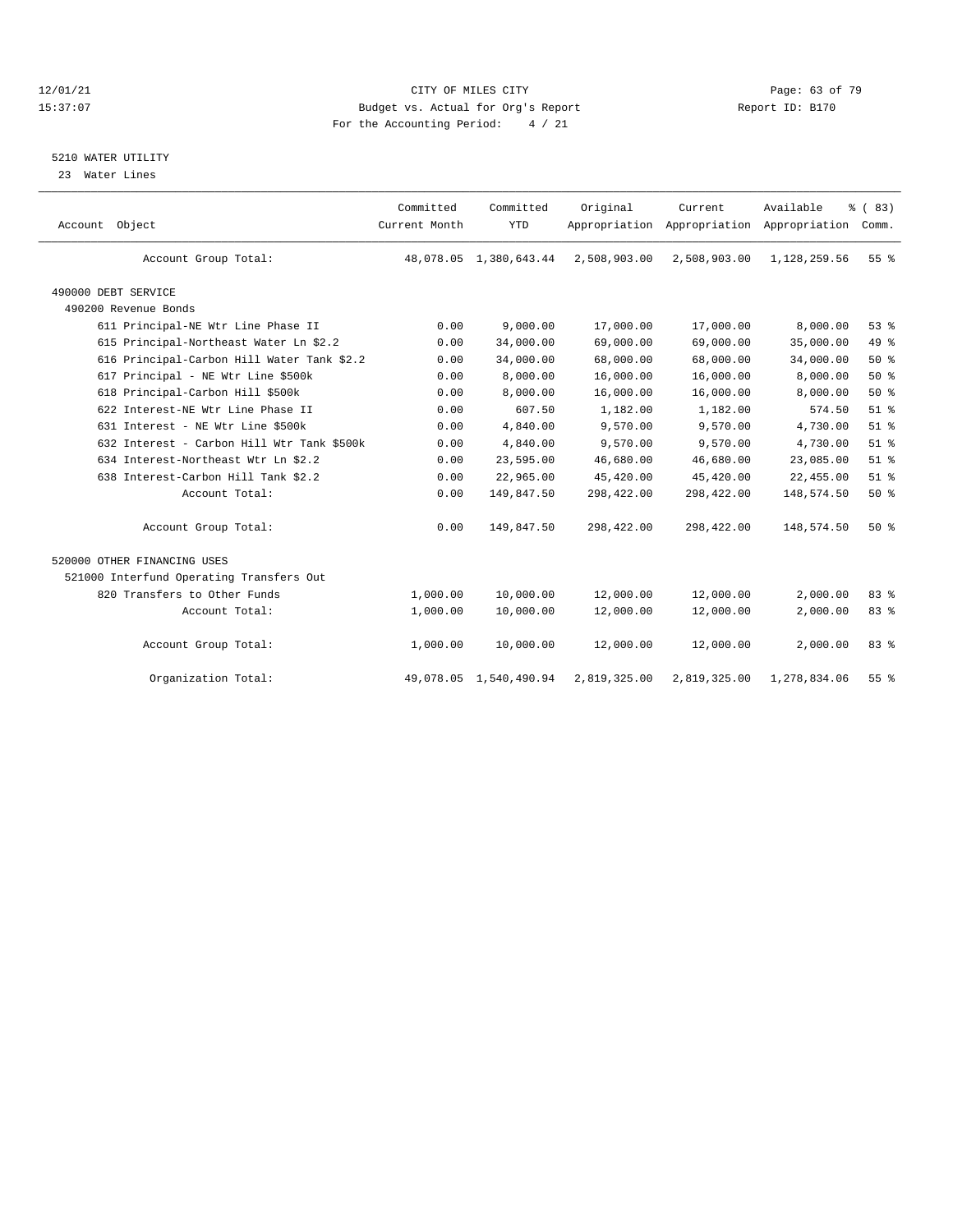12/01/21 CITY OF MILES CITY
15:37:07 Budget vs. Actual for Org's Report Report ID: B170
For the Accounting Period: 4 / 21

5210 WATER UTILITY
23 Water Lines

| Account Object | Committed Current Month | Committed YTD | Original Appropriation | Current Appropriation | Available Appropriation | % ( 83) Comm. |
|---|---|---|---|---|---|---|
| Account Group Total: | 48,078.05 | 1,380,643.44 | 2,508,903.00 | 2,508,903.00 | 1,128,259.56 | 55 % |
| 490000 DEBT SERVICE | | | | | | |
| 490200 Revenue Bonds | | | | | | |
| 611 Principal-NE Wtr Line Phase II | 0.00 | 9,000.00 | 17,000.00 | 17,000.00 | 8,000.00 | 53 % |
| 615 Principal-Northeast Water Ln $2.2 | 0.00 | 34,000.00 | 69,000.00 | 69,000.00 | 35,000.00 | 49 % |
| 616 Principal-Carbon Hill Water Tank $2.2 | 0.00 | 34,000.00 | 68,000.00 | 68,000.00 | 34,000.00 | 50 % |
| 617 Principal - NE Wtr Line $500k | 0.00 | 8,000.00 | 16,000.00 | 16,000.00 | 8,000.00 | 50 % |
| 618 Principal-Carbon Hill $500k | 0.00 | 8,000.00 | 16,000.00 | 16,000.00 | 8,000.00 | 50 % |
| 622 Interest-NE Wtr Line Phase II | 0.00 | 607.50 | 1,182.00 | 1,182.00 | 574.50 | 51 % |
| 631 Interest - NE Wtr Line $500k | 0.00 | 4,840.00 | 9,570.00 | 9,570.00 | 4,730.00 | 51 % |
| 632 Interest - Carbon Hill Wtr Tank $500k | 0.00 | 4,840.00 | 9,570.00 | 9,570.00 | 4,730.00 | 51 % |
| 634 Interest-Northeast Wtr Ln $2.2 | 0.00 | 23,595.00 | 46,680.00 | 46,680.00 | 23,085.00 | 51 % |
| 638 Interest-Carbon Hill Tank $2.2 | 0.00 | 22,965.00 | 45,420.00 | 45,420.00 | 22,455.00 | 51 % |
| Account Total: | 0.00 | 149,847.50 | 298,422.00 | 298,422.00 | 148,574.50 | 50 % |
| Account Group Total: | 0.00 | 149,847.50 | 298,422.00 | 298,422.00 | 148,574.50 | 50 % |
| 520000 OTHER FINANCING USES | | | | | | |
| 521000 Interfund Operating Transfers Out | | | | | | |
| 820 Transfers to Other Funds | 1,000.00 | 10,000.00 | 12,000.00 | 12,000.00 | 2,000.00 | 83 % |
| Account Total: | 1,000.00 | 10,000.00 | 12,000.00 | 12,000.00 | 2,000.00 | 83 % |
| Account Group Total: | 1,000.00 | 10,000.00 | 12,000.00 | 12,000.00 | 2,000.00 | 83 % |
| Organization Total: | 49,078.05 | 1,540,490.94 | 2,819,325.00 | 2,819,325.00 | 1,278,834.06 | 55 % |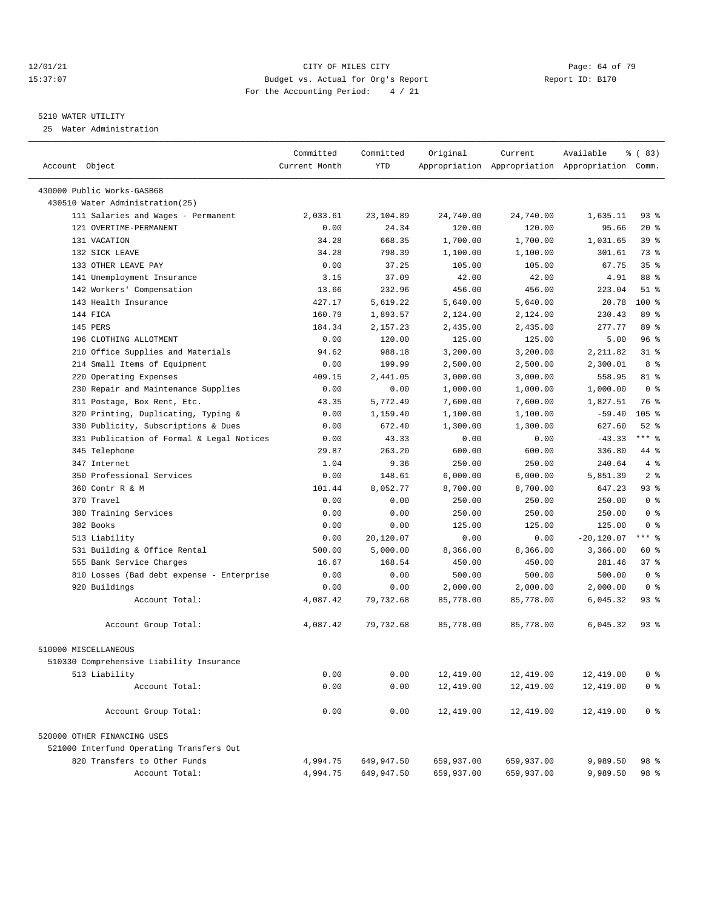12/01/21 CITY OF MILES CITY
15:37:07 Budget vs. Actual for Org's Report Report ID: B170
For the Accounting Period: 4 / 21

5210 WATER UTILITY
25 Water Administration

| Account Object | Committed Current Month | Committed YTD | Original Appropriation | Current Appropriation | Available Appropriation | % ( 83) Comm. |
|---|---|---|---|---|---|---|
| 430000 Public Works-GASB68 | | | | | | |
| 430510 Water Administration(25) | | | | | | |
| 111 Salaries and Wages - Permanent | 2,033.61 | 23,104.89 | 24,740.00 | 24,740.00 | 1,635.11 | 93 % |
| 121 OVERTIME-PERMANENT | 0.00 | 24.34 | 120.00 | 120.00 | 95.66 | 20 % |
| 131 VACATION | 34.28 | 668.35 | 1,700.00 | 1,700.00 | 1,031.65 | 39 % |
| 132 SICK LEAVE | 34.28 | 798.39 | 1,100.00 | 1,100.00 | 301.61 | 73 % |
| 133 OTHER LEAVE PAY | 0.00 | 37.25 | 105.00 | 105.00 | 67.75 | 35 % |
| 141 Unemployment Insurance | 3.15 | 37.09 | 42.00 | 42.00 | 4.91 | 88 % |
| 142 Workers' Compensation | 13.66 | 232.96 | 456.00 | 456.00 | 223.04 | 51 % |
| 143 Health Insurance | 427.17 | 5,619.22 | 5,640.00 | 5,640.00 | 20.78 | 100 % |
| 144 FICA | 160.79 | 1,893.57 | 2,124.00 | 2,124.00 | 230.43 | 89 % |
| 145 PERS | 184.34 | 2,157.23 | 2,435.00 | 2,435.00 | 277.77 | 89 % |
| 196 CLOTHING ALLOTMENT | 0.00 | 120.00 | 125.00 | 125.00 | 5.00 | 96 % |
| 210 Office Supplies and Materials | 94.62 | 988.18 | 3,200.00 | 3,200.00 | 2,211.82 | 31 % |
| 214 Small Items of Equipment | 0.00 | 199.99 | 2,500.00 | 2,500.00 | 2,300.01 | 8 % |
| 220 Operating Expenses | 409.15 | 2,441.05 | 3,000.00 | 3,000.00 | 558.95 | 81 % |
| 230 Repair and Maintenance Supplies | 0.00 | 0.00 | 1,000.00 | 1,000.00 | 1,000.00 | 0 % |
| 311 Postage, Box Rent, Etc. | 43.35 | 5,772.49 | 7,600.00 | 7,600.00 | 1,827.51 | 76 % |
| 320 Printing, Duplicating, Typing & | 0.00 | 1,159.40 | 1,100.00 | 1,100.00 | -59.40 | 105 % |
| 330 Publicity, Subscriptions & Dues | 0.00 | 672.40 | 1,300.00 | 1,300.00 | 627.60 | 52 % |
| 331 Publication of Formal & Legal Notices | 0.00 | 43.33 | 0.00 | 0.00 | -43.33 | *** % |
| 345 Telephone | 29.87 | 263.20 | 600.00 | 600.00 | 336.80 | 44 % |
| 347 Internet | 1.04 | 9.36 | 250.00 | 250.00 | 240.64 | 4 % |
| 350 Professional Services | 0.00 | 148.61 | 6,000.00 | 6,000.00 | 5,851.39 | 2 % |
| 360 Contr R & M | 101.44 | 8,052.77 | 8,700.00 | 8,700.00 | 647.23 | 93 % |
| 370 Travel | 0.00 | 0.00 | 250.00 | 250.00 | 250.00 | 0 % |
| 380 Training Services | 0.00 | 0.00 | 250.00 | 250.00 | 250.00 | 0 % |
| 382 Books | 0.00 | 0.00 | 125.00 | 125.00 | 125.00 | 0 % |
| 513 Liability | 0.00 | 20,120.07 | 0.00 | 0.00 | -20,120.07 | *** % |
| 531 Building & Office Rental | 500.00 | 5,000.00 | 8,366.00 | 8,366.00 | 3,366.00 | 60 % |
| 555 Bank Service Charges | 16.67 | 168.54 | 450.00 | 450.00 | 281.46 | 37 % |
| 810 Losses (Bad debt expense - Enterprise | 0.00 | 0.00 | 500.00 | 500.00 | 500.00 | 0 % |
| 920 Buildings | 0.00 | 0.00 | 2,000.00 | 2,000.00 | 2,000.00 | 0 % |
| Account Total: | 4,087.42 | 79,732.68 | 85,778.00 | 85,778.00 | 6,045.32 | 93 % |
| Account Group Total: | 4,087.42 | 79,732.68 | 85,778.00 | 85,778.00 | 6,045.32 | 93 % |
| 510000 MISCELLANEOUS | | | | | | |
| 510330 Comprehensive Liability Insurance | | | | | | |
| 513 Liability | 0.00 | 0.00 | 12,419.00 | 12,419.00 | 12,419.00 | 0 % |
| Account Total: | 0.00 | 0.00 | 12,419.00 | 12,419.00 | 12,419.00 | 0 % |
| Account Group Total: | 0.00 | 0.00 | 12,419.00 | 12,419.00 | 12,419.00 | 0 % |
| 520000 OTHER FINANCING USES | | | | | | |
| 521000 Interfund Operating Transfers Out | | | | | | |
| 820 Transfers to Other Funds | 4,994.75 | 649,947.50 | 659,937.00 | 659,937.00 | 9,989.50 | 98 % |
| Account Total: | 4,994.75 | 649,947.50 | 659,937.00 | 659,937.00 | 9,989.50 | 98 % |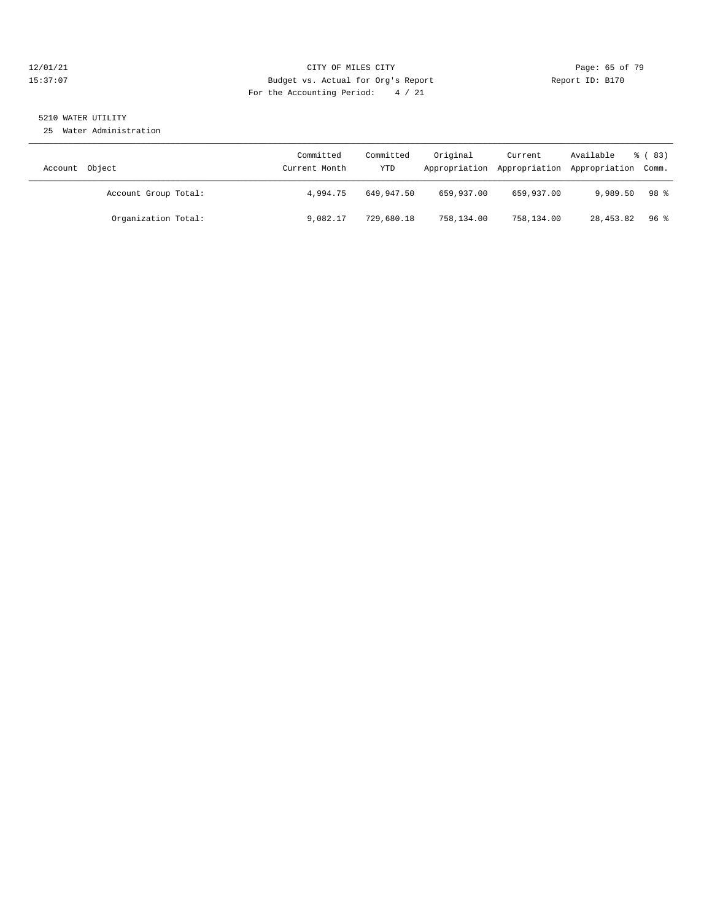12/01/21 CITY OF MILES CITY
15:37:07 Budget vs. Actual for Org's Report Report ID: B170
For the Accounting Period: 4 / 21

5210 WATER UTILITY
25 Water Administration

| Account Object | Committed Current Month | Committed YTD | Original Appropriation | Current Appropriation | Available Appropriation | % ( 83) Comm. |
|---|---|---|---|---|---|---|
| Account Group Total: | 4,994.75 | 649,947.50 | 659,937.00 | 659,937.00 | 9,989.50 | 98 % |
| Organization Total: | 9,082.17 | 729,680.18 | 758,134.00 | 758,134.00 | 28,453.82 | 96 % |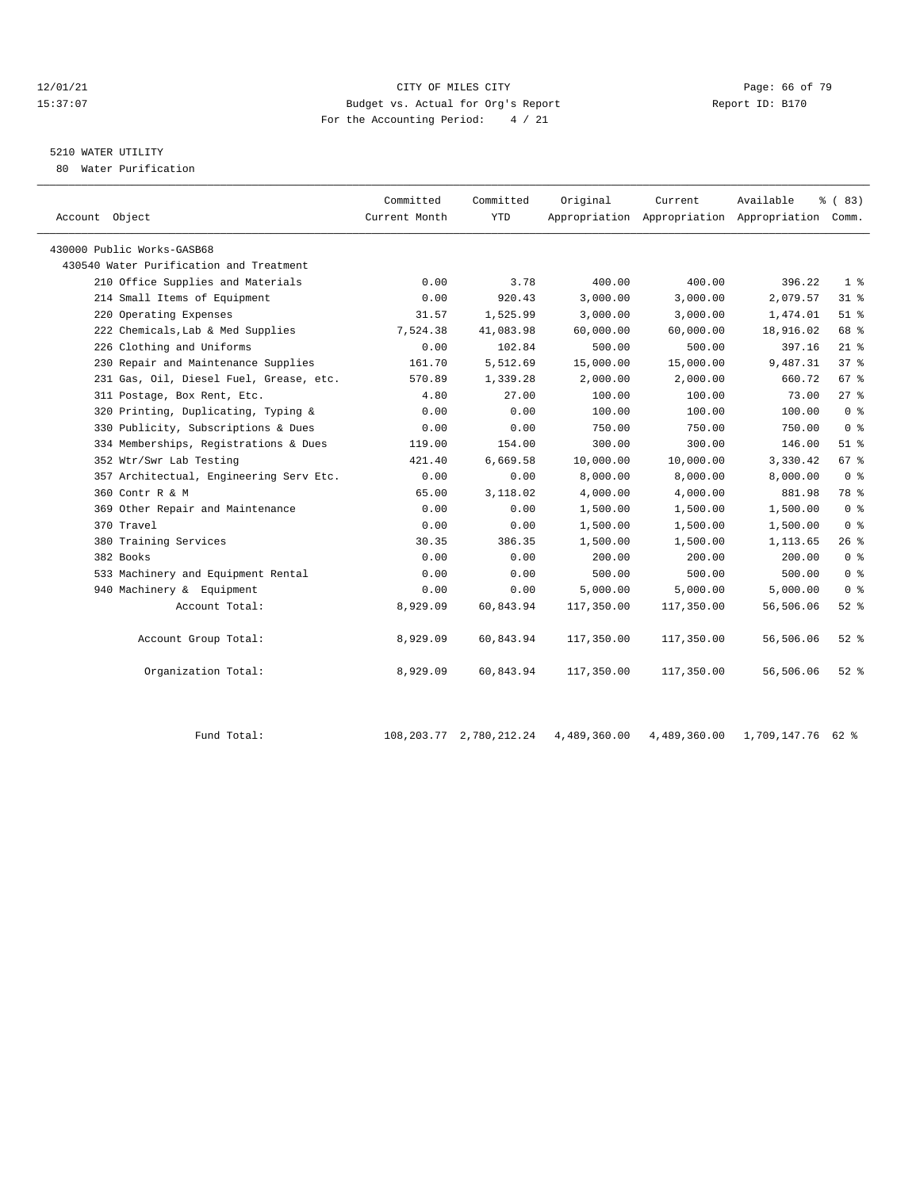12/01/21 CITY OF MILES CITY
15:37:07 Budget vs. Actual for Org's Report Report ID: B170
For the Accounting Period: 4 / 21

5210 WATER UTILITY
80 Water Purification

| Account Object | Committed Current Month | Committed YTD | Original Appropriation | Current Appropriation | Available Appropriation | % ( 83) Comm. |
|---|---|---|---|---|---|---|
| 430000 Public Works-GASB68 | | | | | | |
| 430540 Water Purification and Treatment | | | | | | |
| 210 Office Supplies and Materials | 0.00 | 3.78 | 400.00 | 400.00 | 396.22 | 1 % |
| 214 Small Items of Equipment | 0.00 | 920.43 | 3,000.00 | 3,000.00 | 2,079.57 | 31 % |
| 220 Operating Expenses | 31.57 | 1,525.99 | 3,000.00 | 3,000.00 | 1,474.01 | 51 % |
| 222 Chemicals,Lab & Med Supplies | 7,524.38 | 41,083.98 | 60,000.00 | 60,000.00 | 18,916.02 | 68 % |
| 226 Clothing and Uniforms | 0.00 | 102.84 | 500.00 | 500.00 | 397.16 | 21 % |
| 230 Repair and Maintenance Supplies | 161.70 | 5,512.69 | 15,000.00 | 15,000.00 | 9,487.31 | 37 % |
| 231 Gas, Oil, Diesel Fuel, Grease, etc. | 570.89 | 1,339.28 | 2,000.00 | 2,000.00 | 660.72 | 67 % |
| 311 Postage, Box Rent, Etc. | 4.80 | 27.00 | 100.00 | 100.00 | 73.00 | 27 % |
| 320 Printing, Duplicating, Typing & | 0.00 | 0.00 | 100.00 | 100.00 | 100.00 | 0 % |
| 330 Publicity, Subscriptions & Dues | 0.00 | 0.00 | 750.00 | 750.00 | 750.00 | 0 % |
| 334 Memberships, Registrations & Dues | 119.00 | 154.00 | 300.00 | 300.00 | 146.00 | 51 % |
| 352 Wtr/Swr Lab Testing | 421.40 | 6,669.58 | 10,000.00 | 10,000.00 | 3,330.42 | 67 % |
| 357 Architectual, Engineering Serv Etc. | 0.00 | 0.00 | 8,000.00 | 8,000.00 | 8,000.00 | 0 % |
| 360 Contr R & M | 65.00 | 3,118.02 | 4,000.00 | 4,000.00 | 881.98 | 78 % |
| 369 Other Repair and Maintenance | 0.00 | 0.00 | 1,500.00 | 1,500.00 | 1,500.00 | 0 % |
| 370 Travel | 0.00 | 0.00 | 1,500.00 | 1,500.00 | 1,500.00 | 0 % |
| 380 Training Services | 30.35 | 386.35 | 1,500.00 | 1,500.00 | 1,113.65 | 26 % |
| 382 Books | 0.00 | 0.00 | 200.00 | 200.00 | 200.00 | 0 % |
| 533 Machinery and Equipment Rental | 0.00 | 0.00 | 500.00 | 500.00 | 500.00 | 0 % |
| 940 Machinery & Equipment | 0.00 | 0.00 | 5,000.00 | 5,000.00 | 5,000.00 | 0 % |
| Account Total: | 8,929.09 | 60,843.94 | 117,350.00 | 117,350.00 | 56,506.06 | 52 % |
| Account Group Total: | 8,929.09 | 60,843.94 | 117,350.00 | 117,350.00 | 56,506.06 | 52 % |
| Organization Total: | 8,929.09 | 60,843.94 | 117,350.00 | 117,350.00 | 56,506.06 | 52 % |
| Fund Total: | 108,203.77 | 2,780,212.24 | 4,489,360.00 | 4,489,360.00 | 1,709,147.76 | 62 % |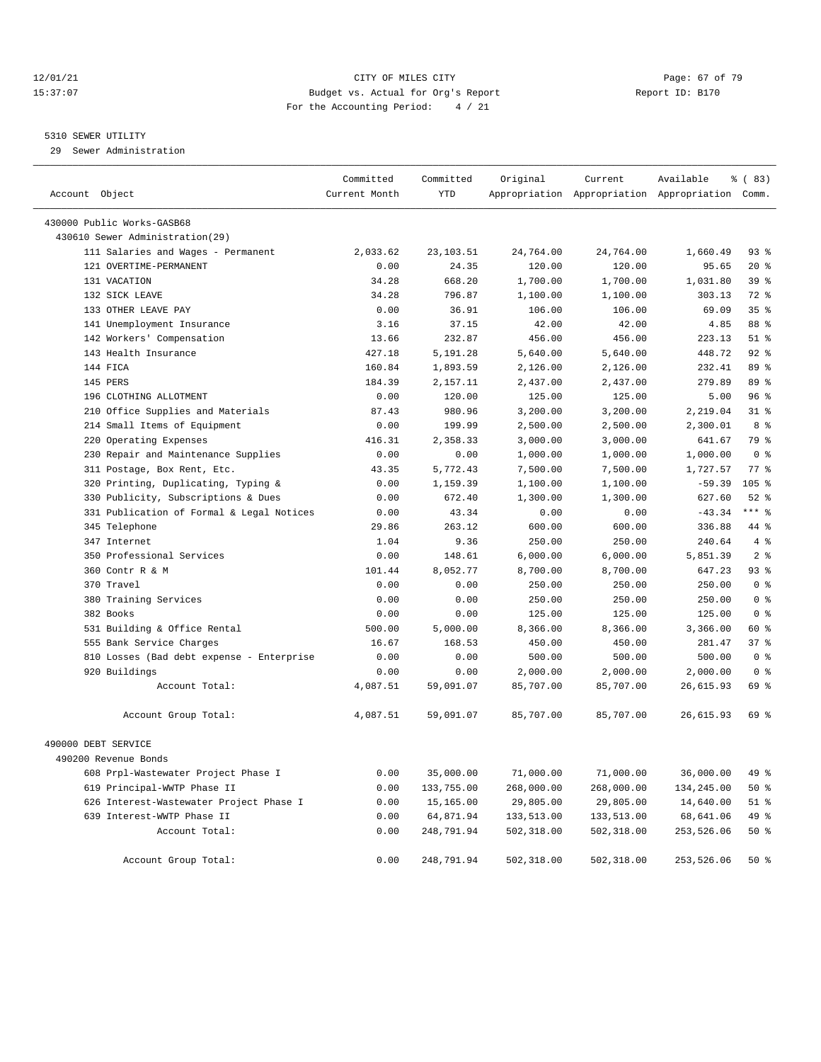CITY OF MILES CITY
Budget vs. Actual for Org's Report
For the Accounting Period: 4 / 21

12/01/21
15:37:07

Report ID: B170

5310 SEWER UTILITY
29 Sewer Administration

| Account Object | Committed Current Month | Committed YTD | Original Appropriation | Current Appropriation | Available Appropriation | % ( 83) Comm. |
|---|---|---|---|---|---|---|
| 430000 Public Works-GASB68 | | | | | | |
| 430610 Sewer Administration(29) | | | | | | |
| 111 Salaries and Wages - Permanent | 2,033.62 | 23,103.51 | 24,764.00 | 24,764.00 | 1,660.49 | 93 % |
| 121 OVERTIME-PERMANENT | 0.00 | 24.35 | 120.00 | 120.00 | 95.65 | 20 % |
| 131 VACATION | 34.28 | 668.20 | 1,700.00 | 1,700.00 | 1,031.80 | 39 % |
| 132 SICK LEAVE | 34.28 | 796.87 | 1,100.00 | 1,100.00 | 303.13 | 72 % |
| 133 OTHER LEAVE PAY | 0.00 | 36.91 | 106.00 | 106.00 | 69.09 | 35 % |
| 141 Unemployment Insurance | 3.16 | 37.15 | 42.00 | 42.00 | 4.85 | 88 % |
| 142 Workers' Compensation | 13.66 | 232.87 | 456.00 | 456.00 | 223.13 | 51 % |
| 143 Health Insurance | 427.18 | 5,191.28 | 5,640.00 | 5,640.00 | 448.72 | 92 % |
| 144 FICA | 160.84 | 1,893.59 | 2,126.00 | 2,126.00 | 232.41 | 89 % |
| 145 PERS | 184.39 | 2,157.11 | 2,437.00 | 2,437.00 | 279.89 | 89 % |
| 196 CLOTHING ALLOTMENT | 0.00 | 120.00 | 125.00 | 125.00 | 5.00 | 96 % |
| 210 Office Supplies and Materials | 87.43 | 980.96 | 3,200.00 | 3,200.00 | 2,219.04 | 31 % |
| 214 Small Items of Equipment | 0.00 | 199.99 | 2,500.00 | 2,500.00 | 2,300.01 | 8 % |
| 220 Operating Expenses | 416.31 | 2,358.33 | 3,000.00 | 3,000.00 | 641.67 | 79 % |
| 230 Repair and Maintenance Supplies | 0.00 | 0.00 | 1,000.00 | 1,000.00 | 1,000.00 | 0 % |
| 311 Postage, Box Rent, Etc. | 43.35 | 5,772.43 | 7,500.00 | 7,500.00 | 1,727.57 | 77 % |
| 320 Printing, Duplicating, Typing & | 0.00 | 1,159.39 | 1,100.00 | 1,100.00 | -59.39 | 105 % |
| 330 Publicity, Subscriptions & Dues | 0.00 | 672.40 | 1,300.00 | 1,300.00 | 627.60 | 52 % |
| 331 Publication of Formal & Legal Notices | 0.00 | 43.34 | 0.00 | 0.00 | -43.34 | *** % |
| 345 Telephone | 29.86 | 263.12 | 600.00 | 600.00 | 336.88 | 44 % |
| 347 Internet | 1.04 | 9.36 | 250.00 | 250.00 | 240.64 | 4 % |
| 350 Professional Services | 0.00 | 148.61 | 6,000.00 | 6,000.00 | 5,851.39 | 2 % |
| 360 Contr R & M | 101.44 | 8,052.77 | 8,700.00 | 8,700.00 | 647.23 | 93 % |
| 370 Travel | 0.00 | 0.00 | 250.00 | 250.00 | 250.00 | 0 % |
| 380 Training Services | 0.00 | 0.00 | 250.00 | 250.00 | 250.00 | 0 % |
| 382 Books | 0.00 | 0.00 | 125.00 | 125.00 | 125.00 | 0 % |
| 531 Building & Office Rental | 500.00 | 5,000.00 | 8,366.00 | 8,366.00 | 3,366.00 | 60 % |
| 555 Bank Service Charges | 16.67 | 168.53 | 450.00 | 450.00 | 281.47 | 37 % |
| 810 Losses (Bad debt expense - Enterprise | 0.00 | 0.00 | 500.00 | 500.00 | 500.00 | 0 % |
| 920 Buildings | 0.00 | 0.00 | 2,000.00 | 2,000.00 | 2,000.00 | 0 % |
| Account Total: | 4,087.51 | 59,091.07 | 85,707.00 | 85,707.00 | 26,615.93 | 69 % |
| Account Group Total: | 4,087.51 | 59,091.07 | 85,707.00 | 85,707.00 | 26,615.93 | 69 % |
| 490000 DEBT SERVICE | | | | | | |
| 490200 Revenue Bonds | | | | | | |
| 608 Prpl-Wastewater Project Phase I | 0.00 | 35,000.00 | 71,000.00 | 71,000.00 | 36,000.00 | 49 % |
| 619 Principal-WWTP Phase II | 0.00 | 133,755.00 | 268,000.00 | 268,000.00 | 134,245.00 | 50 % |
| 626 Interest-Wastewater Project Phase I | 0.00 | 15,165.00 | 29,805.00 | 29,805.00 | 14,640.00 | 51 % |
| 639 Interest-WWTP Phase II | 0.00 | 64,871.94 | 133,513.00 | 133,513.00 | 68,641.06 | 49 % |
| Account Total: | 0.00 | 248,791.94 | 502,318.00 | 502,318.00 | 253,526.06 | 50 % |
| Account Group Total: | 0.00 | 248,791.94 | 502,318.00 | 502,318.00 | 253,526.06 | 50 % |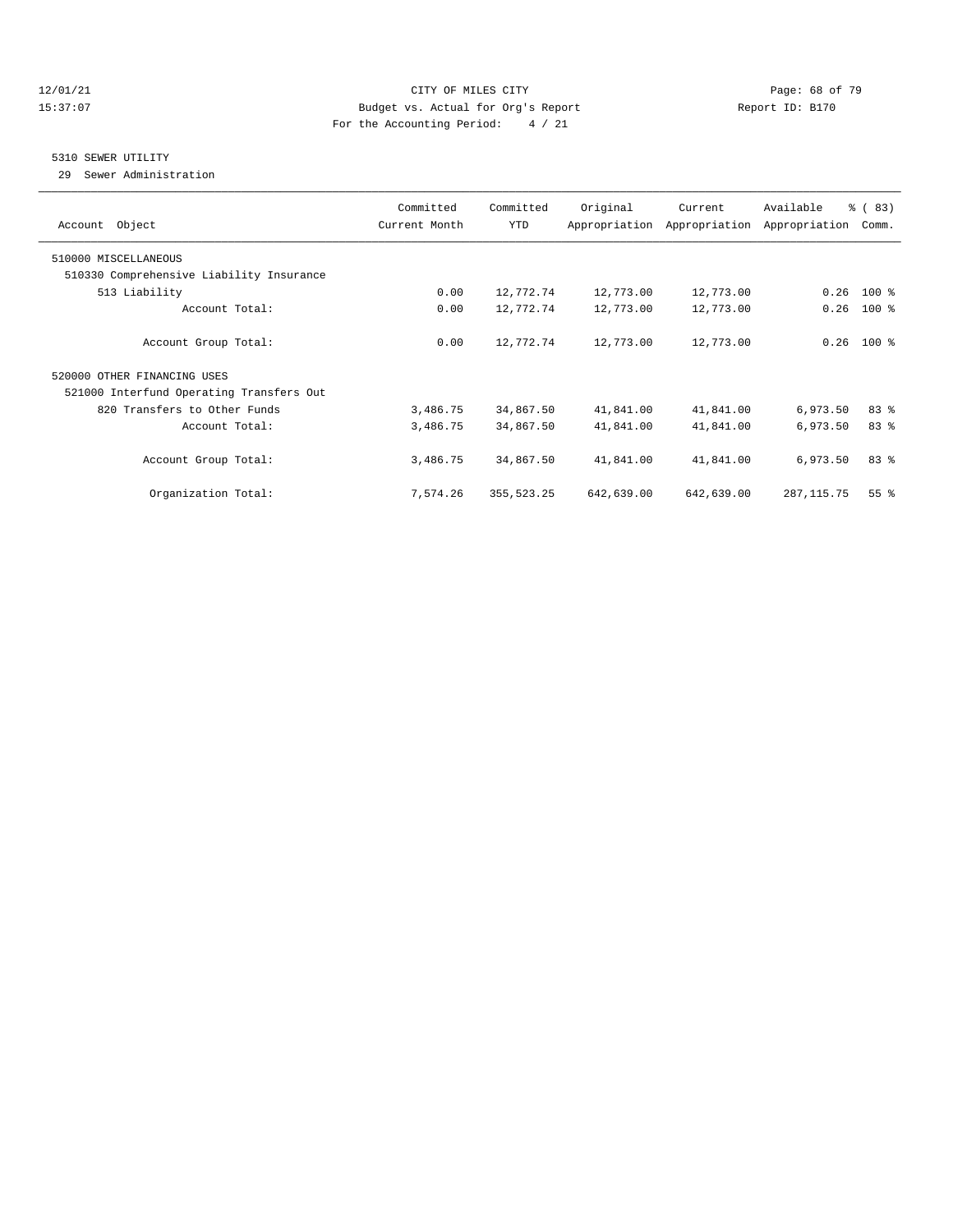CITY OF MILES CITY
Budget vs. Actual for Org's Report
For the Accounting Period: 4 / 21

12/01/21
15:37:07

Report ID: B170

## 5310 SEWER UTILITY

29 Sewer Administration

| Account Object | Committed Current Month | Committed YTD | Original Appropriation | Current Appropriation | Available Appropriation | % ( 83) Comm. |
|---|---|---|---|---|---|---|
| 510000 MISCELLANEOUS | | | | | | |
| 510330 Comprehensive Liability Insurance | | | | | | |
| 513 Liability | 0.00 | 12,772.74 | 12,773.00 | 12,773.00 | 0.26 | 100 % |
| Account Total: | 0.00 | 12,772.74 | 12,773.00 | 12,773.00 | 0.26 | 100 % |
| Account Group Total: | 0.00 | 12,772.74 | 12,773.00 | 12,773.00 | 0.26 | 100 % |
| 520000 OTHER FINANCING USES | | | | | | |
| 521000 Interfund Operating Transfers Out | | | | | | |
| 820 Transfers to Other Funds | 3,486.75 | 34,867.50 | 41,841.00 | 41,841.00 | 6,973.50 | 83 % |
| Account Total: | 3,486.75 | 34,867.50 | 41,841.00 | 41,841.00 | 6,973.50 | 83 % |
| Account Group Total: | 3,486.75 | 34,867.50 | 41,841.00 | 41,841.00 | 6,973.50 | 83 % |
| Organization Total: | 7,574.26 | 355,523.25 | 642,639.00 | 642,639.00 | 287,115.75 | 55 % |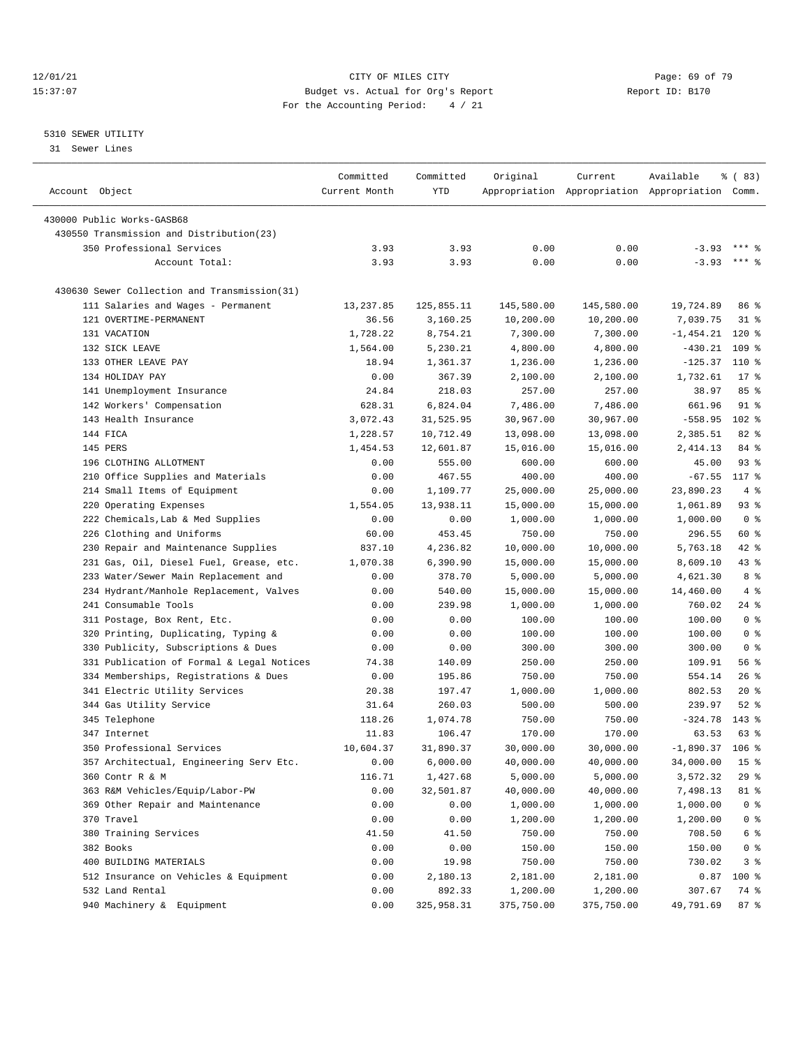12/01/21 CITY OF MILES CITY
15:37:07 Budget vs. Actual for Org's Report Report ID: B170
For the Accounting Period: 4 / 21

5310 SEWER UTILITY
31 Sewer Lines

| Account Object | Committed Current Month | Committed YTD | Original Appropriation | Current Appropriation | Available Appropriation | % ( 83) Comm. |
|---|---|---|---|---|---|---|
| 430000 Public Works-GASB68 | | | | | | |
| 430550 Transmission and Distribution(23) | | | | | | |
| 350 Professional Services | 3.93 | 3.93 | 0.00 | 0.00 | -3.93 | *** % |
| Account Total: | 3.93 | 3.93 | 0.00 | 0.00 | -3.93 | *** % |
| 430630 Sewer Collection and Transmission(31) | | | | | | |
| 111 Salaries and Wages - Permanent | 13,237.85 | 125,855.11 | 145,580.00 | 145,580.00 | 19,724.89 | 86 % |
| 121 OVERTIME-PERMANENT | 36.56 | 3,160.25 | 10,200.00 | 10,200.00 | 7,039.75 | 31 % |
| 131 VACATION | 1,728.22 | 8,754.21 | 7,300.00 | 7,300.00 | -1,454.21 | 120 % |
| 132 SICK LEAVE | 1,564.00 | 5,230.21 | 4,800.00 | 4,800.00 | -430.21 | 109 % |
| 133 OTHER LEAVE PAY | 18.94 | 1,361.37 | 1,236.00 | 1,236.00 | -125.37 | 110 % |
| 134 HOLIDAY PAY | 0.00 | 367.39 | 2,100.00 | 2,100.00 | 1,732.61 | 17 % |
| 141 Unemployment Insurance | 24.84 | 218.03 | 257.00 | 257.00 | 38.97 | 85 % |
| 142 Workers' Compensation | 628.31 | 6,824.04 | 7,486.00 | 7,486.00 | 661.96 | 91 % |
| 143 Health Insurance | 3,072.43 | 31,525.95 | 30,967.00 | 30,967.00 | -558.95 | 102 % |
| 144 FICA | 1,228.57 | 10,712.49 | 13,098.00 | 13,098.00 | 2,385.51 | 82 % |
| 145 PERS | 1,454.53 | 12,601.87 | 15,016.00 | 15,016.00 | 2,414.13 | 84 % |
| 196 CLOTHING ALLOTMENT | 0.00 | 555.00 | 600.00 | 600.00 | 45.00 | 93 % |
| 210 Office Supplies and Materials | 0.00 | 467.55 | 400.00 | 400.00 | -67.55 | 117 % |
| 214 Small Items of Equipment | 0.00 | 1,109.77 | 25,000.00 | 25,000.00 | 23,890.23 | 4 % |
| 220 Operating Expenses | 1,554.05 | 13,938.11 | 15,000.00 | 15,000.00 | 1,061.89 | 93 % |
| 222 Chemicals,Lab & Med Supplies | 0.00 | 0.00 | 1,000.00 | 1,000.00 | 1,000.00 | 0 % |
| 226 Clothing and Uniforms | 60.00 | 453.45 | 750.00 | 750.00 | 296.55 | 60 % |
| 230 Repair and Maintenance Supplies | 837.10 | 4,236.82 | 10,000.00 | 10,000.00 | 5,763.18 | 42 % |
| 231 Gas, Oil, Diesel Fuel, Grease, etc. | 1,070.38 | 6,390.90 | 15,000.00 | 15,000.00 | 8,609.10 | 43 % |
| 233 Water/Sewer Main Replacement and | 0.00 | 378.70 | 5,000.00 | 5,000.00 | 4,621.30 | 8 % |
| 234 Hydrant/Manhole Replacement, Valves | 0.00 | 540.00 | 15,000.00 | 15,000.00 | 14,460.00 | 4 % |
| 241 Consumable Tools | 0.00 | 239.98 | 1,000.00 | 1,000.00 | 760.02 | 24 % |
| 311 Postage, Box Rent, Etc. | 0.00 | 0.00 | 100.00 | 100.00 | 100.00 | 0 % |
| 320 Printing, Duplicating, Typing & | 0.00 | 0.00 | 100.00 | 100.00 | 100.00 | 0 % |
| 330 Publicity, Subscriptions & Dues | 0.00 | 0.00 | 300.00 | 300.00 | 300.00 | 0 % |
| 331 Publication of Formal & Legal Notices | 74.38 | 140.09 | 250.00 | 250.00 | 109.91 | 56 % |
| 334 Memberships, Registrations & Dues | 0.00 | 195.86 | 750.00 | 750.00 | 554.14 | 26 % |
| 341 Electric Utility Services | 20.38 | 197.47 | 1,000.00 | 1,000.00 | 802.53 | 20 % |
| 344 Gas Utility Service | 31.64 | 260.03 | 500.00 | 500.00 | 239.97 | 52 % |
| 345 Telephone | 118.26 | 1,074.78 | 750.00 | 750.00 | -324.78 | 143 % |
| 347 Internet | 11.83 | 106.47 | 170.00 | 170.00 | 63.53 | 63 % |
| 350 Professional Services | 10,604.37 | 31,890.37 | 30,000.00 | 30,000.00 | -1,890.37 | 106 % |
| 357 Architectual, Engineering Serv Etc. | 0.00 | 6,000.00 | 40,000.00 | 40,000.00 | 34,000.00 | 15 % |
| 360 Contr R & M | 116.71 | 1,427.68 | 5,000.00 | 5,000.00 | 3,572.32 | 29 % |
| 363 R&M Vehicles/Equip/Labor-PW | 0.00 | 32,501.87 | 40,000.00 | 40,000.00 | 7,498.13 | 81 % |
| 369 Other Repair and Maintenance | 0.00 | 0.00 | 1,000.00 | 1,000.00 | 1,000.00 | 0 % |
| 370 Travel | 0.00 | 0.00 | 1,200.00 | 1,200.00 | 1,200.00 | 0 % |
| 380 Training Services | 41.50 | 41.50 | 750.00 | 750.00 | 708.50 | 6 % |
| 382 Books | 0.00 | 0.00 | 150.00 | 150.00 | 150.00 | 0 % |
| 400 BUILDING MATERIALS | 0.00 | 19.98 | 750.00 | 750.00 | 730.02 | 3 % |
| 512 Insurance on Vehicles & Equipment | 0.00 | 2,180.13 | 2,181.00 | 2,181.00 | 0.87 | 100 % |
| 532 Land Rental | 0.00 | 892.33 | 1,200.00 | 1,200.00 | 307.67 | 74 % |
| 940 Machinery & Equipment | 0.00 | 325,958.31 | 375,750.00 | 375,750.00 | 49,791.69 | 87 % |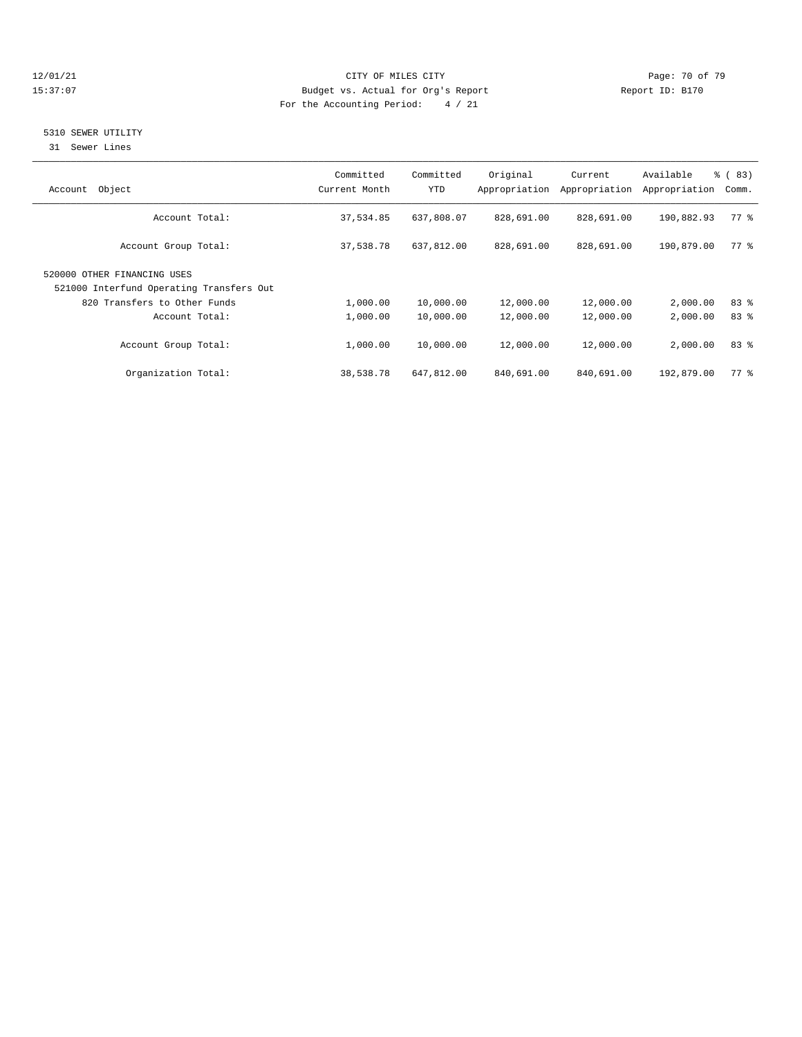CITY OF MILES CITY
Budget vs. Actual for Org's Report
For the Accounting Period: 4 / 21

12/01/21
15:37:07

Report ID: B170

## 5310 SEWER UTILITY

31 Sewer Lines

| Account Object | Committed Current Month | Committed YTD | Original Appropriation | Current Appropriation | Available Appropriation | % ( 83) Comm. |
|---|---|---|---|---|---|---|
| Account Total: | 37,534.85 | 637,808.07 | 828,691.00 | 828,691.00 | 190,882.93 | 77 % |
| Account Group Total: | 37,538.78 | 637,812.00 | 828,691.00 | 828,691.00 | 190,879.00 | 77 % |
| 520000 OTHER FINANCING USES | | | | | | |
| 521000 Interfund Operating Transfers Out | | | | | | |
| 820 Transfers to Other Funds | 1,000.00 | 10,000.00 | 12,000.00 | 12,000.00 | 2,000.00 | 83 % |
| Account Total: | 1,000.00 | 10,000.00 | 12,000.00 | 12,000.00 | 2,000.00 | 83 % |
| Account Group Total: | 1,000.00 | 10,000.00 | 12,000.00 | 12,000.00 | 2,000.00 | 83 % |
| Organization Total: | 38,538.78 | 647,812.00 | 840,691.00 | 840,691.00 | 192,879.00 | 77 % |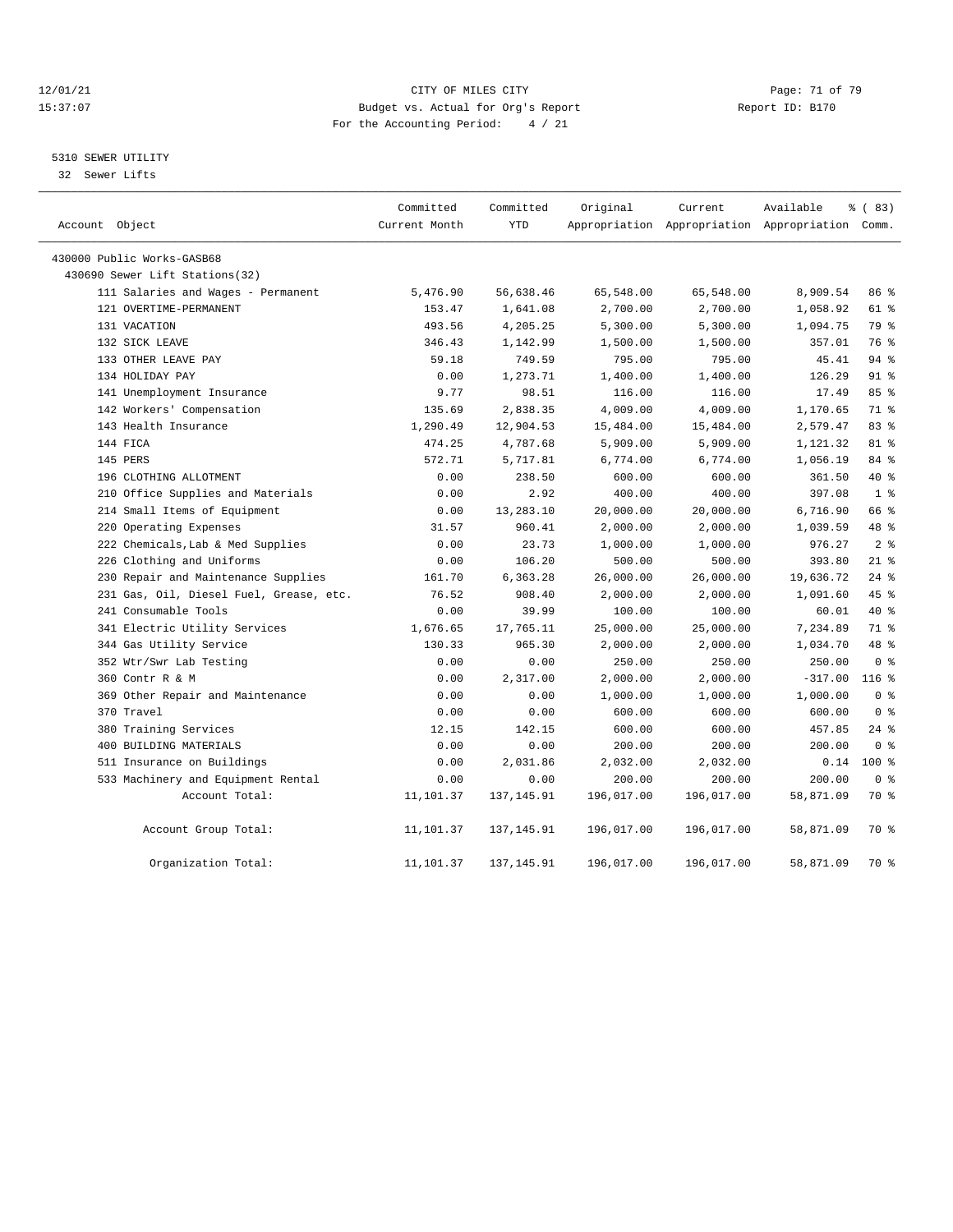12/01/21 CITY OF MILES CITY
15:37:07 Budget vs. Actual for Org's Report Report ID: B170
For the Accounting Period: 4 / 21

## 5310 SEWER UTILITY

32 Sewer Lifts

| Account Object | Committed Current Month | Committed YTD | Original Appropriation | Current Appropriation | Available Appropriation | % ( 83) Comm. |
|---|---|---|---|---|---|---|
| 430000 Public Works-GASB68 | | | | | | |
| 430690 Sewer Lift Stations(32) | | | | | | |
| 111 Salaries and Wages - Permanent | 5,476.90 | 56,638.46 | 65,548.00 | 65,548.00 | 8,909.54 | 86 % |
| 121 OVERTIME-PERMANENT | 153.47 | 1,641.08 | 2,700.00 | 2,700.00 | 1,058.92 | 61 % |
| 131 VACATION | 493.56 | 4,205.25 | 5,300.00 | 5,300.00 | 1,094.75 | 79 % |
| 132 SICK LEAVE | 346.43 | 1,142.99 | 1,500.00 | 1,500.00 | 357.01 | 76 % |
| 133 OTHER LEAVE PAY | 59.18 | 749.59 | 795.00 | 795.00 | 45.41 | 94 % |
| 134 HOLIDAY PAY | 0.00 | 1,273.71 | 1,400.00 | 1,400.00 | 126.29 | 91 % |
| 141 Unemployment Insurance | 9.77 | 98.51 | 116.00 | 116.00 | 17.49 | 85 % |
| 142 Workers' Compensation | 135.69 | 2,838.35 | 4,009.00 | 4,009.00 | 1,170.65 | 71 % |
| 143 Health Insurance | 1,290.49 | 12,904.53 | 15,484.00 | 15,484.00 | 2,579.47 | 83 % |
| 144 FICA | 474.25 | 4,787.68 | 5,909.00 | 5,909.00 | 1,121.32 | 81 % |
| 145 PERS | 572.71 | 5,717.81 | 6,774.00 | 6,774.00 | 1,056.19 | 84 % |
| 196 CLOTHING ALLOTMENT | 0.00 | 238.50 | 600.00 | 600.00 | 361.50 | 40 % |
| 210 Office Supplies and Materials | 0.00 | 2.92 | 400.00 | 400.00 | 397.08 | 1 % |
| 214 Small Items of Equipment | 0.00 | 13,283.10 | 20,000.00 | 20,000.00 | 6,716.90 | 66 % |
| 220 Operating Expenses | 31.57 | 960.41 | 2,000.00 | 2,000.00 | 1,039.59 | 48 % |
| 222 Chemicals,Lab & Med Supplies | 0.00 | 23.73 | 1,000.00 | 1,000.00 | 976.27 | 2 % |
| 226 Clothing and Uniforms | 0.00 | 106.20 | 500.00 | 500.00 | 393.80 | 21 % |
| 230 Repair and Maintenance Supplies | 161.70 | 6,363.28 | 26,000.00 | 26,000.00 | 19,636.72 | 24 % |
| 231 Gas, Oil, Diesel Fuel, Grease, etc. | 76.52 | 908.40 | 2,000.00 | 2,000.00 | 1,091.60 | 45 % |
| 241 Consumable Tools | 0.00 | 39.99 | 100.00 | 100.00 | 60.01 | 40 % |
| 341 Electric Utility Services | 1,676.65 | 17,765.11 | 25,000.00 | 25,000.00 | 7,234.89 | 71 % |
| 344 Gas Utility Service | 130.33 | 965.30 | 2,000.00 | 2,000.00 | 1,034.70 | 48 % |
| 352 Wtr/Swr Lab Testing | 0.00 | 0.00 | 250.00 | 250.00 | 250.00 | 0 % |
| 360 Contr R & M | 0.00 | 2,317.00 | 2,000.00 | 2,000.00 | -317.00 | 116 % |
| 369 Other Repair and Maintenance | 0.00 | 0.00 | 1,000.00 | 1,000.00 | 1,000.00 | 0 % |
| 370 Travel | 0.00 | 0.00 | 600.00 | 600.00 | 600.00 | 0 % |
| 380 Training Services | 12.15 | 142.15 | 600.00 | 600.00 | 457.85 | 24 % |
| 400 BUILDING MATERIALS | 0.00 | 0.00 | 200.00 | 200.00 | 200.00 | 0 % |
| 511 Insurance on Buildings | 0.00 | 2,031.86 | 2,032.00 | 2,032.00 | 0.14 | 100 % |
| 533 Machinery and Equipment Rental | 0.00 | 0.00 | 200.00 | 200.00 | 200.00 | 0 % |
| Account Total: | 11,101.37 | 137,145.91 | 196,017.00 | 196,017.00 | 58,871.09 | 70 % |
| Account Group Total: | 11,101.37 | 137,145.91 | 196,017.00 | 196,017.00 | 58,871.09 | 70 % |
| Organization Total: | 11,101.37 | 137,145.91 | 196,017.00 | 196,017.00 | 58,871.09 | 70 % |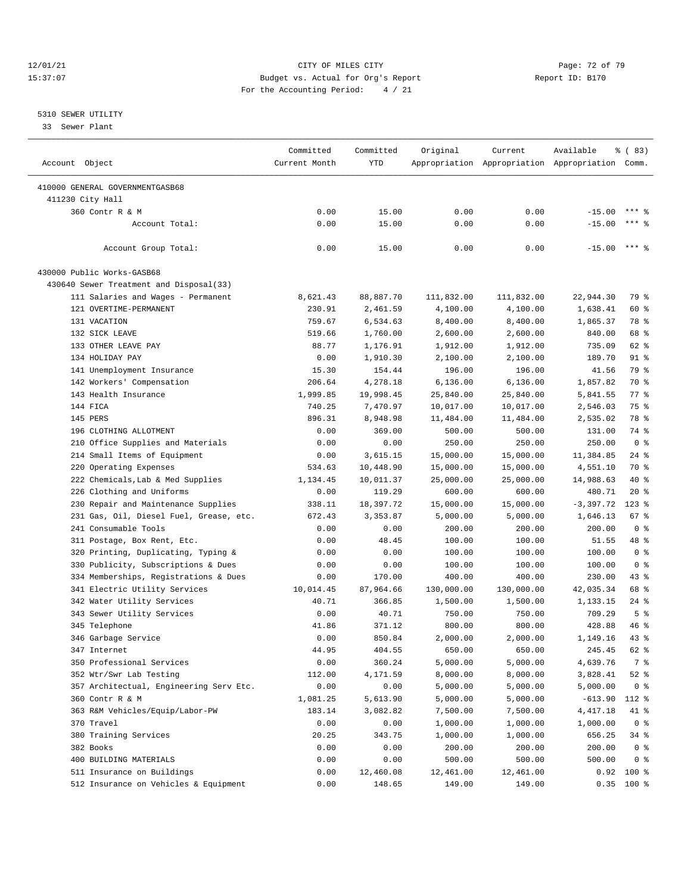12/01/21 CITY OF MILES CITY
15:37:07 Budget vs. Actual for Org's Report Report ID: B170
For the Accounting Period: 4 / 21

5310 SEWER UTILITY
33 Sewer Plant

| Account Object | Committed Current Month | Committed YTD | Original Appropriation | Current Appropriation | Available Appropriation | % ( 83) Comm. |
|---|---|---|---|---|---|---|
| 410000 GENERAL GOVERNMENTGASB68 | | | | | | |
| 411230 City Hall | | | | | | |
| 360 Contr R & M | 0.00 | 15.00 | 0.00 | 0.00 | -15.00 | *** % |
| Account Total: | 0.00 | 15.00 | 0.00 | 0.00 | -15.00 | *** % |
| Account Group Total: | 0.00 | 15.00 | 0.00 | 0.00 | -15.00 | *** % |
| 430000 Public Works-GASB68 | | | | | | |
| 430640 Sewer Treatment and Disposal(33) | | | | | | |
| 111 Salaries and Wages - Permanent | 8,621.43 | 88,887.70 | 111,832.00 | 111,832.00 | 22,944.30 | 79 % |
| 121 OVERTIME-PERMANENT | 230.91 | 2,461.59 | 4,100.00 | 4,100.00 | 1,638.41 | 60 % |
| 131 VACATION | 759.67 | 6,534.63 | 8,400.00 | 8,400.00 | 1,865.37 | 78 % |
| 132 SICK LEAVE | 519.66 | 1,760.00 | 2,600.00 | 2,600.00 | 840.00 | 68 % |
| 133 OTHER LEAVE PAY | 88.77 | 1,176.91 | 1,912.00 | 1,912.00 | 735.09 | 62 % |
| 134 HOLIDAY PAY | 0.00 | 1,910.30 | 2,100.00 | 2,100.00 | 189.70 | 91 % |
| 141 Unemployment Insurance | 15.30 | 154.44 | 196.00 | 196.00 | 41.56 | 79 % |
| 142 Workers' Compensation | 206.64 | 4,278.18 | 6,136.00 | 6,136.00 | 1,857.82 | 70 % |
| 143 Health Insurance | 1,999.85 | 19,998.45 | 25,840.00 | 25,840.00 | 5,841.55 | 77 % |
| 144 FICA | 740.25 | 7,470.97 | 10,017.00 | 10,017.00 | 2,546.03 | 75 % |
| 145 PERS | 896.31 | 8,948.98 | 11,484.00 | 11,484.00 | 2,535.02 | 78 % |
| 196 CLOTHING ALLOTMENT | 0.00 | 369.00 | 500.00 | 500.00 | 131.00 | 74 % |
| 210 Office Supplies and Materials | 0.00 | 0.00 | 250.00 | 250.00 | 250.00 | 0 % |
| 214 Small Items of Equipment | 0.00 | 3,615.15 | 15,000.00 | 15,000.00 | 11,384.85 | 24 % |
| 220 Operating Expenses | 534.63 | 10,448.90 | 15,000.00 | 15,000.00 | 4,551.10 | 70 % |
| 222 Chemicals,Lab & Med Supplies | 1,134.45 | 10,011.37 | 25,000.00 | 25,000.00 | 14,988.63 | 40 % |
| 226 Clothing and Uniforms | 0.00 | 119.29 | 600.00 | 600.00 | 480.71 | 20 % |
| 230 Repair and Maintenance Supplies | 338.11 | 18,397.72 | 15,000.00 | 15,000.00 | -3,397.72 | 123 % |
| 231 Gas, Oil, Diesel Fuel, Grease, etc. | 672.43 | 3,353.87 | 5,000.00 | 5,000.00 | 1,646.13 | 67 % |
| 241 Consumable Tools | 0.00 | 0.00 | 200.00 | 200.00 | 200.00 | 0 % |
| 311 Postage, Box Rent, Etc. | 0.00 | 48.45 | 100.00 | 100.00 | 51.55 | 48 % |
| 320 Printing, Duplicating, Typing & | 0.00 | 0.00 | 100.00 | 100.00 | 100.00 | 0 % |
| 330 Publicity, Subscriptions & Dues | 0.00 | 0.00 | 100.00 | 100.00 | 100.00 | 0 % |
| 334 Memberships, Registrations & Dues | 0.00 | 170.00 | 400.00 | 400.00 | 230.00 | 43 % |
| 341 Electric Utility Services | 10,014.45 | 87,964.66 | 130,000.00 | 130,000.00 | 42,035.34 | 68 % |
| 342 Water Utility Services | 40.71 | 366.85 | 1,500.00 | 1,500.00 | 1,133.15 | 24 % |
| 343 Sewer Utility Services | 0.00 | 40.71 | 750.00 | 750.00 | 709.29 | 5 % |
| 345 Telephone | 41.86 | 371.12 | 800.00 | 800.00 | 428.88 | 46 % |
| 346 Garbage Service | 0.00 | 850.84 | 2,000.00 | 2,000.00 | 1,149.16 | 43 % |
| 347 Internet | 44.95 | 404.55 | 650.00 | 650.00 | 245.45 | 62 % |
| 350 Professional Services | 0.00 | 360.24 | 5,000.00 | 5,000.00 | 4,639.76 | 7 % |
| 352 Wtr/Swr Lab Testing | 112.00 | 4,171.59 | 8,000.00 | 8,000.00 | 3,828.41 | 52 % |
| 357 Architectual, Engineering Serv Etc. | 0.00 | 0.00 | 5,000.00 | 5,000.00 | 5,000.00 | 0 % |
| 360 Contr R & M | 1,081.25 | 5,613.90 | 5,000.00 | 5,000.00 | -613.90 | 112 % |
| 363 R&M Vehicles/Equip/Labor-PW | 183.14 | 3,082.82 | 7,500.00 | 7,500.00 | 4,417.18 | 41 % |
| 370 Travel | 0.00 | 0.00 | 1,000.00 | 1,000.00 | 1,000.00 | 0 % |
| 380 Training Services | 20.25 | 343.75 | 1,000.00 | 1,000.00 | 656.25 | 34 % |
| 382 Books | 0.00 | 0.00 | 200.00 | 200.00 | 200.00 | 0 % |
| 400 BUILDING MATERIALS | 0.00 | 0.00 | 500.00 | 500.00 | 500.00 | 0 % |
| 511 Insurance on Buildings | 0.00 | 12,460.08 | 12,461.00 | 12,461.00 | 0.92 | 100 % |
| 512 Insurance on Vehicles & Equipment | 0.00 | 148.65 | 149.00 | 149.00 | 0.35 | 100 % |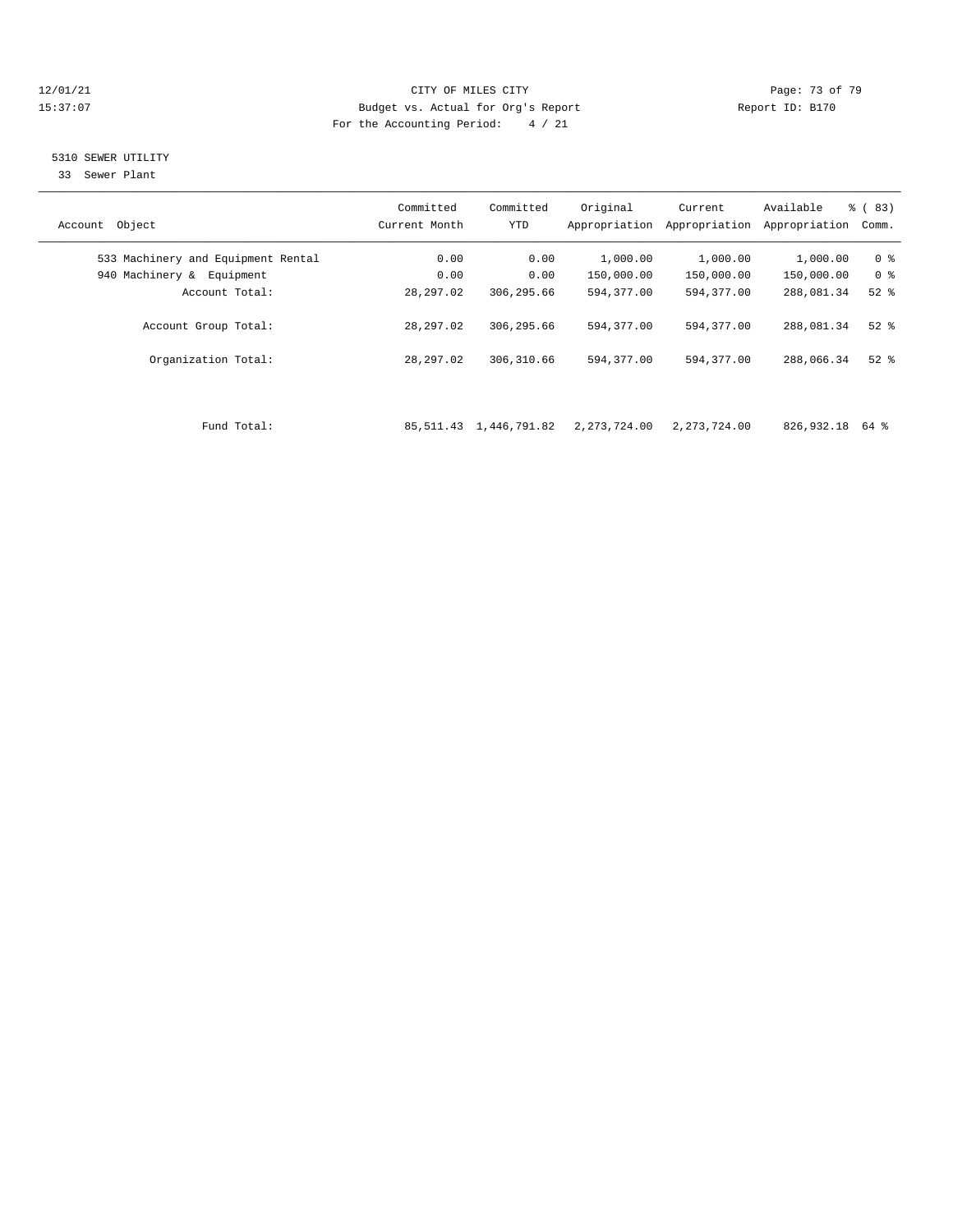12/01/21 CITY OF MILES CITY

15:37:07 Budget vs. Actual for Org's Report Report ID: B170

For the Accounting Period: 4 / 21

5310 SEWER UTILITY

33 Sewer Plant

| Account Object | Committed Current Month | Committed YTD | Original Appropriation | Current Appropriation | Available Appropriation | % ( 83) Comm. |
|---|---|---|---|---|---|---|
| 533 Machinery and Equipment Rental | 0.00 | 0.00 | 1,000.00 | 1,000.00 | 1,000.00 | 0 % |
| 940 Machinery & Equipment | 0.00 | 0.00 | 150,000.00 | 150,000.00 | 150,000.00 | 0 % |
| Account Total: | 28,297.02 | 306,295.66 | 594,377.00 | 594,377.00 | 288,081.34 | 52 % |
| Account Group Total: | 28,297.02 | 306,295.66 | 594,377.00 | 594,377.00 | 288,081.34 | 52 % |
| Organization Total: | 28,297.02 | 306,310.66 | 594,377.00 | 594,377.00 | 288,066.34 | 52 % |
| Fund Total: | 85,511.43 | 1,446,791.82 | 2,273,724.00 | 2,273,724.00 | 826,932.18 | 64 % |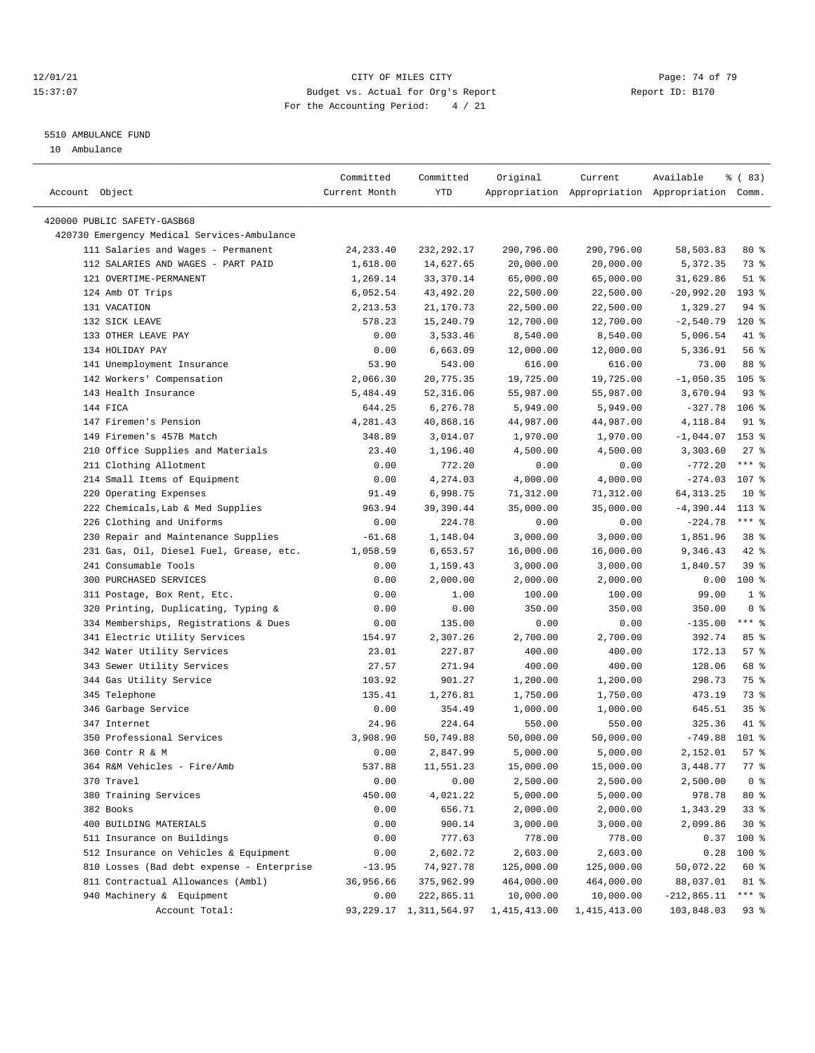12/01/21 CITY OF MILES CITY
15:37:07 Budget vs. Actual for Org's Report Report ID: B170
For the Accounting Period: 4 / 21

5510 AMBULANCE FUND
10 Ambulance

| Account Object | Committed Current Month | Committed YTD | Original Appropriation | Current Appropriation | Available Appropriation | % ( 83) Comm. |
|---|---|---|---|---|---|---|
| 420000 PUBLIC SAFETY-GASB68 | | | | | | |
| 420730 Emergency Medical Services-Ambulance | | | | | | |
| 111 Salaries and Wages - Permanent | 24,233.40 | 232,292.17 | 290,796.00 | 290,796.00 | 58,503.83 | 80 % |
| 112 SALARIES AND WAGES - PART PAID | 1,618.00 | 14,627.65 | 20,000.00 | 20,000.00 | 5,372.35 | 73 % |
| 121 OVERTIME-PERMANENT | 1,269.14 | 33,370.14 | 65,000.00 | 65,000.00 | 31,629.86 | 51 % |
| 124 Amb OT Trips | 6,052.54 | 43,492.20 | 22,500.00 | 22,500.00 | -20,992.20 | 193 % |
| 131 VACATION | 2,213.53 | 21,170.73 | 22,500.00 | 22,500.00 | 1,329.27 | 94 % |
| 132 SICK LEAVE | 578.23 | 15,240.79 | 12,700.00 | 12,700.00 | -2,540.79 | 120 % |
| 133 OTHER LEAVE PAY | 0.00 | 3,533.46 | 8,540.00 | 8,540.00 | 5,006.54 | 41 % |
| 134 HOLIDAY PAY | 0.00 | 6,663.09 | 12,000.00 | 12,000.00 | 5,336.91 | 56 % |
| 141 Unemployment Insurance | 53.90 | 543.00 | 616.00 | 616.00 | 73.00 | 88 % |
| 142 Workers' Compensation | 2,066.30 | 20,775.35 | 19,725.00 | 19,725.00 | -1,050.35 | 105 % |
| 143 Health Insurance | 5,484.49 | 52,316.06 | 55,987.00 | 55,987.00 | 3,670.94 | 93 % |
| 144 FICA | 644.25 | 6,276.78 | 5,949.00 | 5,949.00 | -327.78 | 106 % |
| 147 Firemen's Pension | 4,281.43 | 40,868.16 | 44,987.00 | 44,987.00 | 4,118.84 | 91 % |
| 149 Firemen's 457B Match | 348.89 | 3,014.07 | 1,970.00 | 1,970.00 | -1,044.07 | 153 % |
| 210 Office Supplies and Materials | 23.40 | 1,196.40 | 4,500.00 | 4,500.00 | 3,303.60 | 27 % |
| 211 Clothing Allotment | 0.00 | 772.20 | 0.00 | 0.00 | -772.20 | *** % |
| 214 Small Items of Equipment | 0.00 | 4,274.03 | 4,000.00 | 4,000.00 | -274.03 | 107 % |
| 220 Operating Expenses | 91.49 | 6,998.75 | 71,312.00 | 71,312.00 | 64,313.25 | 10 % |
| 222 Chemicals,Lab & Med Supplies | 963.94 | 39,390.44 | 35,000.00 | 35,000.00 | -4,390.44 | 113 % |
| 226 Clothing and Uniforms | 0.00 | 224.78 | 0.00 | 0.00 | -224.78 | *** % |
| 230 Repair and Maintenance Supplies | -61.68 | 1,148.04 | 3,000.00 | 3,000.00 | 1,851.96 | 38 % |
| 231 Gas, Oil, Diesel Fuel, Grease, etc. | 1,058.59 | 6,653.57 | 16,000.00 | 16,000.00 | 9,346.43 | 42 % |
| 241 Consumable Tools | 0.00 | 1,159.43 | 3,000.00 | 3,000.00 | 1,840.57 | 39 % |
| 300 PURCHASED SERVICES | 0.00 | 2,000.00 | 2,000.00 | 2,000.00 | 0.00 | 100 % |
| 311 Postage, Box Rent, Etc. | 0.00 | 1.00 | 100.00 | 100.00 | 99.00 | 1 % |
| 320 Printing, Duplicating, Typing & | 0.00 | 0.00 | 350.00 | 350.00 | 350.00 | 0 % |
| 334 Memberships, Registrations & Dues | 0.00 | 135.00 | 0.00 | 0.00 | -135.00 | *** % |
| 341 Electric Utility Services | 154.97 | 2,307.26 | 2,700.00 | 2,700.00 | 392.74 | 85 % |
| 342 Water Utility Services | 23.01 | 227.87 | 400.00 | 400.00 | 172.13 | 57 % |
| 343 Sewer Utility Services | 27.57 | 271.94 | 400.00 | 400.00 | 128.06 | 68 % |
| 344 Gas Utility Service | 103.92 | 901.27 | 1,200.00 | 1,200.00 | 298.73 | 75 % |
| 345 Telephone | 135.41 | 1,276.81 | 1,750.00 | 1,750.00 | 473.19 | 73 % |
| 346 Garbage Service | 0.00 | 354.49 | 1,000.00 | 1,000.00 | 645.51 | 35 % |
| 347 Internet | 24.96 | 224.64 | 550.00 | 550.00 | 325.36 | 41 % |
| 350 Professional Services | 3,908.90 | 50,749.88 | 50,000.00 | 50,000.00 | -749.88 | 101 % |
| 360 Contr R & M | 0.00 | 2,847.99 | 5,000.00 | 5,000.00 | 2,152.01 | 57 % |
| 364 R&M Vehicles - Fire/Amb | 537.88 | 11,551.23 | 15,000.00 | 15,000.00 | 3,448.77 | 77 % |
| 370 Travel | 0.00 | 0.00 | 2,500.00 | 2,500.00 | 2,500.00 | 0 % |
| 380 Training Services | 450.00 | 4,021.22 | 5,000.00 | 5,000.00 | 978.78 | 80 % |
| 382 Books | 0.00 | 656.71 | 2,000.00 | 2,000.00 | 1,343.29 | 33 % |
| 400 BUILDING MATERIALS | 0.00 | 900.14 | 3,000.00 | 3,000.00 | 2,099.86 | 30 % |
| 511 Insurance on Buildings | 0.00 | 777.63 | 778.00 | 778.00 | 0.37 | 100 % |
| 512 Insurance on Vehicles & Equipment | 0.00 | 2,602.72 | 2,603.00 | 2,603.00 | 0.28 | 100 % |
| 810 Losses (Bad debt expense - Enterprise | -13.95 | 74,927.78 | 125,000.00 | 125,000.00 | 50,072.22 | 60 % |
| 811 Contractual Allowances (Ambl) | 36,956.66 | 375,962.99 | 464,000.00 | 464,000.00 | 88,037.01 | 81 % |
| 940 Machinery & Equipment | 0.00 | 222,865.11 | 10,000.00 | 10,000.00 | -212,865.11 | *** % |
| Account Total: | 93,229.17 | 1,311,564.97 | 1,415,413.00 | 1,415,413.00 | 103,848.03 | 93 % |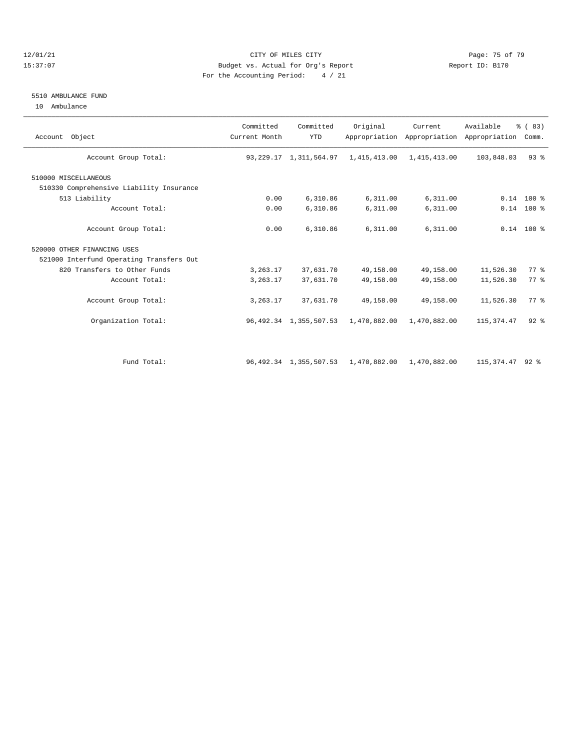## 5510 AMBULANCE FUND

10 Ambulance

| Account Object | Committed Current Month | Committed YTD | Original Appropriation | Current Appropriation | Available Appropriation | % ( 83) Comm. |
|---|---|---|---|---|---|---|
| Account Group Total: | 93,229.17 | 1,311,564.97 | 1,415,413.00 | 1,415,413.00 | 103,848.03 | 93 % |
| 510000 MISCELLANEOUS | | | | | | |
| 510330 Comprehensive Liability Insurance | | | | | | |
| 513 Liability | 0.00 | 6,310.86 | 6,311.00 | 6,311.00 | 0.14 | 100 % |
| Account Total: | 0.00 | 6,310.86 | 6,311.00 | 6,311.00 | 0.14 | 100 % |
| Account Group Total: | 0.00 | 6,310.86 | 6,311.00 | 6,311.00 | 0.14 | 100 % |
| 520000 OTHER FINANCING USES | | | | | | |
| 521000 Interfund Operating Transfers Out | | | | | | |
| 820 Transfers to Other Funds | 3,263.17 | 37,631.70 | 49,158.00 | 49,158.00 | 11,526.30 | 77 % |
| Account Total: | 3,263.17 | 37,631.70 | 49,158.00 | 49,158.00 | 11,526.30 | 77 % |
| Account Group Total: | 3,263.17 | 37,631.70 | 49,158.00 | 49,158.00 | 11,526.30 | 77 % |
| Organization Total: | 96,492.34 | 1,355,507.53 | 1,470,882.00 | 1,470,882.00 | 115,374.47 | 92 % |
| Fund Total: | 96,492.34 | 1,355,507.53 | 1,470,882.00 | 1,470,882.00 | 115,374.47 | 92 % |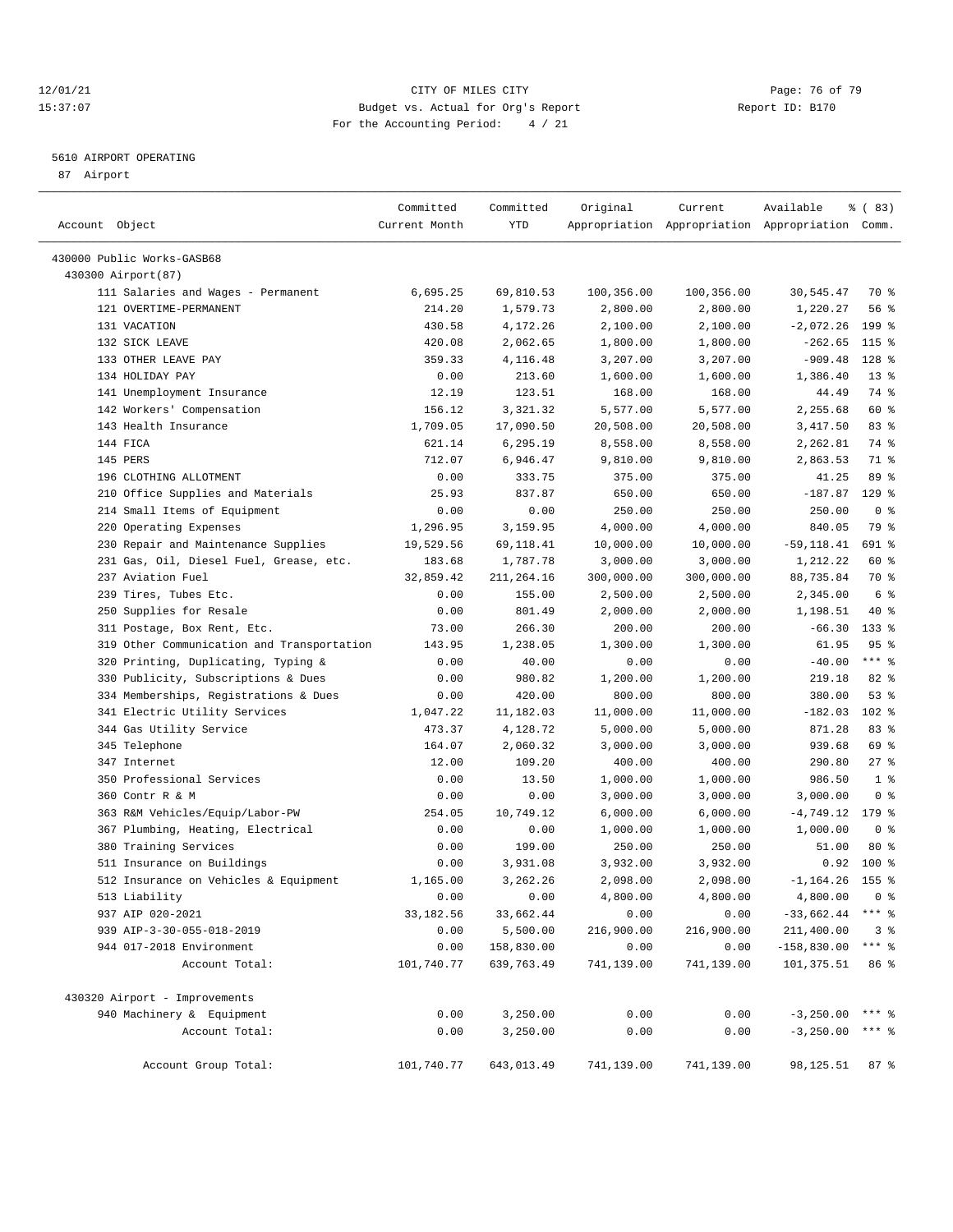12/01/21 CITY OF MILES CITY
15:37:07 Budget vs. Actual for Org's Report Report ID: B170
For the Accounting Period: 4 / 21

5610 AIRPORT OPERATING

87 Airport

| Account Object | Committed Current Month | Committed YTD | Original Appropriation | Current Appropriation | Available Appropriation | % ( 83) Comm. |
|---|---|---|---|---|---|---|
| 430000 Public Works-GASB68 | | | | | | |
| 430300 Airport(87) | | | | | | |
| 111 Salaries and Wages - Permanent | 6,695.25 | 69,810.53 | 100,356.00 | 100,356.00 | 30,545.47 | 70 % |
| 121 OVERTIME-PERMANENT | 214.20 | 1,579.73 | 2,800.00 | 2,800.00 | 1,220.27 | 56 % |
| 131 VACATION | 430.58 | 4,172.26 | 2,100.00 | 2,100.00 | -2,072.26 | 199 % |
| 132 SICK LEAVE | 420.08 | 2,062.65 | 1,800.00 | 1,800.00 | -262.65 | 115 % |
| 133 OTHER LEAVE PAY | 359.33 | 4,116.48 | 3,207.00 | 3,207.00 | -909.48 | 128 % |
| 134 HOLIDAY PAY | 0.00 | 213.60 | 1,600.00 | 1,600.00 | 1,386.40 | 13 % |
| 141 Unemployment Insurance | 12.19 | 123.51 | 168.00 | 168.00 | 44.49 | 74 % |
| 142 Workers' Compensation | 156.12 | 3,321.32 | 5,577.00 | 5,577.00 | 2,255.68 | 60 % |
| 143 Health Insurance | 1,709.05 | 17,090.50 | 20,508.00 | 20,508.00 | 3,417.50 | 83 % |
| 144 FICA | 621.14 | 6,295.19 | 8,558.00 | 8,558.00 | 2,262.81 | 74 % |
| 145 PERS | 712.07 | 6,946.47 | 9,810.00 | 9,810.00 | 2,863.53 | 71 % |
| 196 CLOTHING ALLOTMENT | 0.00 | 333.75 | 375.00 | 375.00 | 41.25 | 89 % |
| 210 Office Supplies and Materials | 25.93 | 837.87 | 650.00 | 650.00 | -187.87 | 129 % |
| 214 Small Items of Equipment | 0.00 | 0.00 | 250.00 | 250.00 | 250.00 | 0 % |
| 220 Operating Expenses | 1,296.95 | 3,159.95 | 4,000.00 | 4,000.00 | 840.05 | 79 % |
| 230 Repair and Maintenance Supplies | 19,529.56 | 69,118.41 | 10,000.00 | 10,000.00 | -59,118.41 | 691 % |
| 231 Gas, Oil, Diesel Fuel, Grease, etc. | 183.68 | 1,787.78 | 3,000.00 | 3,000.00 | 1,212.22 | 60 % |
| 237 Aviation Fuel | 32,859.42 | 211,264.16 | 300,000.00 | 300,000.00 | 88,735.84 | 70 % |
| 239 Tires, Tubes Etc. | 0.00 | 155.00 | 2,500.00 | 2,500.00 | 2,345.00 | 6 % |
| 250 Supplies for Resale | 0.00 | 801.49 | 2,000.00 | 2,000.00 | 1,198.51 | 40 % |
| 311 Postage, Box Rent, Etc. | 73.00 | 266.30 | 200.00 | 200.00 | -66.30 | 133 % |
| 319 Other Communication and Transportation | 143.95 | 1,238.05 | 1,300.00 | 1,300.00 | 61.95 | 95 % |
| 320 Printing, Duplicating, Typing & | 0.00 | 40.00 | 0.00 | 0.00 | -40.00 | *** % |
| 330 Publicity, Subscriptions & Dues | 0.00 | 980.82 | 1,200.00 | 1,200.00 | 219.18 | 82 % |
| 334 Memberships, Registrations & Dues | 0.00 | 420.00 | 800.00 | 800.00 | 380.00 | 53 % |
| 341 Electric Utility Services | 1,047.22 | 11,182.03 | 11,000.00 | 11,000.00 | -182.03 | 102 % |
| 344 Gas Utility Service | 473.37 | 4,128.72 | 5,000.00 | 5,000.00 | 871.28 | 83 % |
| 345 Telephone | 164.07 | 2,060.32 | 3,000.00 | 3,000.00 | 939.68 | 69 % |
| 347 Internet | 12.00 | 109.20 | 400.00 | 400.00 | 290.80 | 27 % |
| 350 Professional Services | 0.00 | 13.50 | 1,000.00 | 1,000.00 | 986.50 | 1 % |
| 360 Contr R & M | 0.00 | 0.00 | 3,000.00 | 3,000.00 | 3,000.00 | 0 % |
| 363 R&M Vehicles/Equip/Labor-PW | 254.05 | 10,749.12 | 6,000.00 | 6,000.00 | -4,749.12 | 179 % |
| 367 Plumbing, Heating, Electrical | 0.00 | 0.00 | 1,000.00 | 1,000.00 | 1,000.00 | 0 % |
| 380 Training Services | 0.00 | 199.00 | 250.00 | 250.00 | 51.00 | 80 % |
| 511 Insurance on Buildings | 0.00 | 3,931.08 | 3,932.00 | 3,932.00 | 0.92 | 100 % |
| 512 Insurance on Vehicles & Equipment | 1,165.00 | 3,262.26 | 2,098.00 | 2,098.00 | -1,164.26 | 155 % |
| 513 Liability | 0.00 | 0.00 | 4,800.00 | 4,800.00 | 4,800.00 | 0 % |
| 937 AIP 020-2021 | 33,182.56 | 33,662.44 | 0.00 | 0.00 | -33,662.44 | *** % |
| 939 AIP-3-30-055-018-2019 | 0.00 | 5,500.00 | 216,900.00 | 216,900.00 | 211,400.00 | 3 % |
| 944 017-2018 Environment | 0.00 | 158,830.00 | 0.00 | 0.00 | -158,830.00 | *** % |
| Account Total: | 101,740.77 | 639,763.49 | 741,139.00 | 741,139.00 | 101,375.51 | 86 % |
| 430320 Airport - Improvements | | | | | | |
| 940 Machinery & Equipment | 0.00 | 3,250.00 | 0.00 | 0.00 | -3,250.00 | *** % |
| Account Total: | 0.00 | 3,250.00 | 0.00 | 0.00 | -3,250.00 | *** % |
| Account Group Total: | 101,740.77 | 643,013.49 | 741,139.00 | 741,139.00 | 98,125.51 | 87 % |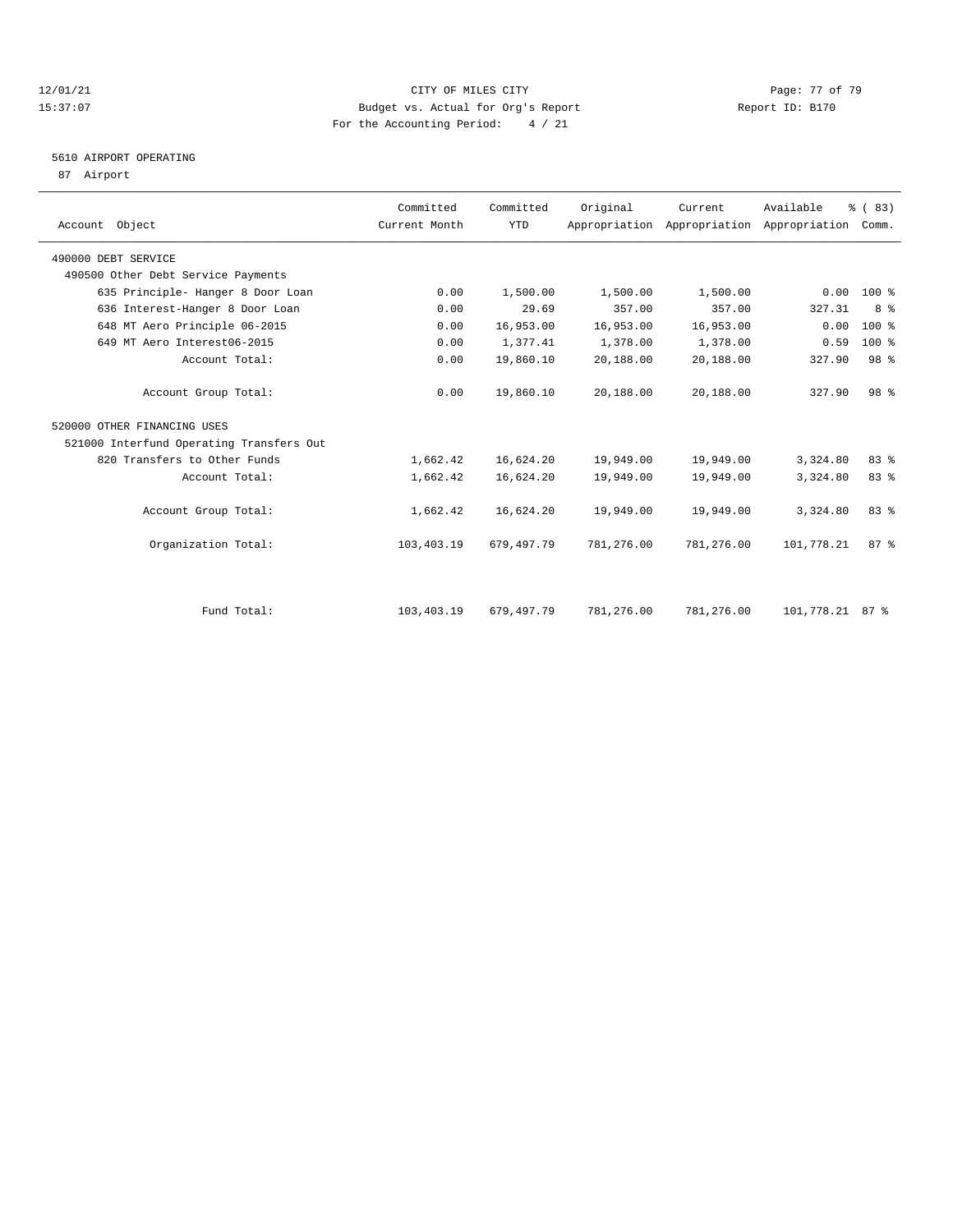CITY OF MILES CITY
Budget vs. Actual for Org's Report
For the Accounting Period: 4 / 21

12/01/21
15:37:07

Report ID: B170

## 5610 AIRPORT OPERATING

87 Airport

| Account Object | Committed Current Month | Committed YTD | Original Appropriation | Current Appropriation | Available Appropriation | % ( 83) Comm. |
|---|---|---|---|---|---|---|
| 490000 DEBT SERVICE | | | | | | |
| 490500 Other Debt Service Payments | | | | | | |
| 635 Principle- Hanger 8 Door Loan | 0.00 | 1,500.00 | 1,500.00 | 1,500.00 | 0.00 | 100 % |
| 636 Interest-Hanger 8 Door Loan | 0.00 | 29.69 | 357.00 | 357.00 | 327.31 | 8 % |
| 648 MT Aero Principle 06-2015 | 0.00 | 16,953.00 | 16,953.00 | 16,953.00 | 0.00 | 100 % |
| 649 MT Aero Interest06-2015 | 0.00 | 1,377.41 | 1,378.00 | 1,378.00 | 0.59 | 100 % |
| Account Total: | 0.00 | 19,860.10 | 20,188.00 | 20,188.00 | 327.90 | 98 % |
| Account Group Total: | 0.00 | 19,860.10 | 20,188.00 | 20,188.00 | 327.90 | 98 % |
| 520000 OTHER FINANCING USES | | | | | | |
| 521000 Interfund Operating Transfers Out | | | | | | |
| 820 Transfers to Other Funds | 1,662.42 | 16,624.20 | 19,949.00 | 19,949.00 | 3,324.80 | 83 % |
| Account Total: | 1,662.42 | 16,624.20 | 19,949.00 | 19,949.00 | 3,324.80 | 83 % |
| Account Group Total: | 1,662.42 | 16,624.20 | 19,949.00 | 19,949.00 | 3,324.80 | 83 % |
| Organization Total: | 103,403.19 | 679,497.79 | 781,276.00 | 781,276.00 | 101,778.21 | 87 % |
| Fund Total: | 103,403.19 | 679,497.79 | 781,276.00 | 781,276.00 | 101,778.21 | 87 % |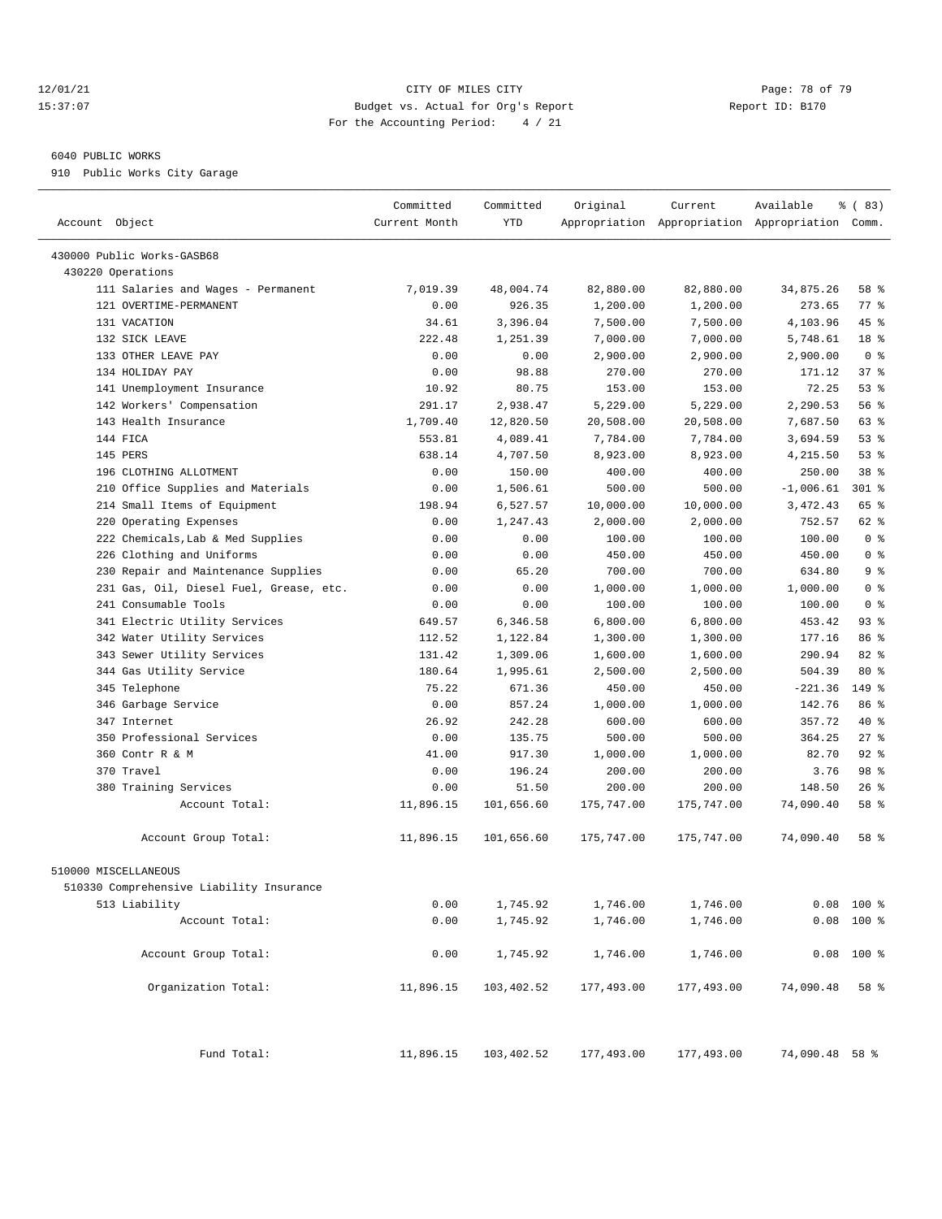12/01/21 CITY OF MILES CITY
15:37:07 Budget vs. Actual for Org's Report Report ID: B170
For the Accounting Period: 4 / 21

6040 PUBLIC WORKS
910 Public Works City Garage

| Account Object | Committed Current Month | Committed YTD | Original Appropriation | Current Appropriation | Available Appropriation | % ( 83) Comm. |
|---|---|---|---|---|---|---|
| 430000 Public Works-GASB68 | | | | | | |
| 430220 Operations | | | | | | |
| 111 Salaries and Wages - Permanent | 7,019.39 | 48,004.74 | 82,880.00 | 82,880.00 | 34,875.26 | 58 % |
| 121 OVERTIME-PERMANENT | 0.00 | 926.35 | 1,200.00 | 1,200.00 | 273.65 | 77 % |
| 131 VACATION | 34.61 | 3,396.04 | 7,500.00 | 7,500.00 | 4,103.96 | 45 % |
| 132 SICK LEAVE | 222.48 | 1,251.39 | 7,000.00 | 7,000.00 | 5,748.61 | 18 % |
| 133 OTHER LEAVE PAY | 0.00 | 0.00 | 2,900.00 | 2,900.00 | 2,900.00 | 0 % |
| 134 HOLIDAY PAY | 0.00 | 98.88 | 270.00 | 270.00 | 171.12 | 37 % |
| 141 Unemployment Insurance | 10.92 | 80.75 | 153.00 | 153.00 | 72.25 | 53 % |
| 142 Workers' Compensation | 291.17 | 2,938.47 | 5,229.00 | 5,229.00 | 2,290.53 | 56 % |
| 143 Health Insurance | 1,709.40 | 12,820.50 | 20,508.00 | 20,508.00 | 7,687.50 | 63 % |
| 144 FICA | 553.81 | 4,089.41 | 7,784.00 | 7,784.00 | 3,694.59 | 53 % |
| 145 PERS | 638.14 | 4,707.50 | 8,923.00 | 8,923.00 | 4,215.50 | 53 % |
| 196 CLOTHING ALLOTMENT | 0.00 | 150.00 | 400.00 | 400.00 | 250.00 | 38 % |
| 210 Office Supplies and Materials | 0.00 | 1,506.61 | 500.00 | 500.00 | -1,006.61 | 301 % |
| 214 Small Items of Equipment | 198.94 | 6,527.57 | 10,000.00 | 10,000.00 | 3,472.43 | 65 % |
| 220 Operating Expenses | 0.00 | 1,247.43 | 2,000.00 | 2,000.00 | 752.57 | 62 % |
| 222 Chemicals,Lab & Med Supplies | 0.00 | 0.00 | 100.00 | 100.00 | 100.00 | 0 % |
| 226 Clothing and Uniforms | 0.00 | 0.00 | 450.00 | 450.00 | 450.00 | 0 % |
| 230 Repair and Maintenance Supplies | 0.00 | 65.20 | 700.00 | 700.00 | 634.80 | 9 % |
| 231 Gas, Oil, Diesel Fuel, Grease, etc. | 0.00 | 0.00 | 1,000.00 | 1,000.00 | 1,000.00 | 0 % |
| 241 Consumable Tools | 0.00 | 0.00 | 100.00 | 100.00 | 100.00 | 0 % |
| 341 Electric Utility Services | 649.57 | 6,346.58 | 6,800.00 | 6,800.00 | 453.42 | 93 % |
| 342 Water Utility Services | 112.52 | 1,122.84 | 1,300.00 | 1,300.00 | 177.16 | 86 % |
| 343 Sewer Utility Services | 131.42 | 1,309.06 | 1,600.00 | 1,600.00 | 290.94 | 82 % |
| 344 Gas Utility Service | 180.64 | 1,995.61 | 2,500.00 | 2,500.00 | 504.39 | 80 % |
| 345 Telephone | 75.22 | 671.36 | 450.00 | 450.00 | -221.36 | 149 % |
| 346 Garbage Service | 0.00 | 857.24 | 1,000.00 | 1,000.00 | 142.76 | 86 % |
| 347 Internet | 26.92 | 242.28 | 600.00 | 600.00 | 357.72 | 40 % |
| 350 Professional Services | 0.00 | 135.75 | 500.00 | 500.00 | 364.25 | 27 % |
| 360 Contr R & M | 41.00 | 917.30 | 1,000.00 | 1,000.00 | 82.70 | 92 % |
| 370 Travel | 0.00 | 196.24 | 200.00 | 200.00 | 3.76 | 98 % |
| 380 Training Services | 0.00 | 51.50 | 200.00 | 200.00 | 148.50 | 26 % |
| Account Total: | 11,896.15 | 101,656.60 | 175,747.00 | 175,747.00 | 74,090.40 | 58 % |
| Account Group Total: | 11,896.15 | 101,656.60 | 175,747.00 | 175,747.00 | 74,090.40 | 58 % |
| 510000 MISCELLANEOUS | | | | | | |
| 510330 Comprehensive Liability Insurance | | | | | | |
| 513 Liability | 0.00 | 1,745.92 | 1,746.00 | 1,746.00 | 0.08 | 100 % |
| Account Total: | 0.00 | 1,745.92 | 1,746.00 | 1,746.00 | 0.08 | 100 % |
| Account Group Total: | 0.00 | 1,745.92 | 1,746.00 | 1,746.00 | 0.08 | 100 % |
| Organization Total: | 11,896.15 | 103,402.52 | 177,493.00 | 177,493.00 | 74,090.48 | 58 % |
| Fund Total: | 11,896.15 | 103,402.52 | 177,493.00 | 177,493.00 | 74,090.48 | 58 % |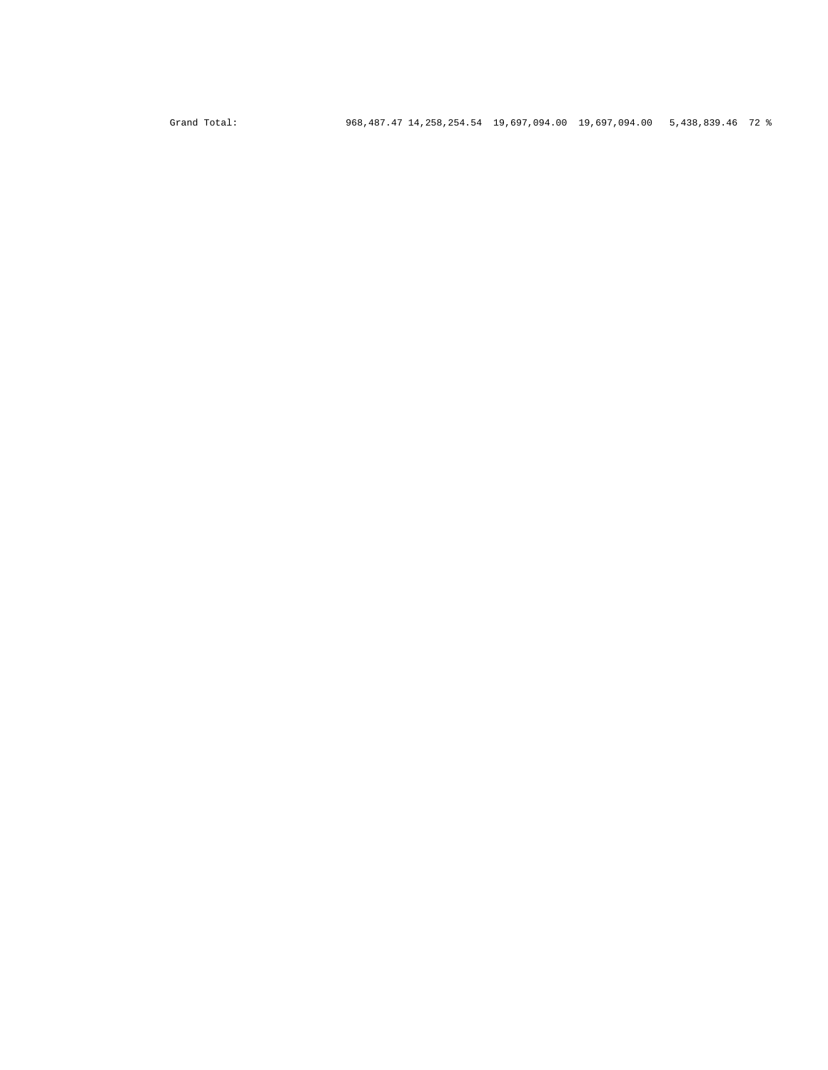| | | | | | | |
|---|---|---|---|---|---|---|
| Grand Total: | 968,487.47 | 14,258,254.54 | 19,697,094.00 | 19,697,094.00 | 5,438,839.46 | 72 % |